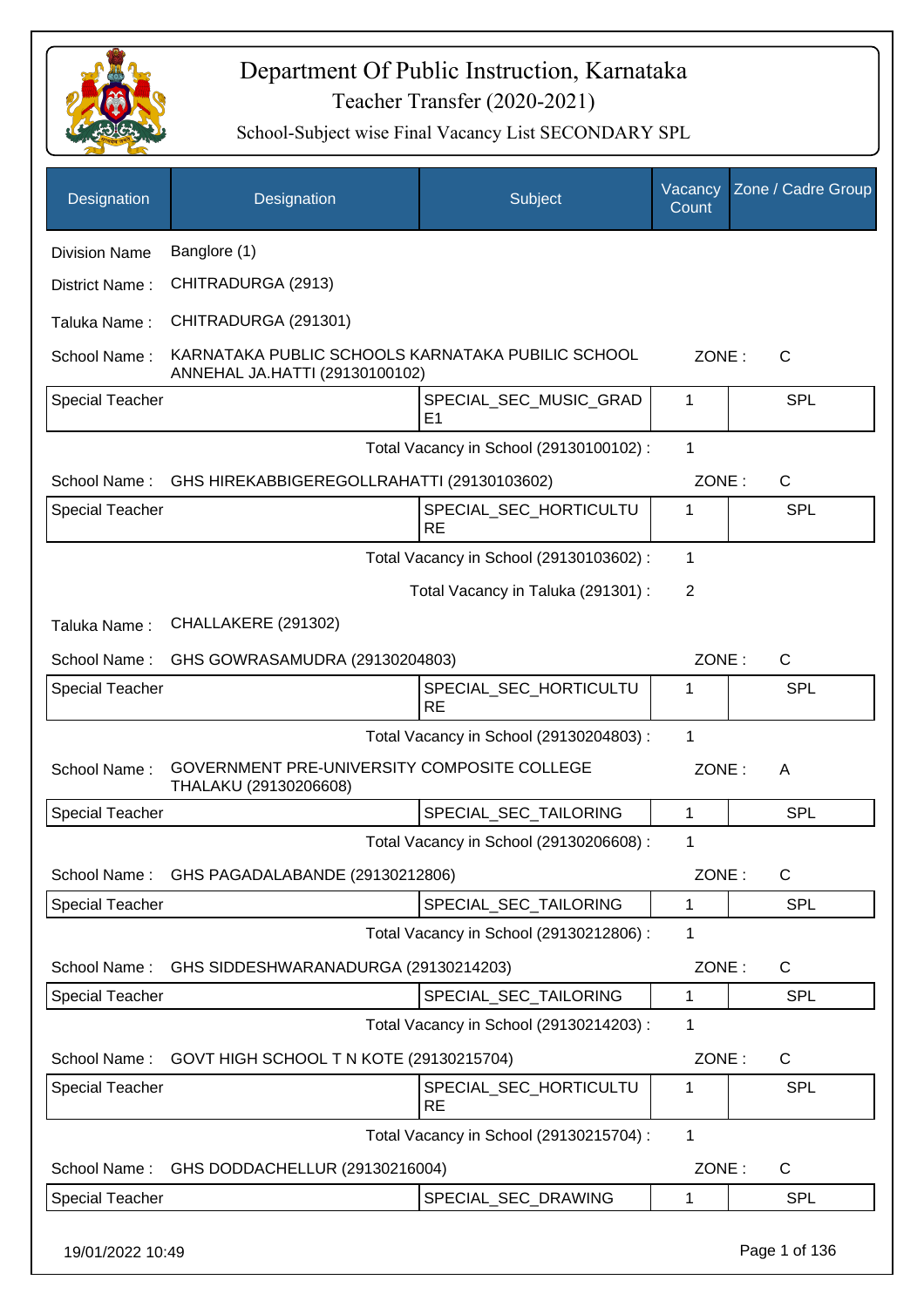# Department Of Public Instruction, Karnataka

## Teacher Transfer (2020-2021)

### School-Subject wise Final Vacancy List SECONDARY SPL

| Designation | Designation | Subject | Vacancy Count | Zone / Cadre Group |
|---|---|---|---|---|
| Division Name | Banglore (1) | | | |
| District Name : | CHITRADURGA (2913) | | | |
| Taluka Name : | CHITRADURGA (291301) | | | |
| School Name : | KARNATAKA PUBLIC SCHOOLS KARNATAKA PUBILIC SCHOOL ANNEHAL JA.HATTI (29130100102) | | ZONE : | C |
| Special Teacher | | SPECIAL_SEC_MUSIC_GRADE1 | 1 | SPL |
| | | Total Vacancy in School (29130100102) : | 1 | |
| School Name : | GHS HIREKABBIGEREGOLLRAHATTI (29130103602) | | ZONE : | C |
| Special Teacher | | SPECIAL_SEC_HORTICULTURE | 1 | SPL |
| | | Total Vacancy in School (29130103602) : | 1 | |
| | | Total Vacancy in Taluka (291301) : | 2 | |
| Taluka Name : | CHALLAKERE (291302) | | | |
| School Name : | GHS GOWRASAMUDRA (29130204803) | | ZONE : | C |
| Special Teacher | | SPECIAL_SEC_HORTICULTURE | 1 | SPL |
| | | Total Vacancy in School (29130204803) : | 1 | |
| School Name : | GOVERNMENT PRE-UNIVERSITY COMPOSITE COLLEGE THALAKU (29130206608) | | ZONE : | A |
| Special Teacher | | SPECIAL_SEC_TAILORING | 1 | SPL |
| | | Total Vacancy in School (29130206608) : | 1 | |
| School Name : | GHS PAGADALABANDE (29130212806) | | ZONE : | C |
| Special Teacher | | SPECIAL_SEC_TAILORING | 1 | SPL |
| | | Total Vacancy in School (29130212806) : | 1 | |
| School Name : | GHS SIDDESHWARANADURGA (29130214203) | | ZONE : | C |
| Special Teacher | | SPECIAL_SEC_TAILORING | 1 | SPL |
| | | Total Vacancy in School (29130214203) : | 1 | |
| School Name : | GOVT HIGH SCHOOL T N KOTE (29130215704) | | ZONE : | C |
| Special Teacher | | SPECIAL_SEC_HORTICULTURE | 1 | SPL |
| | | Total Vacancy in School (29130215704) : | 1 | |
| School Name : | GHS DODDACHELLUR (29130216004) | | ZONE : | C |
| Special Teacher | | SPECIAL_SEC_DRAWING | 1 | SPL |

19/01/2022 10:49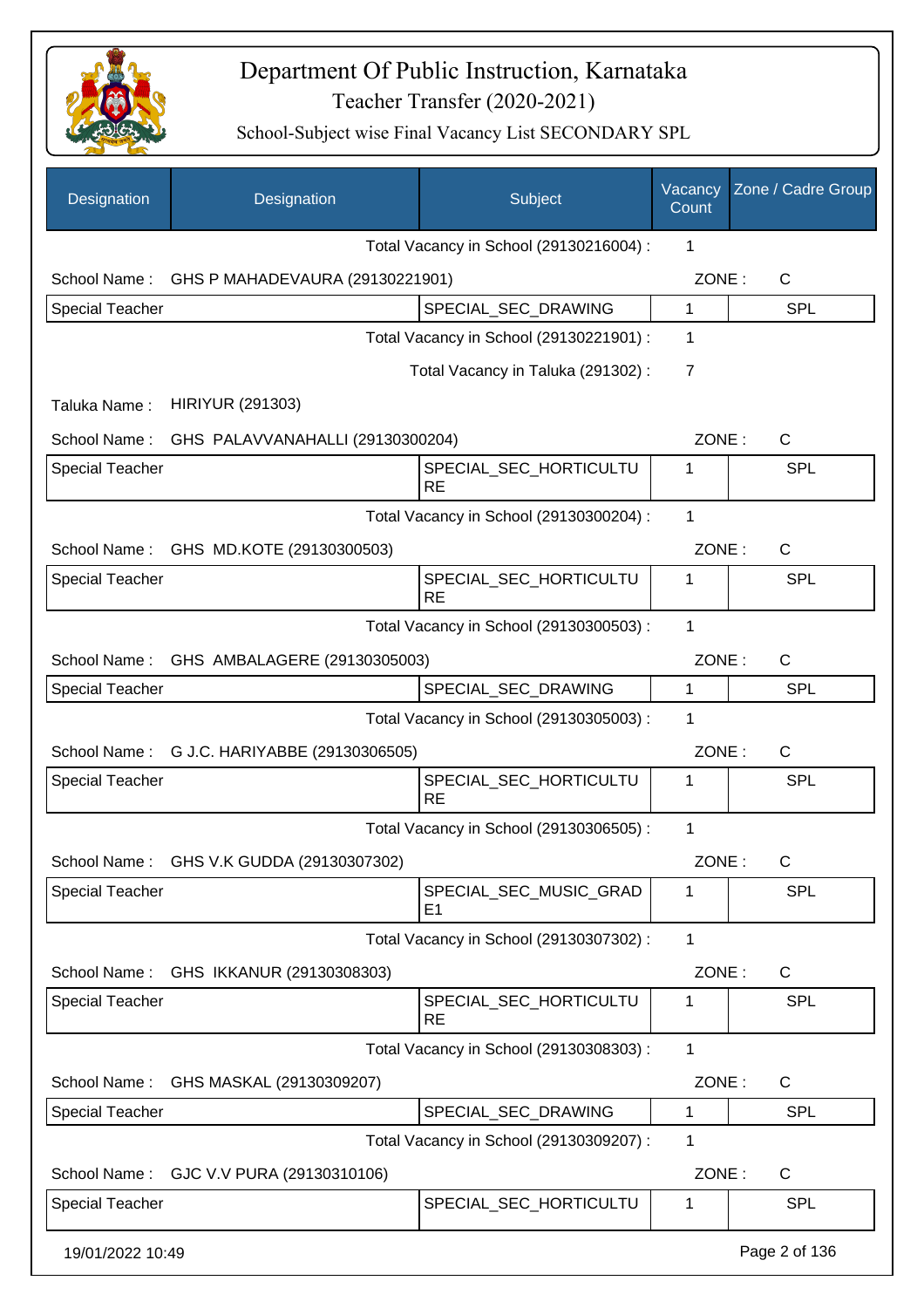# Department Of Public Instruction, Karnataka

## Teacher Transfer (2020-2021)

### School-Subject wise Final Vacancy List SECONDARY SPL

| Designation | Designation | Subject | Vacancy Count | Zone / Cadre Group |
|---|---|---|---|---|
| | | Total Vacancy in School (29130216004) : | 1 | |
| School Name : | GHS P MAHADEVAURA (29130221901) | | ZONE : | C |
| Special Teacher | | SPECIAL_SEC_DRAWING | 1 | SPL |
| | | Total Vacancy in School (29130221901) : | 1 | |
| | | Total Vacancy in Taluka (291302) : | 7 | |
| Taluka Name : | HIRIYUR (291303) | | | |
| School Name : | GHS PALAVVANAHALLI (29130300204) | | ZONE : | C |
| Special Teacher | | SPECIAL_SEC_HORTICULTURE | 1 | SPL |
| | | Total Vacancy in School (29130300204) : | 1 | |
| School Name : | GHS MD.KOTE (29130300503) | | ZONE : | C |
| Special Teacher | | SPECIAL_SEC_HORTICULTURE | 1 | SPL |
| | | Total Vacancy in School (29130300503) : | 1 | |
| School Name : | GHS AMBALAGERE (29130305003) | | ZONE : | C |
| Special Teacher | | SPECIAL_SEC_DRAWING | 1 | SPL |
| | | Total Vacancy in School (29130305003) : | 1 | |
| School Name : | G J.C. HARIYABBE (29130306505) | | ZONE : | C |
| Special Teacher | | SPECIAL_SEC_HORTICULTURE | 1 | SPL |
| | | Total Vacancy in School (29130306505) : | 1 | |
| School Name : | GHS V.K GUDDA (29130307302) | | ZONE : | C |
| Special Teacher | | SPECIAL_SEC_MUSIC_GRADE1 | 1 | SPL |
| | | Total Vacancy in School (29130307302) : | 1 | |
| School Name : | GHS IKKANUR (29130308303) | | ZONE : | C |
| Special Teacher | | SPECIAL_SEC_HORTICULTURE | 1 | SPL |
| | | Total Vacancy in School (29130308303) : | 1 | |
| School Name : | GHS MASKAL (29130309207) | | ZONE : | C |
| Special Teacher | | SPECIAL_SEC_DRAWING | 1 | SPL |
| | | Total Vacancy in School (29130309207) : | 1 | |
| School Name : | GJC V.V PURA (29130310106) | | ZONE : | C |
| Special Teacher | | SPECIAL_SEC_HORTICULTU | 1 | SPL |

19/01/2022 10:49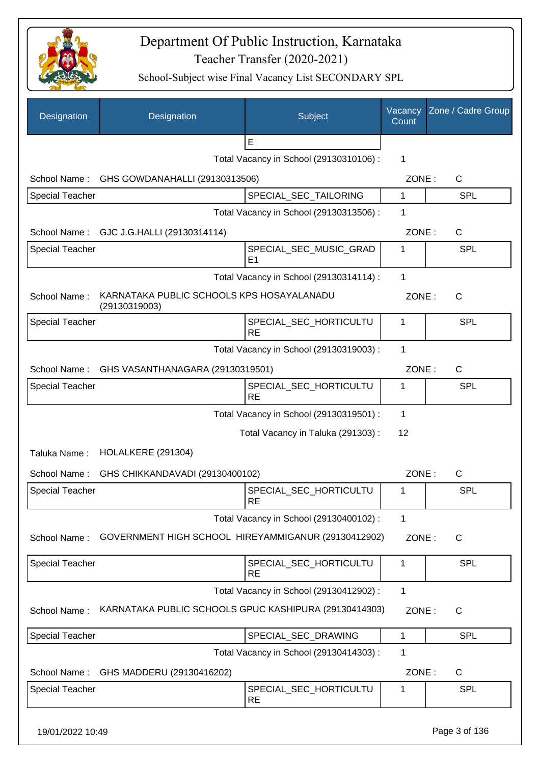# Department Of Public Instruction, Karnataka

## Teacher Transfer (2020-2021)

### School-Subject wise Final Vacancy List SECONDARY SPL

| Designation | Designation | Subject | Vacancy Count | Zone / Cadre Group |
|---|---|---|---|---|
| | | E | | |
| | | Total Vacancy in School (29130310106) : | 1 | |
| School Name : | GHS GOWDANAHALLI (29130313506) | | ZONE : | C |
| Special Teacher | | SPECIAL_SEC_TAILORING | 1 | SPL |
| | | Total Vacancy in School (29130313506) : | 1 | |
| School Name : | GJC J.G.HALLI (29130314114) | | ZONE : | C |
| Special Teacher | | SPECIAL_SEC_MUSIC_GRADE1 | 1 | SPL |
| | | Total Vacancy in School (29130314114) : | 1 | |
| School Name : | KARNATAKA PUBLIC SCHOOLS KPS HOSAYALANADU (29130319003) | | ZONE : | C |
| Special Teacher | | SPECIAL_SEC_HORTICULTURE | 1 | SPL |
| | | Total Vacancy in School (29130319003) : | 1 | |
| School Name : | GHS VASANTHANAGARA (29130319501) | | ZONE : | C |
| Special Teacher | | SPECIAL_SEC_HORTICULTURE | 1 | SPL |
| | | Total Vacancy in School (29130319501) : | 1 | |
| | | Total Vacancy in Taluka (291303) : | 12 | |
| Taluka Name : | HOLALKERE (291304) | | | |
| School Name : | GHS CHIKKANDAVADI (29130400102) | | ZONE : | C |
| Special Teacher | | SPECIAL_SEC_HORTICULTURE | 1 | SPL |
| | | Total Vacancy in School (29130400102) : | 1 | |
| School Name : | GOVERNMENT HIGH SCHOOL HIREYAMMIGANUR (29130412902) | | ZONE : | C |
| Special Teacher | | SPECIAL_SEC_HORTICULTURE | 1 | SPL |
| | | Total Vacancy in School (29130412902) : | 1 | |
| School Name : | KARNATAKA PUBLIC SCHOOLS GPUC KASHIPURA (29130414303) | | ZONE : | C |
| Special Teacher | | SPECIAL_SEC_DRAWING | 1 | SPL |
| | | Total Vacancy in School (29130414303) : | 1 | |
| School Name : | GHS MADDERU (29130416202) | | ZONE : | C |
| Special Teacher | | SPECIAL_SEC_HORTICULTURE | 1 | SPL |

19/01/2022 10:49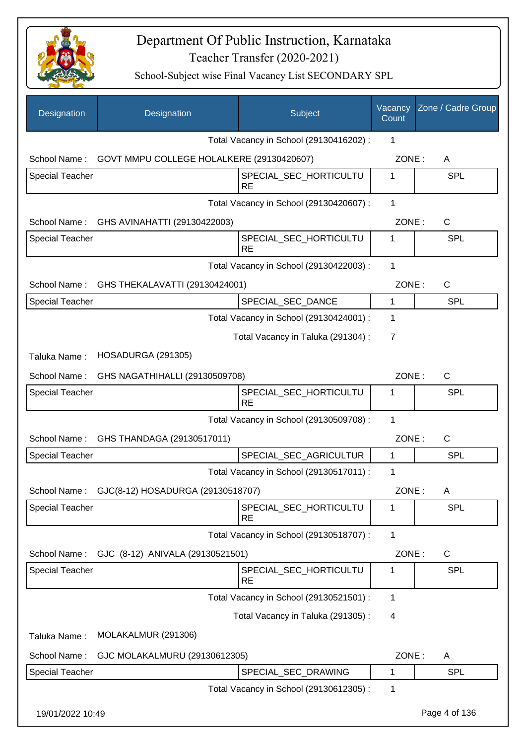# Department Of Public Instruction, Karnataka

Teacher Transfer (2020-2021)

School-Subject wise Final Vacancy List SECONDARY SPL

| Designation | Designation | Subject | Vacancy Count | Zone / Cadre Group |
|---|---|---|---|---|
| | | Total Vacancy in School (29130416202) : | 1 | |
| School Name : | GOVT MMPU COLLEGE HOLALKERE (29130420607) | | ZONE : | A |
| Special Teacher | | SPECIAL_SEC_HORTICULTURE | 1 | SPL |
| | | Total Vacancy in School (29130420607) : | 1 | |
| School Name : | GHS AVINAHATTI (29130422003) | | ZONE : | C |
| Special Teacher | | SPECIAL_SEC_HORTICULTURE | 1 | SPL |
| | | Total Vacancy in School (29130422003) : | 1 | |
| School Name : | GHS THEKALAVATTI (29130424001) | | ZONE : | C |
| Special Teacher | | SPECIAL_SEC_DANCE | 1 | SPL |
| | | Total Vacancy in School (29130424001) : | 1 | |
| | | Total Vacancy in Taluka (291304) : | 7 | |
| Taluka Name : | HOSADURGA (291305) | | | |
| School Name : | GHS NAGATHIHALLI (29130509708) | | ZONE : | C |
| Special Teacher | | SPECIAL_SEC_HORTICULTURE | 1 | SPL |
| | | Total Vacancy in School (29130509708) : | 1 | |
| School Name : | GHS THANDAGA (29130517011) | | ZONE : | C |
| Special Teacher | | SPECIAL_SEC_AGRICULTUR | 1 | SPL |
| | | Total Vacancy in School (29130517011) : | 1 | |
| School Name : | GJC(8-12) HOSADURGA (29130518707) | | ZONE : | A |
| Special Teacher | | SPECIAL_SEC_HORTICULTURE | 1 | SPL |
| | | Total Vacancy in School (29130518707) : | 1 | |
| School Name : | GJC (8-12) ANIVALA (29130521501) | | ZONE : | C |
| Special Teacher | | SPECIAL_SEC_HORTICULTURE | 1 | SPL |
| | | Total Vacancy in School (29130521501) : | 1 | |
| | | Total Vacancy in Taluka (291305) : | 4 | |
| Taluka Name : | MOLAKALMUR (291306) | | | |
| School Name : | GJC MOLAKALMURU (29130612305) | | ZONE : | A |
| Special Teacher | | SPECIAL_SEC_DRAWING | 1 | SPL |
| | | Total Vacancy in School (29130612305) : | 1 | |

19/01/2022 10:49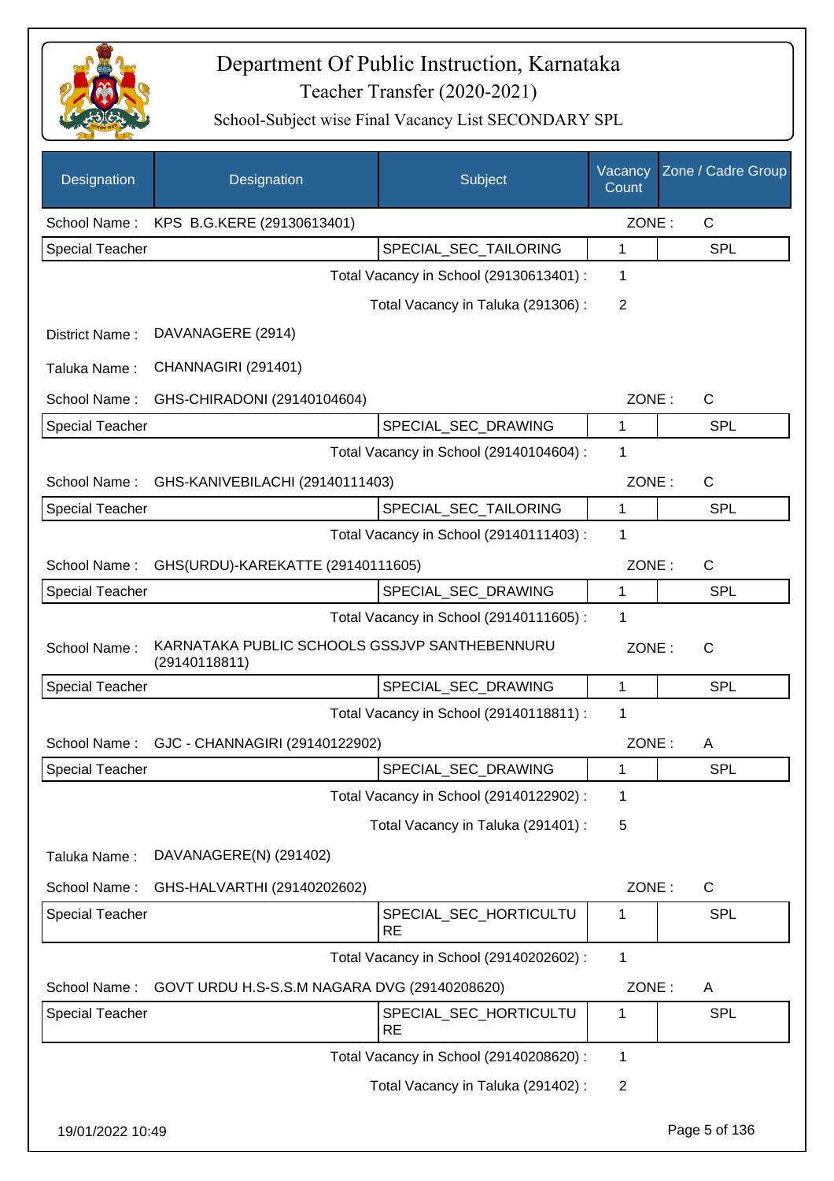# Department Of Public Instruction, Karnataka

## Teacher Transfer (2020-2021)

### School-Subject wise Final Vacancy List SECONDARY SPL

| Designation | Designation | Subject | Vacancy Count | Zone / Cadre Group |
|---|---|---|---|---|
| School Name : | KPS B.G.KERE (29130613401) | | ZONE : | C |
| Special Teacher | | SPECIAL_SEC_TAILORING | 1 | SPL |
| | | Total Vacancy in School (29130613401) : | 1 | |
| | | Total Vacancy in Taluka (291306) : | 2 | |
| District Name : | DAVANAGERE (2914) | | | |
| Taluka Name : | CHANNAGIRI (291401) | | | |
| School Name : | GHS-CHIRADONI (29140104604) | | ZONE : | C |
| Special Teacher | | SPECIAL_SEC_DRAWING | 1 | SPL |
| | | Total Vacancy in School (29140104604) : | 1 | |
| School Name : | GHS-KANIVEBILACHI (29140111403) | | ZONE : | C |
| Special Teacher | | SPECIAL_SEC_TAILORING | 1 | SPL |
| | | Total Vacancy in School (29140111403) : | 1 | |
| School Name : | GHS(URDU)-KAREKATTE (29140111605) | | ZONE : | C |
| Special Teacher | | SPECIAL_SEC_DRAWING | 1 | SPL |
| | | Total Vacancy in School (29140111605) : | 1 | |
| School Name : | KARNATAKA PUBLIC SCHOOLS GSSJVP SANTHEBENNURU (29140118811) | | ZONE : | C |
| Special Teacher | | SPECIAL_SEC_DRAWING | 1 | SPL |
| | | Total Vacancy in School (29140118811) : | 1 | |
| School Name : | GJC - CHANNAGIRI (29140122902) | | ZONE : | A |
| Special Teacher | | SPECIAL_SEC_DRAWING | 1 | SPL |
| | | Total Vacancy in School (29140122902) : | 1 | |
| | | Total Vacancy in Taluka (291401) : | 5 | |
| Taluka Name : | DAVANAGERE(N) (291402) | | | |
| School Name : | GHS-HALVARTHI (29140202602) | | ZONE : | C |
| Special Teacher | | SPECIAL_SEC_HORTICULTURE | 1 | SPL |
| | | Total Vacancy in School (29140202602) : | 1 | |
| School Name : | GOVT URDU H.S-S.S.M NAGARA DVG (29140208620) | | ZONE : | A |
| Special Teacher | | SPECIAL_SEC_HORTICULTURE | 1 | SPL |
| | | Total Vacancy in School (29140208620) : | 1 | |
| | | Total Vacancy in Taluka (291402) : | 2 | |

19/01/2022 10:49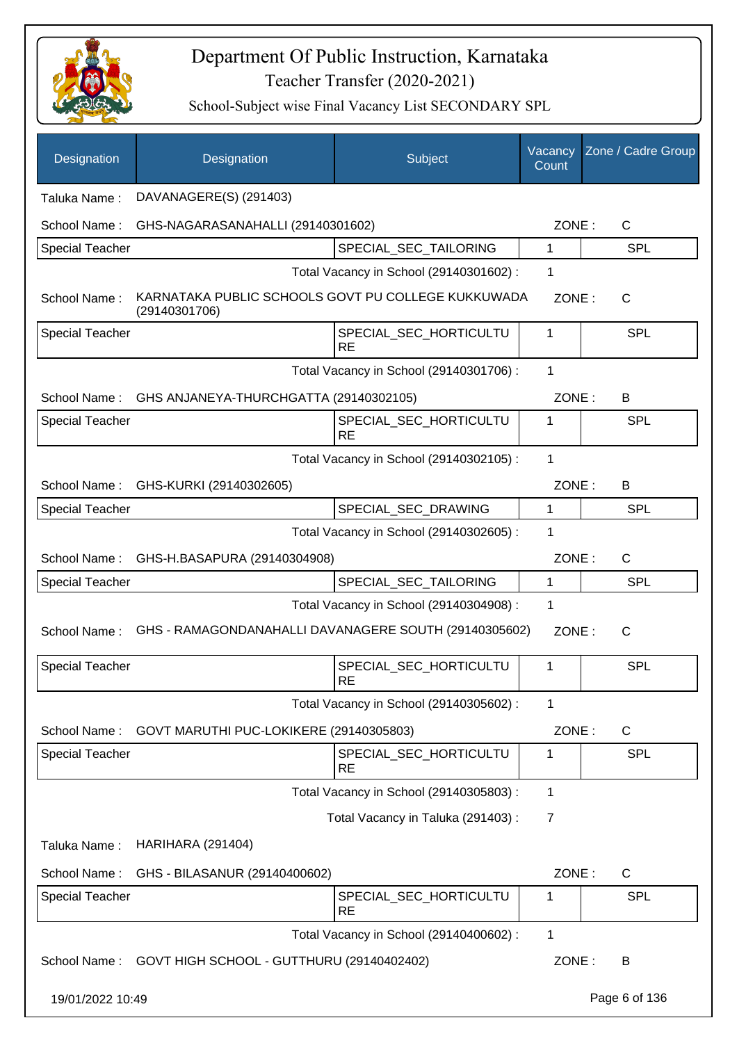# Department Of Public Instruction, Karnataka

## Teacher Transfer (2020-2021)

### School-Subject wise Final Vacancy List SECONDARY SPL

| Designation | Designation | Subject | Vacancy Count | Zone / Cadre Group |
|---|---|---|---|---|
| Taluka Name : | DAVANAGERE(S) (291403) | | | |
| School Name : | GHS-NAGARASANAHALLI (29140301602) | | ZONE : | C |
| Special Teacher | | SPECIAL_SEC_TAILORING | 1 | SPL |
| | | Total Vacancy in School (29140301602) : | 1 | |
| School Name : | KARNATAKA PUBLIC SCHOOLS GOVT PU COLLEGE KUKKUWADA (29140301706) | | ZONE : | C |
| Special Teacher | | SPECIAL_SEC_HORTICULTURE | 1 | SPL |
| | | Total Vacancy in School (29140301706) : | 1 | |
| School Name : | GHS ANJANEYA-THURCHGATTA (29140302105) | | ZONE : | B |
| Special Teacher | | SPECIAL_SEC_HORTICULTURE | 1 | SPL |
| | | Total Vacancy in School (29140302105) : | 1 | |
| School Name : | GHS-KURKI (29140302605) | | ZONE : | B |
| Special Teacher | | SPECIAL_SEC_DRAWING | 1 | SPL |
| | | Total Vacancy in School (29140302605) : | 1 | |
| School Name : | GHS-H.BASAPURA (29140304908) | | ZONE : | C |
| Special Teacher | | SPECIAL_SEC_TAILORING | 1 | SPL |
| | | Total Vacancy in School (29140304908) : | 1 | |
| School Name : | GHS - RAMAGONDANAHALLI DAVANAGERE SOUTH (29140305602) | | ZONE : | C |
| Special Teacher | | SPECIAL_SEC_HORTICULTURE | 1 | SPL |
| | | Total Vacancy in School (29140305602) : | 1 | |
| School Name : | GOVT MARUTHI PUC-LOKIKERE (29140305803) | | ZONE : | C |
| Special Teacher | | SPECIAL_SEC_HORTICULTURE | 1 | SPL |
| | | Total Vacancy in School (29140305803) : | 1 | |
| | | Total Vacancy in Taluka (291403) : | 7 | |
| Taluka Name : | HARIHARA (291404) | | | |
| School Name : | GHS - BILASANUR (29140400602) | | ZONE : | C |
| Special Teacher | | SPECIAL_SEC_HORTICULTURE | 1 | SPL |
| | | Total Vacancy in School (29140400602) : | 1 | |
| School Name : | GOVT HIGH SCHOOL - GUTTHURU (29140402402) | | ZONE : | B |

19/01/2022 10:49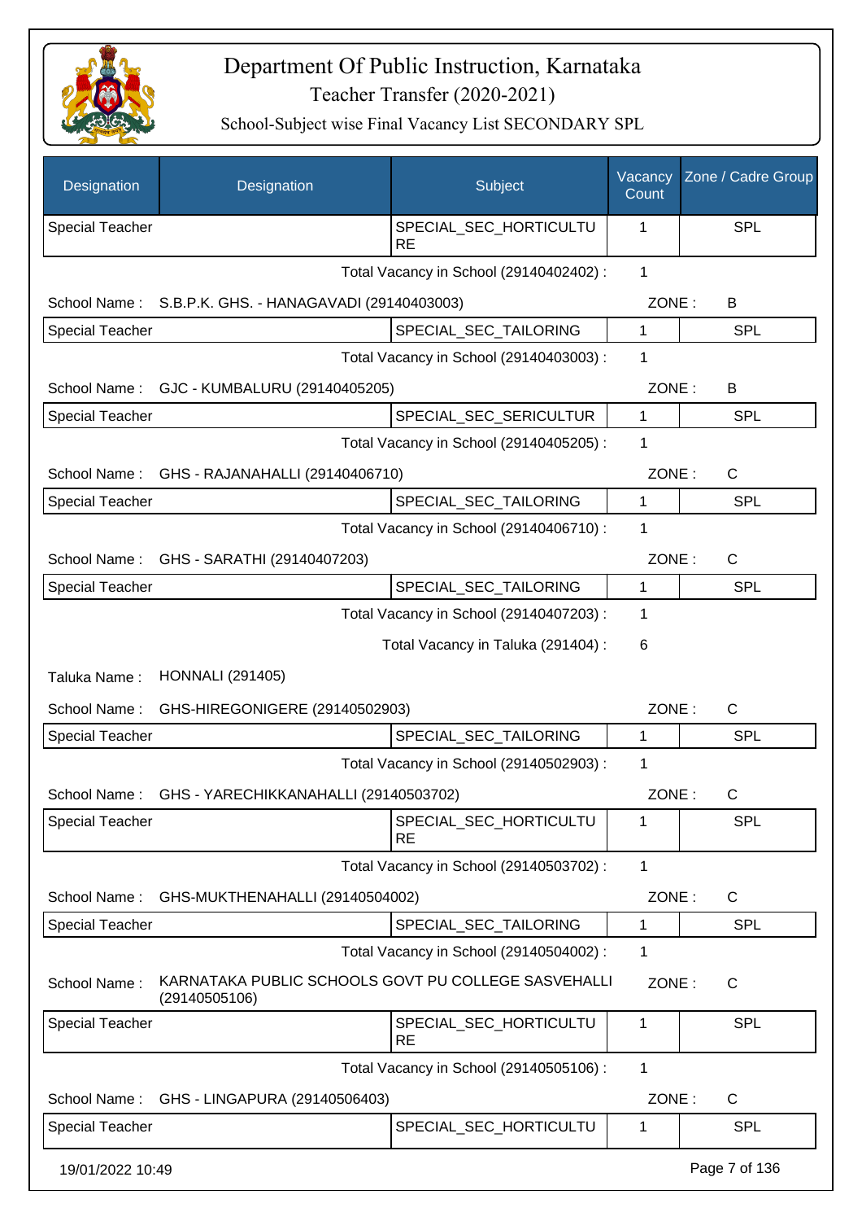# Department Of Public Instruction, Karnataka

## Teacher Transfer (2020-2021)

### School-Subject wise Final Vacancy List SECONDARY SPL

| Designation | Designation | Subject | Vacancy Count | Zone / Cadre Group |
|---|---|---|---|---|
| Special Teacher | | SPECIAL_SEC_HORTICULTURE | 1 | SPL |

Total Vacancy in School (29140402402) : 1

School Name : S.B.P.K. GHS. - HANAGAVADI (29140403003) ZONE : B

| Designation | Designation | Subject | Vacancy Count | Zone / Cadre Group |
|---|---|---|---|---|
| Special Teacher | | SPECIAL_SEC_TAILORING | 1 | SPL |

Total Vacancy in School (29140403003) : 1

School Name : GJC - KUMBALURU (29140405205) ZONE : B

| Designation | Designation | Subject | Vacancy Count | Zone / Cadre Group |
|---|---|---|---|---|
| Special Teacher | | SPECIAL_SEC_SERICULTUR | 1 | SPL |

Total Vacancy in School (29140405205) : 1

School Name : GHS - RAJANAHALLI (29140406710) ZONE : C

| Designation | Designation | Subject | Vacancy Count | Zone / Cadre Group |
|---|---|---|---|---|
| Special Teacher | | SPECIAL_SEC_TAILORING | 1 | SPL |

Total Vacancy in School (29140406710) : 1

School Name : GHS - SARATHI (29140407203) ZONE : C

| Designation | Designation | Subject | Vacancy Count | Zone / Cadre Group |
|---|---|---|---|---|
| Special Teacher | | SPECIAL_SEC_TAILORING | 1 | SPL |

Total Vacancy in School (29140407203) : 1

Total Vacancy in Taluka (291404) : 6

Taluka Name : HONNALI (291405)

School Name : GHS-HIREGONIGERE (29140502903) ZONE : C

| Designation | Designation | Subject | Vacancy Count | Zone / Cadre Group |
|---|---|---|---|---|
| Special Teacher | | SPECIAL_SEC_TAILORING | 1 | SPL |

Total Vacancy in School (29140502903) : 1

School Name : GHS - YARECHIKKANAHALLI (29140503702) ZONE : C

| Designation | Designation | Subject | Vacancy Count | Zone / Cadre Group |
|---|---|---|---|---|
| Special Teacher | | SPECIAL_SEC_HORTICULTURE | 1 | SPL |

Total Vacancy in School (29140503702) : 1

School Name : GHS-MUKTHENAHALLI (29140504002) ZONE : C

| Designation | Designation | Subject | Vacancy Count | Zone / Cadre Group |
|---|---|---|---|---|
| Special Teacher | | SPECIAL_SEC_TAILORING | 1 | SPL |

Total Vacancy in School (29140504002) : 1

School Name : KARNATAKA PUBLIC SCHOOLS GOVT PU COLLEGE SASVEHALLI (29140505106) ZONE : C

| Designation | Designation | Subject | Vacancy Count | Zone / Cadre Group |
|---|---|---|---|---|
| Special Teacher | | SPECIAL_SEC_HORTICULTURE | 1 | SPL |

Total Vacancy in School (29140505106) : 1

School Name : GHS - LINGAPURA (29140506403) ZONE : C

| Designation | Designation | Subject | Vacancy Count | Zone / Cadre Group |
|---|---|---|---|---|
| Special Teacher | | SPECIAL_SEC_HORTICULTU | 1 | SPL |

19/01/2022 10:49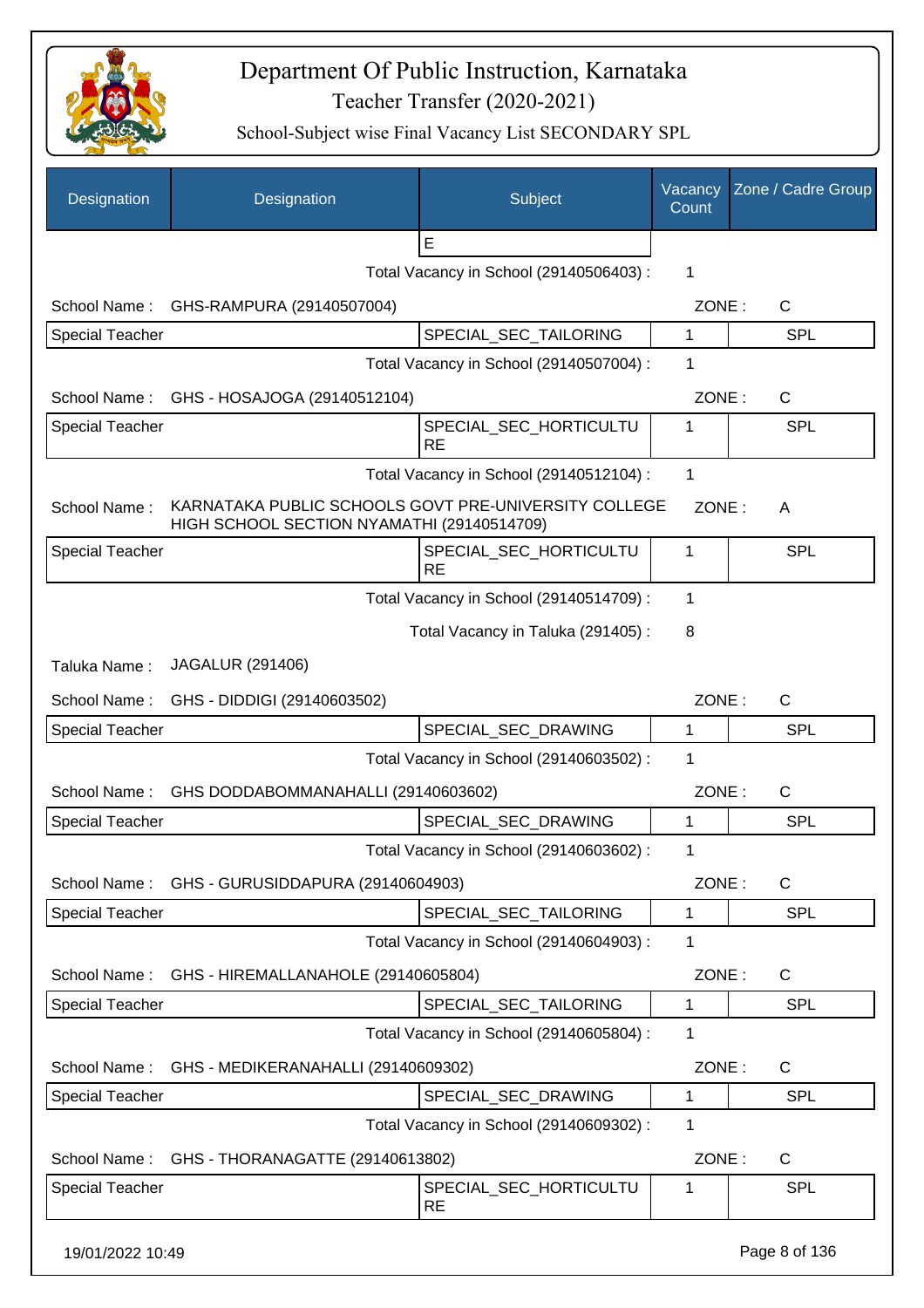# Department Of Public Instruction, Karnataka

Teacher Transfer (2020-2021)

School-Subject wise Final Vacancy List SECONDARY SPL

| Designation | Designation | Subject | Vacancy Count | Zone / Cadre Group |
|---|---|---|---|---|
| | | E | | |

Total Vacancy in School (29140506403) : 1

School Name : GHS-RAMPURA (29140507004) ZONE : C

| Special Teacher | | SPECIAL_SEC_TAILORING | 1 | SPL |
|---|---|---|---|---|

Total Vacancy in School (29140507004) : 1

School Name : GHS - HOSAJOGA (29140512104) ZONE : C

| Special Teacher | | SPECIAL_SEC_HORTICULTURE | 1 | SPL |
|---|---|---|---|---|

Total Vacancy in School (29140512104) : 1

School Name : KARNATAKA PUBLIC SCHOOLS GOVT PRE-UNIVERSITY COLLEGE HIGH SCHOOL SECTION NYAMATHI (29140514709) ZONE : A

| Special Teacher | | SPECIAL_SEC_HORTICULTURE | 1 | SPL |
|---|---|---|---|---|

Total Vacancy in School (29140514709) : 1

Total Vacancy in Taluka (291405) : 8

Taluka Name : JAGALUR (291406)

School Name : GHS - DIDDIGI (29140603502) ZONE : C

| Special Teacher | | SPECIAL_SEC_DRAWING | 1 | SPL |
|---|---|---|---|---|

Total Vacancy in School (29140603502) : 1

School Name : GHS DODDABOMMANAHALLI (29140603602) ZONE : C

| Special Teacher | | SPECIAL_SEC_DRAWING | 1 | SPL |
|---|---|---|---|---|

Total Vacancy in School (29140603602) : 1

School Name : GHS - GURUSIDDAPURA (29140604903) ZONE : C

| Special Teacher | | SPECIAL_SEC_TAILORING | 1 | SPL |
|---|---|---|---|---|

Total Vacancy in School (29140604903) : 1

School Name : GHS - HIREMALLANAHOLE (29140605804) ZONE : C

| Special Teacher | | SPECIAL_SEC_TAILORING | 1 | SPL |
|---|---|---|---|---|

Total Vacancy in School (29140605804) : 1

School Name : GHS - MEDIKERANAHALLI (29140609302) ZONE : C

| Special Teacher | | SPECIAL_SEC_DRAWING | 1 | SPL |
|---|---|---|---|---|

Total Vacancy in School (29140609302) : 1

School Name : GHS - THORANAGATTE (29140613802) ZONE : C

| Special Teacher | | SPECIAL_SEC_HORTICULTURE | 1 | SPL |
|---|---|---|---|---|

19/01/2022 10:49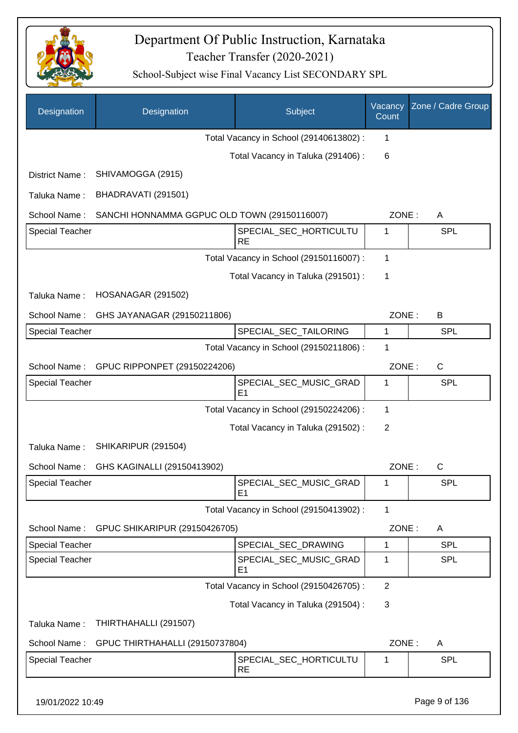# Department Of Public Instruction, Karnataka

Teacher Transfer (2020-2021)

School-Subject wise Final Vacancy List SECONDARY SPL

| Designation | Designation | Subject | Vacancy Count | Zone / Cadre Group |
|---|---|---|---|---|
| | | Total Vacancy in School (29140613802) : | 1 | |
| | | Total Vacancy in Taluka (291406) : | 6 | |
| District Name : | SHIVAMOGGA (2915) | | | |
| Taluka Name : | BHADRAVATI (291501) | | | |
| School Name : | SANCHI HONNAMMA GGPUC OLD TOWN (29150116007) | | ZONE : | A |
| Special Teacher | | SPECIAL_SEC_HORTICULTURE | 1 | SPL |
| | | Total Vacancy in School (29150116007) : | 1 | |
| | | Total Vacancy in Taluka (291501) : | 1 | |
| Taluka Name : | HOSANAGAR (291502) | | | |
| School Name : | GHS JAYANAGAR (29150211806) | | ZONE : | B |
| Special Teacher | | SPECIAL_SEC_TAILORING | 1 | SPL |
| | | Total Vacancy in School (29150211806) : | 1 | |
| School Name : | GPUC RIPPONPET (29150224206) | | ZONE : | C |
| Special Teacher | | SPECIAL_SEC_MUSIC_GRADE1 | 1 | SPL |
| | | Total Vacancy in School (29150224206) : | 1 | |
| | | Total Vacancy in Taluka (291502) : | 2 | |
| Taluka Name : | SHIKARIPUR (291504) | | | |
| School Name : | GHS KAGINALLI (29150413902) | | ZONE : | C |
| Special Teacher | | SPECIAL_SEC_MUSIC_GRADE1 | 1 | SPL |
| | | Total Vacancy in School (29150413902) : | 1 | |
| School Name : | GPUC SHIKARIPUR (29150426705) | | ZONE : | A |
| Special Teacher | | SPECIAL_SEC_DRAWING | 1 | SPL |
| Special Teacher | | SPECIAL_SEC_MUSIC_GRADE1 | 1 | SPL |
| | | Total Vacancy in School (29150426705) : | 2 | |
| | | Total Vacancy in Taluka (291504) : | 3 | |
| Taluka Name : | THIRTHAHALLI (291507) | | | |
| School Name : | GPUC THIRTHAHALLI (29150737804) | | ZONE : | A |
| Special Teacher | | SPECIAL_SEC_HORTICULTURE | 1 | SPL |

19/01/2022 10:49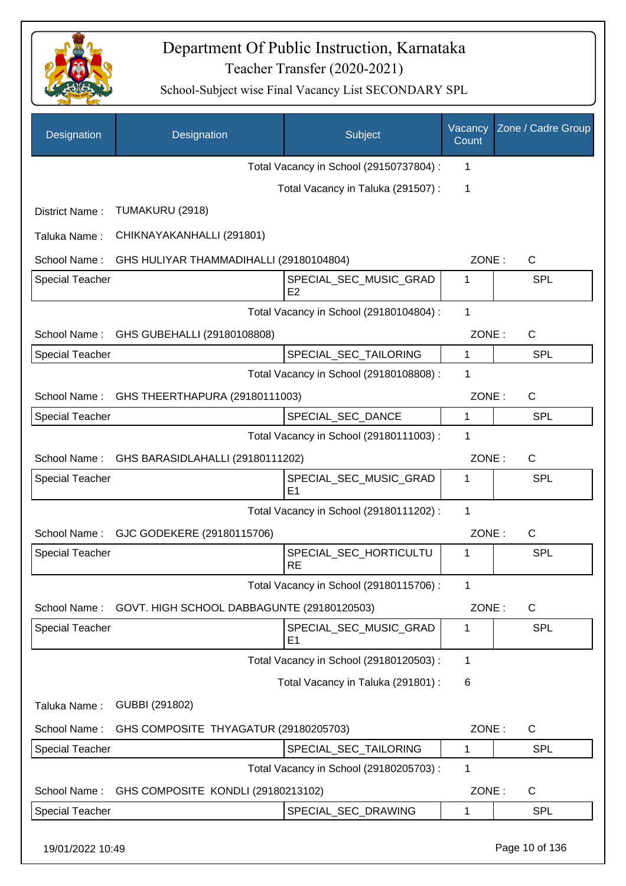# Department Of Public Instruction, Karnataka

Teacher Transfer (2020-2021)

School-Subject wise Final Vacancy List SECONDARY SPL

| Designation | Designation | Subject | Vacancy Count | Zone / Cadre Group |
|---|---|---|---|---|
| | | Total Vacancy in School (29150737804) : | 1 | |
| | | Total Vacancy in Taluka (291507) : | 1 | |

District Name : TUMAKURU (2918)

Taluka Name : CHIKNAYAKANHALLI (291801)

School Name : GHS HULIYAR THAMMADIHALLI (29180104804) ZONE : C

| Designation | Designation | Subject | Vacancy Count | Zone / Cadre Group |
|---|---|---|---|---|
| Special Teacher | | SPECIAL_SEC_MUSIC_GRADE2 | 1 | SPL |
| | | Total Vacancy in School (29180104804) : | 1 | |

School Name : GHS GUBEHALLI (29180108808) ZONE : C

| Designation | Designation | Subject | Vacancy Count | Zone / Cadre Group |
|---|---|---|---|---|
| Special Teacher | | SPECIAL_SEC_TAILORING | 1 | SPL |
| | | Total Vacancy in School (29180108808) : | 1 | |

School Name : GHS THEERTHAPURA (29180111003) ZONE : C

| Designation | Designation | Subject | Vacancy Count | Zone / Cadre Group |
|---|---|---|---|---|
| Special Teacher | | SPECIAL_SEC_DANCE | 1 | SPL |
| | | Total Vacancy in School (29180111003) : | 1 | |

School Name : GHS BARASIDLAHALLI (29180111202) ZONE : C

| Designation | Designation | Subject | Vacancy Count | Zone / Cadre Group |
|---|---|---|---|---|
| Special Teacher | | SPECIAL_SEC_MUSIC_GRADE1 | 1 | SPL |
| | | Total Vacancy in School (29180111202) : | 1 | |

School Name : GJC GODEKERE (29180115706) ZONE : C

| Designation | Designation | Subject | Vacancy Count | Zone / Cadre Group |
|---|---|---|---|---|
| Special Teacher | | SPECIAL_SEC_HORTICULTURE | 1 | SPL |
| | | Total Vacancy in School (29180115706) : | 1 | |

School Name : GOVT. HIGH SCHOOL DABBAGUNTE (29180120503) ZONE : C

| Designation | Designation | Subject | Vacancy Count | Zone / Cadre Group |
|---|---|---|---|---|
| Special Teacher | | SPECIAL_SEC_MUSIC_GRADE1 | 1 | SPL |
| | | Total Vacancy in School (29180120503) : | 1 | |
| | | Total Vacancy in Taluka (291801) : | 6 | |

Taluka Name : GUBBI (291802)

School Name : GHS COMPOSITE THYAGATUR (29180205703) ZONE : C

| Designation | Designation | Subject | Vacancy Count | Zone / Cadre Group |
|---|---|---|---|---|
| Special Teacher | | SPECIAL_SEC_TAILORING | 1 | SPL |
| | | Total Vacancy in School (29180205703) : | 1 | |

School Name : GHS COMPOSITE KONDLI (29180213102) ZONE : C

| Designation | Designation | Subject | Vacancy Count | Zone / Cadre Group |
|---|---|---|---|---|
| Special Teacher | | SPECIAL_SEC_DRAWING | 1 | SPL |

19/01/2022 10:49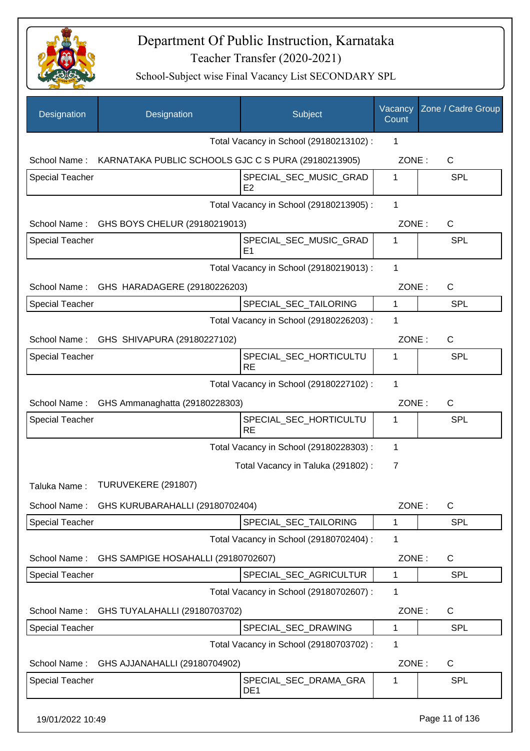# Department Of Public Instruction, Karnataka

## Teacher Transfer (2020-2021)

### School-Subject wise Final Vacancy List SECONDARY SPL

| Designation | Designation | Subject | Vacancy Count | Zone / Cadre Group |
|---|---|---|---|---|
| | | Total Vacancy in School (29180213102) : | 1 | |
| School Name : | KARNATAKA PUBLIC SCHOOLS GJC C S PURA (29180213905) | | ZONE : | C |
| Special Teacher | | SPECIAL_SEC_MUSIC_GRADE2 | 1 | SPL |
| | | Total Vacancy in School (29180213905) : | 1 | |
| School Name : | GHS BOYS CHELUR (29180219013) | | ZONE : | C |
| Special Teacher | | SPECIAL_SEC_MUSIC_GRADE1 | 1 | SPL |
| | | Total Vacancy in School (29180219013) : | 1 | |
| School Name : | GHS HARADAGERE (29180226203) | | ZONE : | C |
| Special Teacher | | SPECIAL_SEC_TAILORING | 1 | SPL |
| | | Total Vacancy in School (29180226203) : | 1 | |
| School Name : | GHS SHIVAPURA (29180227102) | | ZONE : | C |
| Special Teacher | | SPECIAL_SEC_HORTICULTURE | 1 | SPL |
| | | Total Vacancy in School (29180227102) : | 1 | |
| School Name : | GHS Ammanaghatta (29180228303) | | ZONE : | C |
| Special Teacher | | SPECIAL_SEC_HORTICULTURE | 1 | SPL |
| | | Total Vacancy in School (29180228303) : | 1 | |
| | | Total Vacancy in Taluka (291802) : | 7 | |
| Taluka Name : | TURUVEKERE (291807) | | | |
| School Name : | GHS KURUBARAHALLI (29180702404) | | ZONE : | C |
| Special Teacher | | SPECIAL_SEC_TAILORING | 1 | SPL |
| | | Total Vacancy in School (29180702404) : | 1 | |
| School Name : | GHS SAMPIGE HOSAHALLI (29180702607) | | ZONE : | C |
| Special Teacher | | SPECIAL_SEC_AGRICULTUR | 1 | SPL |
| | | Total Vacancy in School (29180702607) : | 1 | |
| School Name : | GHS TUYALAHALLI (29180703702) | | ZONE : | C |
| Special Teacher | | SPECIAL_SEC_DRAWING | 1 | SPL |
| | | Total Vacancy in School (29180703702) : | 1 | |
| School Name : | GHS AJJANAHALLI (29180704902) | | ZONE : | C |
| Special Teacher | | SPECIAL_SEC_DRAMA_GRADE1 | 1 | SPL |

19/01/2022 10:49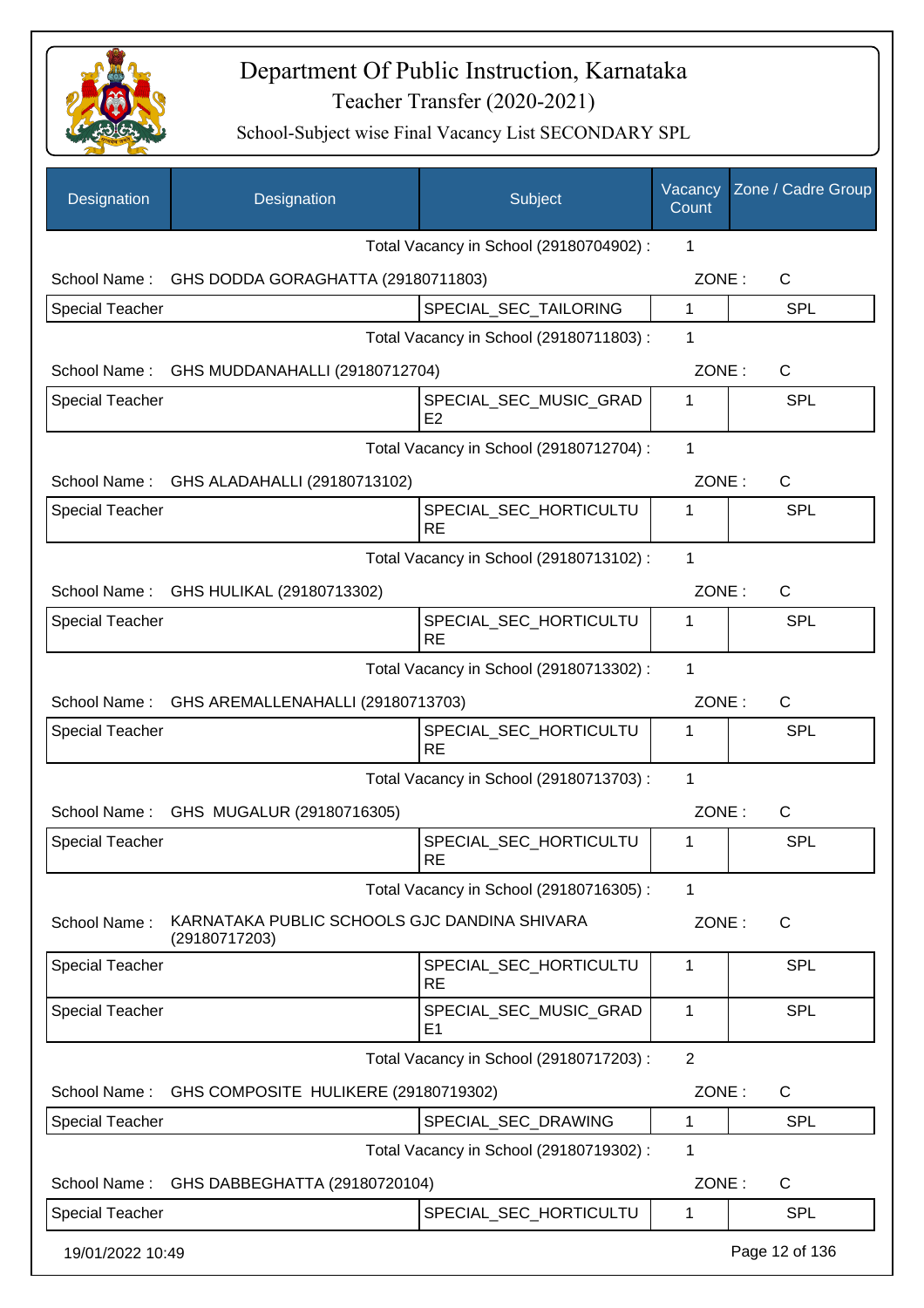# Department Of Public Instruction, Karnataka
## Teacher Transfer (2020-2021)
### School-Subject wise Final Vacancy List SECONDARY SPL

| Designation | Designation | Subject | Vacancy Count | Zone / Cadre Group |
|---|---|---|---|---|
| | | Total Vacancy in School (29180704902) : | 1 | |
| School Name : | GHS DODDA GORAGHATTA (29180711803) | | ZONE : | C |
| Special Teacher | | SPECIAL_SEC_TAILORING | 1 | SPL |
| | | Total Vacancy in School (29180711803) : | 1 | |
| School Name : | GHS MUDDANAHALLI (29180712704) | | ZONE : | C |
| Special Teacher | | SPECIAL_SEC_MUSIC_GRADE2 | 1 | SPL |
| | | Total Vacancy in School (29180712704) : | 1 | |
| School Name : | GHS ALADAHALLI (29180713102) | | ZONE : | C |
| Special Teacher | | SPECIAL_SEC_HORTICULTURE | 1 | SPL |
| | | Total Vacancy in School (29180713102) : | 1 | |
| School Name : | GHS HULIKAL (29180713302) | | ZONE : | C |
| Special Teacher | | SPECIAL_SEC_HORTICULTURE | 1 | SPL |
| | | Total Vacancy in School (29180713302) : | 1 | |
| School Name : | GHS AREMALLENAHALLI (29180713703) | | ZONE : | C |
| Special Teacher | | SPECIAL_SEC_HORTICULTURE | 1 | SPL |
| | | Total Vacancy in School (29180713703) : | 1 | |
| School Name : | GHS MUGALUR (29180716305) | | ZONE : | C |
| Special Teacher | | SPECIAL_SEC_HORTICULTURE | 1 | SPL |
| | | Total Vacancy in School (29180716305) : | 1 | |
| School Name : | KARNATAKA PUBLIC SCHOOLS GJC DANDINA SHIVARA (29180717203) | | ZONE : | C |
| Special Teacher | | SPECIAL_SEC_HORTICULTURE | 1 | SPL |
| Special Teacher | | SPECIAL_SEC_MUSIC_GRADE1 | 1 | SPL |
| | | Total Vacancy in School (29180717203) : | 2 | |
| School Name : | GHS COMPOSITE HULIKERE (29180719302) | | ZONE : | C |
| Special Teacher | | SPECIAL_SEC_DRAWING | 1 | SPL |
| | | Total Vacancy in School (29180719302) : | 1 | |
| School Name : | GHS DABBEGHATTA (29180720104) | | ZONE : | C |
| Special Teacher | | SPECIAL_SEC_HORTICULTU | 1 | SPL |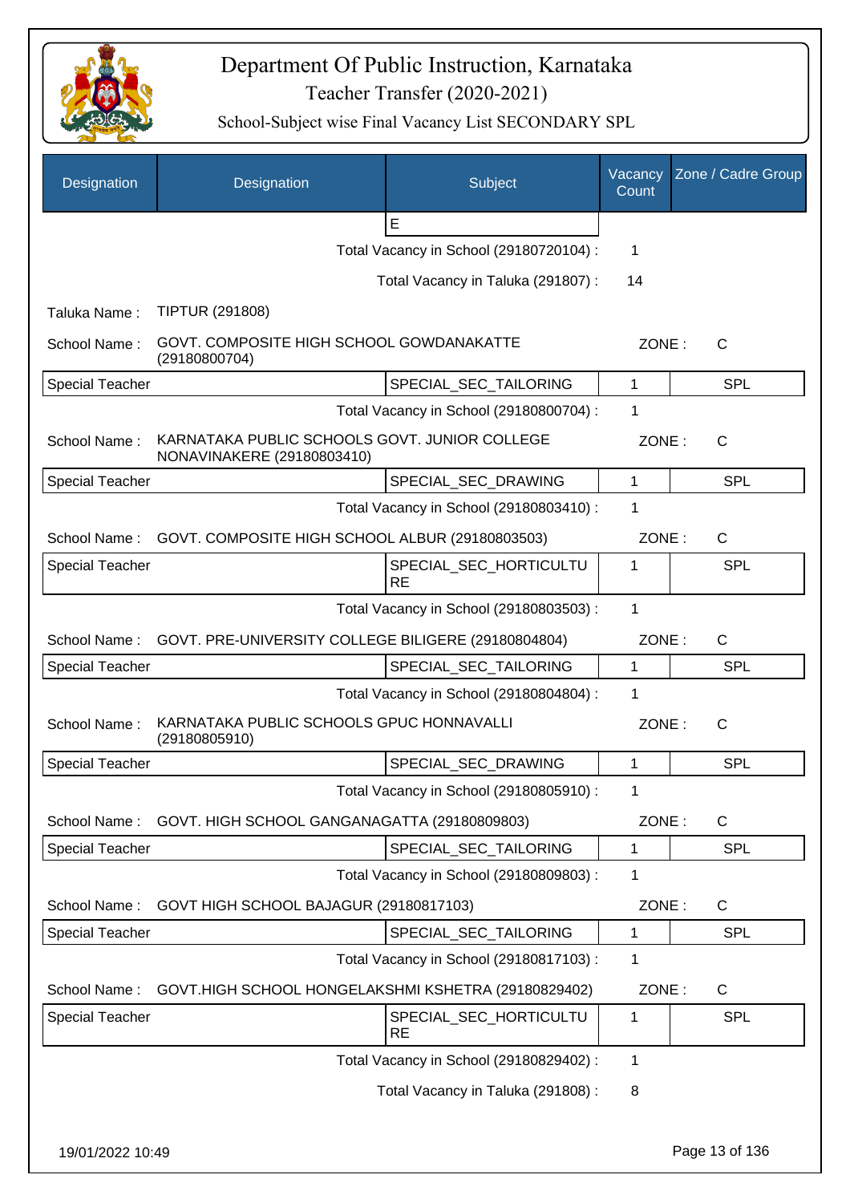# Department Of Public Instruction, Karnataka

## Teacher Transfer (2020-2021)

### School-Subject wise Final Vacancy List SECONDARY SPL

| Designation | Designation | Subject | Vacancy Count | Zone / Cadre Group |
|---|---|---|---|---|
| | | E | | |

Total Vacancy in School (29180720104) : 1

Total Vacancy in Taluka (291807) : 14

Taluka Name : TIPTUR (291808)

School Name : GOVT. COMPOSITE HIGH SCHOOL GOWDANAKATTE (29180800704) ZONE : C

| Designation | Designation | Subject | Vacancy Count | Zone / Cadre Group |
|---|---|---|---|---|
| Special Teacher | | SPECIAL_SEC_TAILORING | 1 | SPL |

Total Vacancy in School (29180800704) : 1

School Name : KARNATAKA PUBLIC SCHOOLS GOVT. JUNIOR COLLEGE NONAVINAKERE (29180803410) ZONE : C

| Designation | Designation | Subject | Vacancy Count | Zone / Cadre Group |
|---|---|---|---|---|
| Special Teacher | | SPECIAL_SEC_DRAWING | 1 | SPL |

Total Vacancy in School (29180803410) : 1

School Name : GOVT. COMPOSITE HIGH SCHOOL ALBUR (29180803503) ZONE : C

| Designation | Designation | Subject | Vacancy Count | Zone / Cadre Group |
|---|---|---|---|---|
| Special Teacher | | SPECIAL_SEC_HORTICULTURE | 1 | SPL |

Total Vacancy in School (29180803503) : 1

School Name : GOVT. PRE-UNIVERSITY COLLEGE BILIGERE (29180804804) ZONE : C

| Designation | Designation | Subject | Vacancy Count | Zone / Cadre Group |
|---|---|---|---|---|
| Special Teacher | | SPECIAL_SEC_TAILORING | 1 | SPL |

Total Vacancy in School (29180804804) : 1

School Name : KARNATAKA PUBLIC SCHOOLS GPUC HONNAVALLI (29180805910) ZONE : C

| Designation | Designation | Subject | Vacancy Count | Zone / Cadre Group |
|---|---|---|---|---|
| Special Teacher | | SPECIAL_SEC_DRAWING | 1 | SPL |

Total Vacancy in School (29180805910) : 1

School Name : GOVT. HIGH SCHOOL GANGANAGATTA (29180809803) ZONE : C

| Designation | Designation | Subject | Vacancy Count | Zone / Cadre Group |
|---|---|---|---|---|
| Special Teacher | | SPECIAL_SEC_TAILORING | 1 | SPL |

Total Vacancy in School (29180809803) : 1

School Name : GOVT HIGH SCHOOL BAJAGUR (29180817103) ZONE : C

| Designation | Designation | Subject | Vacancy Count | Zone / Cadre Group |
|---|---|---|---|---|
| Special Teacher | | SPECIAL_SEC_TAILORING | 1 | SPL |

Total Vacancy in School (29180817103) : 1

School Name : GOVT.HIGH SCHOOL HONGELAKSHMI KSHETRA (29180829402) ZONE : C

| Designation | Designation | Subject | Vacancy Count | Zone / Cadre Group |
|---|---|---|---|---|
| Special Teacher | | SPECIAL_SEC_HORTICULTURE | 1 | SPL |

Total Vacancy in School (29180829402) : 1

Total Vacancy in Taluka (291808) : 8

19/01/2022 10:49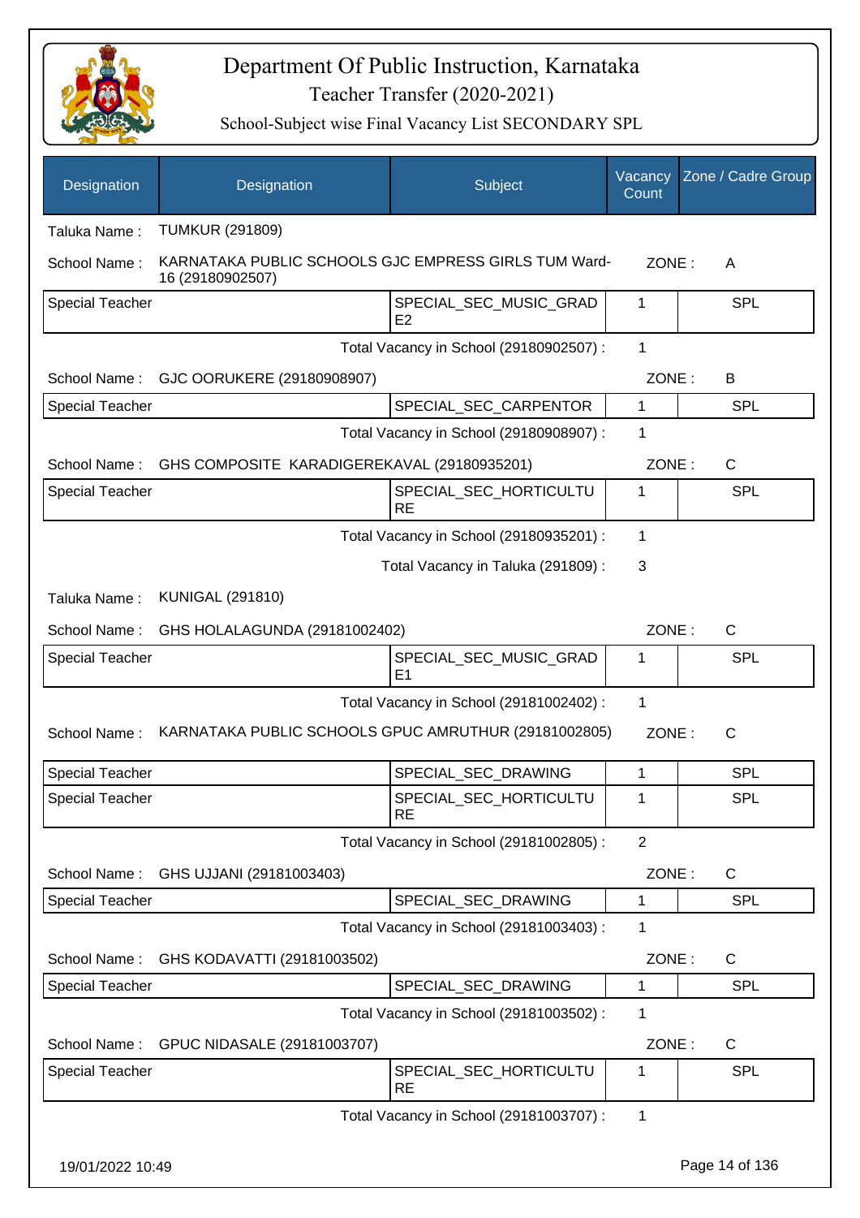# Department Of Public Instruction, Karnataka

## Teacher Transfer (2020-2021)

### School-Subject wise Final Vacancy List SECONDARY SPL

| Designation | Designation | Subject | Vacancy Count | Zone / Cadre Group |
|---|---|---|---|---|

Taluka Name : TUMKUR (291809)

School Name : KARNATAKA PUBLIC SCHOOLS GJC EMPRESS GIRLS TUM Ward-16 (29180902507) ZONE : A

| Special Teacher | | SPECIAL_SEC_MUSIC_GRADE2 | 1 | SPL |
|---|---|---|---|---|

Total Vacancy in School (29180902507) : 1

School Name : GJC OORUKERE (29180908907) ZONE : B

| Special Teacher | | SPECIAL_SEC_CARPENTOR | 1 | SPL |
|---|---|---|---|---|

Total Vacancy in School (29180908907) : 1

School Name : GHS COMPOSITE KARADIGEREKAVAL (29180935201) ZONE : C

| Special Teacher | | SPECIAL_SEC_HORTICULTURE | 1 | SPL |
|---|---|---|---|---|

Total Vacancy in School (29180935201) : 1

Total Vacancy in Taluka (291809) : 3

Taluka Name : KUNIGAL (291810)

School Name : GHS HOLALAGUNDA (29181002402) ZONE : C

| Special Teacher | | SPECIAL_SEC_MUSIC_GRADE1 | 1 | SPL |
|---|---|---|---|---|

Total Vacancy in School (29181002402) : 1

School Name : KARNATAKA PUBLIC SCHOOLS GPUC AMRUTHUR (29181002805) ZONE : C

| Special Teacher | | SPECIAL_SEC_DRAWING | 1 | SPL |
|---|---|---|---|---|
| Special Teacher | | SPECIAL_SEC_HORTICULTURE | 1 | SPL |

Total Vacancy in School (29181002805) : 2

School Name : GHS UJJANI (29181003403) ZONE : C

| Special Teacher | | SPECIAL_SEC_DRAWING | 1 | SPL |
|---|---|---|---|---|

Total Vacancy in School (29181003403) : 1

School Name : GHS KODAVATTI (29181003502) ZONE : C

| Special Teacher | | SPECIAL_SEC_DRAWING | 1 | SPL |
|---|---|---|---|---|

Total Vacancy in School (29181003502) : 1

School Name : GPUC NIDASALE (29181003707) ZONE : C

| Special Teacher | | SPECIAL_SEC_HORTICULTURE | 1 | SPL |
|---|---|---|---|---|

Total Vacancy in School (29181003707) : 1

19/01/2022 10:49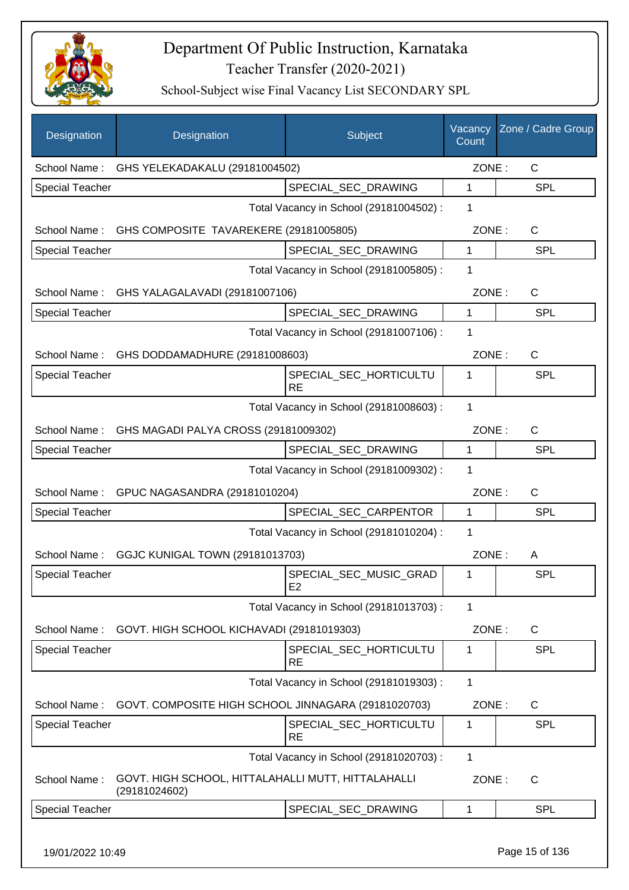# Department Of Public Instruction, Karnataka

## Teacher Transfer (2020-2021)

### School-Subject wise Final Vacancy List SECONDARY SPL

| Designation | Designation | Subject | Vacancy Count | Zone / Cadre Group |
|---|---|---|---|---|
| School Name : | GHS YELEKADAKALU (29181004502) | | ZONE : | C |
| Special Teacher | | SPECIAL_SEC_DRAWING | 1 | SPL |
| | | Total Vacancy in School (29181004502) : | 1 | |
| School Name : | GHS COMPOSITE TAVAREKERE (29181005805) | | ZONE : | C |
| Special Teacher | | SPECIAL_SEC_DRAWING | 1 | SPL |
| | | Total Vacancy in School (29181005805) : | 1 | |
| School Name : | GHS YALAGALAVADI (29181007106) | | ZONE : | C |
| Special Teacher | | SPECIAL_SEC_DRAWING | 1 | SPL |
| | | Total Vacancy in School (29181007106) : | 1 | |
| School Name : | GHS DODDAMADHURE (29181008603) | | ZONE : | C |
| Special Teacher | | SPECIAL_SEC_HORTICULTURE | 1 | SPL |
| | | Total Vacancy in School (29181008603) : | 1 | |
| School Name : | GHS MAGADI PALYA CROSS (29181009302) | | ZONE : | C |
| Special Teacher | | SPECIAL_SEC_DRAWING | 1 | SPL |
| | | Total Vacancy in School (29181009302) : | 1 | |
| School Name : | GPUC NAGASANDRA (29181010204) | | ZONE : | C |
| Special Teacher | | SPECIAL_SEC_CARPENTOR | 1 | SPL |
| | | Total Vacancy in School (29181010204) : | 1 | |
| School Name : | GGJC KUNIGAL TOWN (29181013703) | | ZONE : | A |
| Special Teacher | | SPECIAL_SEC_MUSIC_GRADE2 | 1 | SPL |
| | | Total Vacancy in School (29181013703) : | 1 | |
| School Name : | GOVT. HIGH SCHOOL KICHAVADI (29181019303) | | ZONE : | C |
| Special Teacher | | SPECIAL_SEC_HORTICULTURE | 1 | SPL |
| | | Total Vacancy in School (29181019303) : | 1 | |
| School Name : | GOVT. COMPOSITE HIGH SCHOOL JINNAGARA (29181020703) | | ZONE : | C |
| Special Teacher | | SPECIAL_SEC_HORTICULTURE | 1 | SPL |
| | | Total Vacancy in School (29181020703) : | 1 | |
| School Name : | GOVT. HIGH SCHOOL, HITTALAHALLI MUTT, HITTALAHALLI (29181024602) | | ZONE : | C |
| Special Teacher | | SPECIAL_SEC_DRAWING | 1 | SPL |

19/01/2022 10:49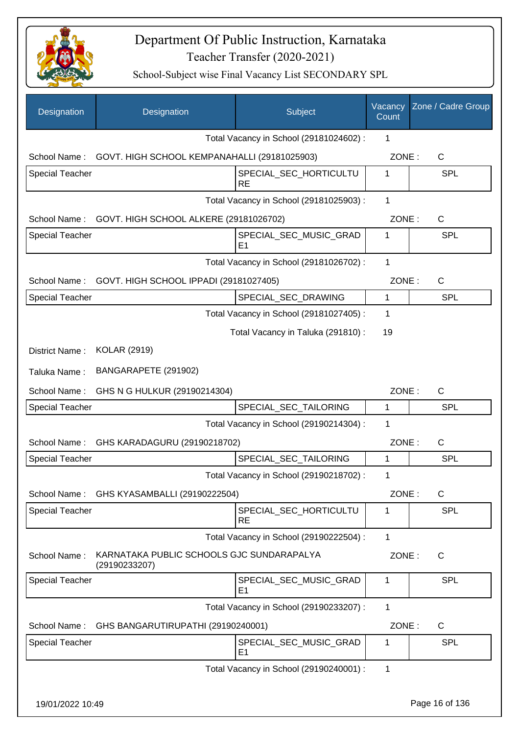# Department Of Public Instruction, Karnataka

## Teacher Transfer (2020-2021)

### School-Subject wise Final Vacancy List SECONDARY SPL

| Designation | Designation | Subject | Vacancy Count | Zone / Cadre Group |
|---|---|---|---|---|
| | | Total Vacancy in School (29181024602) : | 1 | |
| School Name : | GOVT. HIGH SCHOOL KEMPANAHALLI (29181025903) | | ZONE : | C |
| Special Teacher | | SPECIAL_SEC_HORTICULTURE | 1 | SPL |
| | | Total Vacancy in School (29181025903) : | 1 | |
| School Name : | GOVT. HIGH SCHOOL ALKERE (29181026702) | | ZONE : | C |
| Special Teacher | | SPECIAL_SEC_MUSIC_GRADE1 | 1 | SPL |
| | | Total Vacancy in School (29181026702) : | 1 | |
| School Name : | GOVT. HIGH SCHOOL IPPADI (29181027405) | | ZONE : | C |
| Special Teacher | | SPECIAL_SEC_DRAWING | 1 | SPL |
| | | Total Vacancy in School (29181027405) : | 1 | |
| | | Total Vacancy in Taluka (291810) : | 19 | |
| District Name : | KOLAR (2919) | | | |
| Taluka Name : | BANGARAPETE (291902) | | | |
| School Name : | GHS N G HULKUR (29190214304) | | ZONE : | C |
| Special Teacher | | SPECIAL_SEC_TAILORING | 1 | SPL |
| | | Total Vacancy in School (29190214304) : | 1 | |
| School Name : | GHS KARADAGURU (29190218702) | | ZONE : | C |
| Special Teacher | | SPECIAL_SEC_TAILORING | 1 | SPL |
| | | Total Vacancy in School (29190218702) : | 1 | |
| School Name : | GHS KYASAMBALLI (29190222504) | | ZONE : | C |
| Special Teacher | | SPECIAL_SEC_HORTICULTURE | 1 | SPL |
| | | Total Vacancy in School (29190222504) : | 1 | |
| School Name : | KARNATAKA PUBLIC SCHOOLS GJC SUNDARAPALYA (29190233207) | | ZONE : | C |
| Special Teacher | | SPECIAL_SEC_MUSIC_GRADE1 | 1 | SPL |
| | | Total Vacancy in School (29190233207) : | 1 | |
| School Name : | GHS BANGARUTIRUPATHI (29190240001) | | ZONE : | C |
| Special Teacher | | SPECIAL_SEC_MUSIC_GRADE1 | 1 | SPL |
| | | Total Vacancy in School (29190240001) : | 1 | |

19/01/2022 10:49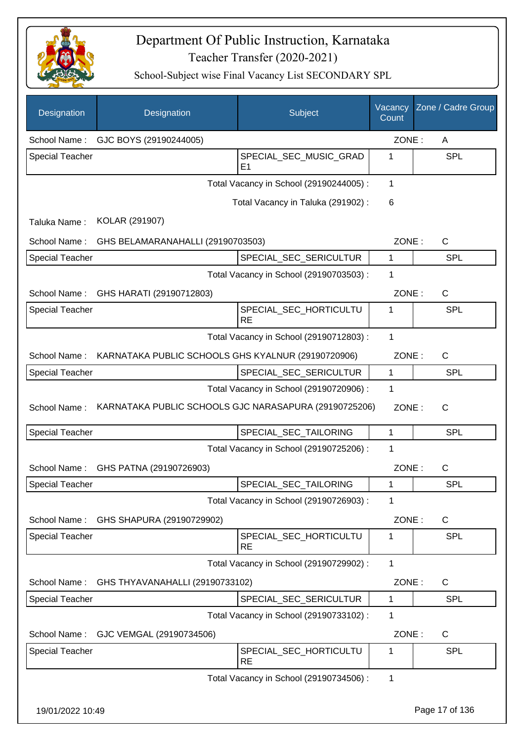# Department Of Public Instruction, Karnataka

## Teacher Transfer (2020-2021)

### School-Subject wise Final Vacancy List SECONDARY SPL

| Designation | Designation | Subject | Vacancy Count | Zone / Cadre Group |
|---|---|---|---|---|
| School Name : | GJC BOYS (29190244005) | | ZONE : | A |
| Special Teacher | | SPECIAL_SEC_MUSIC_GRADE1 | 1 | SPL |
| | | Total Vacancy in School (29190244005) : | 1 | |
| | | Total Vacancy in Taluka (291902) : | 6 | |
| Taluka Name : | KOLAR (291907) | | | |
| School Name : | GHS BELAMARANAHALLI (29190703503) | | ZONE : | C |
| Special Teacher | | SPECIAL_SEC_SERICULTUR | 1 | SPL |
| | | Total Vacancy in School (29190703503) : | 1 | |
| School Name : | GHS HARATI (29190712803) | | ZONE : | C |
| Special Teacher | | SPECIAL_SEC_HORTICULTURE | 1 | SPL |
| | | Total Vacancy in School (29190712803) : | 1 | |
| School Name : | KARNATAKA PUBLIC SCHOOLS GHS KYALNUR (29190720906) | | ZONE : | C |
| Special Teacher | | SPECIAL_SEC_SERICULTUR | 1 | SPL |
| | | Total Vacancy in School (29190720906) : | 1 | |
| School Name : | KARNATAKA PUBLIC SCHOOLS GJC NARASAPURA (29190725206) | | ZONE : | C |
| Special Teacher | | SPECIAL_SEC_TAILORING | 1 | SPL |
| | | Total Vacancy in School (29190725206) : | 1 | |
| School Name : | GHS PATNA (29190726903) | | ZONE : | C |
| Special Teacher | | SPECIAL_SEC_TAILORING | 1 | SPL |
| | | Total Vacancy in School (29190726903) : | 1 | |
| School Name : | GHS SHAPURA (29190729902) | | ZONE : | C |
| Special Teacher | | SPECIAL_SEC_HORTICULTURE | 1 | SPL |
| | | Total Vacancy in School (29190729902) : | 1 | |
| School Name : | GHS THYAVANAHALLI (29190733102) | | ZONE : | C |
| Special Teacher | | SPECIAL_SEC_SERICULTUR | 1 | SPL |
| | | Total Vacancy in School (29190733102) : | 1 | |
| School Name : | GJC VEMGAL (29190734506) | | ZONE : | C |
| Special Teacher | | SPECIAL_SEC_HORTICULTURE | 1 | SPL |
| | | Total Vacancy in School (29190734506) : | 1 | |

19/01/2022 10:49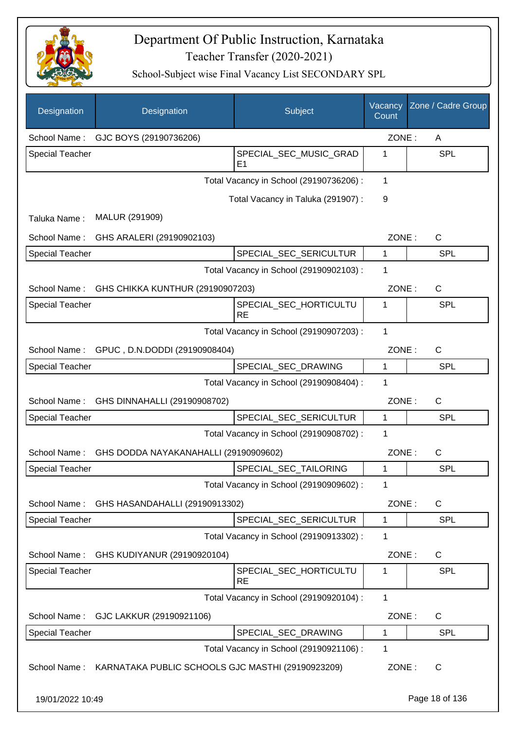# Department Of Public Instruction, Karnataka

Teacher Transfer (2020-2021)

School-Subject wise Final Vacancy List SECONDARY SPL

| Designation | Designation | Subject | Vacancy Count | Zone / Cadre Group |
|---|---|---|---|---|
| School Name : | GJC BOYS (29190736206) | | ZONE : | A |
| Special Teacher | | SPECIAL_SEC_MUSIC_GRADE1 | 1 | SPL |
| | | Total Vacancy in School (29190736206) : | 1 | |
| | | Total Vacancy in Taluka (291907) : | 9 | |
| Taluka Name : | MALUR (291909) | | | |
| School Name : | GHS ARALERI (29190902103) | | ZONE : | C |
| Special Teacher | | SPECIAL_SEC_SERICULTUR | 1 | SPL |
| | | Total Vacancy in School (29190902103) : | 1 | |
| School Name : | GHS CHIKKA KUNTHUR (29190907203) | | ZONE : | C |
| Special Teacher | | SPECIAL_SEC_HORTICULTURE | 1 | SPL |
| | | Total Vacancy in School (29190907203) : | 1 | |
| School Name : | GPUC , D.N.DODDI (29190908404) | | ZONE : | C |
| Special Teacher | | SPECIAL_SEC_DRAWING | 1 | SPL |
| | | Total Vacancy in School (29190908404) : | 1 | |
| School Name : | GHS DINNAHALLI (29190908702) | | ZONE : | C |
| Special Teacher | | SPECIAL_SEC_SERICULTUR | 1 | SPL |
| | | Total Vacancy in School (29190908702) : | 1 | |
| School Name : | GHS DODDA NAYAKANAHALLI (29190909602) | | ZONE : | C |
| Special Teacher | | SPECIAL_SEC_TAILORING | 1 | SPL |
| | | Total Vacancy in School (29190909602) : | 1 | |
| School Name : | GHS HASANDAHALLI (29190913302) | | ZONE : | C |
| Special Teacher | | SPECIAL_SEC_SERICULTUR | 1 | SPL |
| | | Total Vacancy in School (29190913302) : | 1 | |
| School Name : | GHS KUDIYANUR (29190920104) | | ZONE : | C |
| Special Teacher | | SPECIAL_SEC_HORTICULTURE | 1 | SPL |
| | | Total Vacancy in School (29190920104) : | 1 | |
| School Name : | GJC LAKKUR (29190921106) | | ZONE : | C |
| Special Teacher | | SPECIAL_SEC_DRAWING | 1 | SPL |
| | | Total Vacancy in School (29190921106) : | 1 | |
| School Name : | KARNATAKA PUBLIC SCHOOLS GJC MASTHI (29190923209) | | ZONE : | C |

19/01/2022 10:49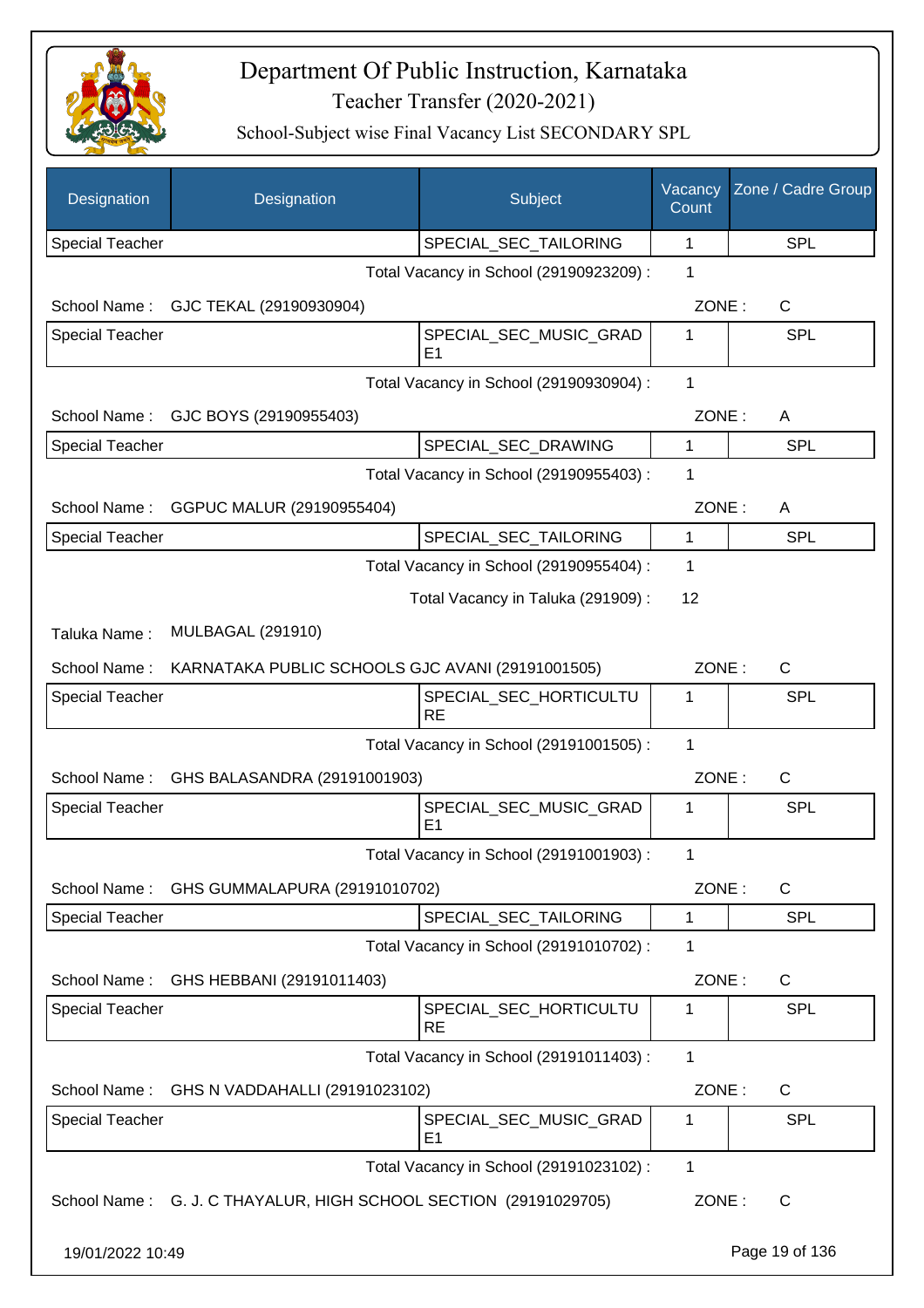# Department Of Public Instruction, Karnataka

Teacher Transfer (2020-2021)

School-Subject wise Final Vacancy List SECONDARY SPL

| Designation | Designation | Subject | Vacancy Count | Zone / Cadre Group |
|---|---|---|---|---|
| Special Teacher | | SPECIAL_SEC_TAILORING | 1 | SPL |

Total Vacancy in School (29190923209) : 1

School Name : GJC TEKAL (29190930904) ZONE : C

| Special Teacher | | SPECIAL_SEC_MUSIC_GRADE1 | 1 | SPL |
|---|---|---|---|---|

Total Vacancy in School (29190930904) : 1

School Name : GJC BOYS (29190955403) ZONE : A

| Special Teacher | | SPECIAL_SEC_DRAWING | 1 | SPL |
|---|---|---|---|---|

Total Vacancy in School (29190955403) : 1

School Name : GGPUC MALUR (29190955404) ZONE : A

| Special Teacher | | SPECIAL_SEC_TAILORING | 1 | SPL |
|---|---|---|---|---|

Total Vacancy in School (29190955404) : 1

Total Vacancy in Taluka (291909) : 12

Taluka Name : MULBAGAL (291910)

School Name : KARNATAKA PUBLIC SCHOOLS GJC AVANI (29191001505) ZONE : C

| Special Teacher | | SPECIAL_SEC_HORTICULTURE | 1 | SPL |
|---|---|---|---|---|

Total Vacancy in School (29191001505) : 1

School Name : GHS BALASANDRA (29191001903) ZONE : C

| Special Teacher | | SPECIAL_SEC_MUSIC_GRADE1 | 1 | SPL |
|---|---|---|---|---|

Total Vacancy in School (29191001903) : 1

School Name : GHS GUMMALAPURA (29191010702) ZONE : C

| Special Teacher | | SPECIAL_SEC_TAILORING | 1 | SPL |
|---|---|---|---|---|

Total Vacancy in School (29191010702) : 1

School Name : GHS HEBBANI (29191011403) ZONE : C

| Special Teacher | | SPECIAL_SEC_HORTICULTURE | 1 | SPL |
|---|---|---|---|---|

Total Vacancy in School (29191011403) : 1

School Name : GHS N VADDAHALLI (29191023102) ZONE : C

| Special Teacher | | SPECIAL_SEC_MUSIC_GRADE1 | 1 | SPL |
|---|---|---|---|---|

Total Vacancy in School (29191023102) : 1

School Name : G. J. C THAYALUR, HIGH SCHOOL SECTION (29191029705) ZONE : C

19/01/2022 10:49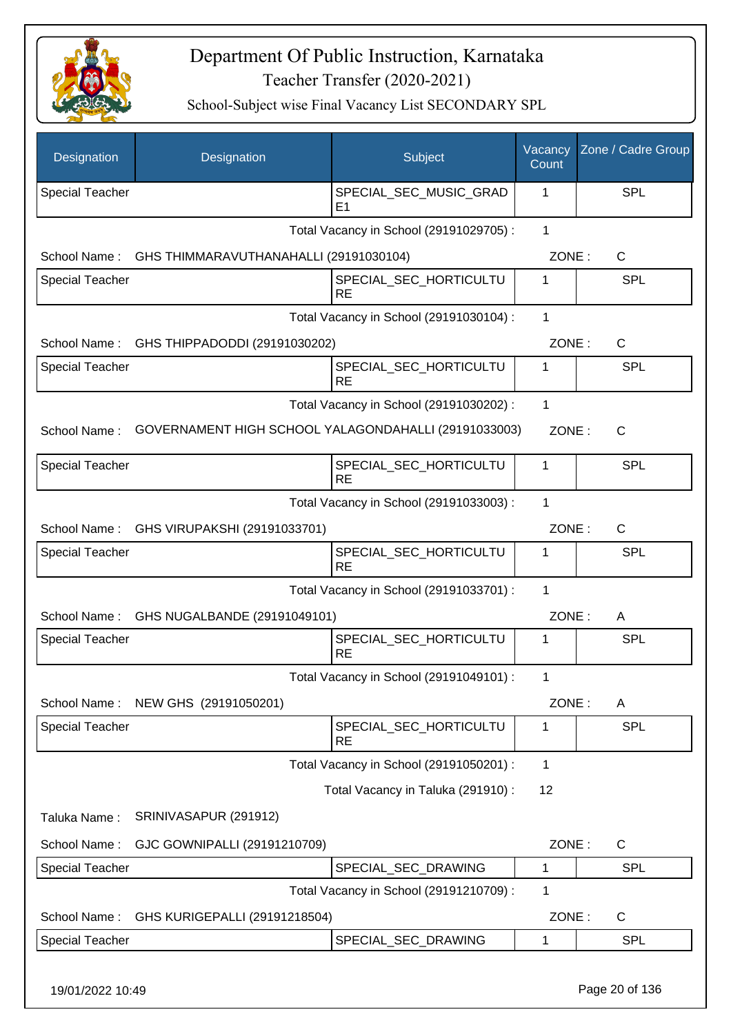# Department Of Public Instruction, Karnataka

## Teacher Transfer (2020-2021)

### School-Subject wise Final Vacancy List SECONDARY SPL

| Designation | Designation | Subject | Vacancy Count | Zone / Cadre Group |
|---|---|---|---|---|
| Special Teacher | | SPECIAL_SEC_MUSIC_GRADE1 | 1 | SPL |

Total Vacancy in School (29191029705) : 1

School Name : GHS THIMMARAVUTHANAHALLI (29191030104) ZONE : C

| Designation | Designation | Subject | Vacancy Count | Zone / Cadre Group |
|---|---|---|---|---|
| Special Teacher | | SPECIAL_SEC_HORTICULTURE | 1 | SPL |

Total Vacancy in School (29191030104) : 1

School Name : GHS THIPPADODDI (29191030202) ZONE : C

| Designation | Designation | Subject | Vacancy Count | Zone / Cadre Group |
|---|---|---|---|---|
| Special Teacher | | SPECIAL_SEC_HORTICULTURE | 1 | SPL |

Total Vacancy in School (29191030202) : 1

School Name : GOVERNAMENT HIGH SCHOOL YALAGONDAHALLI (29191033003) ZONE : C

| Designation | Designation | Subject | Vacancy Count | Zone / Cadre Group |
|---|---|---|---|---|
| Special Teacher | | SPECIAL_SEC_HORTICULTURE | 1 | SPL |

Total Vacancy in School (29191033003) : 1

School Name : GHS VIRUPAKSHI (29191033701) ZONE : C

| Designation | Designation | Subject | Vacancy Count | Zone / Cadre Group |
|---|---|---|---|---|
| Special Teacher | | SPECIAL_SEC_HORTICULTURE | 1 | SPL |

Total Vacancy in School (29191033701) : 1

School Name : GHS NUGALBANDE (29191049101) ZONE : A

| Designation | Designation | Subject | Vacancy Count | Zone / Cadre Group |
|---|---|---|---|---|
| Special Teacher | | SPECIAL_SEC_HORTICULTURE | 1 | SPL |

Total Vacancy in School (29191049101) : 1

School Name : NEW GHS (29191050201) ZONE : A

| Designation | Designation | Subject | Vacancy Count | Zone / Cadre Group |
|---|---|---|---|---|
| Special Teacher | | SPECIAL_SEC_HORTICULTURE | 1 | SPL |

Total Vacancy in School (29191050201) : 1

Total Vacancy in Taluka (291910) : 12

Taluka Name : SRINIVASAPUR (291912)

School Name : GJC GOWNIPALLI (29191210709) ZONE : C

| Designation | Designation | Subject | Vacancy Count | Zone / Cadre Group |
|---|---|---|---|---|
| Special Teacher | | SPECIAL_SEC_DRAWING | 1 | SPL |

Total Vacancy in School (29191210709) : 1

School Name : GHS KURIGEPALLI (29191218504) ZONE : C

| Designation | Designation | Subject | Vacancy Count | Zone / Cadre Group |
|---|---|---|---|---|
| Special Teacher | | SPECIAL_SEC_DRAWING | 1 | SPL |

19/01/2022 10:49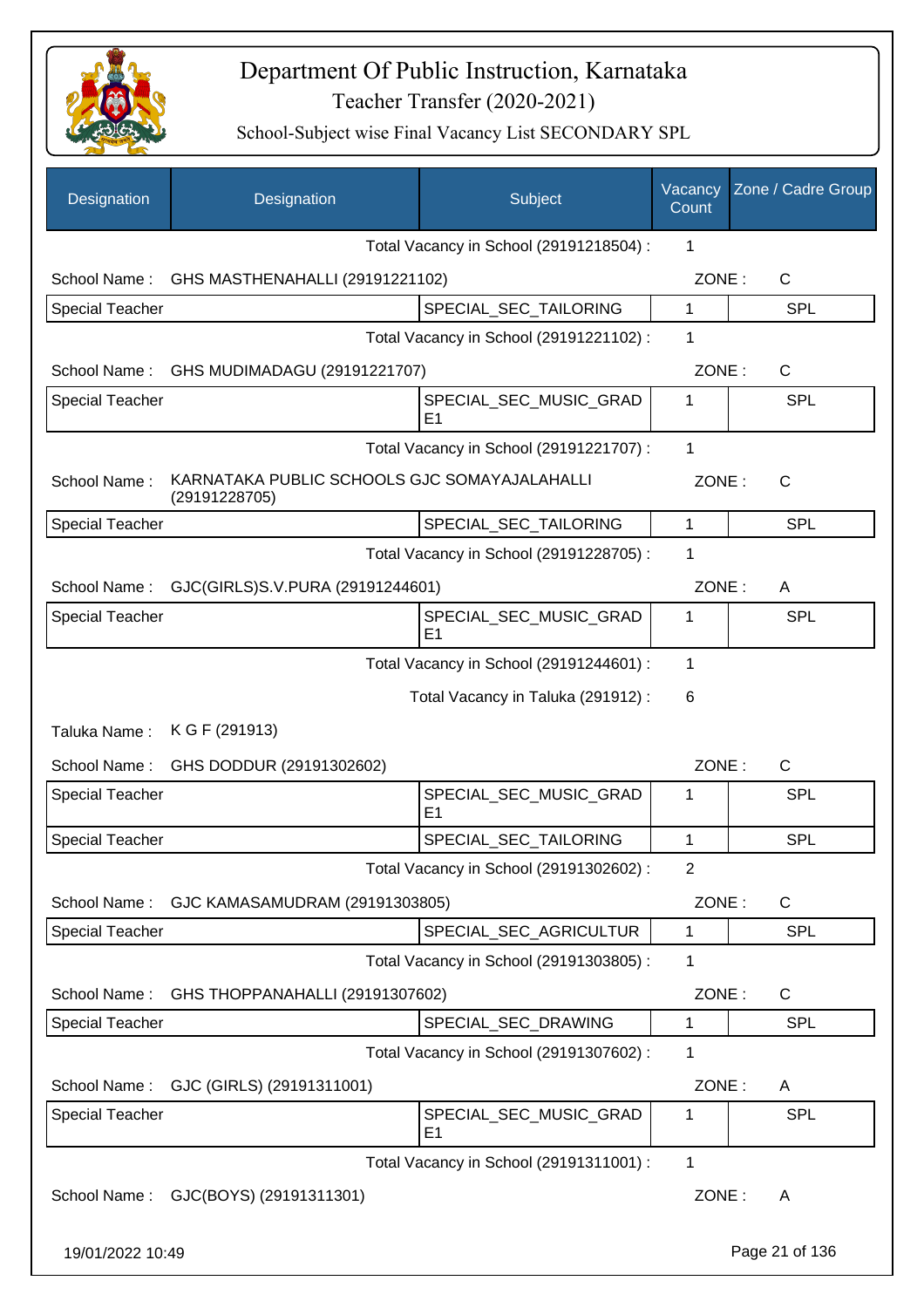# Department Of Public Instruction, Karnataka

Teacher Transfer (2020-2021)

School-Subject wise Final Vacancy List SECONDARY SPL

| Designation | Designation | Subject | Vacancy Count | Zone / Cadre Group |
|---|---|---|---|---|
| | | Total Vacancy in School (29191218504) : | 1 | |
| School Name : | GHS MASTHENAHALLI (29191221102) | | ZONE : | C |
| Special Teacher | | SPECIAL_SEC_TAILORING | 1 | SPL |
| | | Total Vacancy in School (29191221102) : | 1 | |
| School Name : | GHS MUDIMADAGU (29191221707) | | ZONE : | C |
| Special Teacher | | SPECIAL_SEC_MUSIC_GRADE1 | 1 | SPL |
| | | Total Vacancy in School (29191221707) : | 1 | |
| School Name : | KARNATAKA PUBLIC SCHOOLS GJC SOMAYAJALAHALLI (29191228705) | | ZONE : | C |
| Special Teacher | | SPECIAL_SEC_TAILORING | 1 | SPL |
| | | Total Vacancy in School (29191228705) : | 1 | |
| School Name : | GJC(GIRLS)S.V.PURA (29191244601) | | ZONE : | A |
| Special Teacher | | SPECIAL_SEC_MUSIC_GRADE1 | 1 | SPL |
| | | Total Vacancy in School (29191244601) : | 1 | |
| | | Total Vacancy in Taluka (291912) : | 6 | |
| Taluka Name : | K G F (291913) | | | |
| School Name : | GHS DODDUR (29191302602) | | ZONE : | C |
| Special Teacher | | SPECIAL_SEC_MUSIC_GRADE1 | 1 | SPL |
| Special Teacher | | SPECIAL_SEC_TAILORING | 1 | SPL |
| | | Total Vacancy in School (29191302602) : | 2 | |
| School Name : | GJC KAMASAMUDRAM (29191303805) | | ZONE : | C |
| Special Teacher | | SPECIAL_SEC_AGRICULTUR | 1 | SPL |
| | | Total Vacancy in School (29191303805) : | 1 | |
| School Name : | GHS THOPPANAHALLI (29191307602) | | ZONE : | C |
| Special Teacher | | SPECIAL_SEC_DRAWING | 1 | SPL |
| | | Total Vacancy in School (29191307602) : | 1 | |
| School Name : | GJC (GIRLS) (29191311001) | | ZONE : | A |
| Special Teacher | | SPECIAL_SEC_MUSIC_GRADE1 | 1 | SPL |
| | | Total Vacancy in School (29191311001) : | 1 | |
| School Name : | GJC(BOYS) (29191311301) | | ZONE : | A |

19/01/2022 10:49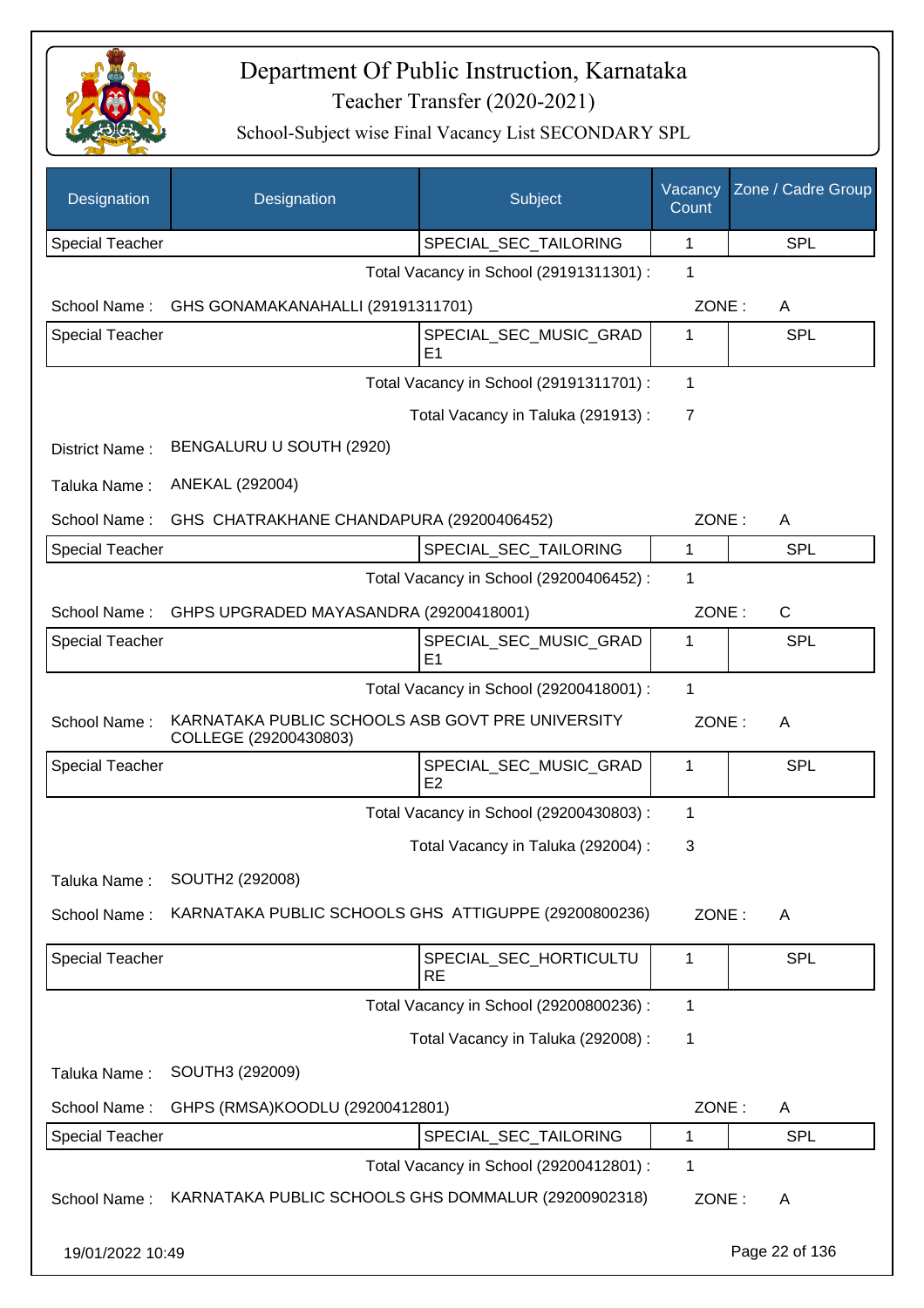# Department Of Public Instruction, Karnataka

Teacher Transfer (2020-2021)

School-Subject wise Final Vacancy List SECONDARY SPL

| Designation | Designation | Subject | Vacancy Count | Zone / Cadre Group |
|---|---|---|---|---|
| Special Teacher | | SPECIAL_SEC_TAILORING | 1 | SPL |

Total Vacancy in School (29191311301) : 1

School Name : GHS GONAMAKANAHALLI (29191311701) ZONE : A

| Designation | Designation | Subject | Vacancy Count | Zone / Cadre Group |
|---|---|---|---|---|
| Special Teacher | | SPECIAL_SEC_MUSIC_GRADE1 | 1 | SPL |

Total Vacancy in School (29191311701) : 1

Total Vacancy in Taluka (291913) : 7

District Name : BENGALURU U SOUTH (2920)

Taluka Name : ANEKAL (292004)

School Name : GHS CHATRAKHANE CHANDAPURA (29200406452) ZONE : A

| Designation | Designation | Subject | Vacancy Count | Zone / Cadre Group |
|---|---|---|---|---|
| Special Teacher | | SPECIAL_SEC_TAILORING | 1 | SPL |

Total Vacancy in School (29200406452) : 1

School Name : GHPS UPGRADED MAYASANDRA (29200418001) ZONE : C

| Designation | Designation | Subject | Vacancy Count | Zone / Cadre Group |
|---|---|---|---|---|
| Special Teacher | | SPECIAL_SEC_MUSIC_GRADE1 | 1 | SPL |

Total Vacancy in School (29200418001) : 1

School Name : KARNATAKA PUBLIC SCHOOLS ASB GOVT PRE UNIVERSITY COLLEGE (29200430803) ZONE : A

| Designation | Designation | Subject | Vacancy Count | Zone / Cadre Group |
|---|---|---|---|---|
| Special Teacher | | SPECIAL_SEC_MUSIC_GRADE2 | 1 | SPL |

Total Vacancy in School (29200430803) : 1

Total Vacancy in Taluka (292004) : 3

Taluka Name : SOUTH2 (292008)

School Name : KARNATAKA PUBLIC SCHOOLS GHS ATTIGUPPE (29200800236) ZONE : A

| Designation | Designation | Subject | Vacancy Count | Zone / Cadre Group |
|---|---|---|---|---|
| Special Teacher | | SPECIAL_SEC_HORTICULTURE | 1 | SPL |

Total Vacancy in School (29200800236) : 1

Total Vacancy in Taluka (292008) : 1

Taluka Name : SOUTH3 (292009)

School Name : GHPS (RMSA)KOODLU (29200412801) ZONE : A

| Designation | Designation | Subject | Vacancy Count | Zone / Cadre Group |
|---|---|---|---|---|
| Special Teacher | | SPECIAL_SEC_TAILORING | 1 | SPL |

Total Vacancy in School (29200412801) : 1

School Name : KARNATAKA PUBLIC SCHOOLS GHS DOMMALUR (29200902318) ZONE : A

19/01/2022 10:49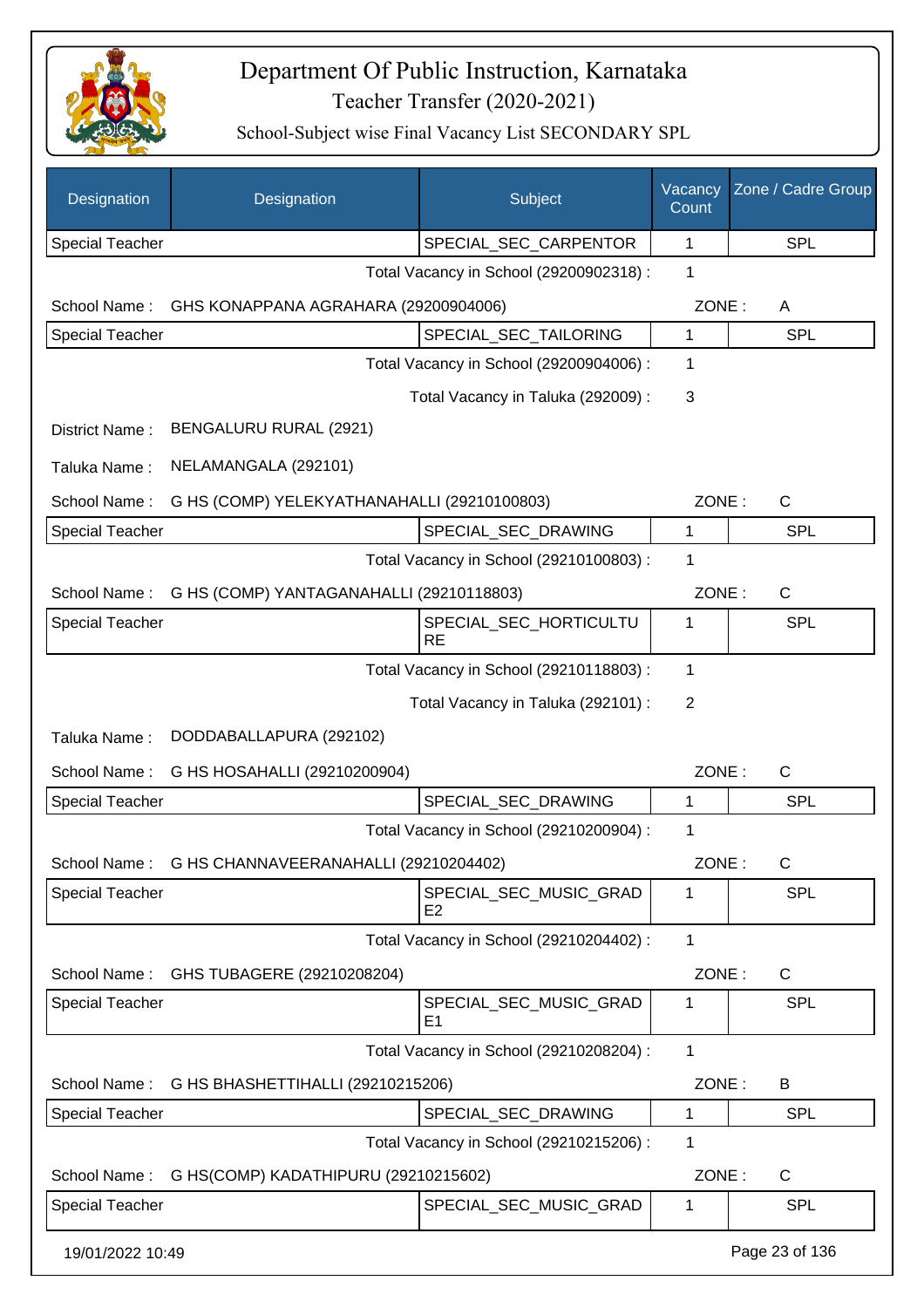# Department Of Public Instruction, Karnataka

## Teacher Transfer (2020-2021)

### School-Subject wise Final Vacancy List SECONDARY SPL

| Designation | Designation | Subject | Vacancy Count | Zone / Cadre Group |
|---|---|---|---|---|
| Special Teacher | | SPECIAL_SEC_CARPENTOR | 1 | SPL |

Total Vacancy in School (29200902318) : 1

School Name : GHS KONAPPANA AGRAHARA (29200904006) ZONE : A

| Designation | Designation | Subject | Vacancy Count | Zone / Cadre Group |
|---|---|---|---|---|
| Special Teacher | | SPECIAL_SEC_TAILORING | 1 | SPL |

Total Vacancy in School (29200904006) : 1

Total Vacancy in Taluka (292009) : 3

District Name : BENGALURU RURAL (2921)

Taluka Name : NELAMANGALA (292101)

School Name : G HS (COMP) YELEKYATHANAHALLI (29210100803) ZONE : C

| Designation | Designation | Subject | Vacancy Count | Zone / Cadre Group |
|---|---|---|---|---|
| Special Teacher | | SPECIAL_SEC_DRAWING | 1 | SPL |

Total Vacancy in School (29210100803) : 1

School Name : G HS (COMP) YANTAGANAHALLI (29210118803) ZONE : C

| Designation | Designation | Subject | Vacancy Count | Zone / Cadre Group |
|---|---|---|---|---|
| Special Teacher | | SPECIAL_SEC_HORTICULTURE | 1 | SPL |

Total Vacancy in School (29210118803) : 1

Total Vacancy in Taluka (292101) : 2

Taluka Name : DODDABALLAPURA (292102)

School Name : G HS HOSAHALLI (29210200904) ZONE : C

| Designation | Designation | Subject | Vacancy Count | Zone / Cadre Group |
|---|---|---|---|---|
| Special Teacher | | SPECIAL_SEC_DRAWING | 1 | SPL |

Total Vacancy in School (29210200904) : 1

School Name : G HS CHANNAVEERANAHALLI (29210204402) ZONE : C

| Designation | Designation | Subject | Vacancy Count | Zone / Cadre Group |
|---|---|---|---|---|
| Special Teacher | | SPECIAL_SEC_MUSIC_GRADE2 | 1 | SPL |

Total Vacancy in School (29210204402) : 1

School Name : GHS TUBAGERE (29210208204) ZONE : C

| Designation | Designation | Subject | Vacancy Count | Zone / Cadre Group |
|---|---|---|---|---|
| Special Teacher | | SPECIAL_SEC_MUSIC_GRADE1 | 1 | SPL |

Total Vacancy in School (29210208204) : 1

School Name : G HS BHASHETTIHALLI (29210215206) ZONE : B

| Designation | Designation | Subject | Vacancy Count | Zone / Cadre Group |
|---|---|---|---|---|
| Special Teacher | | SPECIAL_SEC_DRAWING | 1 | SPL |

Total Vacancy in School (29210215206) : 1

School Name : G HS(COMP) KADATHIPURU (29210215602) ZONE : C

| Designation | Designation | Subject | Vacancy Count | Zone / Cadre Group |
|---|---|---|---|---|
| Special Teacher | | SPECIAL_SEC_MUSIC_GRAD | 1 | SPL |

19/01/2022 10:49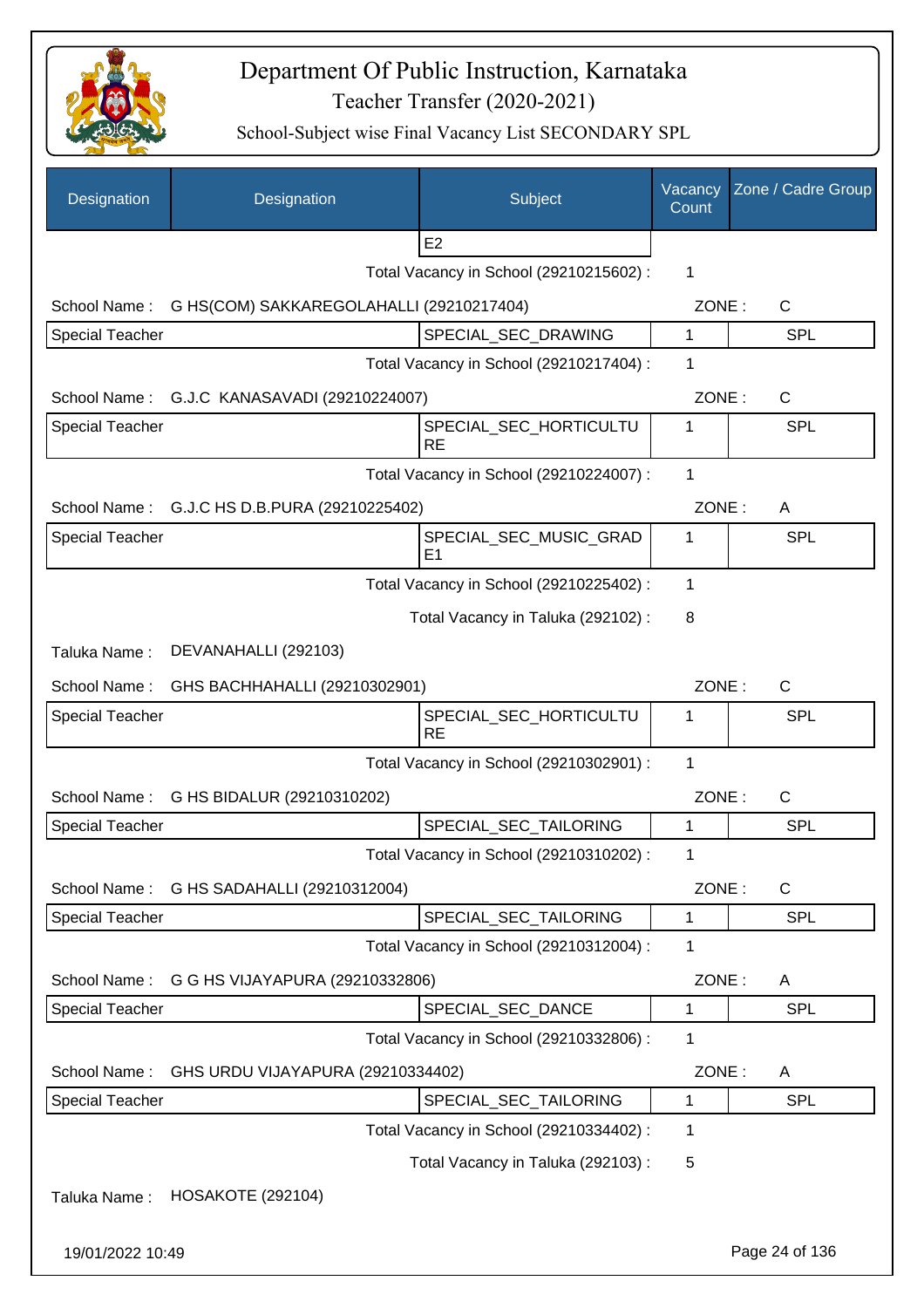# Department Of Public Instruction, Karnataka

Teacher Transfer (2020-2021)

School-Subject wise Final Vacancy List SECONDARY SPL

| Designation | Designation | Subject | Vacancy Count | Zone / Cadre Group |
|---|---|---|---|---|
| | | E2 | | |

Total Vacancy in School (29210215602) : 1

School Name : G HS(COM) SAKKAREGOLAHALLI (29210217404) ZONE : C

| Special Teacher | SPECIAL_SEC_DRAWING | 1 | SPL |
|---|---|---|---|

Total Vacancy in School (29210217404) : 1

School Name : G.J.C KANASAVADI (29210224007) ZONE : C

| Special Teacher | SPECIAL_SEC_HORTICULTURE | 1 | SPL |
|---|---|---|---|

Total Vacancy in School (29210224007) : 1

School Name : G.J.C HS D.B.PURA (29210225402) ZONE : A

| Special Teacher | SPECIAL_SEC_MUSIC_GRADE1 | 1 | SPL |
|---|---|---|---|

Total Vacancy in School (29210225402) : 1

Total Vacancy in Taluka (292102) : 8

Taluka Name : DEVANAHALLI (292103)

School Name : GHS BACHHAHALLI (29210302901) ZONE : C

| Special Teacher | SPECIAL_SEC_HORTICULTURE | 1 | SPL |
|---|---|---|---|

Total Vacancy in School (29210302901) : 1

School Name : G HS BIDALUR (29210310202) ZONE : C

| Special Teacher | SPECIAL_SEC_TAILORING | 1 | SPL |
|---|---|---|---|

Total Vacancy in School (29210310202) : 1

School Name : G HS SADAHALLI (29210312004) ZONE : C

| Special Teacher | SPECIAL_SEC_TAILORING | 1 | SPL |
|---|---|---|---|

Total Vacancy in School (29210312004) : 1

School Name : G G HS VIJAYAPURA (29210332806) ZONE : A

| Special Teacher | SPECIAL_SEC_DANCE | 1 | SPL |
|---|---|---|---|

Total Vacancy in School (29210332806) : 1

School Name : GHS URDU VIJAYAPURA (29210334402) ZONE : A

| Special Teacher | SPECIAL_SEC_TAILORING | 1 | SPL |
|---|---|---|---|

Total Vacancy in School (29210334402) : 1

Total Vacancy in Taluka (292103) : 5

Taluka Name : HOSAKOTE (292104)

19/01/2022 10:49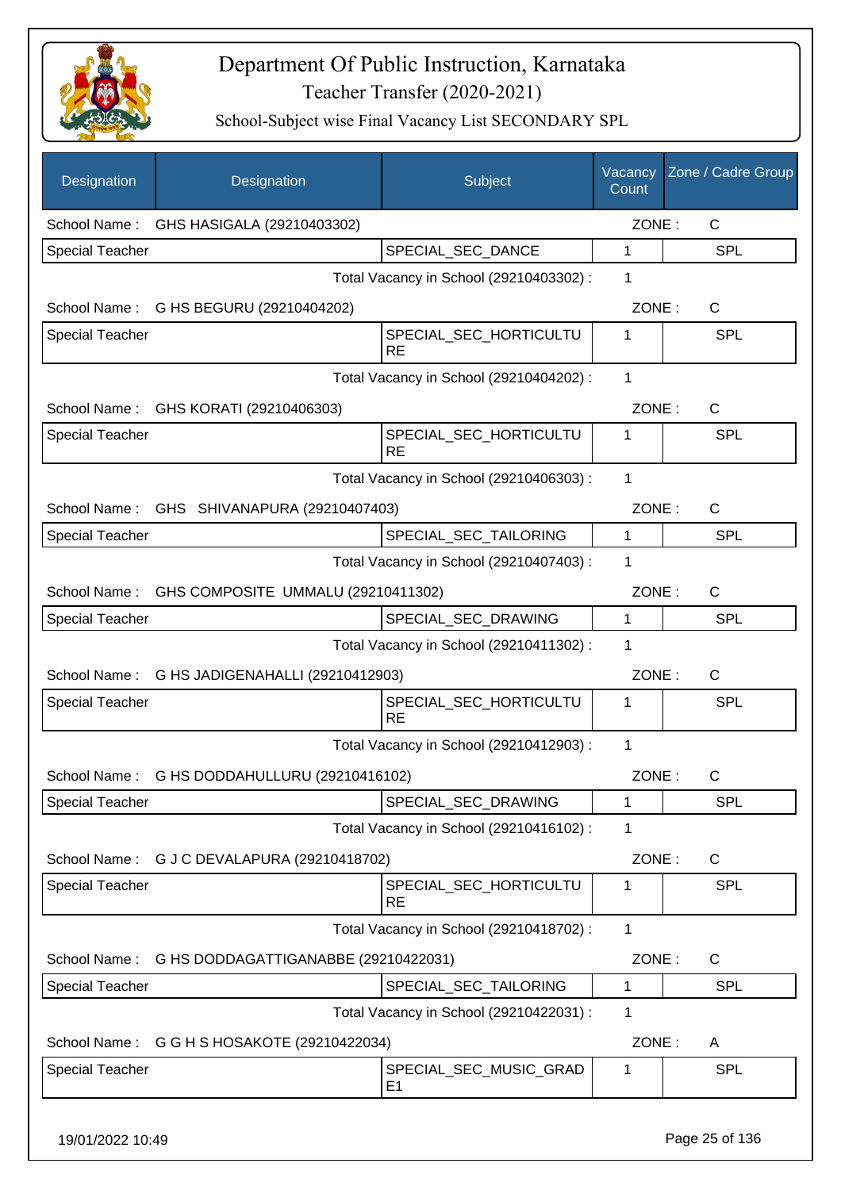# Department Of Public Instruction, Karnataka

Teacher Transfer (2020-2021)

School-Subject wise Final Vacancy List SECONDARY SPL

| Designation | Designation | Subject | Vacancy Count | Zone / Cadre Group |
|---|---|---|---|---|
| School Name : | GHS HASIGALA (29210403302) | | ZONE : | C |
| Special Teacher | | SPECIAL_SEC_DANCE | 1 | SPL |
| | | Total Vacancy in School (29210403302) : | 1 | |
| School Name : | G HS BEGURU (29210404202) | | ZONE : | C |
| Special Teacher | | SPECIAL_SEC_HORTICULTURE | 1 | SPL |
| | | Total Vacancy in School (29210404202) : | 1 | |
| School Name : | GHS KORATI (29210406303) | | ZONE : | C |
| Special Teacher | | SPECIAL_SEC_HORTICULTURE | 1 | SPL |
| | | Total Vacancy in School (29210406303) : | 1 | |
| School Name : | GHS SHIVANAPURA (29210407403) | | ZONE : | C |
| Special Teacher | | SPECIAL_SEC_TAILORING | 1 | SPL |
| | | Total Vacancy in School (29210407403) : | 1 | |
| School Name : | GHS COMPOSITE UMMALU (29210411302) | | ZONE : | C |
| Special Teacher | | SPECIAL_SEC_DRAWING | 1 | SPL |
| | | Total Vacancy in School (29210411302) : | 1 | |
| School Name : | G HS JADIGENAHALLI (29210412903) | | ZONE : | C |
| Special Teacher | | SPECIAL_SEC_HORTICULTURE | 1 | SPL |
| | | Total Vacancy in School (29210412903) : | 1 | |
| School Name : | G HS DODDAHULLURU (29210416102) | | ZONE : | C |
| Special Teacher | | SPECIAL_SEC_DRAWING | 1 | SPL |
| | | Total Vacancy in School (29210416102) : | 1 | |
| School Name : | G J C DEVALAPURA (29210418702) | | ZONE : | C |
| Special Teacher | | SPECIAL_SEC_HORTICULTURE | 1 | SPL |
| | | Total Vacancy in School (29210418702) : | 1 | |
| School Name : | G HS DODDAGATTIGANABBE (29210422031) | | ZONE : | C |
| Special Teacher | | SPECIAL_SEC_TAILORING | 1 | SPL |
| | | Total Vacancy in School (29210422031) : | 1 | |
| School Name : | G G H S HOSAKOTE (29210422034) | | ZONE : | A |
| Special Teacher | | SPECIAL_SEC_MUSIC_GRADE1 | 1 | SPL |

19/01/2022 10:49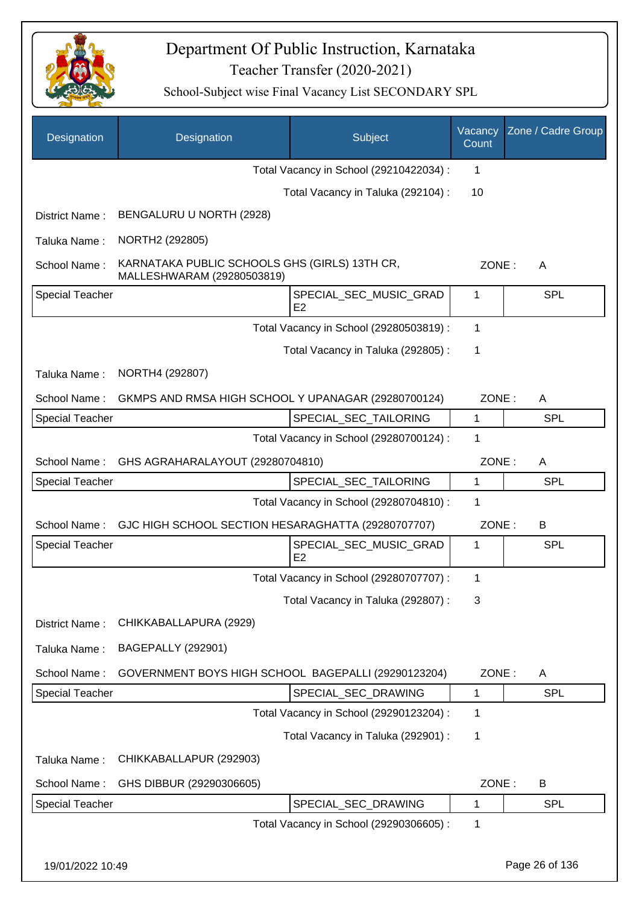# Department Of Public Instruction, Karnataka
## Teacher Transfer (2020-2021)
### School-Subject wise Final Vacancy List SECONDARY SPL

| Designation | Designation | Subject | Vacancy Count | Zone / Cadre Group |
|---|---|---|---|---|
| | | Total Vacancy in School (29210422034) : | 1 | |
| | | Total Vacancy in Taluka (292104) : | 10 | |
| District Name : | BENGALURU U NORTH (2928) | | | |
| Taluka Name : | NORTH2 (292805) | | | |
| School Name : | KARNATAKA PUBLIC SCHOOLS GHS (GIRLS) 13TH CR, MALLESHWARAM (29280503819) | | ZONE : | A |
| Special Teacher | | SPECIAL_SEC_MUSIC_GRADE2 | 1 | SPL |
| | | Total Vacancy in School (29280503819) : | 1 | |
| | | Total Vacancy in Taluka (292805) : | 1 | |
| Taluka Name : | NORTH4 (292807) | | | |
| School Name : | GKMPS AND RMSA HIGH SCHOOL Y UPANAGAR (29280700124) | | ZONE : | A |
| Special Teacher | | SPECIAL_SEC_TAILORING | 1 | SPL |
| | | Total Vacancy in School (29280700124) : | 1 | |
| School Name : | GHS AGRAHARALAYOUT (29280704810) | | ZONE : | A |
| Special Teacher | | SPECIAL_SEC_TAILORING | 1 | SPL |
| | | Total Vacancy in School (29280704810) : | 1 | |
| School Name : | GJC HIGH SCHOOL SECTION HESARAGHATTA (29280707707) | | ZONE : | B |
| Special Teacher | | SPECIAL_SEC_MUSIC_GRADE2 | 1 | SPL |
| | | Total Vacancy in School (29280707707) : | 1 | |
| | | Total Vacancy in Taluka (292807) : | 3 | |
| District Name : | CHIKKABALLAPURA (2929) | | | |
| Taluka Name : | BAGEPALLY (292901) | | | |
| School Name : | GOVERNMENT BOYS HIGH SCHOOL BAGEPALLI (29290123204) | | ZONE : | A |
| Special Teacher | | SPECIAL_SEC_DRAWING | 1 | SPL |
| | | Total Vacancy in School (29290123204) : | 1 | |
| | | Total Vacancy in Taluka (292901) : | 1 | |
| Taluka Name : | CHIKKABALLAPUR (292903) | | | |
| School Name : | GHS DIBBUR (29290306605) | | ZONE : | B |
| Special Teacher | | SPECIAL_SEC_DRAWING | 1 | SPL |
| | | Total Vacancy in School (29290306605) : | 1 | |

19/01/2022 10:49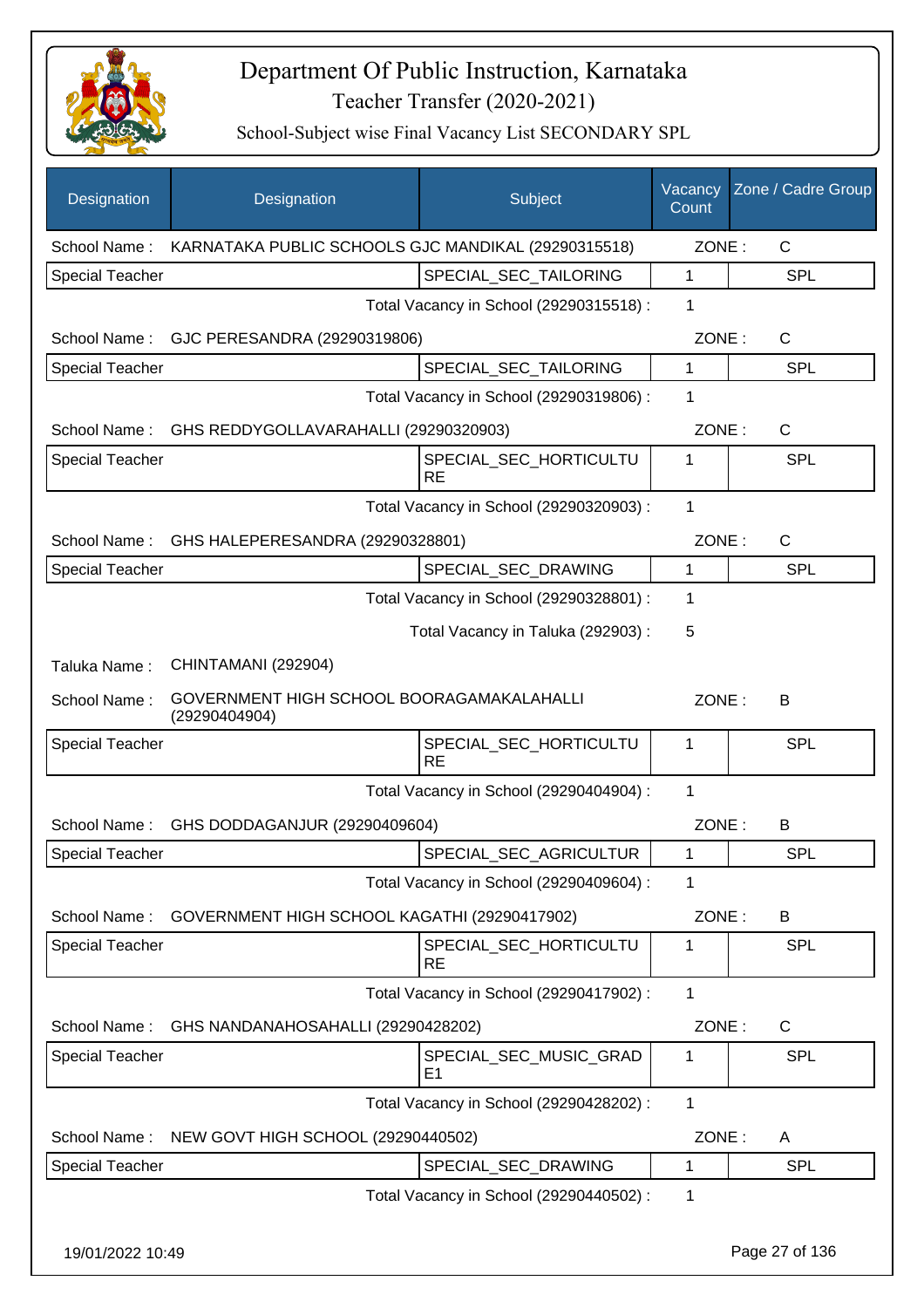# Department Of Public Instruction, Karnataka

## Teacher Transfer (2020-2021)

### School-Subject wise Final Vacancy List SECONDARY SPL

| Designation | Designation | Subject | Vacancy Count | Zone / Cadre Group |
|---|---|---|---|---|
| School Name : | KARNATAKA PUBLIC SCHOOLS GJC MANDIKAL (29290315518) | | ZONE : | C |
| Special Teacher | | SPECIAL_SEC_TAILORING | 1 | SPL |
| | | Total Vacancy in School (29290315518) : | 1 | |
| School Name : | GJC PERESANDRA (29290319806) | | ZONE : | C |
| Special Teacher | | SPECIAL_SEC_TAILORING | 1 | SPL |
| | | Total Vacancy in School (29290319806) : | 1 | |
| School Name : | GHS REDDYGOLLAVARAHALLI (29290320903) | | ZONE : | C |
| Special Teacher | | SPECIAL_SEC_HORTICULTURE | 1 | SPL |
| | | Total Vacancy in School (29290320903) : | 1 | |
| School Name : | GHS HALEPERESANDRA (29290328801) | | ZONE : | C |
| Special Teacher | | SPECIAL_SEC_DRAWING | 1 | SPL |
| | | Total Vacancy in School (29290328801) : | 1 | |
| | | Total Vacancy in Taluka (292903) : | 5 | |
| Taluka Name : | CHINTAMANI (292904) | | | |
| School Name : | GOVERNMENT HIGH SCHOOL BOORAGAMAKALAHALLI (29290404904) | | ZONE : | B |
| Special Teacher | | SPECIAL_SEC_HORTICULTURE | 1 | SPL |
| | | Total Vacancy in School (29290404904) : | 1 | |
| School Name : | GHS DODDAGANJUR (29290409604) | | ZONE : | B |
| Special Teacher | | SPECIAL_SEC_AGRICULTUR | 1 | SPL |
| | | Total Vacancy in School (29290409604) : | 1 | |
| School Name : | GOVERNMENT HIGH SCHOOL KAGATHI (29290417902) | | ZONE : | B |
| Special Teacher | | SPECIAL_SEC_HORTICULTURE | 1 | SPL |
| | | Total Vacancy in School (29290417902) : | 1 | |
| School Name : | GHS NANDANAHOSAHALLI (29290428202) | | ZONE : | C |
| Special Teacher | | SPECIAL_SEC_MUSIC_GRADE1 | 1 | SPL |
| | | Total Vacancy in School (29290428202) : | 1 | |
| School Name : | NEW GOVT HIGH SCHOOL (29290440502) | | ZONE : | A |
| Special Teacher | | SPECIAL_SEC_DRAWING | 1 | SPL |
| | | Total Vacancy in School (29290440502) : | 1 | |

19/01/2022 10:49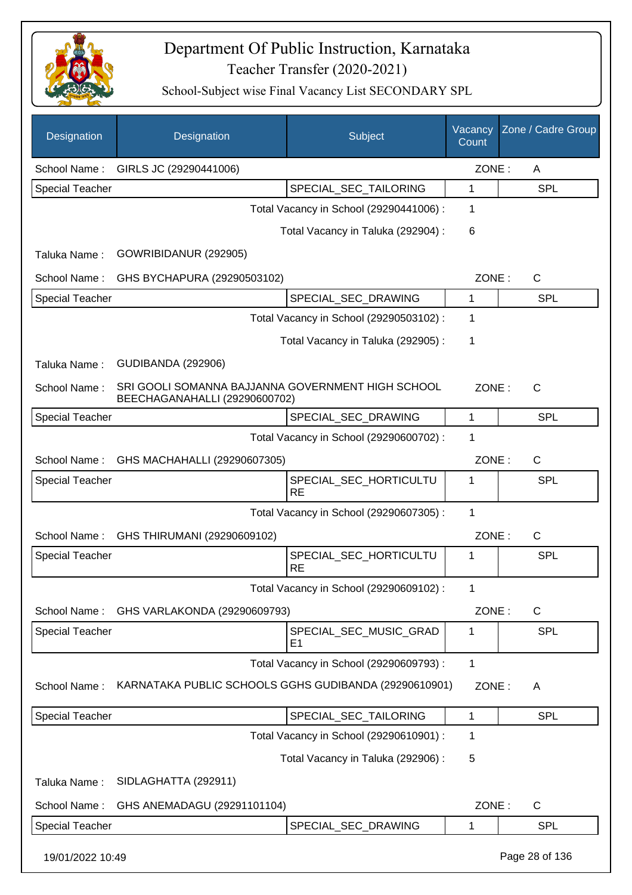# Department Of Public Instruction, Karnataka

Teacher Transfer (2020-2021)

School-Subject wise Final Vacancy List SECONDARY SPL

| Designation | Designation | Subject | Vacancy Count | Zone / Cadre Group |
|---|---|---|---|---|
| School Name : | GIRLS JC (29290441006) | | ZONE : | A |
| Special Teacher | | SPECIAL_SEC_TAILORING | 1 | SPL |
| | | Total Vacancy in School (29290441006) : | 1 | |
| | | Total Vacancy in Taluka (292904) : | 6 | |
| Taluka Name : | GOWRIBIDANUR (292905) | | | |
| School Name : | GHS BYCHAPURA (29290503102) | | ZONE : | C |
| Special Teacher | | SPECIAL_SEC_DRAWING | 1 | SPL |
| | | Total Vacancy in School (29290503102) : | 1 | |
| | | Total Vacancy in Taluka (292905) : | 1 | |
| Taluka Name : | GUDIBANDA (292906) | | | |
| School Name : | SRI GOOLI SOMANNA BAJJANNA GOVERNMENT HIGH SCHOOL BEECHAGANAHALLI (29290600702) | | ZONE : | C |
| Special Teacher | | SPECIAL_SEC_DRAWING | 1 | SPL |
| | | Total Vacancy in School (29290600702) : | 1 | |
| School Name : | GHS MACHAHALLI (29290607305) | | ZONE : | C |
| Special Teacher | | SPECIAL_SEC_HORTICULTURE | 1 | SPL |
| | | Total Vacancy in School (29290607305) : | 1 | |
| School Name : | GHS THIRUMANI (29290609102) | | ZONE : | C |
| Special Teacher | | SPECIAL_SEC_HORTICULTURE | 1 | SPL |
| | | Total Vacancy in School (29290609102) : | 1 | |
| School Name : | GHS VARLAKONDA (29290609793) | | ZONE : | C |
| Special Teacher | | SPECIAL_SEC_MUSIC_GRADE1 | 1 | SPL |
| | | Total Vacancy in School (29290609793) : | 1 | |
| School Name : | KARNATAKA PUBLIC SCHOOLS GGHS GUDIBANDA (29290610901) | | ZONE : | A |
| Special Teacher | | SPECIAL_SEC_TAILORING | 1 | SPL |
| | | Total Vacancy in School (29290610901) : | 1 | |
| | | Total Vacancy in Taluka (292906) : | 5 | |
| Taluka Name : | SIDLAGHATTA (292911) | | | |
| School Name : | GHS ANEMADAGU (29291101104) | | ZONE : | C |
| Special Teacher | | SPECIAL_SEC_DRAWING | 1 | SPL |

19/01/2022 10:49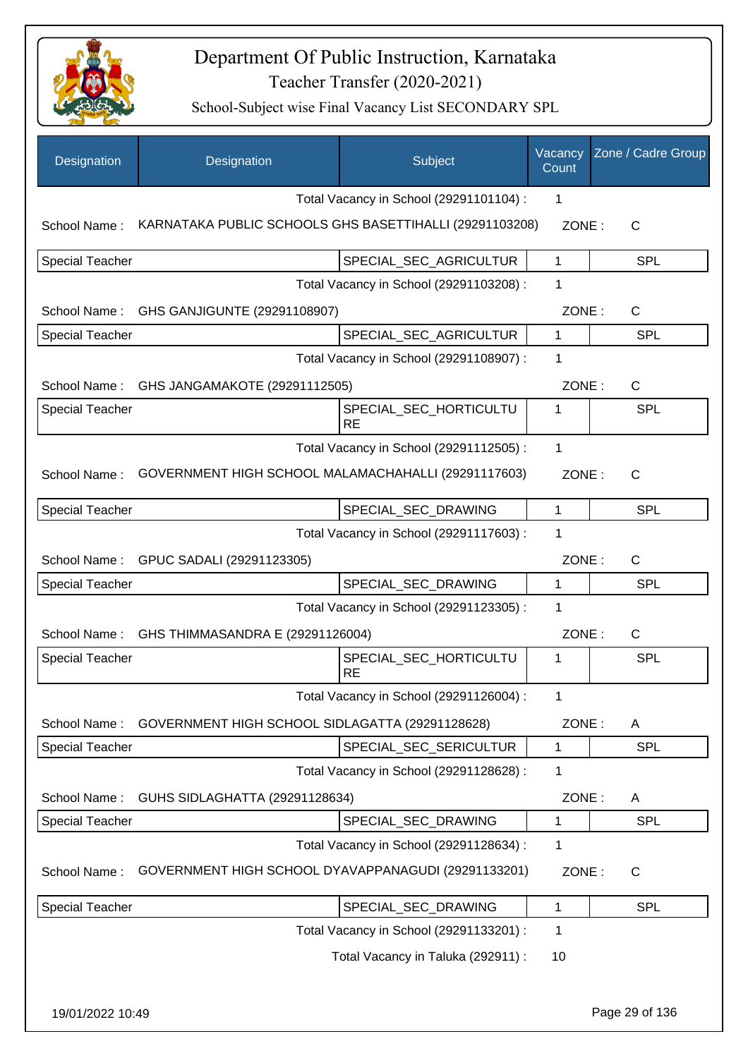# Department Of Public Instruction, Karnataka
## Teacher Transfer (2020-2021)
### School-Subject wise Final Vacancy List SECONDARY SPL

| Designation | Designation | Subject | Vacancy Count | Zone / Cadre Group |
|---|---|---|---|---|
| | | Total Vacancy in School (29291101104) : | 1 | |
| School Name : | KARNATAKA PUBLIC SCHOOLS GHS BASETTIHALLI (29291103208) | | ZONE : | C |
| Special Teacher | | SPECIAL_SEC_AGRICULTUR | 1 | SPL |
| | | Total Vacancy in School (29291103208) : | 1 | |
| School Name : | GHS GANJIGUNTE (29291108907) | | ZONE : | C |
| Special Teacher | | SPECIAL_SEC_AGRICULTUR | 1 | SPL |
| | | Total Vacancy in School (29291108907) : | 1 | |
| School Name : | GHS JANGAMAKOTE (29291112505) | | ZONE : | C |
| Special Teacher | | SPECIAL_SEC_HORTICULTURE | 1 | SPL |
| | | Total Vacancy in School (29291112505) : | 1 | |
| School Name : | GOVERNMENT HIGH SCHOOL MALAMACHAHALLI (29291117603) | | ZONE : | C |
| Special Teacher | | SPECIAL_SEC_DRAWING | 1 | SPL |
| | | Total Vacancy in School (29291117603) : | 1 | |
| School Name : | GPUC SADALI (29291123305) | | ZONE : | C |
| Special Teacher | | SPECIAL_SEC_DRAWING | 1 | SPL |
| | | Total Vacancy in School (29291123305) : | 1 | |
| School Name : | GHS THIMMASANDRA E (29291126004) | | ZONE : | C |
| Special Teacher | | SPECIAL_SEC_HORTICULTURE | 1 | SPL |
| | | Total Vacancy in School (29291126004) : | 1 | |
| School Name : | GOVERNMENT HIGH SCHOOL SIDLAGATTA (29291128628) | | ZONE : | A |
| Special Teacher | | SPECIAL_SEC_SERICULTUR | 1 | SPL |
| | | Total Vacancy in School (29291128628) : | 1 | |
| School Name : | GUHS SIDLAGHATTA (29291128634) | | ZONE : | A |
| Special Teacher | | SPECIAL_SEC_DRAWING | 1 | SPL |
| | | Total Vacancy in School (29291128634) : | 1 | |
| School Name : | GOVERNMENT HIGH SCHOOL DYAVAPPANAGUDI (29291133201) | | ZONE : | C |
| Special Teacher | | SPECIAL_SEC_DRAWING | 1 | SPL |
| | | Total Vacancy in School (29291133201) : | 1 | |
| | | Total Vacancy in Taluka (292911) : | 10 | |

19/01/2022 10:49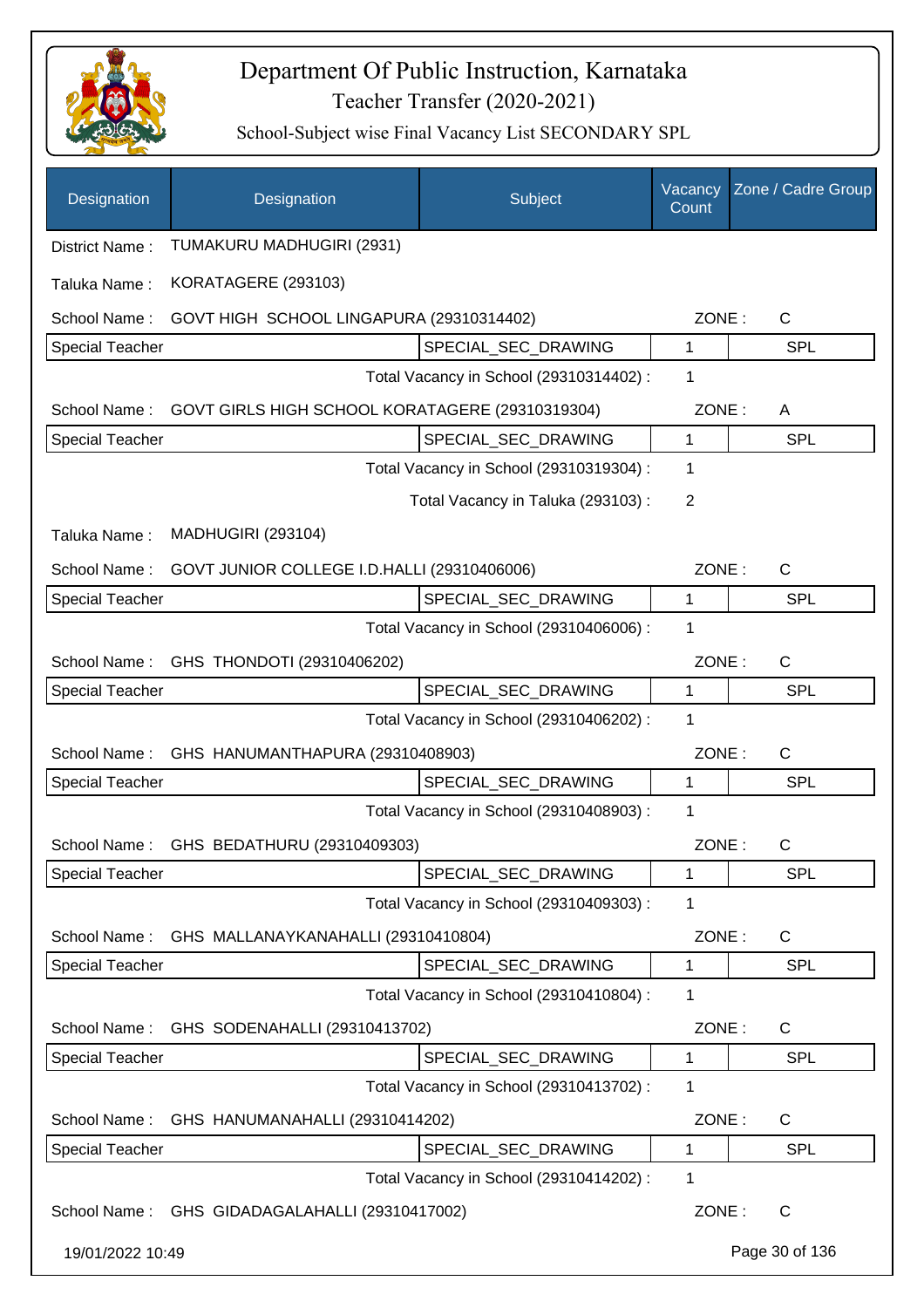# Department Of Public Instruction, Karnataka

## Teacher Transfer (2020-2021)

### School-Subject wise Final Vacancy List SECONDARY SPL

| Designation | Designation | Subject | Vacancy Count | Zone / Cadre Group |
|---|---|---|---|---|
| District Name : | TUMAKURU MADHUGIRI (2931) | | | |
| Taluka Name : | KORATAGERE (293103) | | | |
| School Name : | GOVT HIGH SCHOOL LINGAPURA (29310314402) | | ZONE : | C |
| Special Teacher | | SPECIAL_SEC_DRAWING | 1 | SPL |
| | | Total Vacancy in School (29310314402) : | 1 | |
| School Name : | GOVT GIRLS HIGH SCHOOL KORATAGERE (29310319304) | | ZONE : | A |
| Special Teacher | | SPECIAL_SEC_DRAWING | 1 | SPL |
| | | Total Vacancy in School (29310319304) : | 1 | |
| | | Total Vacancy in Taluka (293103) : | 2 | |
| Taluka Name : | MADHUGIRI (293104) | | | |
| School Name : | GOVT JUNIOR COLLEGE I.D.HALLI (29310406006) | | ZONE : | C |
| Special Teacher | | SPECIAL_SEC_DRAWING | 1 | SPL |
| | | Total Vacancy in School (29310406006) : | 1 | |
| School Name : | GHS THONDOTI (29310406202) | | ZONE : | C |
| Special Teacher | | SPECIAL_SEC_DRAWING | 1 | SPL |
| | | Total Vacancy in School (29310406202) : | 1 | |
| School Name : | GHS HANUMANTHAPURA (29310408903) | | ZONE : | C |
| Special Teacher | | SPECIAL_SEC_DRAWING | 1 | SPL |
| | | Total Vacancy in School (29310408903) : | 1 | |
| School Name : | GHS BEDATHURU (29310409303) | | ZONE : | C |
| Special Teacher | | SPECIAL_SEC_DRAWING | 1 | SPL |
| | | Total Vacancy in School (29310409303) : | 1 | |
| School Name : | GHS MALLANAYKANAHALLI (29310410804) | | ZONE : | C |
| Special Teacher | | SPECIAL_SEC_DRAWING | 1 | SPL |
| | | Total Vacancy in School (29310410804) : | 1 | |
| School Name : | GHS SODENAHALLI (29310413702) | | ZONE : | C |
| Special Teacher | | SPECIAL_SEC_DRAWING | 1 | SPL |
| | | Total Vacancy in School (29310413702) : | 1 | |
| School Name : | GHS HANUMANAHALLI (29310414202) | | ZONE : | C |
| Special Teacher | | SPECIAL_SEC_DRAWING | 1 | SPL |
| | | Total Vacancy in School (29310414202) : | 1 | |
| School Name : | GHS GIDADAGALAHALLI (29310417002) | | ZONE : | C |

19/01/2022 10:49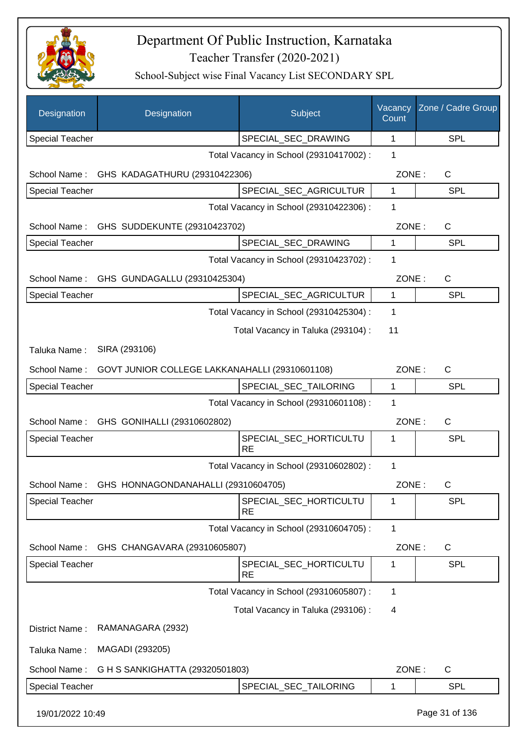# Department Of Public Instruction, Karnataka

## Teacher Transfer (2020-2021)

### School-Subject wise Final Vacancy List SECONDARY SPL

| Designation | Designation | Subject | Vacancy Count | Zone / Cadre Group |
|---|---|---|---|---|
| Special Teacher | | SPECIAL_SEC_DRAWING | 1 | SPL |

Total Vacancy in School (29310417002) : 1

School Name : GHS KADAGATHURU (29310422306) ZONE : C

| Designation | Designation | Subject | Vacancy Count | Zone / Cadre Group |
|---|---|---|---|---|
| Special Teacher | | SPECIAL_SEC_AGRICULTUR | 1 | SPL |

Total Vacancy in School (29310422306) : 1

School Name : GHS SUDDEKUNTE (29310423702) ZONE : C

| Designation | Designation | Subject | Vacancy Count | Zone / Cadre Group |
|---|---|---|---|---|
| Special Teacher | | SPECIAL_SEC_DRAWING | 1 | SPL |

Total Vacancy in School (29310423702) : 1

School Name : GHS GUNDAGALLU (29310425304) ZONE : C

| Designation | Designation | Subject | Vacancy Count | Zone / Cadre Group |
|---|---|---|---|---|
| Special Teacher | | SPECIAL_SEC_AGRICULTUR | 1 | SPL |

Total Vacancy in School (29310425304) : 1

Total Vacancy in Taluka (293104) : 11

Taluka Name : SIRA (293106)

School Name : GOVT JUNIOR COLLEGE LAKKANAHALLI (29310601108) ZONE : C

| Designation | Designation | Subject | Vacancy Count | Zone / Cadre Group |
|---|---|---|---|---|
| Special Teacher | | SPECIAL_SEC_TAILORING | 1 | SPL |

Total Vacancy in School (29310601108) : 1

School Name : GHS GONIHALLI (29310602802) ZONE : C

| Designation | Designation | Subject | Vacancy Count | Zone / Cadre Group |
|---|---|---|---|---|
| Special Teacher | | SPECIAL_SEC_HORTICULTURE | 1 | SPL |

Total Vacancy in School (29310602802) : 1

School Name : GHS HONNAGONDANAHALLI (29310604705) ZONE : C

| Designation | Designation | Subject | Vacancy Count | Zone / Cadre Group |
|---|---|---|---|---|
| Special Teacher | | SPECIAL_SEC_HORTICULTURE | 1 | SPL |

Total Vacancy in School (29310604705) : 1

School Name : GHS CHANGAVARA (29310605807) ZONE : C

| Designation | Designation | Subject | Vacancy Count | Zone / Cadre Group |
|---|---|---|---|---|
| Special Teacher | | SPECIAL_SEC_HORTICULTURE | 1 | SPL |

Total Vacancy in School (29310605807) : 1

Total Vacancy in Taluka (293106) : 4

District Name : RAMANAGARA (2932)

Taluka Name : MAGADI (293205)

School Name : G H S SANKIGHATTA (29320501803) ZONE : C

| Designation | Designation | Subject | Vacancy Count | Zone / Cadre Group |
|---|---|---|---|---|
| Special Teacher | | SPECIAL_SEC_TAILORING | 1 | SPL |

19/01/2022 10:49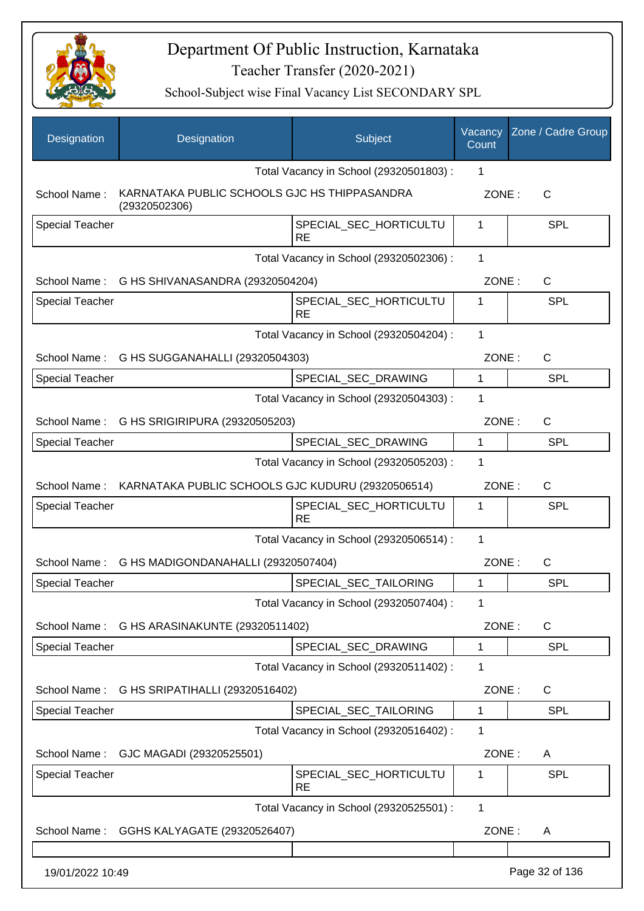# Department Of Public Instruction, Karnataka

## Teacher Transfer (2020-2021)

### School-Subject wise Final Vacancy List SECONDARY SPL

| Designation | Designation | Subject | Vacancy Count | Zone / Cadre Group |
|---|---|---|---|---|
| | | Total Vacancy in School (29320501803) : | 1 | |
| School Name : | KARNATAKA PUBLIC SCHOOLS GJC HS THIPPASANDRA (29320502306) | | ZONE : | C |
| Special Teacher | | SPECIAL_SEC_HORTICULTURE | 1 | SPL |
| | | Total Vacancy in School (29320502306) : | 1 | |
| School Name : | G HS SHIVANASANDRA (29320504204) | | ZONE : | C |
| Special Teacher | | SPECIAL_SEC_HORTICULTURE | 1 | SPL |
| | | Total Vacancy in School (29320504204) : | 1 | |
| School Name : | G HS SUGGANAHALLI (29320504303) | | ZONE : | C |
| Special Teacher | | SPECIAL_SEC_DRAWING | 1 | SPL |
| | | Total Vacancy in School (29320504303) : | 1 | |
| School Name : | G HS SRIGIRIPURA (29320505203) | | ZONE : | C |
| Special Teacher | | SPECIAL_SEC_DRAWING | 1 | SPL |
| | | Total Vacancy in School (29320505203) : | 1 | |
| School Name : | KARNATAKA PUBLIC SCHOOLS GJC KUDURU (29320506514) | | ZONE : | C |
| Special Teacher | | SPECIAL_SEC_HORTICULTURE | 1 | SPL |
| | | Total Vacancy in School (29320506514) : | 1 | |
| School Name : | G HS MADIGONDANAHALLI (29320507404) | | ZONE : | C |
| Special Teacher | | SPECIAL_SEC_TAILORING | 1 | SPL |
| | | Total Vacancy in School (29320507404) : | 1 | |
| School Name : | G HS ARASINAKUNTE (29320511402) | | ZONE : | C |
| Special Teacher | | SPECIAL_SEC_DRAWING | 1 | SPL |
| | | Total Vacancy in School (29320511402) : | 1 | |
| School Name : | G HS SRIPATIHALLI (29320516402) | | ZONE : | C |
| Special Teacher | | SPECIAL_SEC_TAILORING | 1 | SPL |
| | | Total Vacancy in School (29320516402) : | 1 | |
| School Name : | GJC MAGADI (29320525501) | | ZONE : | A |
| Special Teacher | | SPECIAL_SEC_HORTICULTURE | 1 | SPL |
| | | Total Vacancy in School (29320525501) : | 1 | |
| School Name : | GGHS KALYAGATE (29320526407) | | ZONE : | A |
| | | | | |

19/01/2022 10:49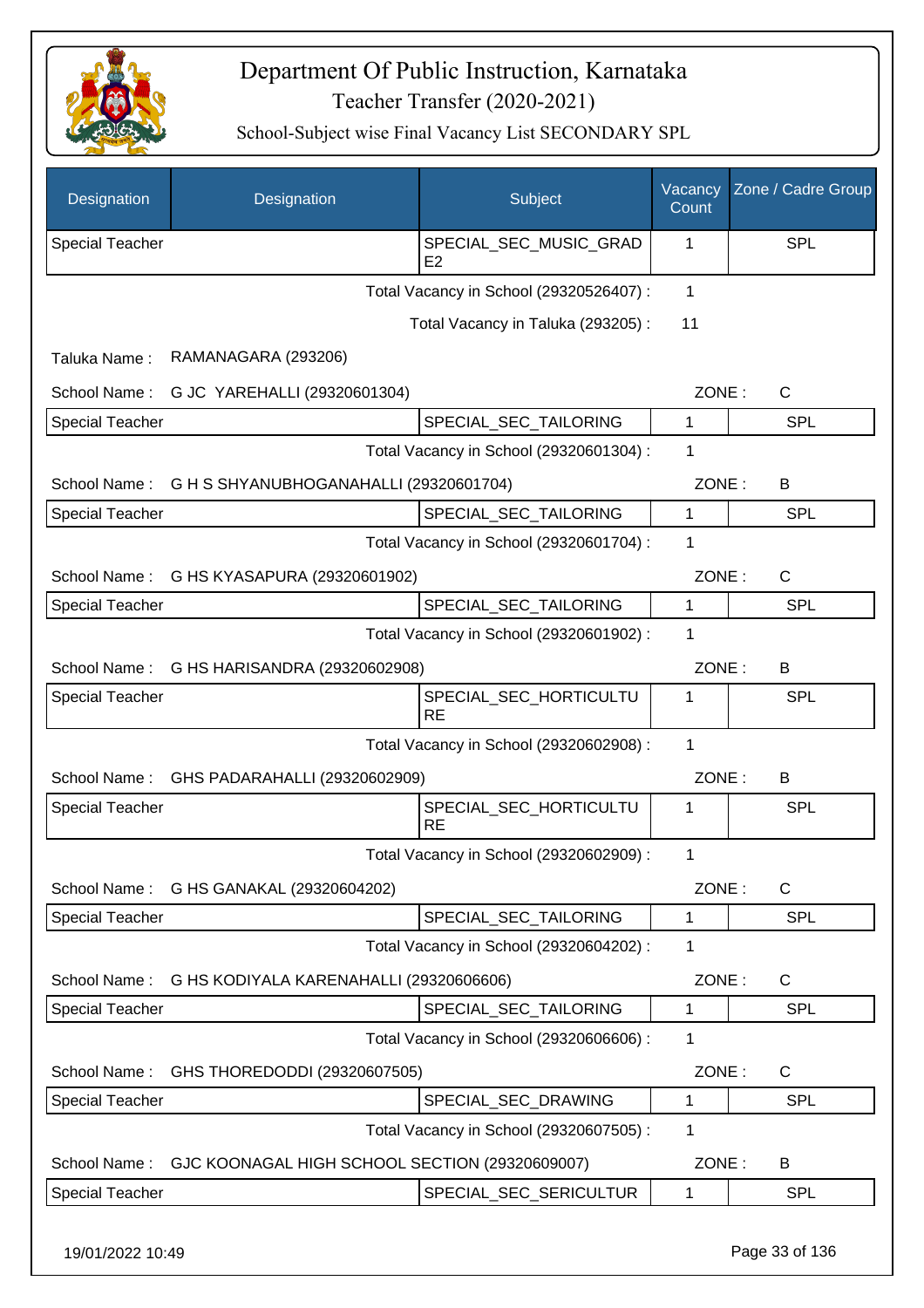# Department Of Public Instruction, Karnataka

Teacher Transfer (2020-2021)

School-Subject wise Final Vacancy List SECONDARY SPL

| Designation | Designation | Subject | Vacancy Count | Zone / Cadre Group |
|---|---|---|---|---|
| Special Teacher | | SPECIAL_SEC_MUSIC_GRADE2 | 1 | SPL |

Total Vacancy in School (29320526407) : 1

Total Vacancy in Taluka (293205) : 11

Taluka Name : RAMANAGARA (293206)

School Name : G JC YAREHALLI (29320601304) ZONE : C

| Special Teacher | | SPECIAL_SEC_TAILORING | 1 | SPL |
|---|---|---|---|---|

Total Vacancy in School (29320601304) : 1

School Name : G H S SHYANUBHOGANAHALLI (29320601704) ZONE : B

| Special Teacher | | SPECIAL_SEC_TAILORING | 1 | SPL |
|---|---|---|---|---|

Total Vacancy in School (29320601704) : 1

School Name : G HS KYASAPURA (29320601902) ZONE : C

| Special Teacher | | SPECIAL_SEC_TAILORING | 1 | SPL |
|---|---|---|---|---|

Total Vacancy in School (29320601902) : 1

School Name : G HS HARISANDRA (29320602908) ZONE : B

| Special Teacher | | SPECIAL_SEC_HORTICULTURE | 1 | SPL |
|---|---|---|---|---|

Total Vacancy in School (29320602908) : 1

School Name : GHS PADARAHALLI (29320602909) ZONE : B

| Special Teacher | | SPECIAL_SEC_HORTICULTURE | 1 | SPL |
|---|---|---|---|---|

Total Vacancy in School (29320602909) : 1

School Name : G HS GANAKAL (29320604202) ZONE : C

| Special Teacher | | SPECIAL_SEC_TAILORING | 1 | SPL |
|---|---|---|---|---|

Total Vacancy in School (29320604202) : 1

School Name : G HS KODIYALA KARENAHALLI (29320606606) ZONE : C

| Special Teacher | | SPECIAL_SEC_TAILORING | 1 | SPL |
|---|---|---|---|---|

Total Vacancy in School (29320606606) : 1

School Name : GHS THOREDODDI (29320607505) ZONE : C

| Special Teacher | | SPECIAL_SEC_DRAWING | 1 | SPL |
|---|---|---|---|---|

Total Vacancy in School (29320607505) : 1

School Name : GJC KOONAGAL HIGH SCHOOL SECTION (29320609007) ZONE : B

| Special Teacher | | SPECIAL_SEC_SERICULTUR | 1 | SPL |
|---|---|---|---|---|

19/01/2022 10:49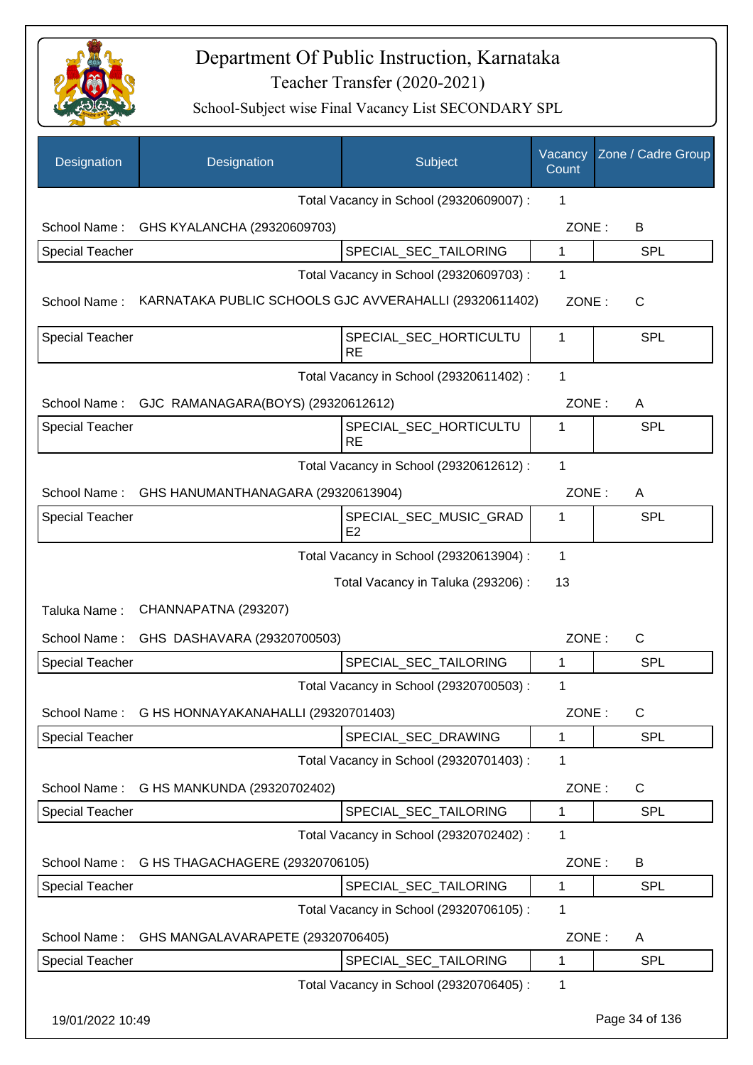# Department Of Public Instruction, Karnataka

## Teacher Transfer (2020-2021)

### School-Subject wise Final Vacancy List SECONDARY SPL

| Designation | Designation | Subject | Vacancy Count | Zone / Cadre Group |
|---|---|---|---|---|
| | | Total Vacancy in School (29320609007) : | 1 | |
| School Name : | GHS KYALANCHA (29320609703) | | ZONE : | B |
| Special Teacher | | SPECIAL_SEC_TAILORING | 1 | SPL |
| | | Total Vacancy in School (29320609703) : | 1 | |
| School Name : | KARNATAKA PUBLIC SCHOOLS GJC AVVERAHALLI (29320611402) | | ZONE : | C |
| Special Teacher | | SPECIAL_SEC_HORTICULTURE | 1 | SPL |
| | | Total Vacancy in School (29320611402) : | 1 | |
| School Name : | GJC RAMANAGARA(BOYS) (29320612612) | | ZONE : | A |
| Special Teacher | | SPECIAL_SEC_HORTICULTURE | 1 | SPL |
| | | Total Vacancy in School (29320612612) : | 1 | |
| School Name : | GHS HANUMANTHANAGARA (29320613904) | | ZONE : | A |
| Special Teacher | | SPECIAL_SEC_MUSIC_GRADE2 | 1 | SPL |
| | | Total Vacancy in School (29320613904) : | 1 | |
| | | Total Vacancy in Taluka (293206) : | 13 | |
| Taluka Name : | CHANNAPATNA (293207) | | | |
| School Name : | GHS DASHAVARA (29320700503) | | ZONE : | C |
| Special Teacher | | SPECIAL_SEC_TAILORING | 1 | SPL |
| | | Total Vacancy in School (29320700503) : | 1 | |
| School Name : | G HS HONNAYAKANAHALLI (29320701403) | | ZONE : | C |
| Special Teacher | | SPECIAL_SEC_DRAWING | 1 | SPL |
| | | Total Vacancy in School (29320701403) : | 1 | |
| School Name : | G HS MANKUNDA (29320702402) | | ZONE : | C |
| Special Teacher | | SPECIAL_SEC_TAILORING | 1 | SPL |
| | | Total Vacancy in School (29320702402) : | 1 | |
| School Name : | G HS THAGACHAGERE (29320706105) | | ZONE : | B |
| Special Teacher | | SPECIAL_SEC_TAILORING | 1 | SPL |
| | | Total Vacancy in School (29320706105) : | 1 | |
| School Name : | GHS MANGALAVARAPETE (29320706405) | | ZONE : | A |
| Special Teacher | | SPECIAL_SEC_TAILORING | 1 | SPL |
| | | Total Vacancy in School (29320706405) : | 1 | |

19/01/2022 10:49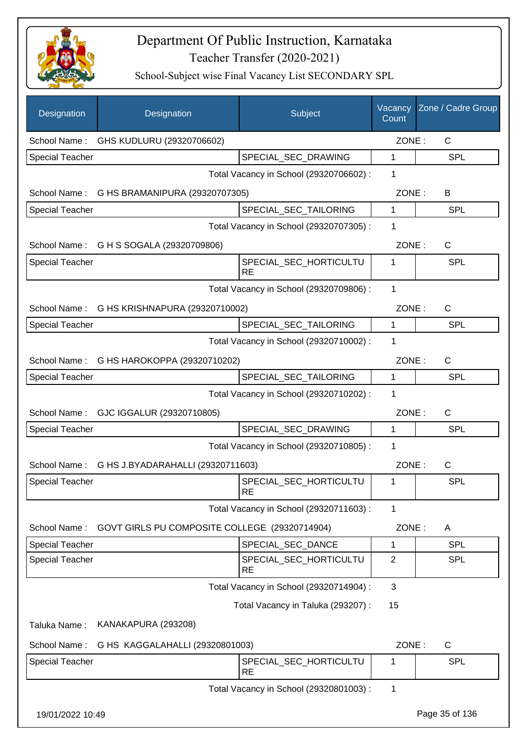# Department Of Public Instruction, Karnataka

## Teacher Transfer (2020-2021)

### School-Subject wise Final Vacancy List SECONDARY SPL

| Designation | Designation | Subject | Vacancy Count | Zone / Cadre Group |
|---|---|---|---|---|
| School Name : | GHS KUDLURU (29320706602) | | ZONE : | C |
| Special Teacher | | SPECIAL_SEC_DRAWING | 1 | SPL |
| | | Total Vacancy in School (29320706602) : | 1 | |
| School Name : | G HS BRAMANIPURA (29320707305) | | ZONE : | B |
| Special Teacher | | SPECIAL_SEC_TAILORING | 1 | SPL |
| | | Total Vacancy in School (29320707305) : | 1 | |
| School Name : | G H S SOGALA (29320709806) | | ZONE : | C |
| Special Teacher | | SPECIAL_SEC_HORTICULTURE | 1 | SPL |
| | | Total Vacancy in School (29320709806) : | 1 | |
| School Name : | G HS KRISHNAPURA (29320710002) | | ZONE : | C |
| Special Teacher | | SPECIAL_SEC_TAILORING | 1 | SPL |
| | | Total Vacancy in School (29320710002) : | 1 | |
| School Name : | G HS HAROKOPPA (29320710202) | | ZONE : | C |
| Special Teacher | | SPECIAL_SEC_TAILORING | 1 | SPL |
| | | Total Vacancy in School (29320710202) : | 1 | |
| School Name : | GJC IGGALUR (29320710805) | | ZONE : | C |
| Special Teacher | | SPECIAL_SEC_DRAWING | 1 | SPL |
| | | Total Vacancy in School (29320710805) : | 1 | |
| School Name : | G HS J.BYADARAHALLI (29320711603) | | ZONE : | C |
| Special Teacher | | SPECIAL_SEC_HORTICULTURE | 1 | SPL |
| | | Total Vacancy in School (29320711603) : | 1 | |
| School Name : | GOVT GIRLS PU COMPOSITE COLLEGE (29320714904) | | ZONE : | A |
| Special Teacher | | SPECIAL_SEC_DANCE | 1 | SPL |
| Special Teacher | | SPECIAL_SEC_HORTICULTURE | 2 | SPL |
| | | Total Vacancy in School (29320714904) : | 3 | |
| | | Total Vacancy in Taluka (293207) : | 15 | |
| Taluka Name : | KANAKAPURA (293208) | | | |
| School Name : | G HS KAGGALAHALLI (29320801003) | | ZONE : | C |
| Special Teacher | | SPECIAL_SEC_HORTICULTURE | 1 | SPL |
| | | Total Vacancy in School (29320801003) : | 1 | |

19/01/2022 10:49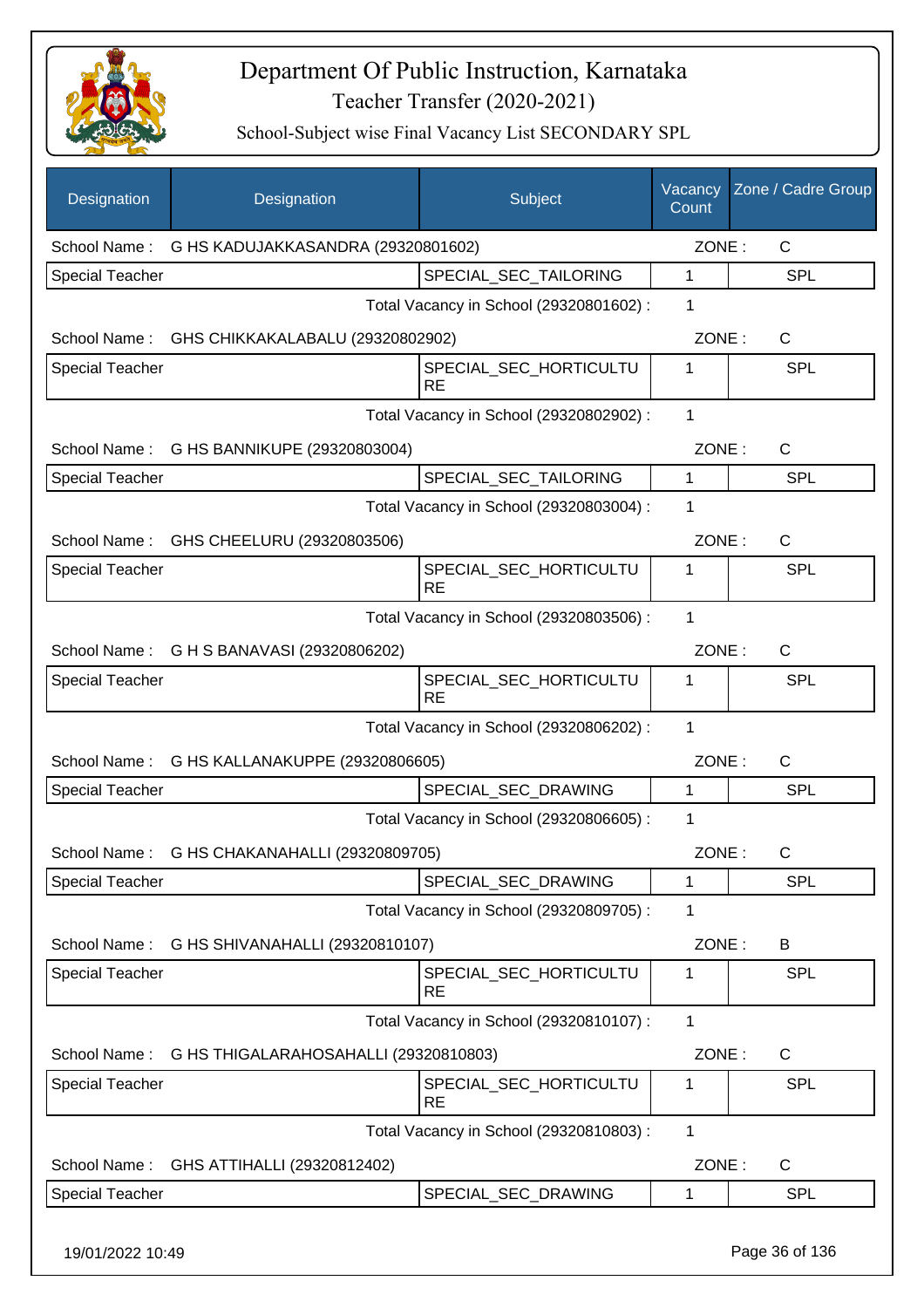# Department Of Public Instruction, Karnataka

## Teacher Transfer (2020-2021)

### School-Subject wise Final Vacancy List SECONDARY SPL

| Designation | Designation | Subject | Vacancy Count | Zone / Cadre Group |
|---|---|---|---|---|
| School Name : | G HS KADUJAKKASANDRA (29320801602) | | ZONE : | C |
| Special Teacher | | SPECIAL_SEC_TAILORING | 1 | SPL |
| | | Total Vacancy in School (29320801602) : | 1 | |
| School Name : | GHS CHIKKAKALABALU (29320802902) | | ZONE : | C |
| Special Teacher | | SPECIAL_SEC_HORTICULTURE | 1 | SPL |
| | | Total Vacancy in School (29320802902) : | 1 | |
| School Name : | G HS BANNIKUPE (29320803004) | | ZONE : | C |
| Special Teacher | | SPECIAL_SEC_TAILORING | 1 | SPL |
| | | Total Vacancy in School (29320803004) : | 1 | |
| School Name : | GHS CHEELURU (29320803506) | | ZONE : | C |
| Special Teacher | | SPECIAL_SEC_HORTICULTURE | 1 | SPL |
| | | Total Vacancy in School (29320803506) : | 1 | |
| School Name : | G H S BANAVASI (29320806202) | | ZONE : | C |
| Special Teacher | | SPECIAL_SEC_HORTICULTURE | 1 | SPL |
| | | Total Vacancy in School (29320806202) : | 1 | |
| School Name : | G HS KALLANAKUPPE (29320806605) | | ZONE : | C |
| Special Teacher | | SPECIAL_SEC_DRAWING | 1 | SPL |
| | | Total Vacancy in School (29320806605) : | 1 | |
| School Name : | G HS CHAKANAHALLI (29320809705) | | ZONE : | C |
| Special Teacher | | SPECIAL_SEC_DRAWING | 1 | SPL |
| | | Total Vacancy in School (29320809705) : | 1 | |
| School Name : | G HS SHIVANAHALLI (29320810107) | | ZONE : | B |
| Special Teacher | | SPECIAL_SEC_HORTICULTURE | 1 | SPL |
| | | Total Vacancy in School (29320810107) : | 1 | |
| School Name : | G HS THIGALARAHOSAHALLI (29320810803) | | ZONE : | C |
| Special Teacher | | SPECIAL_SEC_HORTICULTURE | 1 | SPL |
| | | Total Vacancy in School (29320810803) : | 1 | |
| School Name : | GHS ATTIHALLI (29320812402) | | ZONE : | C |
| Special Teacher | | SPECIAL_SEC_DRAWING | 1 | SPL |

19/01/2022 10:49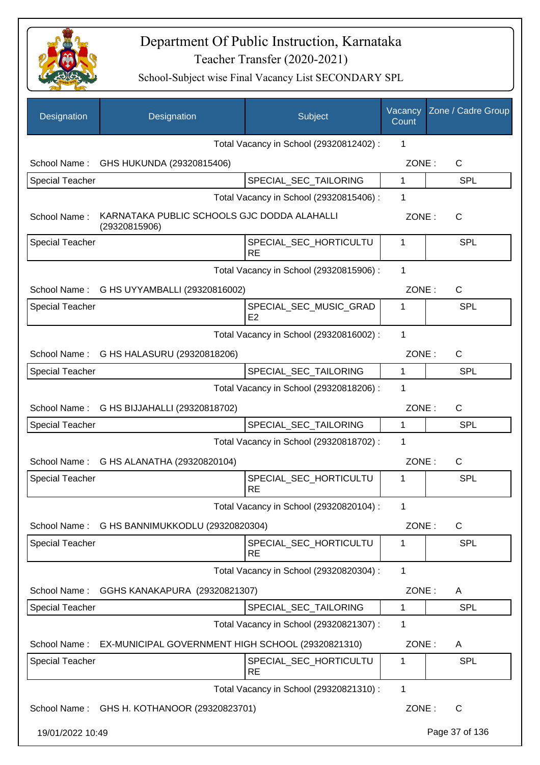# Department Of Public Instruction, Karnataka

Teacher Transfer (2020-2021)

School-Subject wise Final Vacancy List SECONDARY SPL

| Designation | Designation | Subject | Vacancy Count | Zone / Cadre Group |
|---|---|---|---|---|
| | | Total Vacancy in School (29320812402) : | 1 | |
| School Name : | GHS HUKUNDA (29320815406) | | ZONE : | C |
| Special Teacher | | SPECIAL_SEC_TAILORING | 1 | SPL |
| | | Total Vacancy in School (29320815406) : | 1 | |
| School Name : | KARNATAKA PUBLIC SCHOOLS GJC DODDA ALAHALLI (29320815906) | | ZONE : | C |
| Special Teacher | | SPECIAL_SEC_HORTICULTURE | 1 | SPL |
| | | Total Vacancy in School (29320815906) : | 1 | |
| School Name : | G HS UYYAMBALLI (29320816002) | | ZONE : | C |
| Special Teacher | | SPECIAL_SEC_MUSIC_GRADE2 | 1 | SPL |
| | | Total Vacancy in School (29320816002) : | 1 | |
| School Name : | G HS HALASURU (29320818206) | | ZONE : | C |
| Special Teacher | | SPECIAL_SEC_TAILORING | 1 | SPL |
| | | Total Vacancy in School (29320818206) : | 1 | |
| School Name : | G HS BIJJAHALLI (29320818702) | | ZONE : | C |
| Special Teacher | | SPECIAL_SEC_TAILORING | 1 | SPL |
| | | Total Vacancy in School (29320818702) : | 1 | |
| School Name : | G HS ALANATHA (29320820104) | | ZONE : | C |
| Special Teacher | | SPECIAL_SEC_HORTICULTURE | 1 | SPL |
| | | Total Vacancy in School (29320820104) : | 1 | |
| School Name : | G HS BANNIMUKKODLU (29320820304) | | ZONE : | C |
| Special Teacher | | SPECIAL_SEC_HORTICULTURE | 1 | SPL |
| | | Total Vacancy in School (29320820304) : | 1 | |
| School Name : | GGHS KANAKAPURA (29320821307) | | ZONE : | A |
| Special Teacher | | SPECIAL_SEC_TAILORING | 1 | SPL |
| | | Total Vacancy in School (29320821307) : | 1 | |
| School Name : | EX-MUNICIPAL GOVERNMENT HIGH SCHOOL (29320821310) | | ZONE : | A |
| Special Teacher | | SPECIAL_SEC_HORTICULTURE | 1 | SPL |
| | | Total Vacancy in School (29320821310) : | 1 | |
| School Name : | GHS H. KOTHANOOR (29320823701) | | ZONE : | C |

19/01/2022 10:49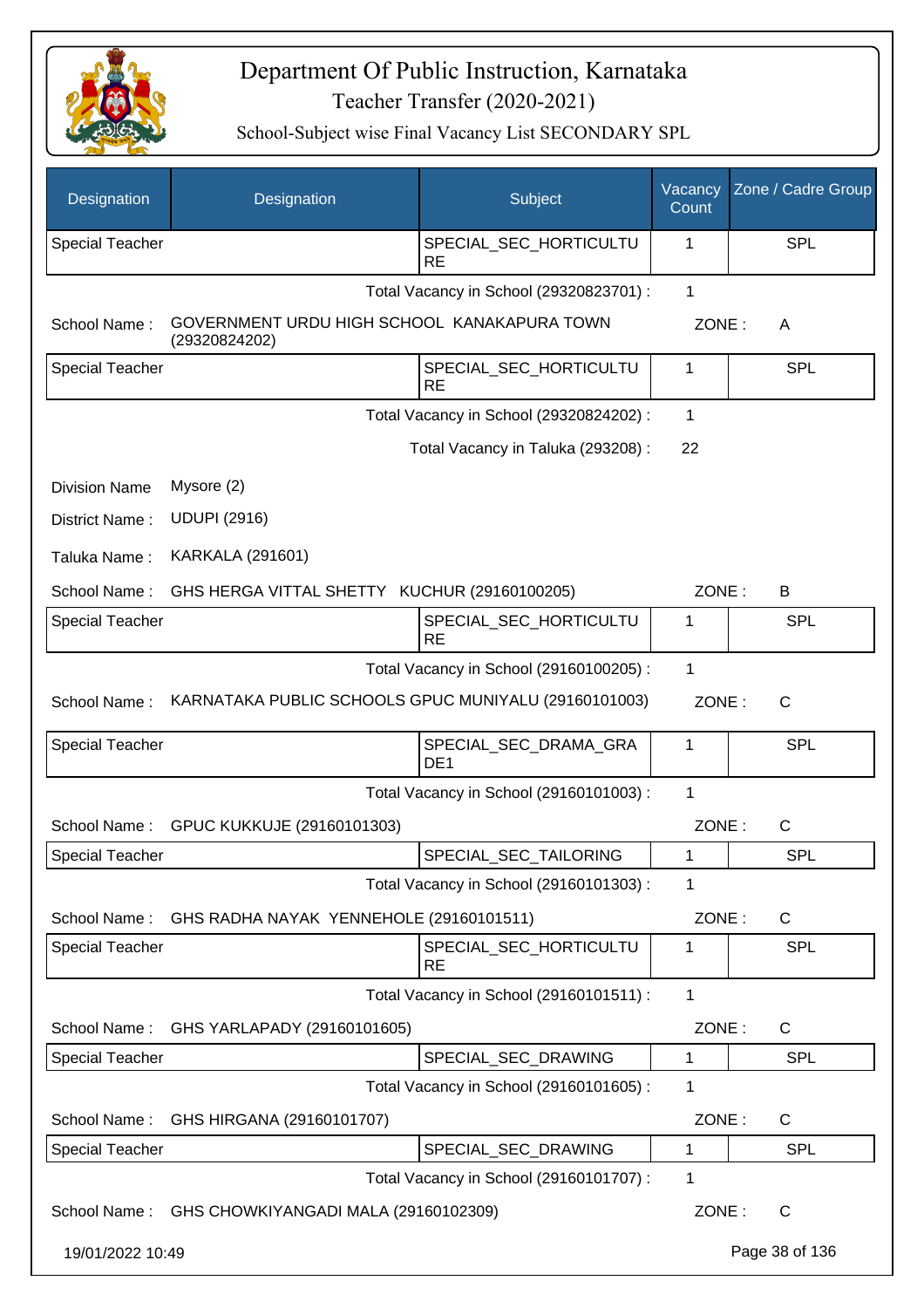# Department Of Public Instruction, Karnataka

Teacher Transfer (2020-2021)

School-Subject wise Final Vacancy List SECONDARY SPL

| Designation | Designation | Subject | Vacancy Count | Zone / Cadre Group |
|---|---|---|---|---|
| Special Teacher | | SPECIAL_SEC_HORTICULTURE | 1 | SPL |

Total Vacancy in School (29320823701) : 1

School Name : GOVERNMENT URDU HIGH SCHOOL KANAKAPURA TOWN (29320824202) ZONE : A

| Designation | Designation | Subject | Vacancy Count | Zone / Cadre Group |
|---|---|---|---|---|
| Special Teacher | | SPECIAL_SEC_HORTICULTURE | 1 | SPL |

Total Vacancy in School (29320824202) : 1

Total Vacancy in Taluka (293208) : 22

Division Name Mysore (2)

District Name : UDUPI (2916)

Taluka Name : KARKALA (291601)

School Name : GHS HERGA VITTAL SHETTY KUCHUR (29160100205) ZONE : B

| Designation | Designation | Subject | Vacancy Count | Zone / Cadre Group |
|---|---|---|---|---|
| Special Teacher | | SPECIAL_SEC_HORTICULTURE | 1 | SPL |

Total Vacancy in School (29160100205) : 1

School Name : KARNATAKA PUBLIC SCHOOLS GPUC MUNIYALU (29160101003) ZONE : C

| Designation | Designation | Subject | Vacancy Count | Zone / Cadre Group |
|---|---|---|---|---|
| Special Teacher | | SPECIAL_SEC_DRAMA_GRADE1 | 1 | SPL |

Total Vacancy in School (29160101003) : 1

School Name : GPUC KUKKUJE (29160101303) ZONE : C

| Designation | Designation | Subject | Vacancy Count | Zone / Cadre Group |
|---|---|---|---|---|
| Special Teacher | | SPECIAL_SEC_TAILORING | 1 | SPL |

Total Vacancy in School (29160101303) : 1

School Name : GHS RADHA NAYAK YENNEHOLE (29160101511) ZONE : C

| Designation | Designation | Subject | Vacancy Count | Zone / Cadre Group |
|---|---|---|---|---|
| Special Teacher | | SPECIAL_SEC_HORTICULTURE | 1 | SPL |

Total Vacancy in School (29160101511) : 1

School Name : GHS YARLAPADY (29160101605) ZONE : C

| Designation | Designation | Subject | Vacancy Count | Zone / Cadre Group |
|---|---|---|---|---|
| Special Teacher | | SPECIAL_SEC_DRAWING | 1 | SPL |

Total Vacancy in School (29160101605) : 1

School Name : GHS HIRGANA (29160101707) ZONE : C

| Designation | Designation | Subject | Vacancy Count | Zone / Cadre Group |
|---|---|---|---|---|
| Special Teacher | | SPECIAL_SEC_DRAWING | 1 | SPL |

Total Vacancy in School (29160101707) : 1

School Name : GHS CHOWKIYANGADI MALA (29160102309) ZONE : C

19/01/2022 10:49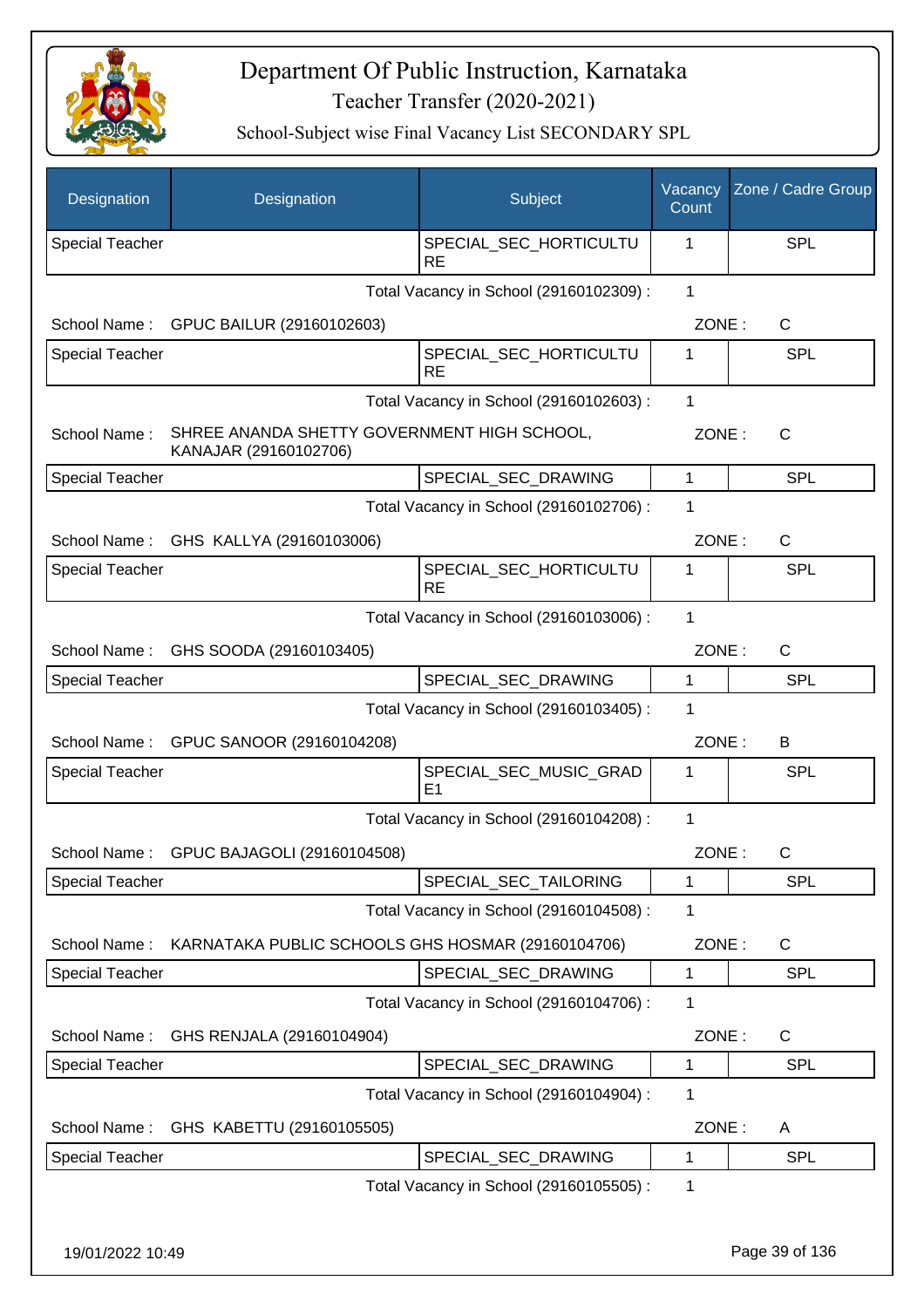# Department Of Public Instruction, Karnataka

## Teacher Transfer (2020-2021)

### School-Subject wise Final Vacancy List SECONDARY SPL

| Designation | Designation | Subject | Vacancy Count | Zone / Cadre Group |
|---|---|---|---|---|
| Special Teacher | | SPECIAL_SEC_HORTICULTURE | 1 | SPL |

Total Vacancy in School (29160102309) : 1

School Name : GPUC BAILUR (29160102603) ZONE : C

| Designation | Designation | Subject | Vacancy Count | Zone / Cadre Group |
|---|---|---|---|---|
| Special Teacher | | SPECIAL_SEC_HORTICULTURE | 1 | SPL |

Total Vacancy in School (29160102603) : 1

School Name : SHREE ANANDA SHETTY GOVERNMENT HIGH SCHOOL, KANAJAR (29160102706) ZONE : C

| Designation | Designation | Subject | Vacancy Count | Zone / Cadre Group |
|---|---|---|---|---|
| Special Teacher | | SPECIAL_SEC_DRAWING | 1 | SPL |

Total Vacancy in School (29160102706) : 1

School Name : GHS KALLYA (29160103006) ZONE : C

| Designation | Designation | Subject | Vacancy Count | Zone / Cadre Group |
|---|---|---|---|---|
| Special Teacher | | SPECIAL_SEC_HORTICULTURE | 1 | SPL |

Total Vacancy in School (29160103006) : 1

School Name : GHS SOODA (29160103405) ZONE : C

| Designation | Designation | Subject | Vacancy Count | Zone / Cadre Group |
|---|---|---|---|---|
| Special Teacher | | SPECIAL_SEC_DRAWING | 1 | SPL |

Total Vacancy in School (29160103405) : 1

School Name : GPUC SANOOR (29160104208) ZONE : B

| Designation | Designation | Subject | Vacancy Count | Zone / Cadre Group |
|---|---|---|---|---|
| Special Teacher | | SPECIAL_SEC_MUSIC_GRADE1 | 1 | SPL |

Total Vacancy in School (29160104208) : 1

School Name : GPUC BAJAGOLI (29160104508) ZONE : C

| Designation | Designation | Subject | Vacancy Count | Zone / Cadre Group |
|---|---|---|---|---|
| Special Teacher | | SPECIAL_SEC_TAILORING | 1 | SPL |

Total Vacancy in School (29160104508) : 1

School Name : KARNATAKA PUBLIC SCHOOLS GHS HOSMAR (29160104706) ZONE : C

| Designation | Designation | Subject | Vacancy Count | Zone / Cadre Group |
|---|---|---|---|---|
| Special Teacher | | SPECIAL_SEC_DRAWING | 1 | SPL |

Total Vacancy in School (29160104706) : 1

School Name : GHS RENJALA (29160104904) ZONE : C

| Designation | Designation | Subject | Vacancy Count | Zone / Cadre Group |
|---|---|---|---|---|
| Special Teacher | | SPECIAL_SEC_DRAWING | 1 | SPL |

Total Vacancy in School (29160104904) : 1

School Name : GHS KABETTU (29160105505) ZONE : A

| Designation | Designation | Subject | Vacancy Count | Zone / Cadre Group |
|---|---|---|---|---|
| Special Teacher | | SPECIAL_SEC_DRAWING | 1 | SPL |

Total Vacancy in School (29160105505) : 1

19/01/2022 10:49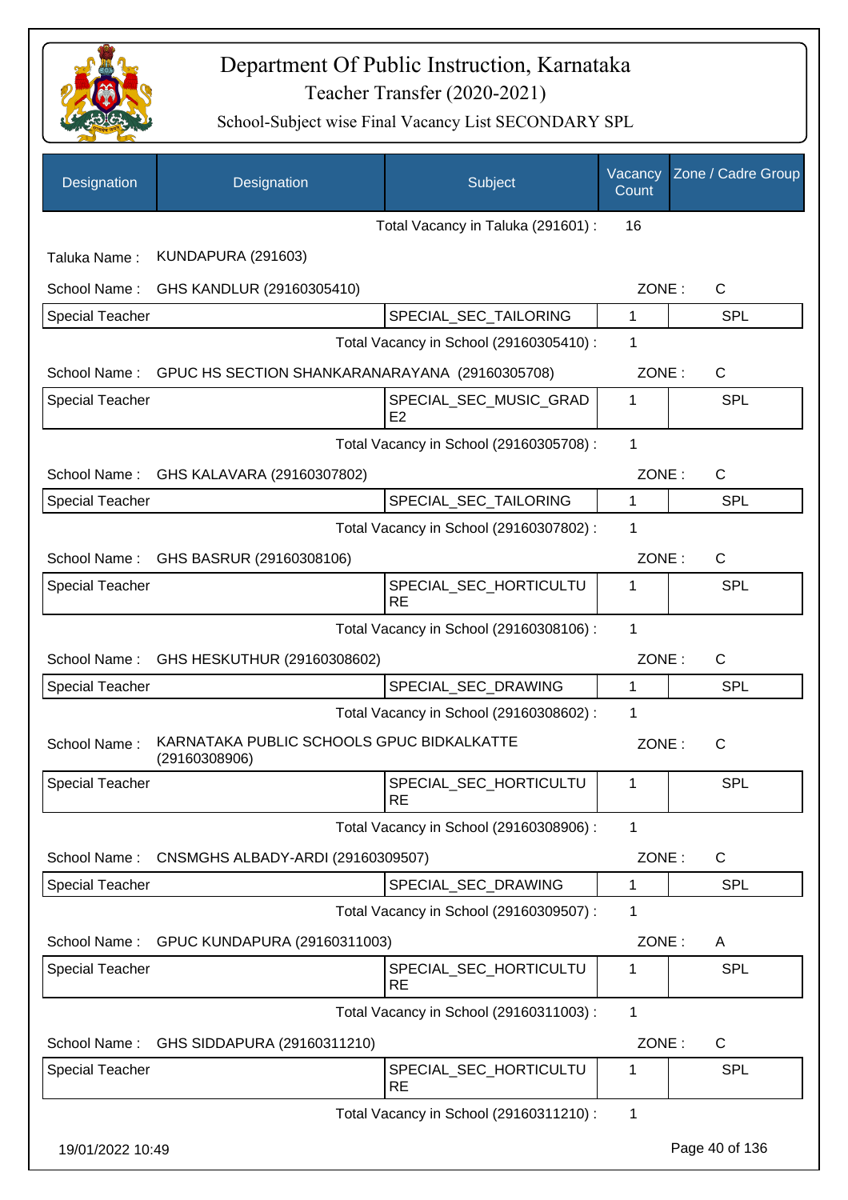# Department Of Public Instruction, Karnataka

Teacher Transfer (2020-2021)

School-Subject wise Final Vacancy List SECONDARY SPL

| Designation | Designation | Subject | Vacancy Count | Zone / Cadre Group |
|---|---|---|---|---|

Total Vacancy in Taluka (291601) : 16

Taluka Name : KUNDAPURA (291603)

School Name : GHS KANDLUR (29160305410) ZONE : C

| Special Teacher | | SPECIAL_SEC_TAILORING | 1 | SPL |
|---|---|---|---|---|

Total Vacancy in School (29160305410) : 1

School Name : GPUC HS SECTION SHANKARANARAYANA (29160305708) ZONE : C

| Special Teacher | | SPECIAL_SEC_MUSIC_GRADE2 | 1 | SPL |
|---|---|---|---|---|

Total Vacancy in School (29160305708) : 1

School Name : GHS KALAVARA (29160307802) ZONE : C

| Special Teacher | | SPECIAL_SEC_TAILORING | 1 | SPL |
|---|---|---|---|---|

Total Vacancy in School (29160307802) : 1

School Name : GHS BASRUR (29160308106) ZONE : C

| Special Teacher | | SPECIAL_SEC_HORTICULTURE | 1 | SPL |
|---|---|---|---|---|

Total Vacancy in School (29160308106) : 1

School Name : GHS HESKUTHUR (29160308602) ZONE : C

| Special Teacher | | SPECIAL_SEC_DRAWING | 1 | SPL |
|---|---|---|---|---|

Total Vacancy in School (29160308602) : 1

School Name : KARNATAKA PUBLIC SCHOOLS GPUC BIDKALKATTE (29160308906) ZONE : C

| Special Teacher | | SPECIAL_SEC_HORTICULTURE | 1 | SPL |
|---|---|---|---|---|

Total Vacancy in School (29160308906) : 1

School Name : CNSMGHS ALBADY-ARDI (29160309507) ZONE : C

| Special Teacher | | SPECIAL_SEC_DRAWING | 1 | SPL |
|---|---|---|---|---|

Total Vacancy in School (29160309507) : 1

School Name : GPUC KUNDAPURA (29160311003) ZONE : A

| Special Teacher | | SPECIAL_SEC_HORTICULTURE | 1 | SPL |
|---|---|---|---|---|

Total Vacancy in School (29160311003) : 1

School Name : GHS SIDDAPURA (29160311210) ZONE : C

| Special Teacher | | SPECIAL_SEC_HORTICULTURE | 1 | SPL |
|---|---|---|---|---|

Total Vacancy in School (29160311210) : 1

19/01/2022 10:49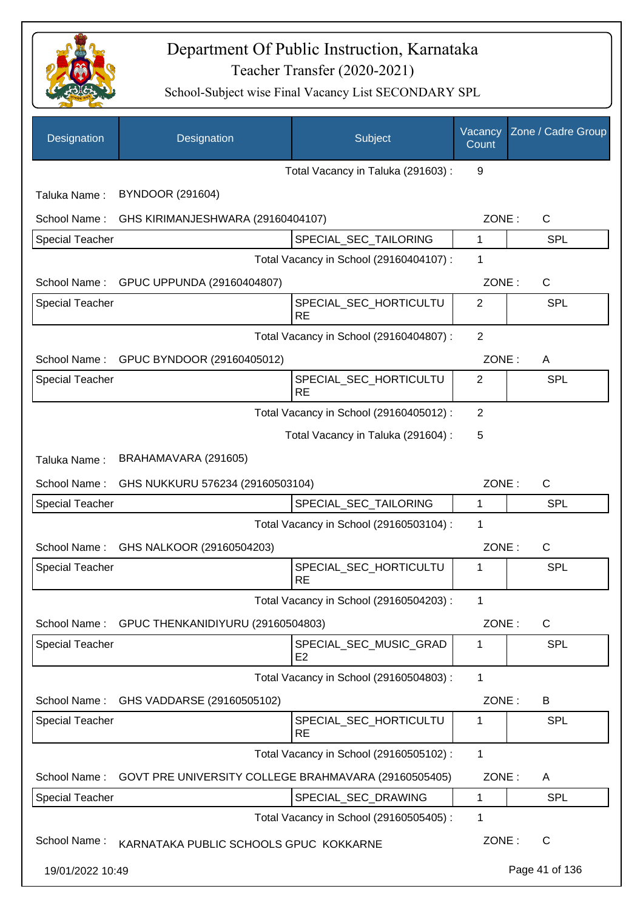# Department Of Public Instruction, Karnataka

Teacher Transfer (2020-2021)

School-Subject wise Final Vacancy List SECONDARY SPL

| Designation | Designation | Subject | Vacancy Count | Zone / Cadre Group |
|---|---|---|---|---|
| | | Total Vacancy in Taluka (291603) : | 9 | |
| Taluka Name : | BYNDOOR (291604) | | | |
| School Name : | GHS KIRIMANJESHWARA (29160404107) | | ZONE : | C |
| Special Teacher | | SPECIAL_SEC_TAILORING | 1 | SPL |
| | | Total Vacancy in School (29160404107) : | 1 | |
| School Name : | GPUC UPPUNDA (29160404807) | | ZONE : | C |
| Special Teacher | | SPECIAL_SEC_HORTICULTURE | 2 | SPL |
| | | Total Vacancy in School (29160404807) : | 2 | |
| School Name : | GPUC BYNDOOR (29160405012) | | ZONE : | A |
| Special Teacher | | SPECIAL_SEC_HORTICULTURE | 2 | SPL |
| | | Total Vacancy in School (29160405012) : | 2 | |
| | | Total Vacancy in Taluka (291604) : | 5 | |
| Taluka Name : | BRAHAMAVARA (291605) | | | |
| School Name : | GHS NUKKURU 576234 (29160503104) | | ZONE : | C |
| Special Teacher | | SPECIAL_SEC_TAILORING | 1 | SPL |
| | | Total Vacancy in School (29160503104) : | 1 | |
| School Name : | GHS NALKOOR (29160504203) | | ZONE : | C |
| Special Teacher | | SPECIAL_SEC_HORTICULTURE | 1 | SPL |
| | | Total Vacancy in School (29160504203) : | 1 | |
| School Name : | GPUC THENKANIDIYURU (29160504803) | | ZONE : | C |
| Special Teacher | | SPECIAL_SEC_MUSIC_GRADE2 | 1 | SPL |
| | | Total Vacancy in School (29160504803) : | 1 | |
| School Name : | GHS VADDARSE (29160505102) | | ZONE : | B |
| Special Teacher | | SPECIAL_SEC_HORTICULTURE | 1 | SPL |
| | | Total Vacancy in School (29160505102) : | 1 | |
| School Name : | GOVT PRE UNIVERSITY COLLEGE BRAHMAVARA (29160505405) | | ZONE : | A |
| Special Teacher | | SPECIAL_SEC_DRAWING | 1 | SPL |
| | | Total Vacancy in School (29160505405) : | 1 | |
| School Name : | KARNATAKA PUBLIC SCHOOLS GPUC KOKKARNE | | ZONE : | C |

19/01/2022 10:49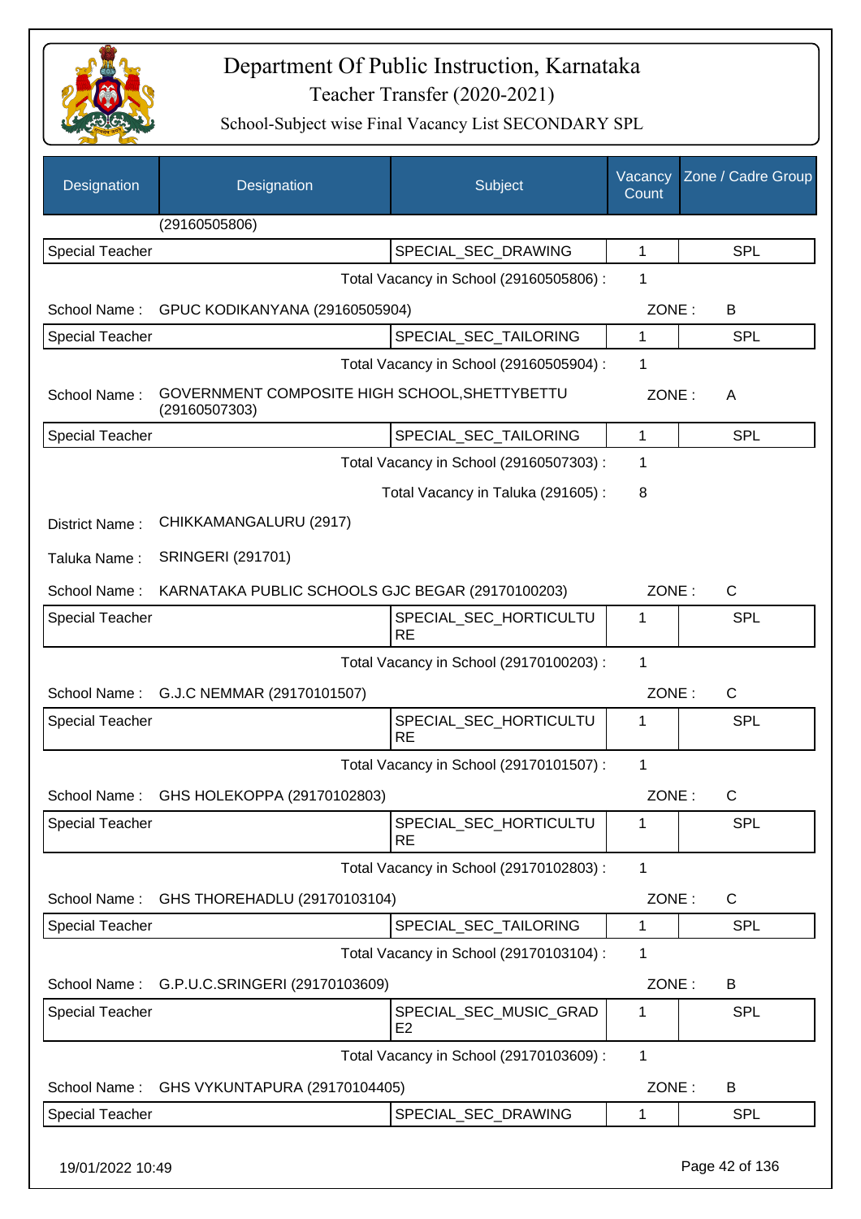# Department Of Public Instruction, Karnataka

## Teacher Transfer (2020-2021)

### School-Subject wise Final Vacancy List SECONDARY SPL

| Designation | Designation | Subject | Vacancy Count | Zone / Cadre Group |
|---|---|---|---|---|
| | (29160505806) | | | |
| Special Teacher | | SPECIAL_SEC_DRAWING | 1 | SPL |

Total Vacancy in School (29160505806) : 1

School Name : GPUC KODIKANYANA (29160505904) ZONE : B

| Designation | Subject | Vacancy Count | Zone / Cadre Group |
|---|---|---|---|
| Special Teacher | SPECIAL_SEC_TAILORING | 1 | SPL |

Total Vacancy in School (29160505904) : 1

School Name : GOVERNMENT COMPOSITE HIGH SCHOOL,SHETTYBETTU (29160507303) ZONE : A

| Designation | Subject | Vacancy Count | Zone / Cadre Group |
|---|---|---|---|
| Special Teacher | SPECIAL_SEC_TAILORING | 1 | SPL |

Total Vacancy in School (29160507303) : 1

Total Vacancy in Taluka (291605) : 8

District Name : CHIKKAMANGALURU (2917)

Taluka Name : SRINGERI (291701)

School Name : KARNATAKA PUBLIC SCHOOLS GJC BEGAR (29170100203) ZONE : C

| Designation | Subject | Vacancy Count | Zone / Cadre Group |
|---|---|---|---|
| Special Teacher | SPECIAL_SEC_HORTICULTURE | 1 | SPL |

Total Vacancy in School (29170100203) : 1

School Name : G.J.C NEMMAR (29170101507) ZONE : C

| Designation | Subject | Vacancy Count | Zone / Cadre Group |
|---|---|---|---|
| Special Teacher | SPECIAL_SEC_HORTICULTURE | 1 | SPL |

Total Vacancy in School (29170101507) : 1

School Name : GHS HOLEKOPPA (29170102803) ZONE : C

| Designation | Subject | Vacancy Count | Zone / Cadre Group |
|---|---|---|---|
| Special Teacher | SPECIAL_SEC_HORTICULTURE | 1 | SPL |

Total Vacancy in School (29170102803) : 1

School Name : GHS THOREHADLU (29170103104) ZONE : C

| Designation | Subject | Vacancy Count | Zone / Cadre Group |
|---|---|---|---|
| Special Teacher | SPECIAL_SEC_TAILORING | 1 | SPL |

Total Vacancy in School (29170103104) : 1

School Name : G.P.U.C.SRINGERI (29170103609) ZONE : B

| Designation | Subject | Vacancy Count | Zone / Cadre Group |
|---|---|---|---|
| Special Teacher | SPECIAL_SEC_MUSIC_GRADE2 | 1 | SPL |

Total Vacancy in School (29170103609) : 1

School Name : GHS VYKUNTAPURA (29170104405) ZONE : B

| Designation | Subject | Vacancy Count | Zone / Cadre Group |
|---|---|---|---|
| Special Teacher | SPECIAL_SEC_DRAWING | 1 | SPL |

19/01/2022 10:49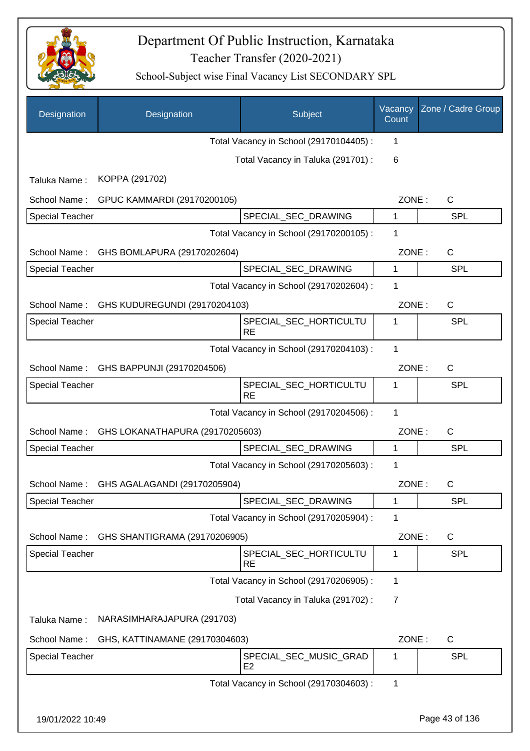# Department Of Public Instruction, Karnataka

Teacher Transfer (2020-2021)

School-Subject wise Final Vacancy List SECONDARY SPL

| Designation | Designation | Subject | Vacancy Count | Zone / Cadre Group |
|---|---|---|---|---|
| | | Total Vacancy in School (29170104405) : | 1 | |
| | | Total Vacancy in Taluka (291701) : | 6 | |
| Taluka Name : | KOPPA (291702) | | | |
| School Name : | GPUC KAMMARDI (29170200105) | | ZONE : | C |
| Special Teacher | | SPECIAL_SEC_DRAWING | 1 | SPL |
| | | Total Vacancy in School (29170200105) : | 1 | |
| School Name : | GHS BOMLAPURA (29170202604) | | ZONE : | C |
| Special Teacher | | SPECIAL_SEC_DRAWING | 1 | SPL |
| | | Total Vacancy in School (29170202604) : | 1 | |
| School Name : | GHS KUDUREGUNDI (29170204103) | | ZONE : | C |
| Special Teacher | | SPECIAL_SEC_HORTICULTURE | 1 | SPL |
| | | Total Vacancy in School (29170204103) : | 1 | |
| School Name : | GHS BAPPUNJI (29170204506) | | ZONE : | C |
| Special Teacher | | SPECIAL_SEC_HORTICULTURE | 1 | SPL |
| | | Total Vacancy in School (29170204506) : | 1 | |
| School Name : | GHS LOKANATHAPURA (29170205603) | | ZONE : | C |
| Special Teacher | | SPECIAL_SEC_DRAWING | 1 | SPL |
| | | Total Vacancy in School (29170205603) : | 1 | |
| School Name : | GHS AGALAGANDI (29170205904) | | ZONE : | C |
| Special Teacher | | SPECIAL_SEC_DRAWING | 1 | SPL |
| | | Total Vacancy in School (29170205904) : | 1 | |
| School Name : | GHS SHANTIGRAMA (29170206905) | | ZONE : | C |
| Special Teacher | | SPECIAL_SEC_HORTICULTURE | 1 | SPL |
| | | Total Vacancy in School (29170206905) : | 1 | |
| | | Total Vacancy in Taluka (291702) : | 7 | |
| Taluka Name : | NARASIMHARAJAPURA (291703) | | | |
| School Name : | GHS, KATTINAMANE (29170304603) | | ZONE : | C |
| Special Teacher | | SPECIAL_SEC_MUSIC_GRADE2 | 1 | SPL |
| | | Total Vacancy in School (29170304603) : | 1 | |

19/01/2022 10:49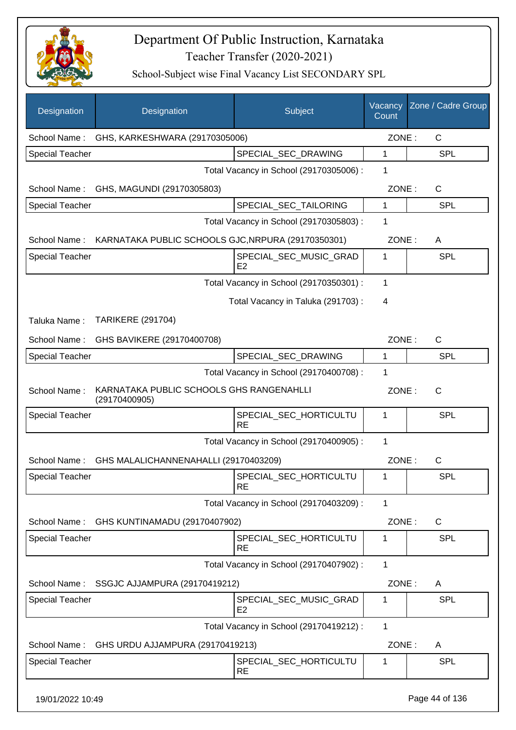# Department Of Public Instruction, Karnataka

## Teacher Transfer (2020-2021)

### School-Subject wise Final Vacancy List SECONDARY SPL

| Designation | Designation | Subject | Vacancy Count | Zone / Cadre Group |
|---|---|---|---|---|
| School Name : | GHS, KARKESHWARA (29170305006) | | ZONE : | C |
| Special Teacher | | SPECIAL_SEC_DRAWING | 1 | SPL |
| | | Total Vacancy in School (29170305006) : | 1 | |
| School Name : | GHS, MAGUNDI (29170305803) | | ZONE : | C |
| Special Teacher | | SPECIAL_SEC_TAILORING | 1 | SPL |
| | | Total Vacancy in School (29170305803) : | 1 | |
| School Name : | KARNATAKA PUBLIC SCHOOLS GJC,NRPURA (29170350301) | | ZONE : | A |
| Special Teacher | | SPECIAL_SEC_MUSIC_GRADE2 | 1 | SPL |
| | | Total Vacancy in School (29170350301) : | 1 | |
| | | Total Vacancy in Taluka (291703) : | 4 | |
| Taluka Name : | TARIKERE (291704) | | | |
| School Name : | GHS BAVIKERE (29170400708) | | ZONE : | C |
| Special Teacher | | SPECIAL_SEC_DRAWING | 1 | SPL |
| | | Total Vacancy in School (29170400708) : | 1 | |
| School Name : | KARNATAKA PUBLIC SCHOOLS GHS RANGENAHLLI (29170400905) | | ZONE : | C |
| Special Teacher | | SPECIAL_SEC_HORTICULTURE | 1 | SPL |
| | | Total Vacancy in School (29170400905) : | 1 | |
| School Name : | GHS MALALICHANNENAHALLI (29170403209) | | ZONE : | C |
| Special Teacher | | SPECIAL_SEC_HORTICULTURE | 1 | SPL |
| | | Total Vacancy in School (29170403209) : | 1 | |
| School Name : | GHS KUNTINAMADU (29170407902) | | ZONE : | C |
| Special Teacher | | SPECIAL_SEC_HORTICULTURE | 1 | SPL |
| | | Total Vacancy in School (29170407902) : | 1 | |
| School Name : | SSGJC AJJAMPURA (29170419212) | | ZONE : | A |
| Special Teacher | | SPECIAL_SEC_MUSIC_GRADE2 | 1 | SPL |
| | | Total Vacancy in School (29170419212) : | 1 | |
| School Name : | GHS URDU AJJAMPURA (29170419213) | | ZONE : | A |
| Special Teacher | | SPECIAL_SEC_HORTICULTURE | 1 | SPL |

19/01/2022 10:49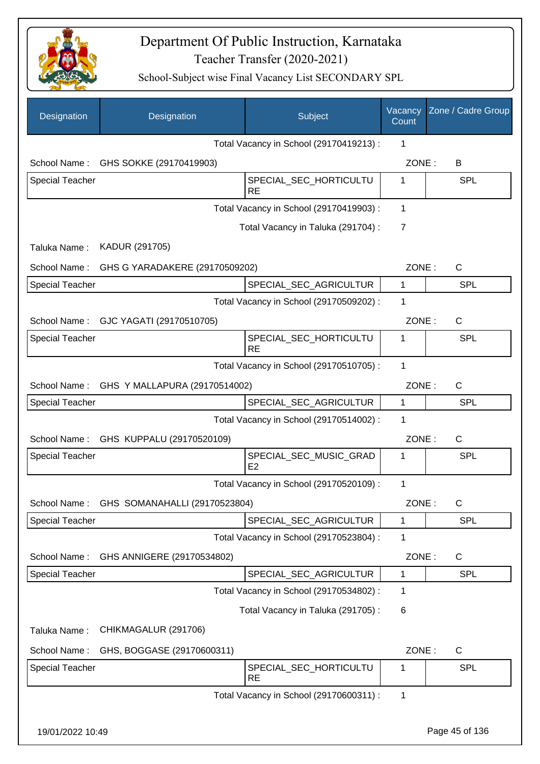# Department Of Public Instruction, Karnataka

## Teacher Transfer (2020-2021)

### School-Subject wise Final Vacancy List SECONDARY SPL

| Designation | Designation | Subject | Vacancy Count | Zone / Cadre Group |
|---|---|---|---|---|
| | | Total Vacancy in School (29170419213) : | 1 | |
| School Name : | GHS SOKKE (29170419903) | | ZONE : | B |
| Special Teacher | | SPECIAL_SEC_HORTICULTURE | 1 | SPL |
| | | Total Vacancy in School (29170419903) : | 1 | |
| | | Total Vacancy in Taluka (291704) : | 7 | |
| Taluka Name : | KADUR (291705) | | | |
| School Name : | GHS G YARADAKERE (29170509202) | | ZONE : | C |
| Special Teacher | | SPECIAL_SEC_AGRICULTUR | 1 | SPL |
| | | Total Vacancy in School (29170509202) : | 1 | |
| School Name : | GJC YAGATI (29170510705) | | ZONE : | C |
| Special Teacher | | SPECIAL_SEC_HORTICULTURE | 1 | SPL |
| | | Total Vacancy in School (29170510705) : | 1 | |
| School Name : | GHS Y MALLAPURA (29170514002) | | ZONE : | C |
| Special Teacher | | SPECIAL_SEC_AGRICULTUR | 1 | SPL |
| | | Total Vacancy in School (29170514002) : | 1 | |
| School Name : | GHS KUPPALU (29170520109) | | ZONE : | C |
| Special Teacher | | SPECIAL_SEC_MUSIC_GRADE2 | 1 | SPL |
| | | Total Vacancy in School (29170520109) : | 1 | |
| School Name : | GHS SOMANAHALLI (29170523804) | | ZONE : | C |
| Special Teacher | | SPECIAL_SEC_AGRICULTUR | 1 | SPL |
| | | Total Vacancy in School (29170523804) : | 1 | |
| School Name : | GHS ANNIGERE (29170534802) | | ZONE : | C |
| Special Teacher | | SPECIAL_SEC_AGRICULTUR | 1 | SPL |
| | | Total Vacancy in School (29170534802) : | 1 | |
| | | Total Vacancy in Taluka (291705) : | 6 | |
| Taluka Name : | CHIKMAGALUR (291706) | | | |
| School Name : | GHS, BOGGASE (29170600311) | | ZONE : | C |
| Special Teacher | | SPECIAL_SEC_HORTICULTURE | 1 | SPL |
| | | Total Vacancy in School (29170600311) : | 1 | |

19/01/2022 10:49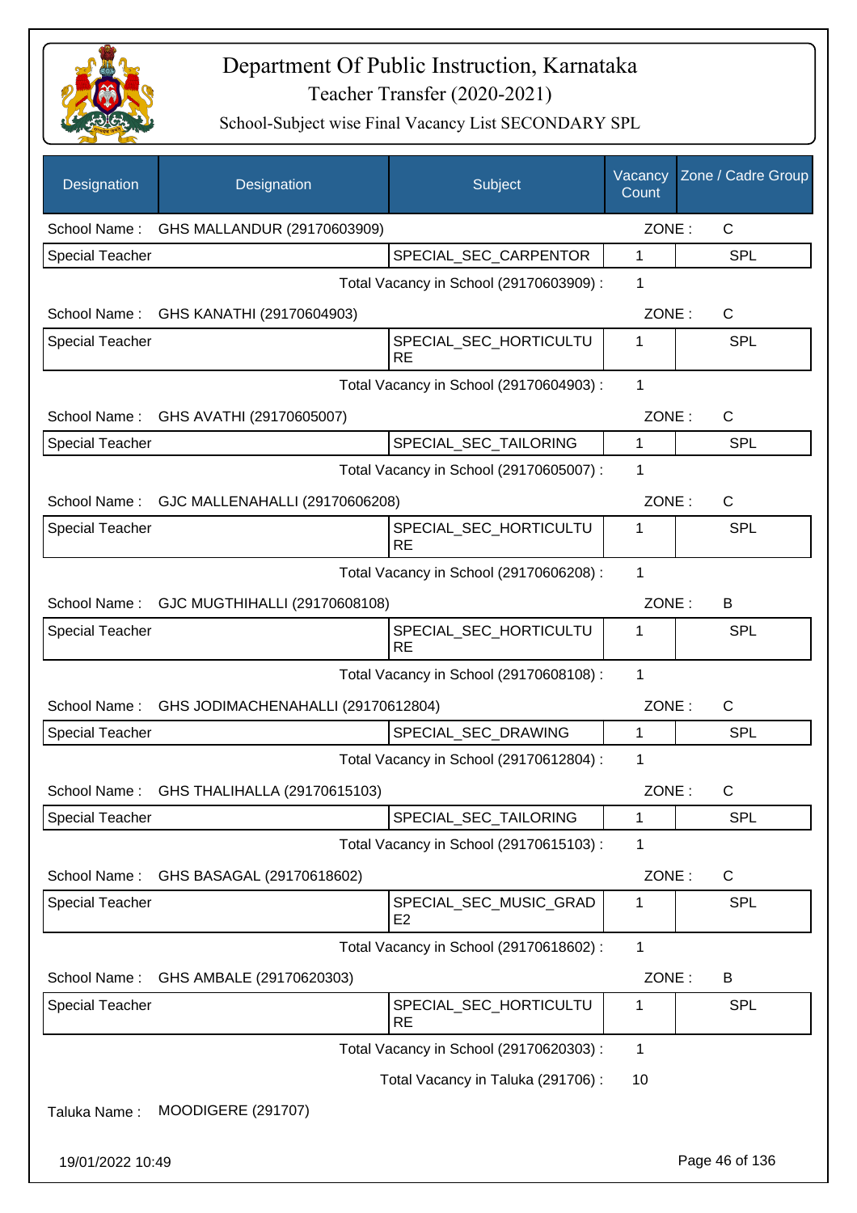# Department Of Public Instruction, Karnataka

Teacher Transfer (2020-2021)

School-Subject wise Final Vacancy List SECONDARY SPL

| Designation | Designation | Subject | Vacancy Count | Zone / Cadre Group |
|---|---|---|---|---|
| School Name : | GHS MALLANDUR (29170603909) | | ZONE : | C |
| Special Teacher | | SPECIAL_SEC_CARPENTOR | 1 | SPL |
| | | Total Vacancy in School (29170603909) : | 1 | |
| School Name : | GHS KANATHI (29170604903) | | ZONE : | C |
| Special Teacher | | SPECIAL_SEC_HORTICULTURE | 1 | SPL |
| | | Total Vacancy in School (29170604903) : | 1 | |
| School Name : | GHS AVATHI (29170605007) | | ZONE : | C |
| Special Teacher | | SPECIAL_SEC_TAILORING | 1 | SPL |
| | | Total Vacancy in School (29170605007) : | 1 | |
| School Name : | GJC MALLENAHALLI (29170606208) | | ZONE : | C |
| Special Teacher | | SPECIAL_SEC_HORTICULTURE | 1 | SPL |
| | | Total Vacancy in School (29170606208) : | 1 | |
| School Name : | GJC MUGTHIHALLI (29170608108) | | ZONE : | B |
| Special Teacher | | SPECIAL_SEC_HORTICULTURE | 1 | SPL |
| | | Total Vacancy in School (29170608108) : | 1 | |
| School Name : | GHS JODIMACHENAHALLI (29170612804) | | ZONE : | C |
| Special Teacher | | SPECIAL_SEC_DRAWING | 1 | SPL |
| | | Total Vacancy in School (29170612804) : | 1 | |
| School Name : | GHS THALIHALLA (29170615103) | | ZONE : | C |
| Special Teacher | | SPECIAL_SEC_TAILORING | 1 | SPL |
| | | Total Vacancy in School (29170615103) : | 1 | |
| School Name : | GHS BASAGAL (29170618602) | | ZONE : | C |
| Special Teacher | | SPECIAL_SEC_MUSIC_GRADE2 | 1 | SPL |
| | | Total Vacancy in School (29170618602) : | 1 | |
| School Name : | GHS AMBALE (29170620303) | | ZONE : | B |
| Special Teacher | | SPECIAL_SEC_HORTICULTURE | 1 | SPL |
| | | Total Vacancy in School (29170620303) : | 1 | |
| | | Total Vacancy in Taluka (291706) : | 10 | |

Taluka Name : MOODIGERE (291707)

19/01/2022 10:49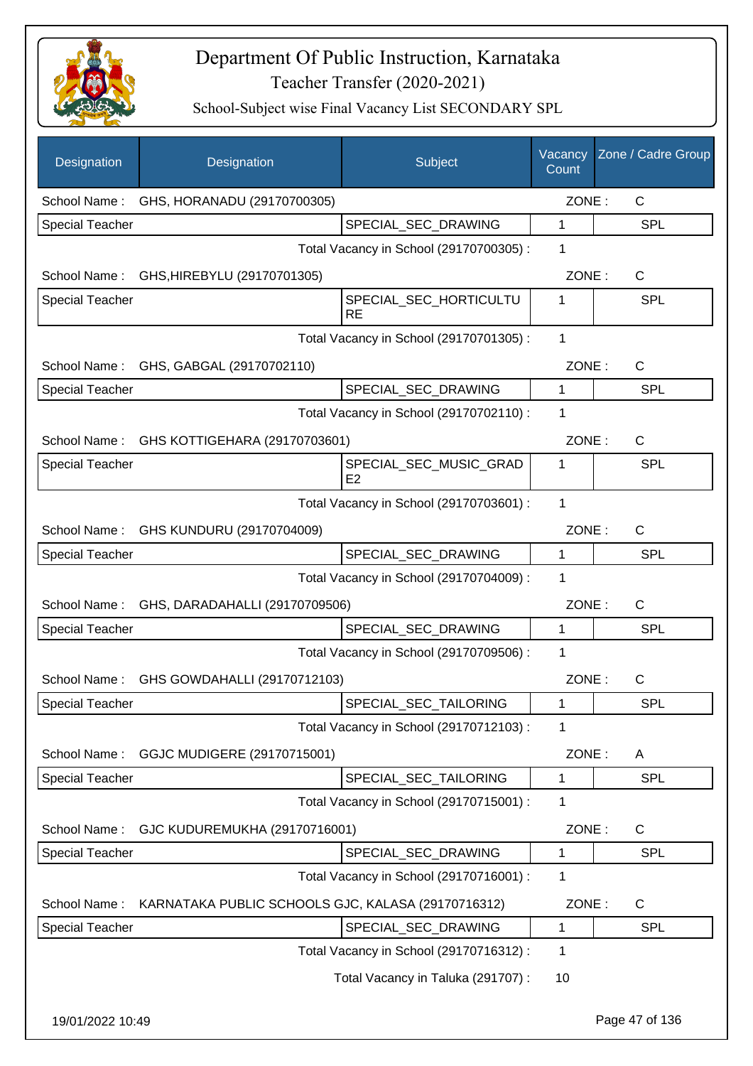# Department Of Public Instruction, Karnataka

## Teacher Transfer (2020-2021)

### School-Subject wise Final Vacancy List SECONDARY SPL

| Designation | Designation | Subject | Vacancy Count | Zone / Cadre Group |
|---|---|---|---|---|
| School Name : | GHS, HORANADU (29170700305) | | ZONE : | C |
| Special Teacher | | SPECIAL_SEC_DRAWING | 1 | SPL |
| | | Total Vacancy in School (29170700305) : | 1 | |
| School Name : | GHS,HIREBYLU (29170701305) | | ZONE : | C |
| Special Teacher | | SPECIAL_SEC_HORTICULTURE | 1 | SPL |
| | | Total Vacancy in School (29170701305) : | 1 | |
| School Name : | GHS, GABGAL (29170702110) | | ZONE : | C |
| Special Teacher | | SPECIAL_SEC_DRAWING | 1 | SPL |
| | | Total Vacancy in School (29170702110) : | 1 | |
| School Name : | GHS KOTTIGEHARA (29170703601) | | ZONE : | C |
| Special Teacher | | SPECIAL_SEC_MUSIC_GRADE2 | 1 | SPL |
| | | Total Vacancy in School (29170703601) : | 1 | |
| School Name : | GHS KUNDURU (29170704009) | | ZONE : | C |
| Special Teacher | | SPECIAL_SEC_DRAWING | 1 | SPL |
| | | Total Vacancy in School (29170704009) : | 1 | |
| School Name : | GHS, DARADAHALLI (29170709506) | | ZONE : | C |
| Special Teacher | | SPECIAL_SEC_DRAWING | 1 | SPL |
| | | Total Vacancy in School (29170709506) : | 1 | |
| School Name : | GHS GOWDAHALLI (29170712103) | | ZONE : | C |
| Special Teacher | | SPECIAL_SEC_TAILORING | 1 | SPL |
| | | Total Vacancy in School (29170712103) : | 1 | |
| School Name : | GGJC MUDIGERE (29170715001) | | ZONE : | A |
| Special Teacher | | SPECIAL_SEC_TAILORING | 1 | SPL |
| | | Total Vacancy in School (29170715001) : | 1 | |
| School Name : | GJC KUDUREMUKHA (29170716001) | | ZONE : | C |
| Special Teacher | | SPECIAL_SEC_DRAWING | 1 | SPL |
| | | Total Vacancy in School (29170716001) : | 1 | |
| School Name : | KARNATAKA PUBLIC SCHOOLS GJC, KALASA (29170716312) | | ZONE : | C |
| Special Teacher | | SPECIAL_SEC_DRAWING | 1 | SPL |
| | | Total Vacancy in School (29170716312) : | 1 | |
| | | Total Vacancy in Taluka (291707) : | 10 | |

19/01/2022 10:49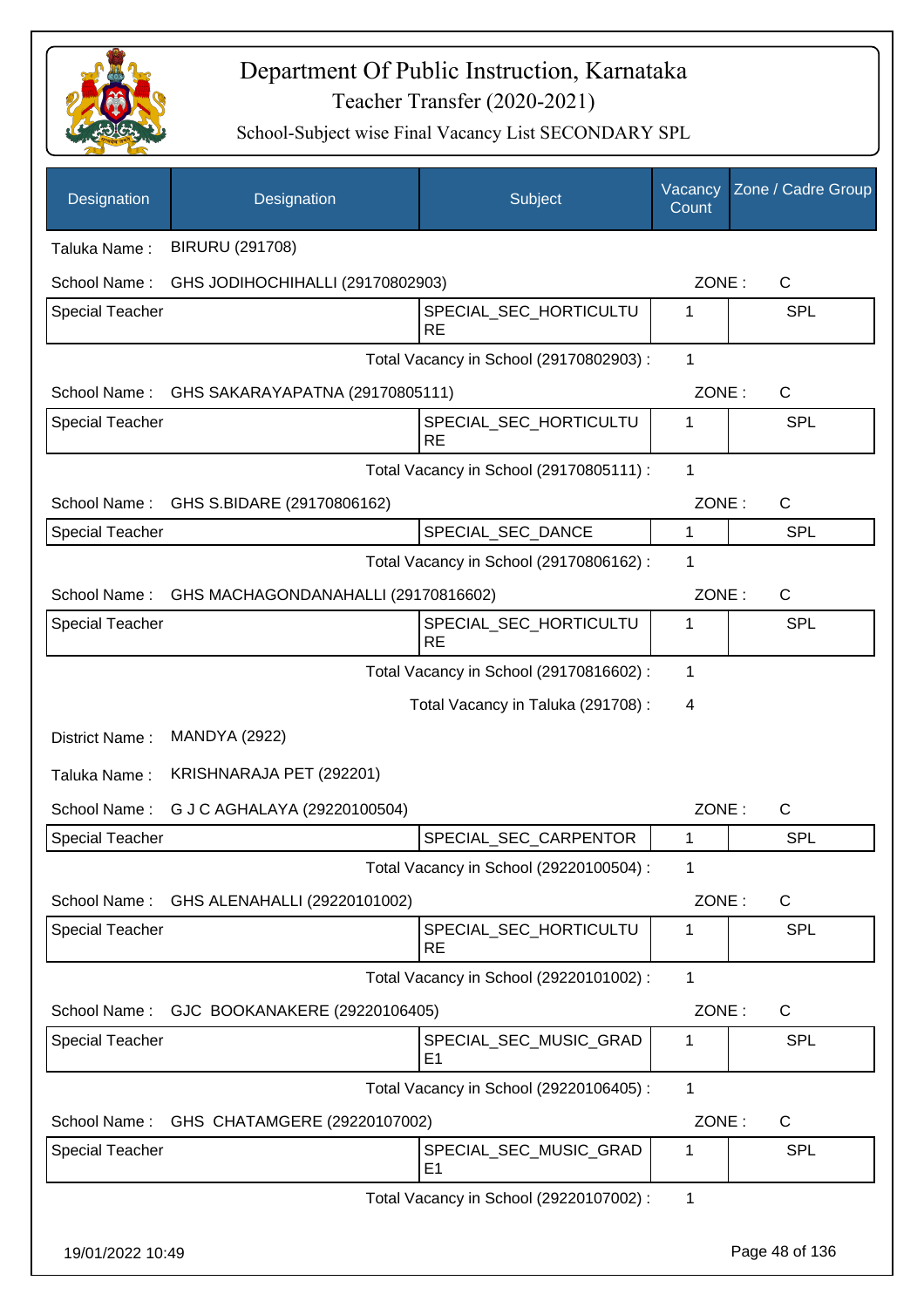# Department Of Public Instruction, Karnataka

Teacher Transfer (2020-2021)

School-Subject wise Final Vacancy List SECONDARY SPL

| Designation | Designation | Subject | Vacancy Count | Zone / Cadre Group |
|---|---|---|---|---|

Taluka Name : BIRURU (291708)

School Name : GHS JODIHOCHIHALLI (29170802903) ZONE : C

| Special Teacher | SPECIAL_SEC_HORTICULTURE | 1 | SPL |
|---|---|---|---|

Total Vacancy in School (29170802903) : 1

School Name : GHS SAKARAYAPATNA (29170805111) ZONE : C

| Special Teacher | SPECIAL_SEC_HORTICULTURE | 1 | SPL |
|---|---|---|---|

Total Vacancy in School (29170805111) : 1

School Name : GHS S.BIDARE (29170806162) ZONE : C

| Special Teacher | SPECIAL_SEC_DANCE | 1 | SPL |
|---|---|---|---|

Total Vacancy in School (29170806162) : 1

School Name : GHS MACHAGONDANAHALLI (29170816602) ZONE : C

| Special Teacher | SPECIAL_SEC_HORTICULTURE | 1 | SPL |
|---|---|---|---|

Total Vacancy in School (29170816602) : 1

Total Vacancy in Taluka (291708) : 4

District Name : MANDYA (2922)

Taluka Name : KRISHNARAJA PET (292201)

School Name : G J C AGHALAYA (29220100504) ZONE : C

| Special Teacher | SPECIAL_SEC_CARPENTOR | 1 | SPL |
|---|---|---|---|

Total Vacancy in School (29220100504) : 1

School Name : GHS ALENAHALLI (29220101002) ZONE : C

| Special Teacher | SPECIAL_SEC_HORTICULTURE | 1 | SPL |
|---|---|---|---|

Total Vacancy in School (29220101002) : 1

School Name : GJC BOOKANAKERE (29220106405) ZONE : C

| Special Teacher | SPECIAL_SEC_MUSIC_GRADE1 | 1 | SPL |
|---|---|---|---|

Total Vacancy in School (29220106405) : 1

School Name : GHS CHATAMGERE (29220107002) ZONE : C

| Special Teacher | SPECIAL_SEC_MUSIC_GRADE1 | 1 | SPL |
|---|---|---|---|

Total Vacancy in School (29220107002) : 1

19/01/2022 10:49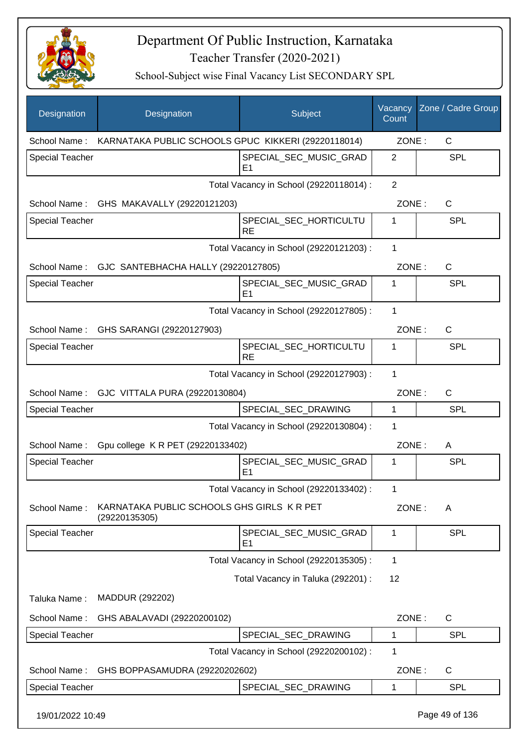# Department Of Public Instruction, Karnataka

Teacher Transfer (2020-2021)

School-Subject wise Final Vacancy List SECONDARY SPL

| Designation | Designation | Subject | Vacancy Count | Zone / Cadre Group |
|---|---|---|---|---|
| School Name : | KARNATAKA PUBLIC SCHOOLS GPUC KIKKERI (29220118014) | | ZONE : | C |
| Special Teacher | | SPECIAL_SEC_MUSIC_GRADE1 | 2 | SPL |
| | | Total Vacancy in School (29220118014) : | 2 | |
| School Name : | GHS MAKAVALLY (29220121203) | | ZONE : | C |
| Special Teacher | | SPECIAL_SEC_HORTICULTURE | 1 | SPL |
| | | Total Vacancy in School (29220121203) : | 1 | |
| School Name : | GJC SANTEBHACHA HALLY (29220127805) | | ZONE : | C |
| Special Teacher | | SPECIAL_SEC_MUSIC_GRADE1 | 1 | SPL |
| | | Total Vacancy in School (29220127805) : | 1 | |
| School Name : | GHS SARANGI (29220127903) | | ZONE : | C |
| Special Teacher | | SPECIAL_SEC_HORTICULTURE | 1 | SPL |
| | | Total Vacancy in School (29220127903) : | 1 | |
| School Name : | GJC VITTALA PURA (29220130804) | | ZONE : | C |
| Special Teacher | | SPECIAL_SEC_DRAWING | 1 | SPL |
| | | Total Vacancy in School (29220130804) : | 1 | |
| School Name : | Gpu college K R PET (29220133402) | | ZONE : | A |
| Special Teacher | | SPECIAL_SEC_MUSIC_GRADE1 | 1 | SPL |
| | | Total Vacancy in School (29220133402) : | 1 | |
| School Name : | KARNATAKA PUBLIC SCHOOLS GHS GIRLS K R PET (29220135305) | | ZONE : | A |
| Special Teacher | | SPECIAL_SEC_MUSIC_GRADE1 | 1 | SPL |
| | | Total Vacancy in School (29220135305) : | 1 | |
| | | Total Vacancy in Taluka (292201) : | 12 | |
| Taluka Name : | MADDUR (292202) | | | |
| School Name : | GHS ABALAVADI (29220200102) | | ZONE : | C |
| Special Teacher | | SPECIAL_SEC_DRAWING | 1 | SPL |
| | | Total Vacancy in School (29220200102) : | 1 | |
| School Name : | GHS BOPPASAMUDRA (29220202602) | | ZONE : | C |
| Special Teacher | | SPECIAL_SEC_DRAWING | 1 | SPL |

19/01/2022 10:49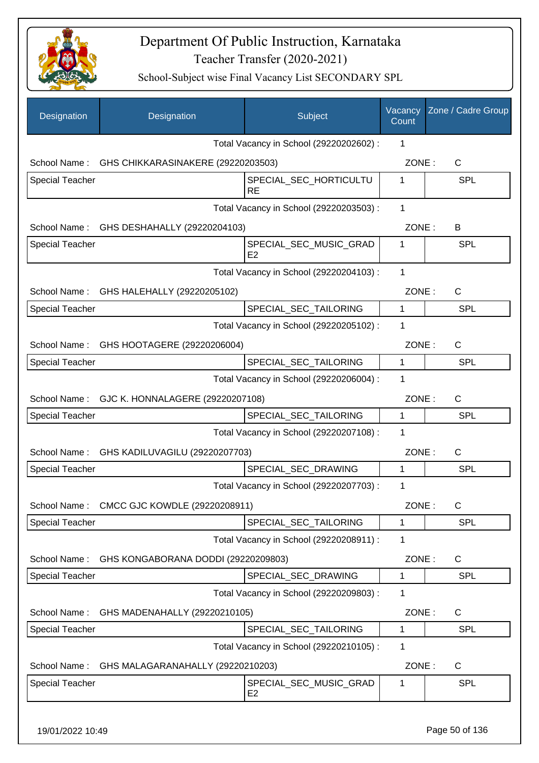# Department Of Public Instruction, Karnataka

## Teacher Transfer (2020-2021)

### School-Subject wise Final Vacancy List SECONDARY SPL

| Designation | Designation | Subject | Vacancy Count | Zone / Cadre Group |
|---|---|---|---|---|
| | | Total Vacancy in School (29220202602) : | 1 | |
| School Name : | GHS CHIKKARASINAKERE (29220203503) | | ZONE : | C |
| Special Teacher | | SPECIAL_SEC_HORTICULTURE | 1 | SPL |
| | | Total Vacancy in School (29220203503) : | 1 | |
| School Name : | GHS DESHAHALLY (29220204103) | | ZONE : | B |
| Special Teacher | | SPECIAL_SEC_MUSIC_GRADE2 | 1 | SPL |
| | | Total Vacancy in School (29220204103) : | 1 | |
| School Name : | GHS HALEHALLY (29220205102) | | ZONE : | C |
| Special Teacher | | SPECIAL_SEC_TAILORING | 1 | SPL |
| | | Total Vacancy in School (29220205102) : | 1 | |
| School Name : | GHS HOOTAGERE (29220206004) | | ZONE : | C |
| Special Teacher | | SPECIAL_SEC_TAILORING | 1 | SPL |
| | | Total Vacancy in School (29220206004) : | 1 | |
| School Name : | GJC K. HONNALAGERE (29220207108) | | ZONE : | C |
| Special Teacher | | SPECIAL_SEC_TAILORING | 1 | SPL |
| | | Total Vacancy in School (29220207108) : | 1 | |
| School Name : | GHS KADILUVAGILU (29220207703) | | ZONE : | C |
| Special Teacher | | SPECIAL_SEC_DRAWING | 1 | SPL |
| | | Total Vacancy in School (29220207703) : | 1 | |
| School Name : | CMCC GJC KOWDLE (29220208911) | | ZONE : | C |
| Special Teacher | | SPECIAL_SEC_TAILORING | 1 | SPL |
| | | Total Vacancy in School (29220208911) : | 1 | |
| School Name : | GHS KONGABORANA DODDI (29220209803) | | ZONE : | C |
| Special Teacher | | SPECIAL_SEC_DRAWING | 1 | SPL |
| | | Total Vacancy in School (29220209803) : | 1 | |
| School Name : | GHS MADENAHALLY (29220210105) | | ZONE : | C |
| Special Teacher | | SPECIAL_SEC_TAILORING | 1 | SPL |
| | | Total Vacancy in School (29220210105) : | 1 | |
| School Name : | GHS MALAGARANAHALLY (29220210203) | | ZONE : | C |
| Special Teacher | | SPECIAL_SEC_MUSIC_GRADE2 | 1 | SPL |

19/01/2022 10:49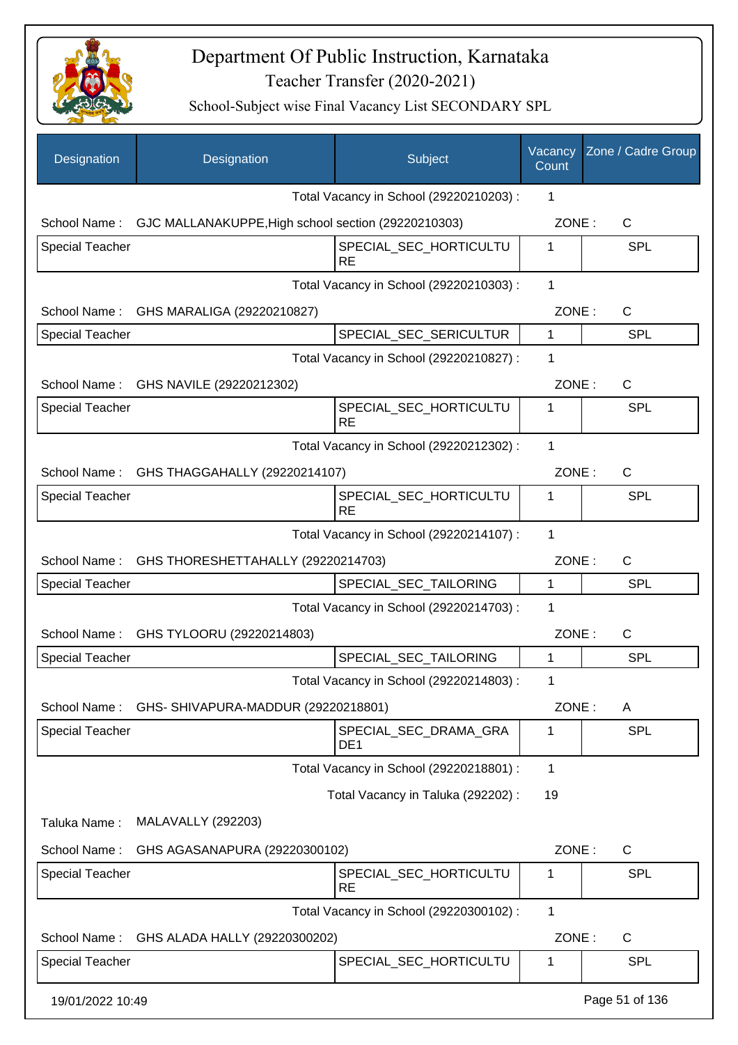# Department Of Public Instruction, Karnataka

## Teacher Transfer (2020-2021)

### School-Subject wise Final Vacancy List SECONDARY SPL

| Designation | Designation | Subject | Vacancy Count | Zone / Cadre Group |
|---|---|---|---|---|
| | | Total Vacancy in School (29220210203) : | 1 | |
| School Name : | GJC MALLANAKUPPE,High school section (29220210303) | | ZONE : | C |
| Special Teacher | | SPECIAL_SEC_HORTICULTURE | 1 | SPL |
| | | Total Vacancy in School (29220210303) : | 1 | |
| School Name : | GHS MARALIGA (29220210827) | | ZONE : | C |
| Special Teacher | | SPECIAL_SEC_SERICULTUR | 1 | SPL |
| | | Total Vacancy in School (29220210827) : | 1 | |
| School Name : | GHS NAVILE (29220212302) | | ZONE : | C |
| Special Teacher | | SPECIAL_SEC_HORTICULTURE | 1 | SPL |
| | | Total Vacancy in School (29220212302) : | 1 | |
| School Name : | GHS THAGGAHALLY (29220214107) | | ZONE : | C |
| Special Teacher | | SPECIAL_SEC_HORTICULTURE | 1 | SPL |
| | | Total Vacancy in School (29220214107) : | 1 | |
| School Name : | GHS THORESHETTAHALLY (29220214703) | | ZONE : | C |
| Special Teacher | | SPECIAL_SEC_TAILORING | 1 | SPL |
| | | Total Vacancy in School (29220214703) : | 1 | |
| School Name : | GHS TYLOORU (29220214803) | | ZONE : | C |
| Special Teacher | | SPECIAL_SEC_TAILORING | 1 | SPL |
| | | Total Vacancy in School (29220214803) : | 1 | |
| School Name : | GHS- SHIVAPURA-MADDUR (29220218801) | | ZONE : | A |
| Special Teacher | | SPECIAL_SEC_DRAMA_GRADE1 | 1 | SPL |
| | | Total Vacancy in School (29220218801) : | 1 | |
| | | Total Vacancy in Taluka (292202) : | 19 | |
| Taluka Name : | MALAVALLY (292203) | | | |
| School Name : | GHS AGASANAPURA (29220300102) | | ZONE : | C |
| Special Teacher | | SPECIAL_SEC_HORTICULTURE | 1 | SPL |
| | | Total Vacancy in School (29220300102) : | 1 | |
| School Name : | GHS ALADA HALLY (29220300202) | | ZONE : | C |
| Special Teacher | | SPECIAL_SEC_HORTICULTU | 1 | SPL |

19/01/2022 10:49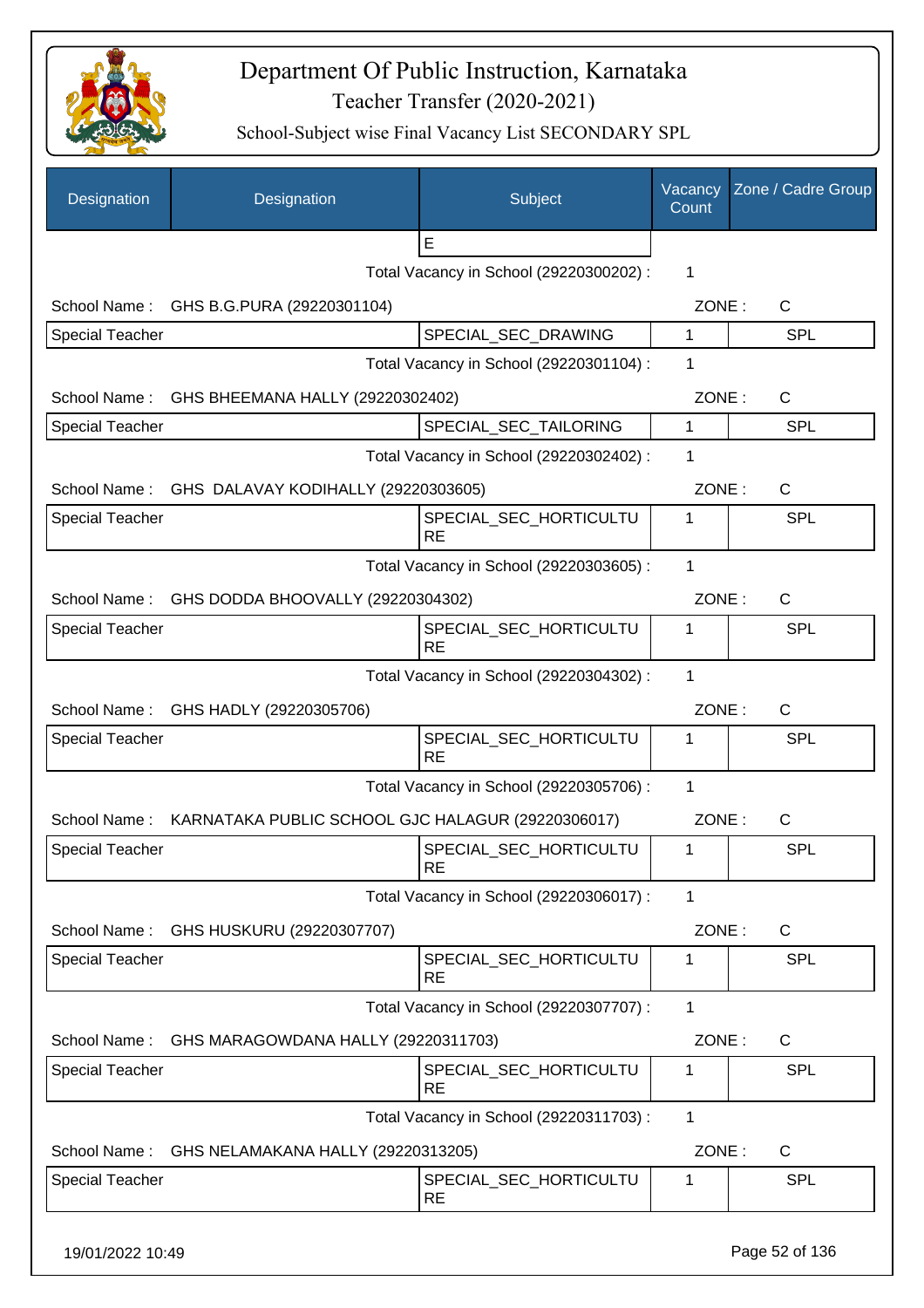# Department Of Public Instruction, Karnataka

Teacher Transfer (2020-2021)

School-Subject wise Final Vacancy List SECONDARY SPL

| Designation | Designation | Subject | Vacancy Count | Zone / Cadre Group |
|---|---|---|---|---|
| | | E | | |

Total Vacancy in School (29220300202) : 1

School Name : GHS B.G.PURA (29220301104) ZONE : C

| Designation | Designation | Subject | Vacancy Count | Zone / Cadre Group |
|---|---|---|---|---|
| Special Teacher | | SPECIAL_SEC_DRAWING | 1 | SPL |

Total Vacancy in School (29220301104) : 1

School Name : GHS BHEEMANA HALLY (29220302402) ZONE : C

| Designation | Designation | Subject | Vacancy Count | Zone / Cadre Group |
|---|---|---|---|---|
| Special Teacher | | SPECIAL_SEC_TAILORING | 1 | SPL |

Total Vacancy in School (29220302402) : 1

School Name : GHS DALAVAY KODIHALLY (29220303605) ZONE : C

| Designation | Designation | Subject | Vacancy Count | Zone / Cadre Group |
|---|---|---|---|---|
| Special Teacher | | SPECIAL_SEC_HORTICULTURE | 1 | SPL |

Total Vacancy in School (29220303605) : 1

School Name : GHS DODDA BHOOVALLY (29220304302) ZONE : C

| Designation | Designation | Subject | Vacancy Count | Zone / Cadre Group |
|---|---|---|---|---|
| Special Teacher | | SPECIAL_SEC_HORTICULTURE | 1 | SPL |

Total Vacancy in School (29220304302) : 1

School Name : GHS HADLY (29220305706) ZONE : C

| Designation | Designation | Subject | Vacancy Count | Zone / Cadre Group |
|---|---|---|---|---|
| Special Teacher | | SPECIAL_SEC_HORTICULTURE | 1 | SPL |

Total Vacancy in School (29220305706) : 1

School Name : KARNATAKA PUBLIC SCHOOL GJC HALAGUR (29220306017) ZONE : C

| Designation | Designation | Subject | Vacancy Count | Zone / Cadre Group |
|---|---|---|---|---|
| Special Teacher | | SPECIAL_SEC_HORTICULTURE | 1 | SPL |

Total Vacancy in School (29220306017) : 1

School Name : GHS HUSKURU (29220307707) ZONE : C

| Designation | Designation | Subject | Vacancy Count | Zone / Cadre Group |
|---|---|---|---|---|
| Special Teacher | | SPECIAL_SEC_HORTICULTURE | 1 | SPL |

Total Vacancy in School (29220307707) : 1

School Name : GHS MARAGOWDANA HALLY (29220311703) ZONE : C

| Designation | Designation | Subject | Vacancy Count | Zone / Cadre Group |
|---|---|---|---|---|
| Special Teacher | | SPECIAL_SEC_HORTICULTURE | 1 | SPL |

Total Vacancy in School (29220311703) : 1

School Name : GHS NELAMAKANA HALLY (29220313205) ZONE : C

| Designation | Designation | Subject | Vacancy Count | Zone / Cadre Group |
|---|---|---|---|---|
| Special Teacher | | SPECIAL_SEC_HORTICULTURE | 1 | SPL |

19/01/2022 10:49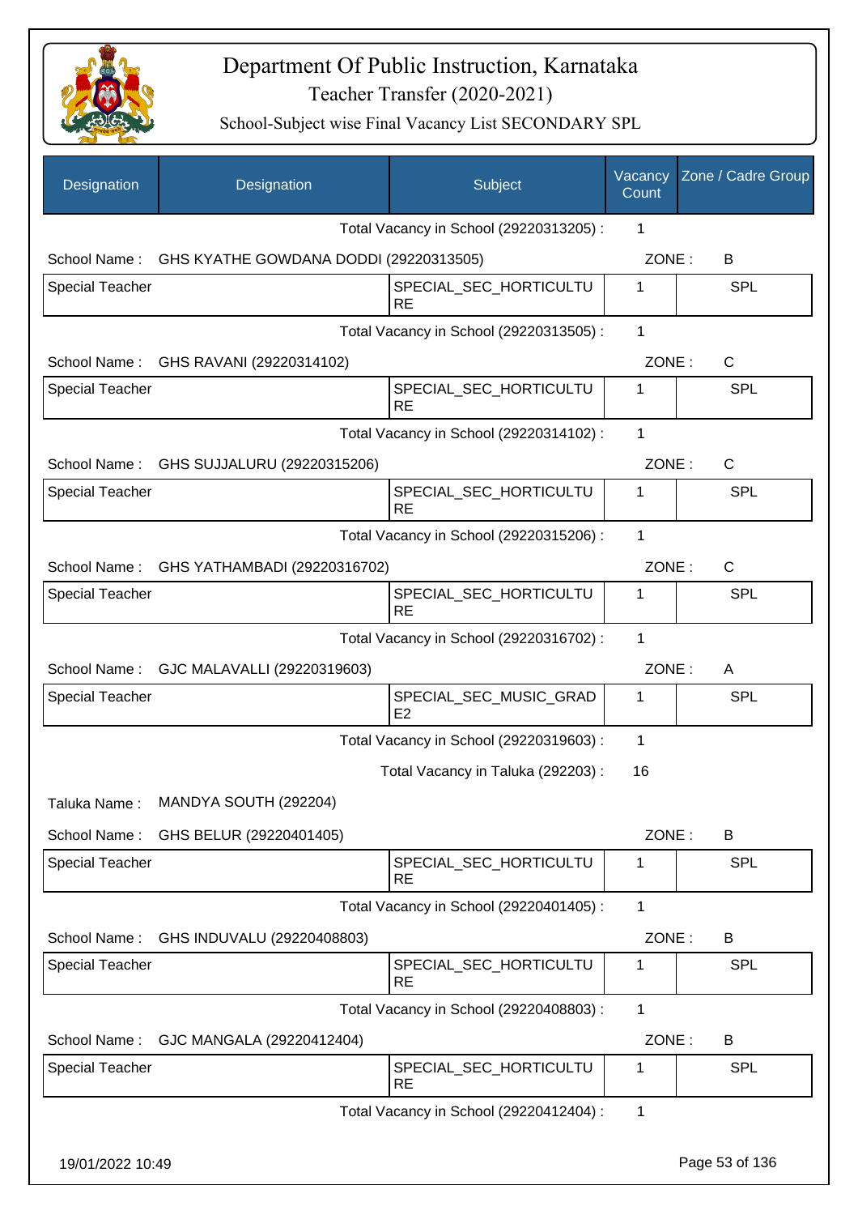# Department Of Public Instruction, Karnataka

Teacher Transfer (2020-2021)

School-Subject wise Final Vacancy List SECONDARY SPL

| Designation | Designation | Subject | Vacancy Count | Zone / Cadre Group |
|---|---|---|---|---|
| | | Total Vacancy in School (29220313205) : | 1 | |
| School Name : | GHS KYATHE GOWDANA DODDI (29220313505) | | ZONE : | B |
| Special Teacher | | SPECIAL_SEC_HORTICULTURE | 1 | SPL |
| | | Total Vacancy in School (29220313505) : | 1 | |
| School Name : | GHS RAVANI (29220314102) | | ZONE : | C |
| Special Teacher | | SPECIAL_SEC_HORTICULTURE | 1 | SPL |
| | | Total Vacancy in School (29220314102) : | 1 | |
| School Name : | GHS SUJJALURU (29220315206) | | ZONE : | C |
| Special Teacher | | SPECIAL_SEC_HORTICULTURE | 1 | SPL |
| | | Total Vacancy in School (29220315206) : | 1 | |
| School Name : | GHS YATHAMBADI (29220316702) | | ZONE : | C |
| Special Teacher | | SPECIAL_SEC_HORTICULTURE | 1 | SPL |
| | | Total Vacancy in School (29220316702) : | 1 | |
| School Name : | GJC MALAVALLI (29220319603) | | ZONE : | A |
| Special Teacher | | SPECIAL_SEC_MUSIC_GRADE2 | 1 | SPL |
| | | Total Vacancy in School (29220319603) : | 1 | |
| | | Total Vacancy in Taluka (292203) : | 16 | |
| Taluka Name : | MANDYA SOUTH (292204) | | | |
| School Name : | GHS BELUR (29220401405) | | ZONE : | B |
| Special Teacher | | SPECIAL_SEC_HORTICULTURE | 1 | SPL |
| | | Total Vacancy in School (29220401405) : | 1 | |
| School Name : | GHS INDUVALU (29220408803) | | ZONE : | B |
| Special Teacher | | SPECIAL_SEC_HORTICULTURE | 1 | SPL |
| | | Total Vacancy in School (29220408803) : | 1 | |
| School Name : | GJC MANGALA (29220412404) | | ZONE : | B |
| Special Teacher | | SPECIAL_SEC_HORTICULTURE | 1 | SPL |
| | | Total Vacancy in School (29220412404) : | 1 | |

19/01/2022 10:49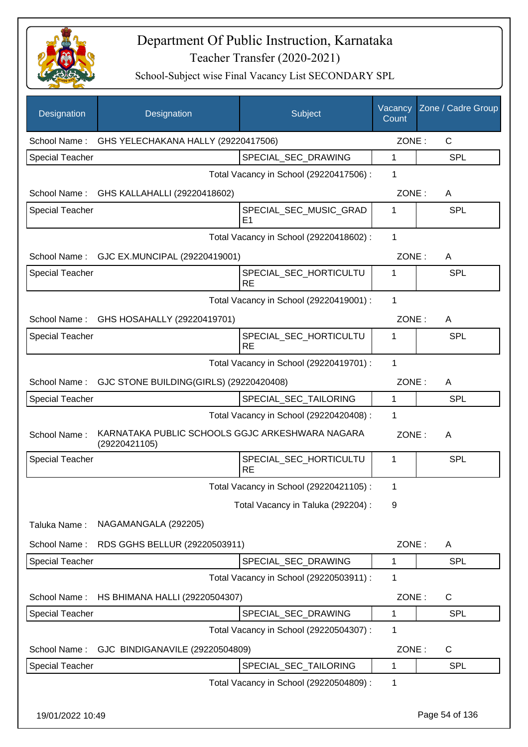# Department Of Public Instruction, Karnataka
## Teacher Transfer (2020-2021)
### School-Subject wise Final Vacancy List SECONDARY SPL

| Designation | Designation | Subject | Vacancy Count | Zone / Cadre Group |
|---|---|---|---|---|
| School Name : | GHS YELECHAKANA HALLY (29220417506) | | ZONE : | C |
| Special Teacher | | SPECIAL_SEC_DRAWING | 1 | SPL |
| | | Total Vacancy in School (29220417506) : | 1 | |
| School Name : | GHS KALLAHALLI (29220418602) | | ZONE : | A |
| Special Teacher | | SPECIAL_SEC_MUSIC_GRADE1 | 1 | SPL |
| | | Total Vacancy in School (29220418602) : | 1 | |
| School Name : | GJC EX.MUNCIPAL (29220419001) | | ZONE : | A |
| Special Teacher | | SPECIAL_SEC_HORTICULTURE | 1 | SPL |
| | | Total Vacancy in School (29220419001) : | 1 | |
| School Name : | GHS HOSAHALLY (29220419701) | | ZONE : | A |
| Special Teacher | | SPECIAL_SEC_HORTICULTURE | 1 | SPL |
| | | Total Vacancy in School (29220419701) : | 1 | |
| School Name : | GJC STONE BUILDING(GIRLS) (29220420408) | | ZONE : | A |
| Special Teacher | | SPECIAL_SEC_TAILORING | 1 | SPL |
| | | Total Vacancy in School (29220420408) : | 1 | |
| School Name : | KARNATAKA PUBLIC SCHOOLS GGJC ARKESHWARA NAGARA (29220421105) | | ZONE : | A |
| Special Teacher | | SPECIAL_SEC_HORTICULTURE | 1 | SPL |
| | | Total Vacancy in School (29220421105) : | 1 | |
| | | Total Vacancy in Taluka (292204) : | 9 | |
| Taluka Name : | NAGAMANGALA (292205) | | | |
| School Name : | RDS GGHS BELLUR (29220503911) | | ZONE : | A |
| Special Teacher | | SPECIAL_SEC_DRAWING | 1 | SPL |
| | | Total Vacancy in School (29220503911) : | 1 | |
| School Name : | HS BHIMANA HALLI (29220504307) | | ZONE : | C |
| Special Teacher | | SPECIAL_SEC_DRAWING | 1 | SPL |
| | | Total Vacancy in School (29220504307) : | 1 | |
| School Name : | GJC BINDIGANAVILE (29220504809) | | ZONE : | C |
| Special Teacher | | SPECIAL_SEC_TAILORING | 1 | SPL |
| | | Total Vacancy in School (29220504809) : | 1 | |

19/01/2022 10:49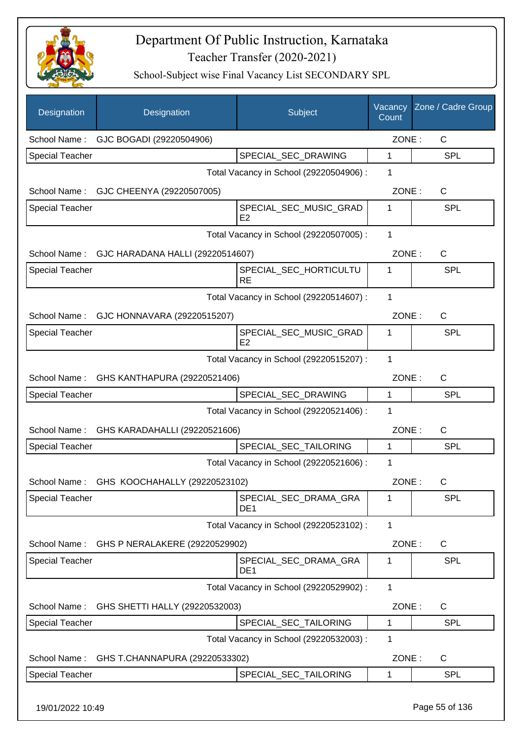# Department Of Public Instruction, Karnataka

## Teacher Transfer (2020-2021)

### School-Subject wise Final Vacancy List SECONDARY SPL

| Designation | Designation | Subject | Vacancy Count | Zone / Cadre Group |
|---|---|---|---|---|
| School Name : | GJC BOGADI (29220504906) | | ZONE : | C |
| Special Teacher | | SPECIAL_SEC_DRAWING | 1 | SPL |
| | | Total Vacancy in School (29220504906) : | 1 | |
| School Name : | GJC CHEENYA (29220507005) | | ZONE : | C |
| Special Teacher | | SPECIAL_SEC_MUSIC_GRADE2 | 1 | SPL |
| | | Total Vacancy in School (29220507005) : | 1 | |
| School Name : | GJC HARADANA HALLI (29220514607) | | ZONE : | C |
| Special Teacher | | SPECIAL_SEC_HORTICULTURE | 1 | SPL |
| | | Total Vacancy in School (29220514607) : | 1 | |
| School Name : | GJC HONNAVARA (29220515207) | | ZONE : | C |
| Special Teacher | | SPECIAL_SEC_MUSIC_GRADE2 | 1 | SPL |
| | | Total Vacancy in School (29220515207) : | 1 | |
| School Name : | GHS KANTHAPURA (29220521406) | | ZONE : | C |
| Special Teacher | | SPECIAL_SEC_DRAWING | 1 | SPL |
| | | Total Vacancy in School (29220521406) : | 1 | |
| School Name : | GHS KARADAHALLI (29220521606) | | ZONE : | C |
| Special Teacher | | SPECIAL_SEC_TAILORING | 1 | SPL |
| | | Total Vacancy in School (29220521606) : | 1 | |
| School Name : | GHS KOOCHAHALLY (29220523102) | | ZONE : | C |
| Special Teacher | | SPECIAL_SEC_DRAMA_GRADE1 | 1 | SPL |
| | | Total Vacancy in School (29220523102) : | 1 | |
| School Name : | GHS P NERALAKERE (29220529902) | | ZONE : | C |
| Special Teacher | | SPECIAL_SEC_DRAMA_GRADE1 | 1 | SPL |
| | | Total Vacancy in School (29220529902) : | 1 | |
| School Name : | GHS SHETTI HALLY (29220532003) | | ZONE : | C |
| Special Teacher | | SPECIAL_SEC_TAILORING | 1 | SPL |
| | | Total Vacancy in School (29220532003) : | 1 | |
| School Name : | GHS T.CHANNAPURA (29220533302) | | ZONE : | C |
| Special Teacher | | SPECIAL_SEC_TAILORING | 1 | SPL |

19/01/2022 10:49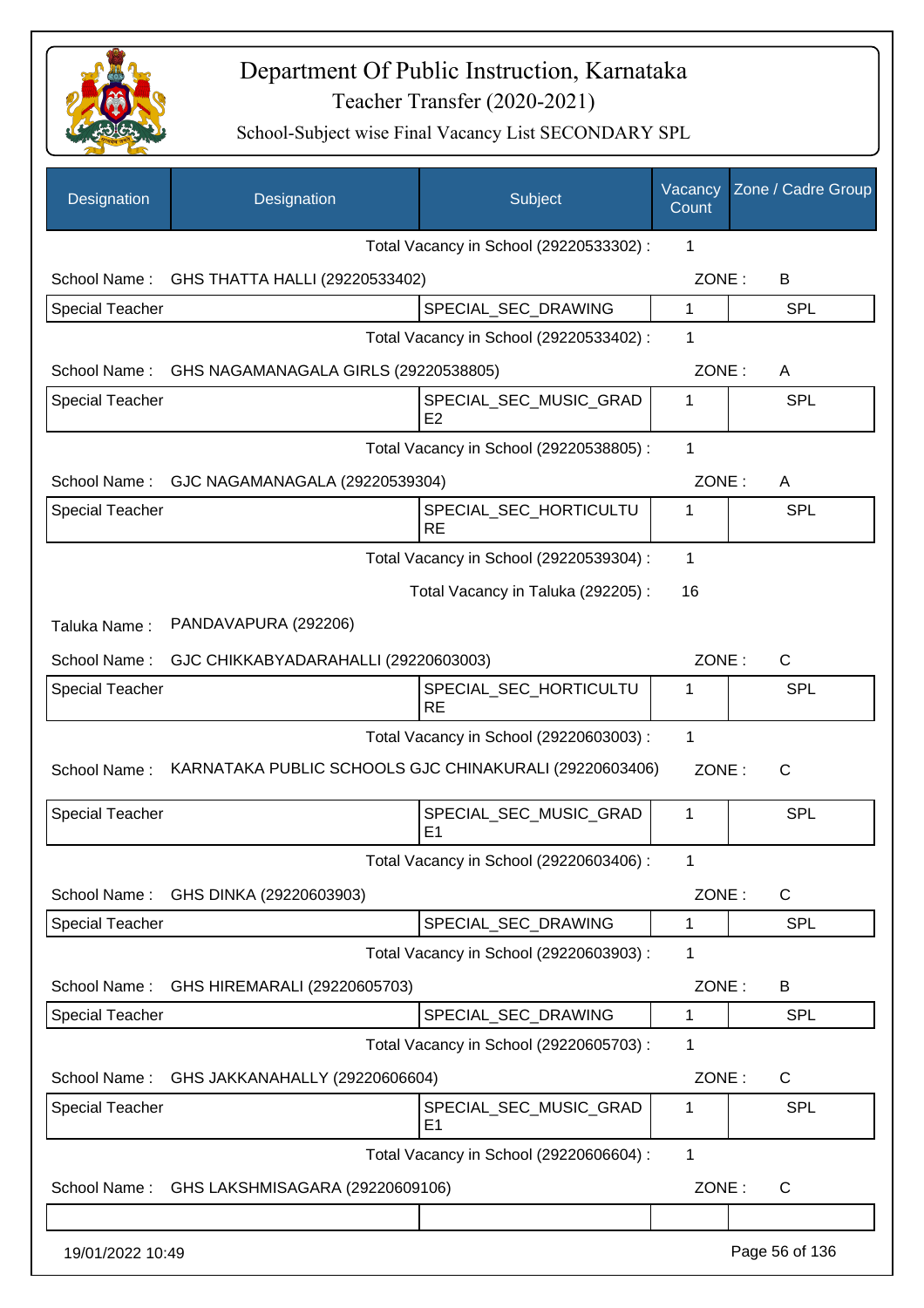# Department Of Public Instruction, Karnataka

## Teacher Transfer (2020-2021)

### School-Subject wise Final Vacancy List SECONDARY SPL

| Designation | Designation | Subject | Vacancy Count | Zone / Cadre Group |
|---|---|---|---|---|
| | | Total Vacancy in School (29220533302) : | 1 | |
| School Name : | GHS THATTA HALLI (29220533402) | | ZONE : | B |
| Special Teacher | | SPECIAL_SEC_DRAWING | 1 | SPL |
| | | Total Vacancy in School (29220533402) : | 1 | |
| School Name : | GHS NAGAMANAGALA GIRLS (29220538805) | | ZONE : | A |
| Special Teacher | | SPECIAL_SEC_MUSIC_GRADE2 | 1 | SPL |
| | | Total Vacancy in School (29220538805) : | 1 | |
| School Name : | GJC NAGAMANAGALA (29220539304) | | ZONE : | A |
| Special Teacher | | SPECIAL_SEC_HORTICULTURE | 1 | SPL |
| | | Total Vacancy in School (29220539304) : | 1 | |
| | | Total Vacancy in Taluka (292205) : | 16 | |
| Taluka Name : | PANDAVAPURA (292206) | | | |
| School Name : | GJC CHIKKABYADARAHALLI (29220603003) | | ZONE : | C |
| Special Teacher | | SPECIAL_SEC_HORTICULTURE | 1 | SPL |
| | | Total Vacancy in School (29220603003) : | 1 | |
| School Name : | KARNATAKA PUBLIC SCHOOLS GJC CHINAKURALI (29220603406) | | ZONE : | C |
| Special Teacher | | SPECIAL_SEC_MUSIC_GRADE1 | 1 | SPL |
| | | Total Vacancy in School (29220603406) : | 1 | |
| School Name : | GHS DINKA (29220603903) | | ZONE : | C |
| Special Teacher | | SPECIAL_SEC_DRAWING | 1 | SPL |
| | | Total Vacancy in School (29220603903) : | 1 | |
| School Name : | GHS HIREMARALI (29220605703) | | ZONE : | B |
| Special Teacher | | SPECIAL_SEC_DRAWING | 1 | SPL |
| | | Total Vacancy in School (29220605703) : | 1 | |
| School Name : | GHS JAKKANAHALLY (29220606604) | | ZONE : | C |
| Special Teacher | | SPECIAL_SEC_MUSIC_GRADE1 | 1 | SPL |
| | | Total Vacancy in School (29220606604) : | 1 | |
| School Name : | GHS LAKSHMISAGARA (29220609106) | | ZONE : | C |
| | | | | |

19/01/2022 10:49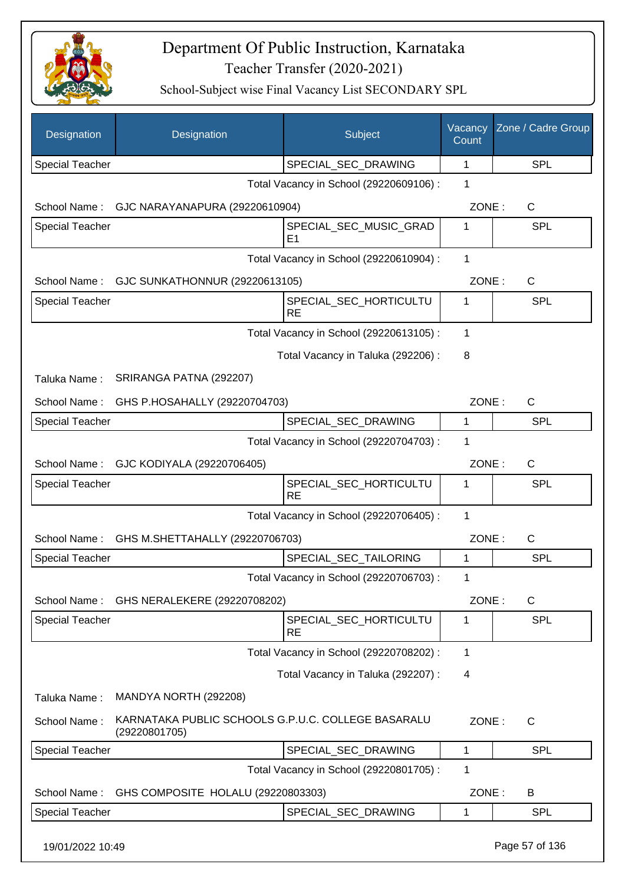# Department Of Public Instruction, Karnataka

Teacher Transfer (2020-2021)

School-Subject wise Final Vacancy List SECONDARY SPL

| Designation | Designation | Subject | Vacancy Count | Zone / Cadre Group |
|---|---|---|---|---|
| Special Teacher | | SPECIAL_SEC_DRAWING | 1 | SPL |

Total Vacancy in School (29220609106) : 1

School Name : GJC NARAYANAPURA (29220610904) ZONE : C

| Designation | Designation | Subject | Vacancy Count | Zone / Cadre Group |
|---|---|---|---|---|
| Special Teacher | | SPECIAL_SEC_MUSIC_GRADE1 | 1 | SPL |

Total Vacancy in School (29220610904) : 1

School Name : GJC SUNKATHONNUR (29220613105) ZONE : C

| Designation | Designation | Subject | Vacancy Count | Zone / Cadre Group |
|---|---|---|---|---|
| Special Teacher | | SPECIAL_SEC_HORTICULTURE | 1 | SPL |

Total Vacancy in School (29220613105) : 1

Total Vacancy in Taluka (292206) : 8

Taluka Name : SRIRANGA PATNA (292207)

School Name : GHS P.HOSAHALLY (29220704703) ZONE : C

| Designation | Designation | Subject | Vacancy Count | Zone / Cadre Group |
|---|---|---|---|---|
| Special Teacher | | SPECIAL_SEC_DRAWING | 1 | SPL |

Total Vacancy in School (29220704703) : 1

School Name : GJC KODIYALA (29220706405) ZONE : C

| Designation | Designation | Subject | Vacancy Count | Zone / Cadre Group |
|---|---|---|---|---|
| Special Teacher | | SPECIAL_SEC_HORTICULTURE | 1 | SPL |

Total Vacancy in School (29220706405) : 1

School Name : GHS M.SHETTAHALLY (29220706703) ZONE : C

| Designation | Designation | Subject | Vacancy Count | Zone / Cadre Group |
|---|---|---|---|---|
| Special Teacher | | SPECIAL_SEC_TAILORING | 1 | SPL |

Total Vacancy in School (29220706703) : 1

School Name : GHS NERALEKERE (29220708202) ZONE : C

| Designation | Designation | Subject | Vacancy Count | Zone / Cadre Group |
|---|---|---|---|---|
| Special Teacher | | SPECIAL_SEC_HORTICULTURE | 1 | SPL |

Total Vacancy in School (29220708202) : 1

Total Vacancy in Taluka (292207) : 4

Taluka Name : MANDYA NORTH (292208)

School Name : KARNATAKA PUBLIC SCHOOLS G.P.U.C. COLLEGE BASARALU (29220801705) ZONE : C

| Designation | Designation | Subject | Vacancy Count | Zone / Cadre Group |
|---|---|---|---|---|
| Special Teacher | | SPECIAL_SEC_DRAWING | 1 | SPL |

Total Vacancy in School (29220801705) : 1

School Name : GHS COMPOSITE HOLALU (29220803303) ZONE : B

| Designation | Designation | Subject | Vacancy Count | Zone / Cadre Group |
|---|---|---|---|---|
| Special Teacher | | SPECIAL_SEC_DRAWING | 1 | SPL |

19/01/2022 10:49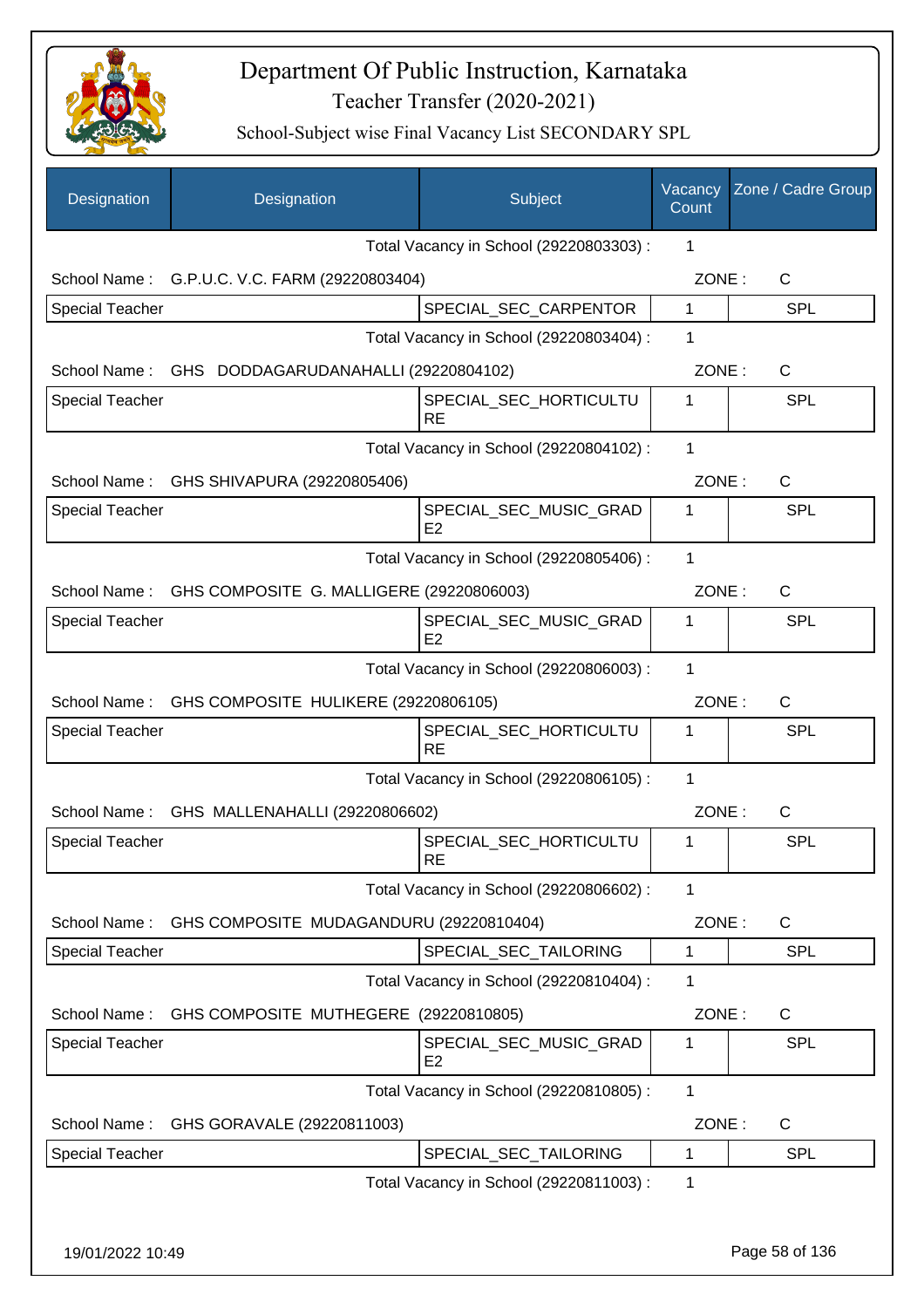# Department Of Public Instruction, Karnataka

## Teacher Transfer (2020-2021)

### School-Subject wise Final Vacancy List SECONDARY SPL

| Designation | Designation | Subject | Vacancy Count | Zone / Cadre Group |
|---|---|---|---|---|
| | | Total Vacancy in School (29220803303) : | 1 | |
| School Name : | G.P.U.C. V.C. FARM (29220803404) | | ZONE : | C |
| Special Teacher | | SPECIAL_SEC_CARPENTOR | 1 | SPL |
| | | Total Vacancy in School (29220803404) : | 1 | |
| School Name : | GHS DODDAGARUDANAHALLI (29220804102) | | ZONE : | C |
| Special Teacher | | SPECIAL_SEC_HORTICULTURE | 1 | SPL |
| | | Total Vacancy in School (29220804102) : | 1 | |
| School Name : | GHS SHIVAPURA (29220805406) | | ZONE : | C |
| Special Teacher | | SPECIAL_SEC_MUSIC_GRADE2 | 1 | SPL |
| | | Total Vacancy in School (29220805406) : | 1 | |
| School Name : | GHS COMPOSITE G. MALLIGERE (29220806003) | | ZONE : | C |
| Special Teacher | | SPECIAL_SEC_MUSIC_GRADE2 | 1 | SPL |
| | | Total Vacancy in School (29220806003) : | 1 | |
| School Name : | GHS COMPOSITE HULIKERE (29220806105) | | ZONE : | C |
| Special Teacher | | SPECIAL_SEC_HORTICULTURE | 1 | SPL |
| | | Total Vacancy in School (29220806105) : | 1 | |
| School Name : | GHS MALLENAHALLI (29220806602) | | ZONE : | C |
| Special Teacher | | SPECIAL_SEC_HORTICULTURE | 1 | SPL |
| | | Total Vacancy in School (29220806602) : | 1 | |
| School Name : | GHS COMPOSITE MUDAGANDURU (29220810404) | | ZONE : | C |
| Special Teacher | | SPECIAL_SEC_TAILORING | 1 | SPL |
| | | Total Vacancy in School (29220810404) : | 1 | |
| School Name : | GHS COMPOSITE MUTHEGERE (29220810805) | | ZONE : | C |
| Special Teacher | | SPECIAL_SEC_MUSIC_GRADE2 | 1 | SPL |
| | | Total Vacancy in School (29220810805) : | 1 | |
| School Name : | GHS GORAVALE (29220811003) | | ZONE : | C |
| Special Teacher | | SPECIAL_SEC_TAILORING | 1 | SPL |
| | | Total Vacancy in School (29220811003) : | 1 | |

19/01/2022 10:49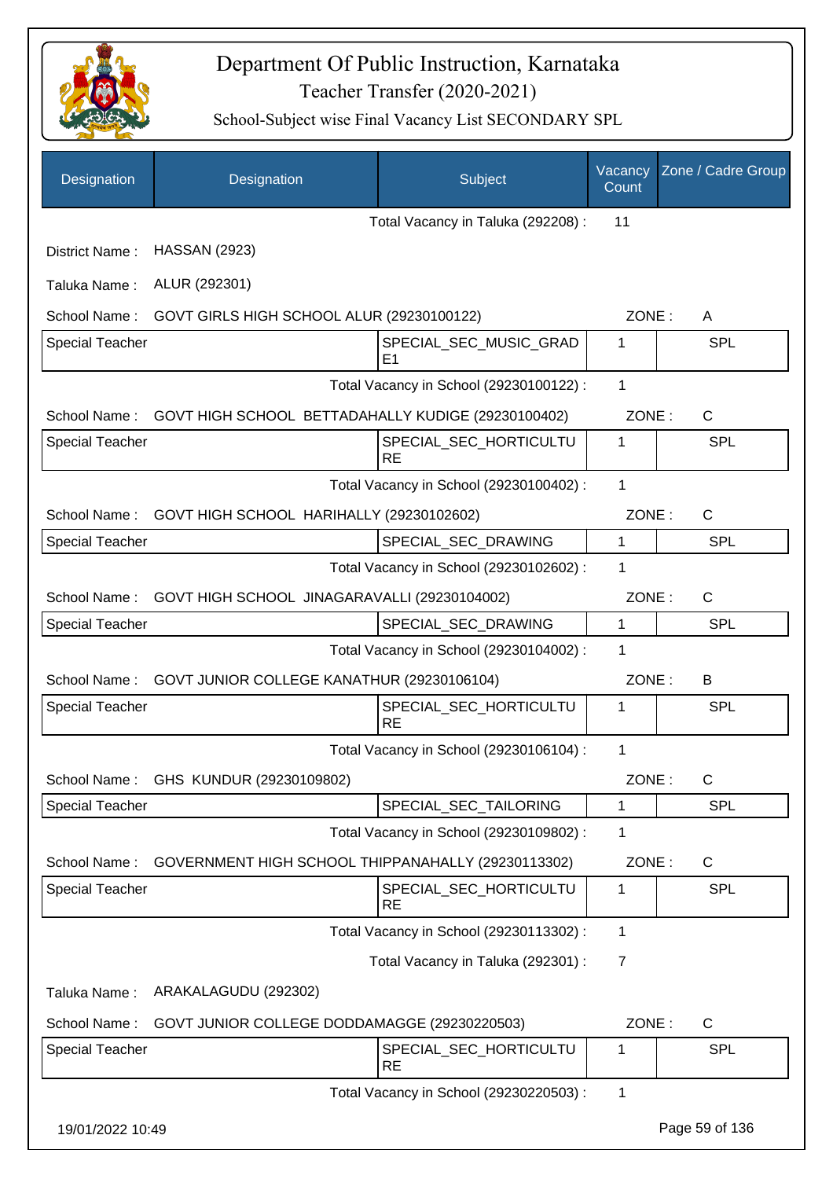# Department Of Public Instruction, Karnataka
## Teacher Transfer (2020-2021)
### School-Subject wise Final Vacancy List SECONDARY SPL

| Designation | Designation | Subject | Vacancy Count | Zone / Cadre Group |
|---|---|---|---|---|
| | | Total Vacancy in Taluka (292208) : | 11 | |

District Name : HASSAN (2923)

Taluka Name : ALUR (292301)

School Name : GOVT GIRLS HIGH SCHOOL ALUR (29230100122) ZONE : A

| Special Teacher | | SPECIAL_SEC_MUSIC_GRADE1 | 1 | SPL |
|---|---|---|---|---|
| | | Total Vacancy in School (29230100122) : | 1 | |

School Name : GOVT HIGH SCHOOL BETTADAHALLY KUDIGE (29230100402) ZONE : C

| Special Teacher | | SPECIAL_SEC_HORTICULTURE | 1 | SPL |
|---|---|---|---|---|
| | | Total Vacancy in School (29230100402) : | 1 | |

School Name : GOVT HIGH SCHOOL HARIHALLY (29230102602) ZONE : C

| Special Teacher | | SPECIAL_SEC_DRAWING | 1 | SPL |
|---|---|---|---|---|
| | | Total Vacancy in School (29230102602) : | 1 | |

School Name : GOVT HIGH SCHOOL JINAGARAVALLI (29230104002) ZONE : C

| Special Teacher | | SPECIAL_SEC_DRAWING | 1 | SPL |
|---|---|---|---|---|
| | | Total Vacancy in School (29230104002) : | 1 | |

School Name : GOVT JUNIOR COLLEGE KANATHUR (29230106104) ZONE : B

| Special Teacher | | SPECIAL_SEC_HORTICULTURE | 1 | SPL |
|---|---|---|---|---|
| | | Total Vacancy in School (29230106104) : | 1 | |

School Name : GHS KUNDUR (29230109802) ZONE : C

| Special Teacher | | SPECIAL_SEC_TAILORING | 1 | SPL |
|---|---|---|---|---|
| | | Total Vacancy in School (29230109802) : | 1 | |

School Name : GOVERNMENT HIGH SCHOOL THIPPANAHALLY (29230113302) ZONE : C

| Special Teacher | | SPECIAL_SEC_HORTICULTURE | 1 | SPL |
|---|---|---|---|---|
| | | Total Vacancy in School (29230113302) : | 1 | |
| | | Total Vacancy in Taluka (292301) : | 7 | |

Taluka Name : ARAKALAGUDU (292302)

School Name : GOVT JUNIOR COLLEGE DODDAMAGGE (29230220503) ZONE : C

| Special Teacher | | SPECIAL_SEC_HORTICULTURE | 1 | SPL |
|---|---|---|---|---|
| | | Total Vacancy in School (29230220503) : | 1 | |

19/01/2022 10:49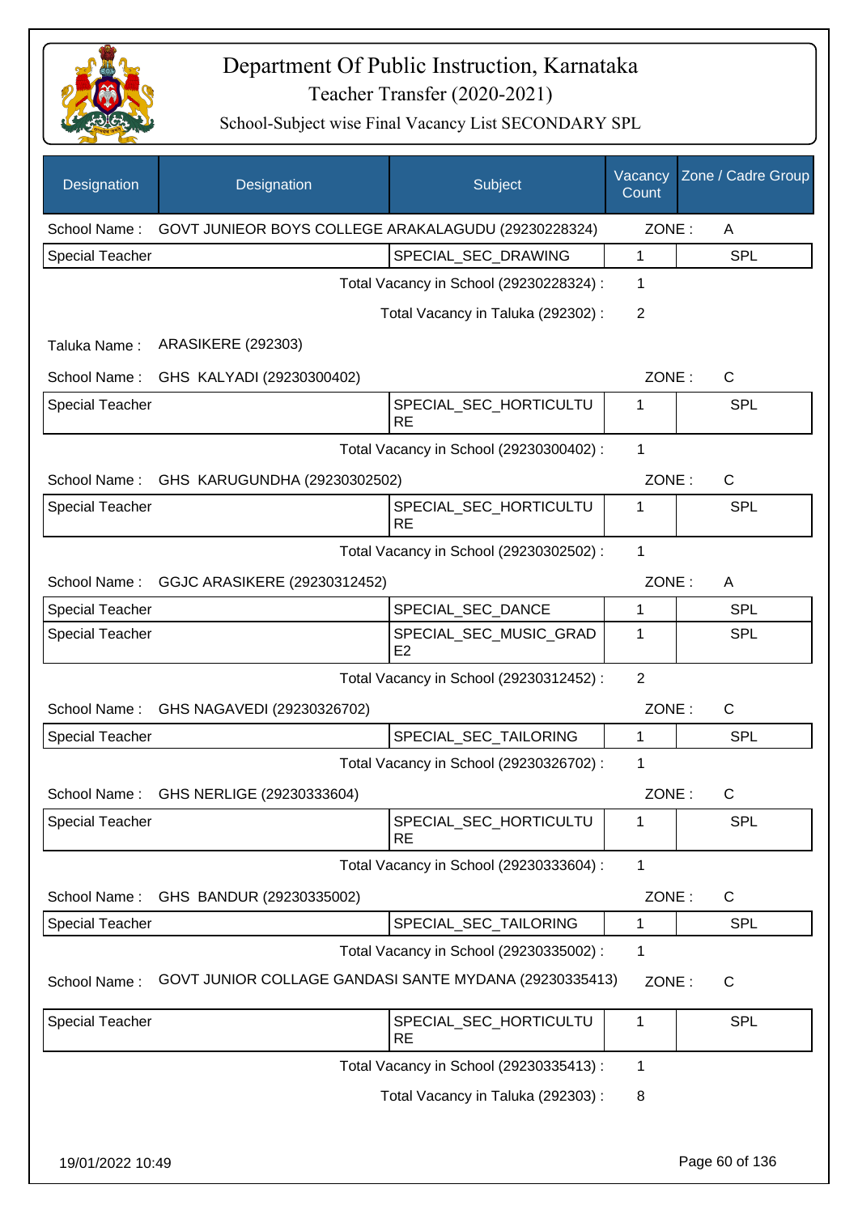# Department Of Public Instruction, Karnataka

Teacher Transfer (2020-2021)

School-Subject wise Final Vacancy List SECONDARY SPL

| Designation | Designation | Subject | Vacancy Count | Zone / Cadre Group |
|---|---|---|---|---|
| School Name : | GOVT JUNIEOR BOYS COLLEGE ARAKALAGUDU (29230228324) | | ZONE : | A |
| Special Teacher | | SPECIAL_SEC_DRAWING | 1 | SPL |
| | | Total Vacancy in School (29230228324) : | 1 | |
| | | Total Vacancy in Taluka (292302) : | 2 | |
| Taluka Name : | ARASIKERE (292303) | | | |
| School Name : | GHS KALYADI (29230300402) | | ZONE : | C |
| Special Teacher | | SPECIAL_SEC_HORTICULTURE | 1 | SPL |
| | | Total Vacancy in School (29230300402) : | 1 | |
| School Name : | GHS KARUGUNDHA (29230302502) | | ZONE : | C |
| Special Teacher | | SPECIAL_SEC_HORTICULTURE | 1 | SPL |
| | | Total Vacancy in School (29230302502) : | 1 | |
| School Name : | GGJC ARASIKERE (29230312452) | | ZONE : | A |
| Special Teacher | | SPECIAL_SEC_DANCE | 1 | SPL |
| Special Teacher | | SPECIAL_SEC_MUSIC_GRADE2 | 1 | SPL |
| | | Total Vacancy in School (29230312452) : | 2 | |
| School Name : | GHS NAGAVEDI (29230326702) | | ZONE : | C |
| Special Teacher | | SPECIAL_SEC_TAILORING | 1 | SPL |
| | | Total Vacancy in School (29230326702) : | 1 | |
| School Name : | GHS NERLIGE (29230333604) | | ZONE : | C |
| Special Teacher | | SPECIAL_SEC_HORTICULTURE | 1 | SPL |
| | | Total Vacancy in School (29230333604) : | 1 | |
| School Name : | GHS BANDUR (29230335002) | | ZONE : | C |
| Special Teacher | | SPECIAL_SEC_TAILORING | 1 | SPL |
| | | Total Vacancy in School (29230335002) : | 1 | |
| School Name : | GOVT JUNIOR COLLAGE GANDASI SANTE MYDANA (29230335413) | | ZONE : | C |
| Special Teacher | | SPECIAL_SEC_HORTICULTURE | 1 | SPL |
| | | Total Vacancy in School (29230335413) : | 1 | |
| | | Total Vacancy in Taluka (292303) : | 8 | |

19/01/2022 10:49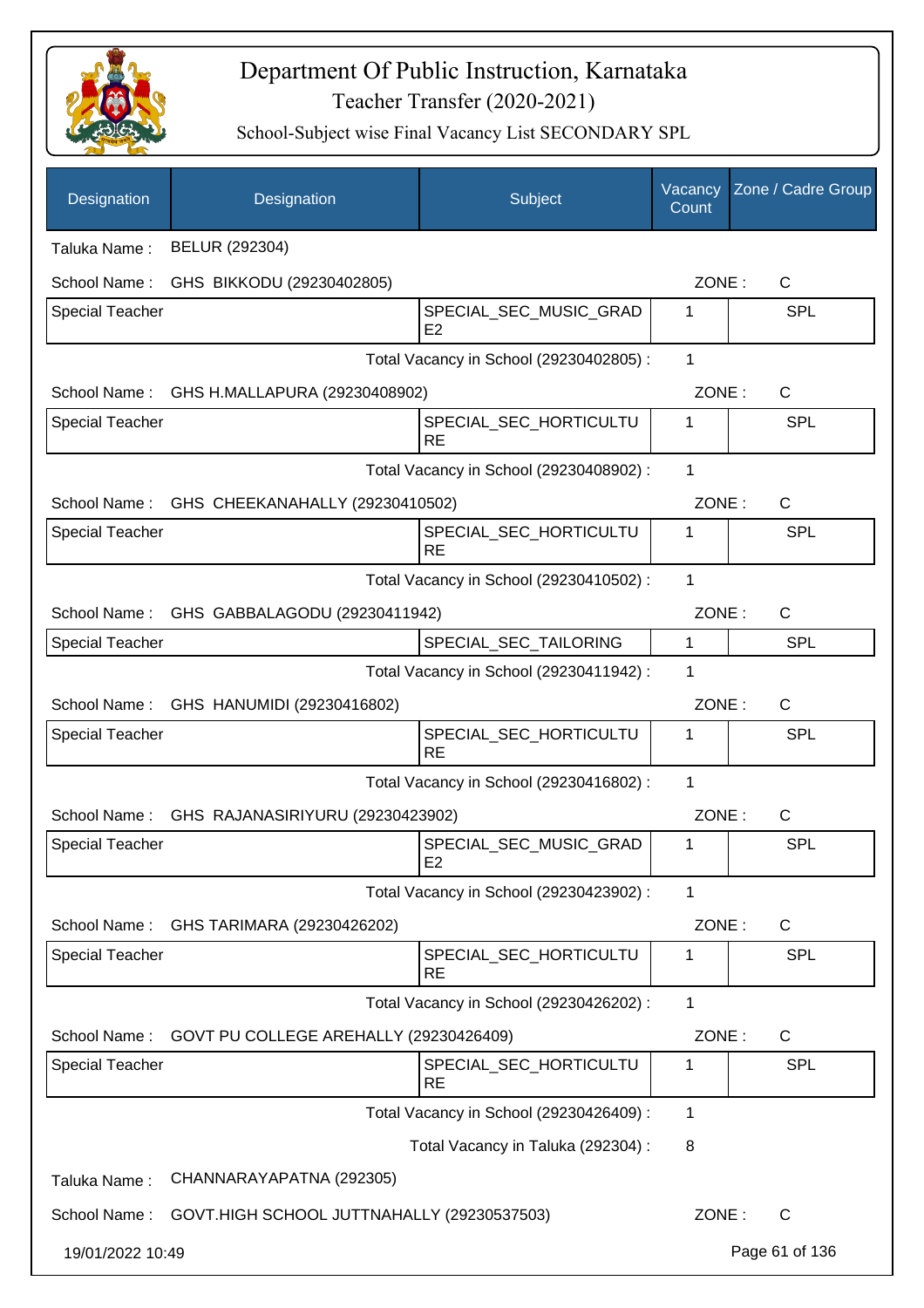# Department Of Public Instruction, Karnataka

## Teacher Transfer (2020-2021)

### School-Subject wise Final Vacancy List SECONDARY SPL

| Designation | Designation | Subject | Vacancy Count | Zone / Cadre Group |
|---|---|---|---|---|
| Taluka Name : | BELUR (292304) | | | |
| School Name : | GHS BIKKODU (29230402805) | | ZONE : | C |
| Special Teacher | | SPECIAL_SEC_MUSIC_GRADE2 | 1 | SPL |
| | | Total Vacancy in School (29230402805) : | 1 | |
| School Name : | GHS H.MALLAPURA (29230408902) | | ZONE : | C |
| Special Teacher | | SPECIAL_SEC_HORTICULTURE | 1 | SPL |
| | | Total Vacancy in School (29230408902) : | 1 | |
| School Name : | GHS CHEEKANAHALLY (29230410502) | | ZONE : | C |
| Special Teacher | | SPECIAL_SEC_HORTICULTURE | 1 | SPL |
| | | Total Vacancy in School (29230410502) : | 1 | |
| School Name : | GHS GABBALAGODU (29230411942) | | ZONE : | C |
| Special Teacher | | SPECIAL_SEC_TAILORING | 1 | SPL |
| | | Total Vacancy in School (29230411942) : | 1 | |
| School Name : | GHS HANUMIDI (29230416802) | | ZONE : | C |
| Special Teacher | | SPECIAL_SEC_HORTICULTURE | 1 | SPL |
| | | Total Vacancy in School (29230416802) : | 1 | |
| School Name : | GHS RAJANASIRIYURU (29230423902) | | ZONE : | C |
| Special Teacher | | SPECIAL_SEC_MUSIC_GRADE2 | 1 | SPL |
| | | Total Vacancy in School (29230423902) : | 1 | |
| School Name : | GHS TARIMARA (29230426202) | | ZONE : | C |
| Special Teacher | | SPECIAL_SEC_HORTICULTURE | 1 | SPL |
| | | Total Vacancy in School (29230426202) : | 1 | |
| School Name : | GOVT PU COLLEGE AREHALLY (29230426409) | | ZONE : | C |
| Special Teacher | | SPECIAL_SEC_HORTICULTURE | 1 | SPL |
| | | Total Vacancy in School (29230426409) : | 1 | |
| | | Total Vacancy in Taluka (292304) : | 8 | |
| Taluka Name : | CHANNARAYAPATNA (292305) | | | |
| School Name : | GOVT.HIGH SCHOOL JUTTNAHALLY (29230537503) | | ZONE : | C |

19/01/2022 10:49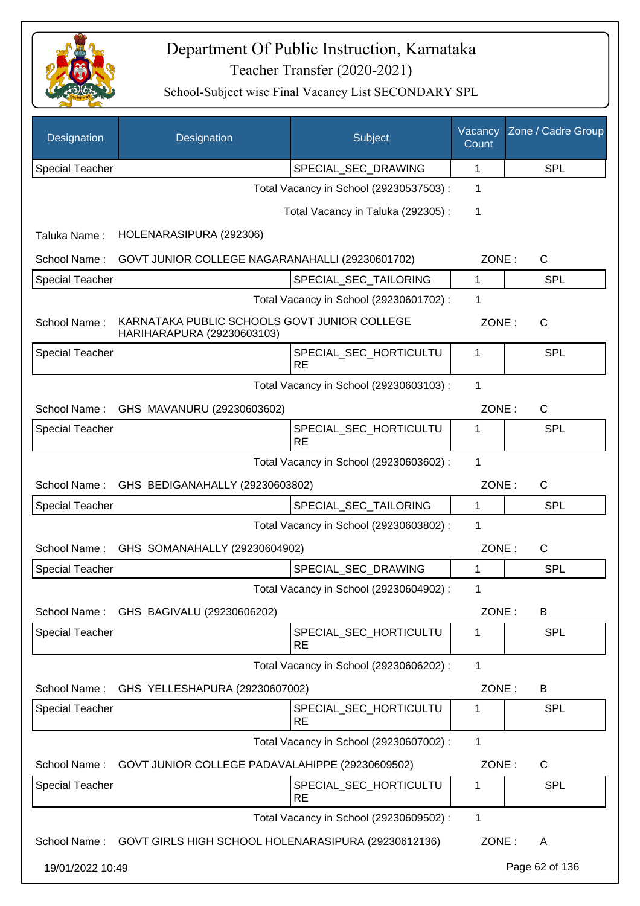# Department Of Public Instruction, Karnataka

Teacher Transfer (2020-2021)

School-Subject wise Final Vacancy List SECONDARY SPL

| Designation | Designation | Subject | Vacancy Count | Zone / Cadre Group |
|---|---|---|---|---|
| Special Teacher | | SPECIAL_SEC_DRAWING | 1 | SPL |

Total Vacancy in School (29230537503) : 1

Total Vacancy in Taluka (292305) : 1

Taluka Name : HOLENARASIPURA (292306)

School Name : GOVT JUNIOR COLLEGE NAGARANAHALLI (29230601702) ZONE : C

| Special Teacher | | SPECIAL_SEC_TAILORING | 1 | SPL |
|---|---|---|---|---|

Total Vacancy in School (29230601702) : 1

School Name : KARNATAKA PUBLIC SCHOOLS GOVT JUNIOR COLLEGE HARIHARAPURA (29230603103) ZONE : C

| Special Teacher | | SPECIAL_SEC_HORTICULTURE | 1 | SPL |
|---|---|---|---|---|

Total Vacancy in School (29230603103) : 1

School Name : GHS MAVANURU (29230603602) ZONE : C

| Special Teacher | | SPECIAL_SEC_HORTICULTURE | 1 | SPL |
|---|---|---|---|---|

Total Vacancy in School (29230603602) : 1

School Name : GHS BEDIGANAHALLY (29230603802) ZONE : C

| Special Teacher | | SPECIAL_SEC_TAILORING | 1 | SPL |
|---|---|---|---|---|

Total Vacancy in School (29230603802) : 1

School Name : GHS SOMANAHALLY (29230604902) ZONE : C

| Special Teacher | | SPECIAL_SEC_DRAWING | 1 | SPL |
|---|---|---|---|---|

Total Vacancy in School (29230604902) : 1

School Name : GHS BAGIVALU (29230606202) ZONE : B

| Special Teacher | | SPECIAL_SEC_HORTICULTURE | 1 | SPL |
|---|---|---|---|---|

Total Vacancy in School (29230606202) : 1

School Name : GHS YELLESHAPURA (29230607002) ZONE : B

| Special Teacher | | SPECIAL_SEC_HORTICULTURE | 1 | SPL |
|---|---|---|---|---|

Total Vacancy in School (29230607002) : 1

School Name : GOVT JUNIOR COLLEGE PADAVALAHIPPE (29230609502) ZONE : C

| Special Teacher | | SPECIAL_SEC_HORTICULTURE | 1 | SPL |
|---|---|---|---|---|

Total Vacancy in School (29230609502) : 1

School Name : GOVT GIRLS HIGH SCHOOL HOLENARASIPURA (29230612136) ZONE : A

19/01/2022 10:49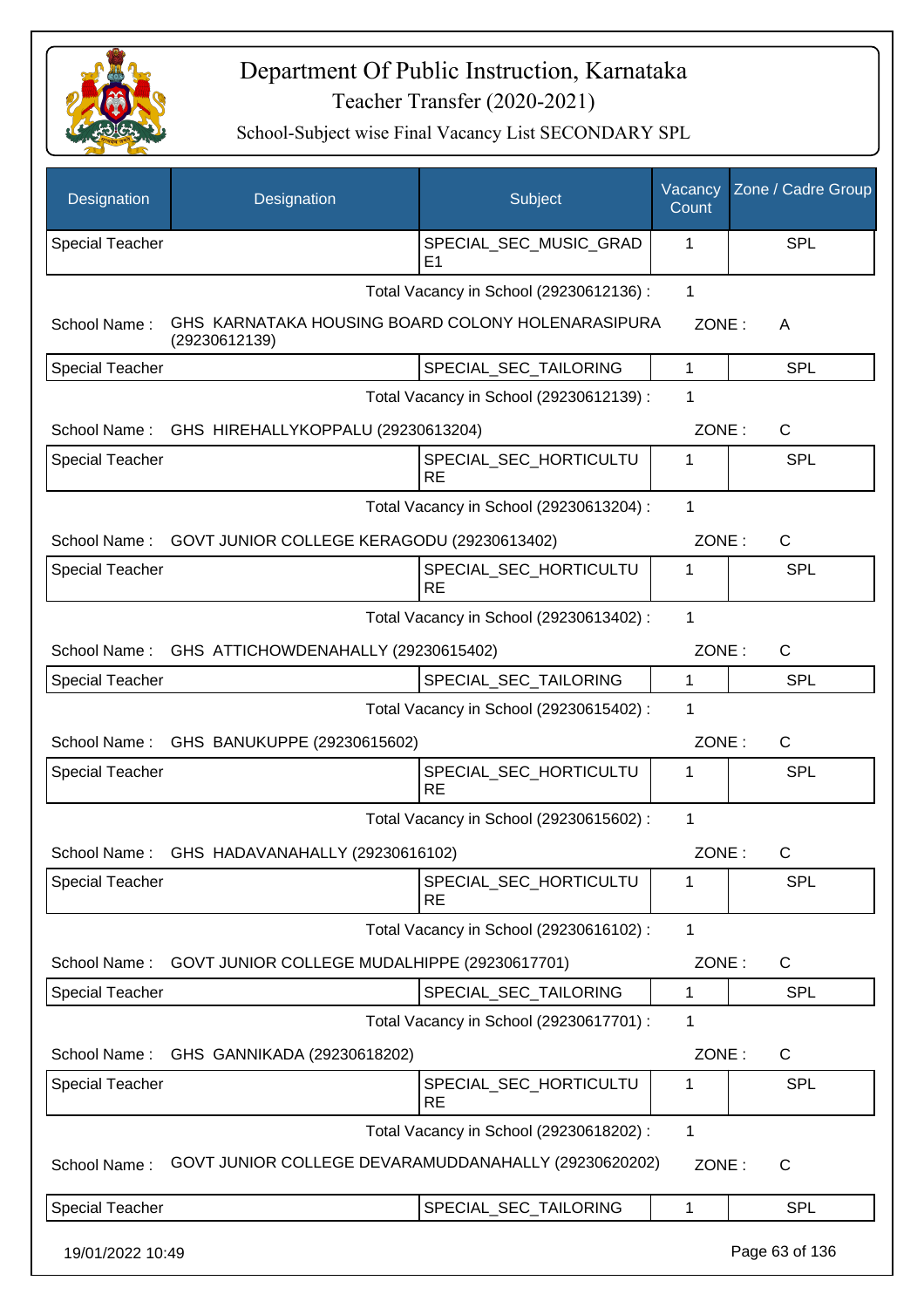# Department Of Public Instruction, Karnataka

## Teacher Transfer (2020-2021)

### School-Subject wise Final Vacancy List SECONDARY SPL

| Designation | Designation | Subject | Vacancy Count | Zone / Cadre Group |
|---|---|---|---|---|
| Special Teacher | | SPECIAL_SEC_MUSIC_GRADE1 | 1 | SPL |

Total Vacancy in School (29230612136) : 1

School Name : GHS KARNATAKA HOUSING BOARD COLONY HOLENARASIPURA (29230612139) ZONE : A

| Designation | Designation | Subject | Vacancy Count | Zone / Cadre Group |
|---|---|---|---|---|
| Special Teacher | | SPECIAL_SEC_TAILORING | 1 | SPL |

Total Vacancy in School (29230612139) : 1

School Name : GHS HIREHALLYKOPPALU (29230613204) ZONE : C

| Designation | Designation | Subject | Vacancy Count | Zone / Cadre Group |
|---|---|---|---|---|
| Special Teacher | | SPECIAL_SEC_HORTICULTURE | 1 | SPL |

Total Vacancy in School (29230613204) : 1

School Name : GOVT JUNIOR COLLEGE KERAGODU (29230613402) ZONE : C

| Designation | Designation | Subject | Vacancy Count | Zone / Cadre Group |
|---|---|---|---|---|
| Special Teacher | | SPECIAL_SEC_HORTICULTURE | 1 | SPL |

Total Vacancy in School (29230613402) : 1

School Name : GHS ATTICHOWDENAHALLY (29230615402) ZONE : C

| Designation | Designation | Subject | Vacancy Count | Zone / Cadre Group |
|---|---|---|---|---|
| Special Teacher | | SPECIAL_SEC_TAILORING | 1 | SPL |

Total Vacancy in School (29230615402) : 1

School Name : GHS BANUKUPPE (29230615602) ZONE : C

| Designation | Designation | Subject | Vacancy Count | Zone / Cadre Group |
|---|---|---|---|---|
| Special Teacher | | SPECIAL_SEC_HORTICULTURE | 1 | SPL |

Total Vacancy in School (29230615602) : 1

School Name : GHS HADAVANAHALLY (29230616102) ZONE : C

| Designation | Designation | Subject | Vacancy Count | Zone / Cadre Group |
|---|---|---|---|---|
| Special Teacher | | SPECIAL_SEC_HORTICULTURE | 1 | SPL |

Total Vacancy in School (29230616102) : 1

School Name : GOVT JUNIOR COLLEGE MUDALHIPPE (29230617701) ZONE : C

| Designation | Designation | Subject | Vacancy Count | Zone / Cadre Group |
|---|---|---|---|---|
| Special Teacher | | SPECIAL_SEC_TAILORING | 1 | SPL |

Total Vacancy in School (29230617701) : 1

School Name : GHS GANNIKADA (29230618202) ZONE : C

| Designation | Designation | Subject | Vacancy Count | Zone / Cadre Group |
|---|---|---|---|---|
| Special Teacher | | SPECIAL_SEC_HORTICULTURE | 1 | SPL |

Total Vacancy in School (29230618202) : 1

School Name : GOVT JUNIOR COLLEGE DEVARAMUDDANAHALLY (29230620202) ZONE : C

| Designation | Designation | Subject | Vacancy Count | Zone / Cadre Group |
|---|---|---|---|---|
| Special Teacher | | SPECIAL_SEC_TAILORING | 1 | SPL |

19/01/2022 10:49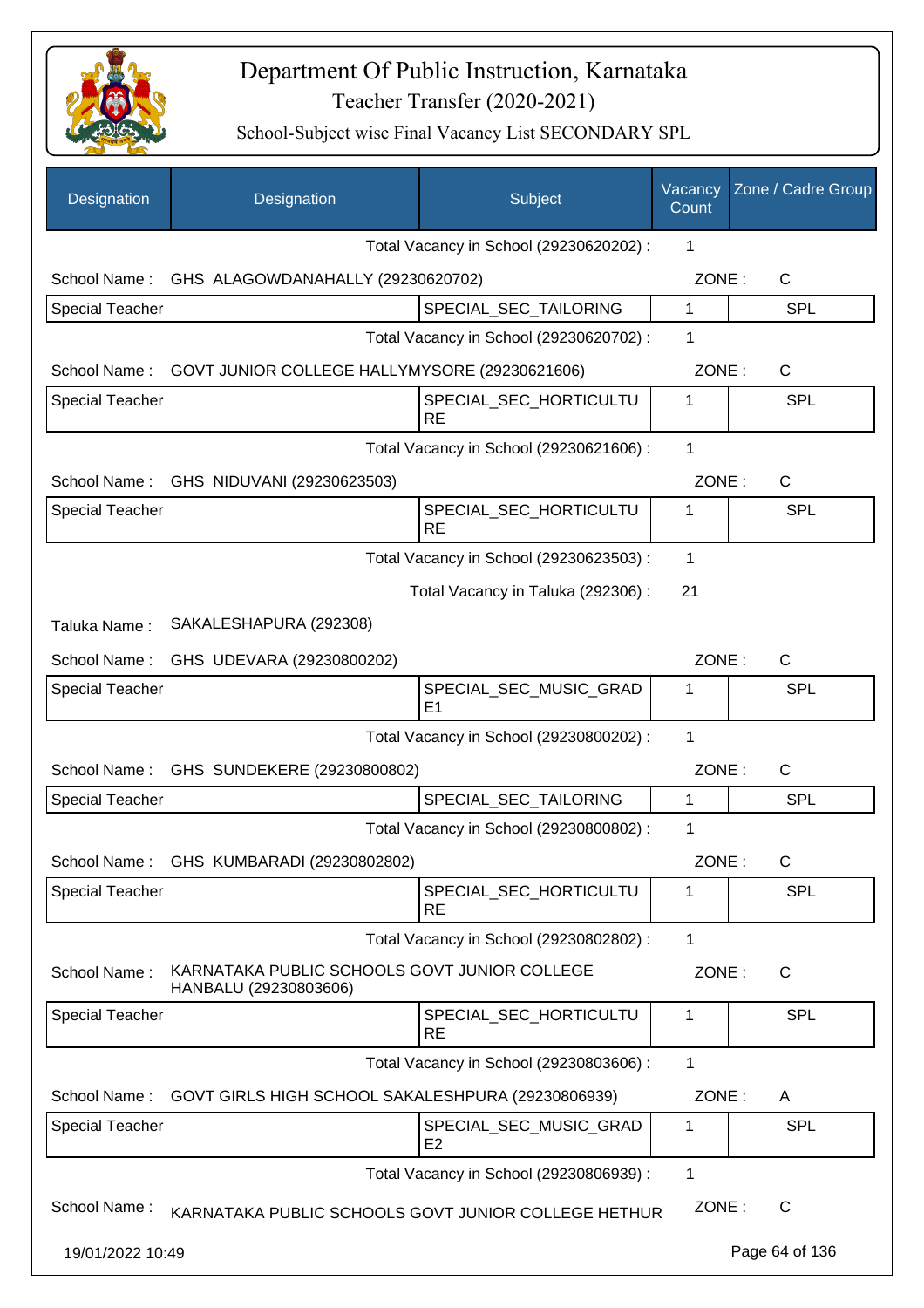# Department Of Public Instruction, Karnataka

## Teacher Transfer (2020-2021)

### School-Subject wise Final Vacancy List SECONDARY SPL

| Designation | Designation | Subject | Vacancy Count | Zone / Cadre Group |
|---|---|---|---|---|
| | | Total Vacancy in School (29230620202) : | 1 | |
| School Name : | GHS ALAGOWDANAHALLY (29230620702) | | ZONE : | C |
| Special Teacher | | SPECIAL_SEC_TAILORING | 1 | SPL |
| | | Total Vacancy in School (29230620702) : | 1 | |
| School Name : | GOVT JUNIOR COLLEGE HALLYMYSORE (29230621606) | | ZONE : | C |
| Special Teacher | | SPECIAL_SEC_HORTICULTURE | 1 | SPL |
| | | Total Vacancy in School (29230621606) : | 1 | |
| School Name : | GHS NIDUVANI (29230623503) | | ZONE : | C |
| Special Teacher | | SPECIAL_SEC_HORTICULTURE | 1 | SPL |
| | | Total Vacancy in School (29230623503) : | 1 | |
| | | Total Vacancy in Taluka (292306) : | 21 | |
| Taluka Name : | SAKALESHAPURA (292308) | | | |
| School Name : | GHS UDEVARA (29230800202) | | ZONE : | C |
| Special Teacher | | SPECIAL_SEC_MUSIC_GRADE1 | 1 | SPL |
| | | Total Vacancy in School (29230800202) : | 1 | |
| School Name : | GHS SUNDEKERE (29230800802) | | ZONE : | C |
| Special Teacher | | SPECIAL_SEC_TAILORING | 1 | SPL |
| | | Total Vacancy in School (29230800802) : | 1 | |
| School Name : | GHS KUMBARADI (29230802802) | | ZONE : | C |
| Special Teacher | | SPECIAL_SEC_HORTICULTURE | 1 | SPL |
| | | Total Vacancy in School (29230802802) : | 1 | |
| School Name : | KARNATAKA PUBLIC SCHOOLS GOVT JUNIOR COLLEGE HANBALU (29230803606) | | ZONE : | C |
| Special Teacher | | SPECIAL_SEC_HORTICULTURE | 1 | SPL |
| | | Total Vacancy in School (29230803606) : | 1 | |
| School Name : | GOVT GIRLS HIGH SCHOOL SAKALESHPURA (29230806939) | | ZONE : | A |
| Special Teacher | | SPECIAL_SEC_MUSIC_GRADE2 | 1 | SPL |
| | | Total Vacancy in School (29230806939) : | 1 | |
| School Name : | KARNATAKA PUBLIC SCHOOLS GOVT JUNIOR COLLEGE HETHUR | | ZONE : | C |

19/01/2022 10:49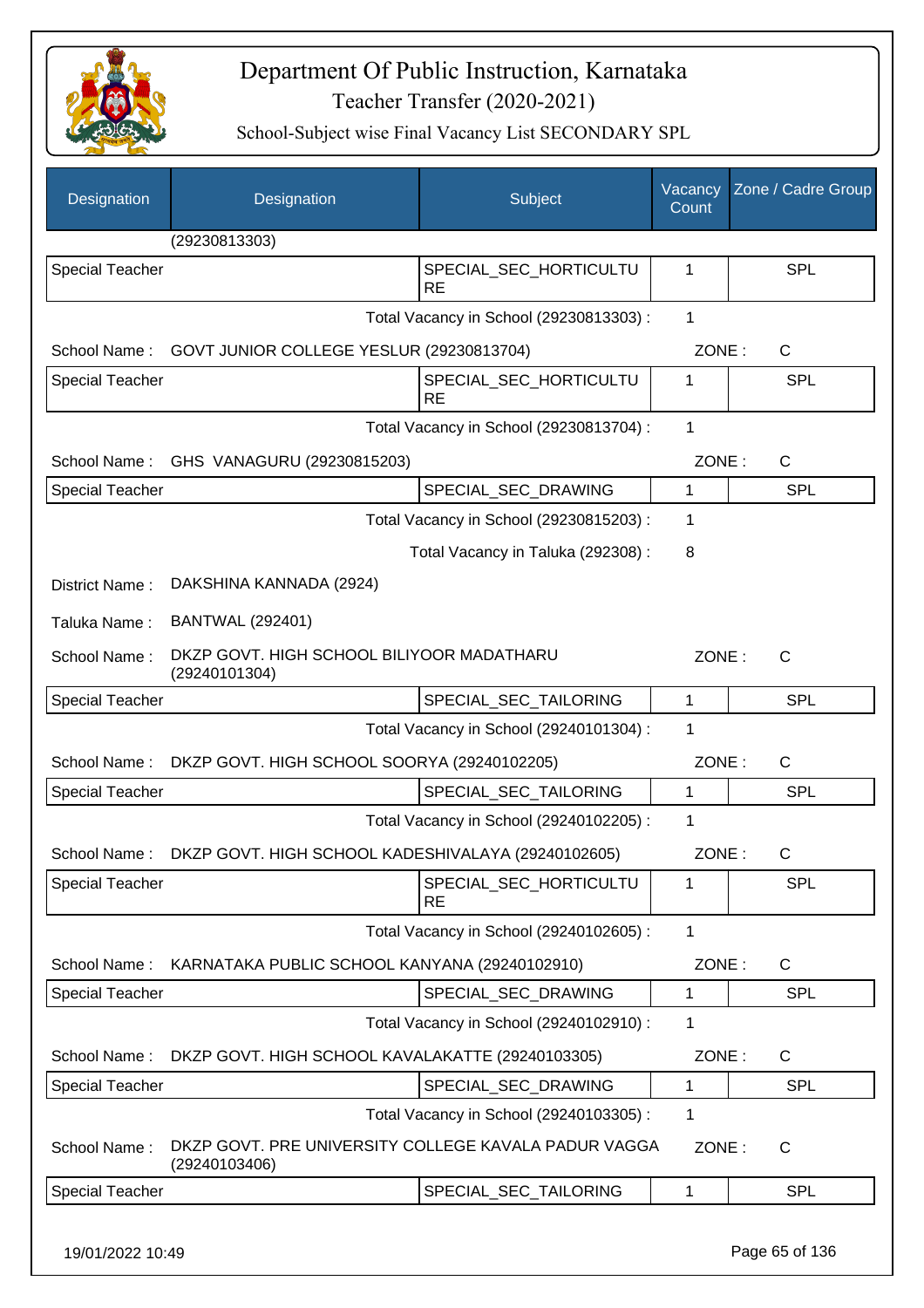# Department Of Public Instruction, Karnataka

Teacher Transfer (2020-2021)

School-Subject wise Final Vacancy List SECONDARY SPL

| Designation | Designation | Subject | Vacancy Count | Zone / Cadre Group |
|---|---|---|---|---|
| | (29230813303) | | | |
| Special Teacher | | SPECIAL_SEC_HORTICULTURE | 1 | SPL |
| | | Total Vacancy in School (29230813303) : | 1 | |
| School Name : | GOVT JUNIOR COLLEGE YESLUR (29230813704) | | ZONE : | C |
| Special Teacher | | SPECIAL_SEC_HORTICULTURE | 1 | SPL |
| | | Total Vacancy in School (29230813704) : | 1 | |
| School Name : | GHS VANAGURU (29230815203) | | ZONE : | C |
| Special Teacher | | SPECIAL_SEC_DRAWING | 1 | SPL |
| | | Total Vacancy in School (29230815203) : | 1 | |
| | | Total Vacancy in Taluka (292308) : | 8 | |
| District Name : | DAKSHINA KANNADA (2924) | | | |
| Taluka Name : | BANTWAL (292401) | | | |
| School Name : | DKZP GOVT. HIGH SCHOOL BILIYOOR MADATHARU (29240101304) | | ZONE : | C |
| Special Teacher | | SPECIAL_SEC_TAILORING | 1 | SPL |
| | | Total Vacancy in School (29240101304) : | 1 | |
| School Name : | DKZP GOVT. HIGH SCHOOL SOORYA (29240102205) | | ZONE : | C |
| Special Teacher | | SPECIAL_SEC_TAILORING | 1 | SPL |
| | | Total Vacancy in School (29240102205) : | 1 | |
| School Name : | DKZP GOVT. HIGH SCHOOL KADESHIVALAYA (29240102605) | | ZONE : | C |
| Special Teacher | | SPECIAL_SEC_HORTICULTURE | 1 | SPL |
| | | Total Vacancy in School (29240102605) : | 1 | |
| School Name : | KARNATAKA PUBLIC SCHOOL KANYANA (29240102910) | | ZONE : | C |
| Special Teacher | | SPECIAL_SEC_DRAWING | 1 | SPL |
| | | Total Vacancy in School (29240102910) : | 1 | |
| School Name : | DKZP GOVT. HIGH SCHOOL KAVALAKATTE (29240103305) | | ZONE : | C |
| Special Teacher | | SPECIAL_SEC_DRAWING | 1 | SPL |
| | | Total Vacancy in School (29240103305) : | 1 | |
| School Name : | DKZP GOVT. PRE UNIVERSITY COLLEGE KAVALA PADUR VAGGA (29240103406) | | ZONE : | C |
| Special Teacher | | SPECIAL_SEC_TAILORING | 1 | SPL |

19/01/2022 10:49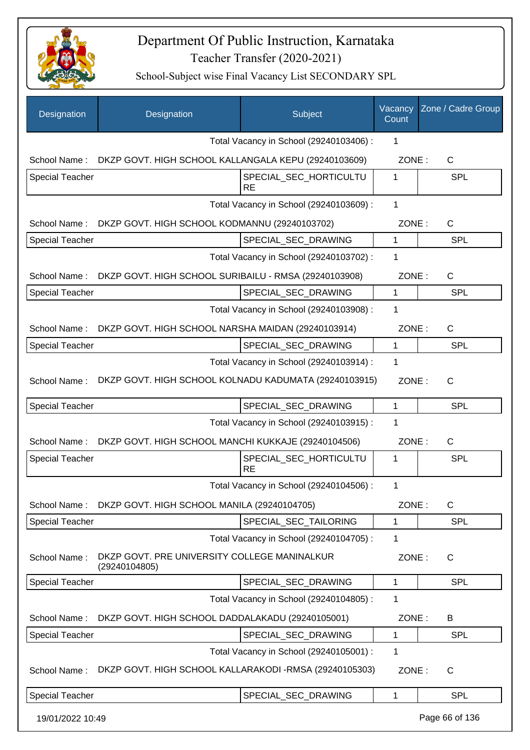# Department Of Public Instruction, Karnataka

## Teacher Transfer (2020-2021)

### School-Subject wise Final Vacancy List SECONDARY SPL

| Designation | Designation | Subject | Vacancy Count | Zone / Cadre Group |
|---|---|---|---|---|
| | | Total Vacancy in School (29240103406) : | 1 | |
| School Name : | DKZP GOVT. HIGH SCHOOL KALLANGALA KEPU (29240103609) | | ZONE : | C |
| Special Teacher | | SPECIAL_SEC_HORTICULTURE | 1 | SPL |
| | | Total Vacancy in School (29240103609) : | 1 | |
| School Name : | DKZP GOVT. HIGH SCHOOL KODMANNU (29240103702) | | ZONE : | C |
| Special Teacher | | SPECIAL_SEC_DRAWING | 1 | SPL |
| | | Total Vacancy in School (29240103702) : | 1 | |
| School Name : | DKZP GOVT. HIGH SCHOOL SURIBAILU - RMSA (29240103908) | | ZONE : | C |
| Special Teacher | | SPECIAL_SEC_DRAWING | 1 | SPL |
| | | Total Vacancy in School (29240103908) : | 1 | |
| School Name : | DKZP GOVT. HIGH SCHOOL NARSHA MAIDAN (29240103914) | | ZONE : | C |
| Special Teacher | | SPECIAL_SEC_DRAWING | 1 | SPL |
| | | Total Vacancy in School (29240103914) : | 1 | |
| School Name : | DKZP GOVT. HIGH SCHOOL KOLNADU KADUMATA (29240103915) | | ZONE : | C |
| Special Teacher | | SPECIAL_SEC_DRAWING | 1 | SPL |
| | | Total Vacancy in School (29240103915) : | 1 | |
| School Name : | DKZP GOVT. HIGH SCHOOL MANCHI KUKKAJE (29240104506) | | ZONE : | C |
| Special Teacher | | SPECIAL_SEC_HORTICULTURE | 1 | SPL |
| | | Total Vacancy in School (29240104506) : | 1 | |
| School Name : | DKZP GOVT. HIGH SCHOOL MANILA (29240104705) | | ZONE : | C |
| Special Teacher | | SPECIAL_SEC_TAILORING | 1 | SPL |
| | | Total Vacancy in School (29240104705) : | 1 | |
| School Name : | DKZP GOVT. PRE UNIVERSITY COLLEGE MANINALKUR (29240104805) | | ZONE : | C |
| Special Teacher | | SPECIAL_SEC_DRAWING | 1 | SPL |
| | | Total Vacancy in School (29240104805) : | 1 | |
| School Name : | DKZP GOVT. HIGH SCHOOL DADDALAKADU (29240105001) | | ZONE : | B |
| Special Teacher | | SPECIAL_SEC_DRAWING | 1 | SPL |
| | | Total Vacancy in School (29240105001) : | 1 | |
| School Name : | DKZP GOVT. HIGH SCHOOL KALLARAKODI -RMSA (29240105303) | | ZONE : | C |
| Special Teacher | | SPECIAL_SEC_DRAWING | 1 | SPL |

19/01/2022 10:49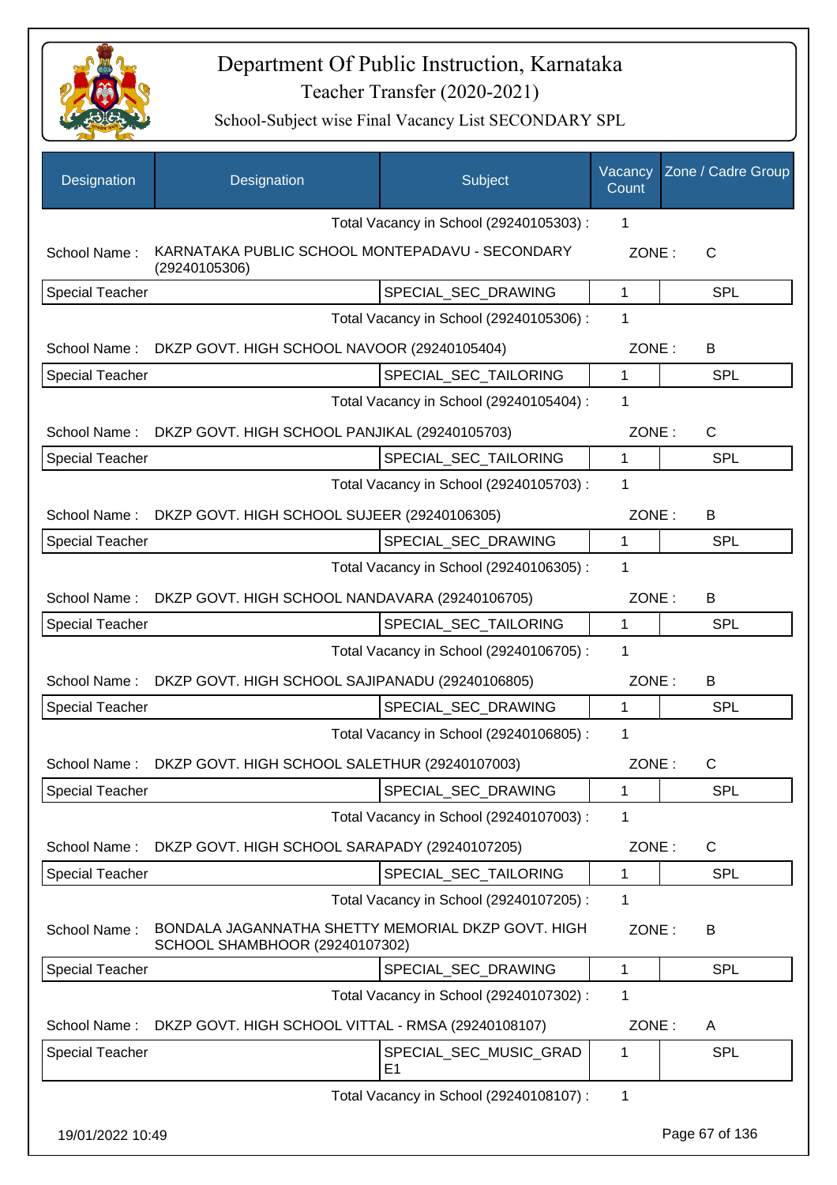# Department Of Public Instruction, Karnataka

## Teacher Transfer (2020-2021)

### School-Subject wise Final Vacancy List SECONDARY SPL

| Designation | Designation | Subject | Vacancy Count | Zone / Cadre Group |
|---|---|---|---|---|
| | | Total Vacancy in School (29240105303) : | 1 | |
| School Name : | KARNATAKA PUBLIC SCHOOL MONTEPADAVU - SECONDARY (29240105306) | | ZONE : | C |
| Special Teacher | | SPECIAL_SEC_DRAWING | 1 | SPL |
| | | Total Vacancy in School (29240105306) : | 1 | |
| School Name : | DKZP GOVT. HIGH SCHOOL NAVOOR (29240105404) | | ZONE : | B |
| Special Teacher | | SPECIAL_SEC_TAILORING | 1 | SPL |
| | | Total Vacancy in School (29240105404) : | 1 | |
| School Name : | DKZP GOVT. HIGH SCHOOL PANJIKAL (29240105703) | | ZONE : | C |
| Special Teacher | | SPECIAL_SEC_TAILORING | 1 | SPL |
| | | Total Vacancy in School (29240105703) : | 1 | |
| School Name : | DKZP GOVT. HIGH SCHOOL SUJEER (29240106305) | | ZONE : | B |
| Special Teacher | | SPECIAL_SEC_DRAWING | 1 | SPL |
| | | Total Vacancy in School (29240106305) : | 1 | |
| School Name : | DKZP GOVT. HIGH SCHOOL NANDAVARA (29240106705) | | ZONE : | B |
| Special Teacher | | SPECIAL_SEC_TAILORING | 1 | SPL |
| | | Total Vacancy in School (29240106705) : | 1 | |
| School Name : | DKZP GOVT. HIGH SCHOOL SAJIPANADU (29240106805) | | ZONE : | B |
| Special Teacher | | SPECIAL_SEC_DRAWING | 1 | SPL |
| | | Total Vacancy in School (29240106805) : | 1 | |
| School Name : | DKZP GOVT. HIGH SCHOOL SALETHUR (29240107003) | | ZONE : | C |
| Special Teacher | | SPECIAL_SEC_DRAWING | 1 | SPL |
| | | Total Vacancy in School (29240107003) : | 1 | |
| School Name : | DKZP GOVT. HIGH SCHOOL SARAPADY (29240107205) | | ZONE : | C |
| Special Teacher | | SPECIAL_SEC_TAILORING | 1 | SPL |
| | | Total Vacancy in School (29240107205) : | 1 | |
| School Name : | BONDALA JAGANNATHA SHETTY MEMORIAL DKZP GOVT. HIGH SCHOOL SHAMBHOOR (29240107302) | | ZONE : | B |
| Special Teacher | | SPECIAL_SEC_DRAWING | 1 | SPL |
| | | Total Vacancy in School (29240107302) : | 1 | |
| School Name : | DKZP GOVT. HIGH SCHOOL VITTAL - RMSA (29240108107) | | ZONE : | A |
| Special Teacher | | SPECIAL_SEC_MUSIC_GRADE1 | 1 | SPL |
| | | Total Vacancy in School (29240108107) : | 1 | |

19/01/2022 10:49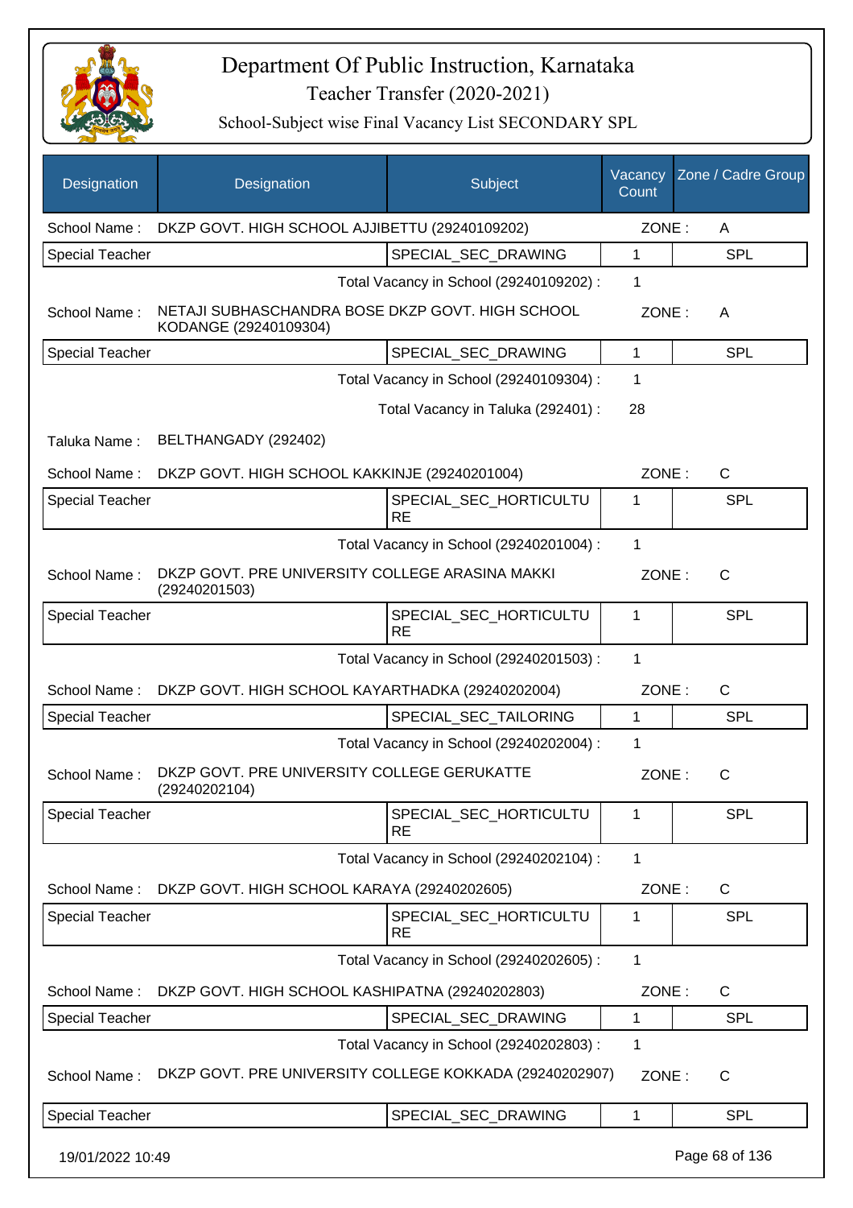# Department Of Public Instruction, Karnataka

Teacher Transfer (2020-2021)

School-Subject wise Final Vacancy List SECONDARY SPL

| Designation | Designation | Subject | Vacancy Count | Zone / Cadre Group |
|---|---|---|---|---|
| School Name : | DKZP GOVT. HIGH SCHOOL AJJIBETTU (29240109202) | | ZONE : | A |
| Special Teacher | | SPECIAL_SEC_DRAWING | 1 | SPL |
| | | Total Vacancy in School (29240109202) : | 1 | |
| School Name : | NETAJI SUBHASCHANDRA BOSE DKZP GOVT. HIGH SCHOOL KODANGE (29240109304) | | ZONE : | A |
| Special Teacher | | SPECIAL_SEC_DRAWING | 1 | SPL |
| | | Total Vacancy in School (29240109304) : | 1 | |
| | | Total Vacancy in Taluka (292401) : | 28 | |
| Taluka Name : | BELTHANGADY (292402) | | | |
| School Name : | DKZP GOVT. HIGH SCHOOL KAKKINJE (29240201004) | | ZONE : | C |
| Special Teacher | | SPECIAL_SEC_HORTICULTURE | 1 | SPL |
| | | Total Vacancy in School (29240201004) : | 1 | |
| School Name : | DKZP GOVT. PRE UNIVERSITY COLLEGE ARASINA MAKKI (29240201503) | | ZONE : | C |
| Special Teacher | | SPECIAL_SEC_HORTICULTURE | 1 | SPL |
| | | Total Vacancy in School (29240201503) : | 1 | |
| School Name : | DKZP GOVT. HIGH SCHOOL KAYARTHADKA (29240202004) | | ZONE : | C |
| Special Teacher | | SPECIAL_SEC_TAILORING | 1 | SPL |
| | | Total Vacancy in School (29240202004) : | 1 | |
| School Name : | DKZP GOVT. PRE UNIVERSITY COLLEGE GERUKATTE (29240202104) | | ZONE : | C |
| Special Teacher | | SPECIAL_SEC_HORTICULTURE | 1 | SPL |
| | | Total Vacancy in School (29240202104) : | 1 | |
| School Name : | DKZP GOVT. HIGH SCHOOL KARAYA (29240202605) | | ZONE : | C |
| Special Teacher | | SPECIAL_SEC_HORTICULTURE | 1 | SPL |
| | | Total Vacancy in School (29240202605) : | 1 | |
| School Name : | DKZP GOVT. HIGH SCHOOL KASHIPATNA (29240202803) | | ZONE : | C |
| Special Teacher | | SPECIAL_SEC_DRAWING | 1 | SPL |
| | | Total Vacancy in School (29240202803) : | 1 | |
| School Name : | DKZP GOVT. PRE UNIVERSITY COLLEGE KOKKADA (29240202907) | | ZONE : | C |
| Special Teacher | | SPECIAL_SEC_DRAWING | 1 | SPL |

19/01/2022 10:49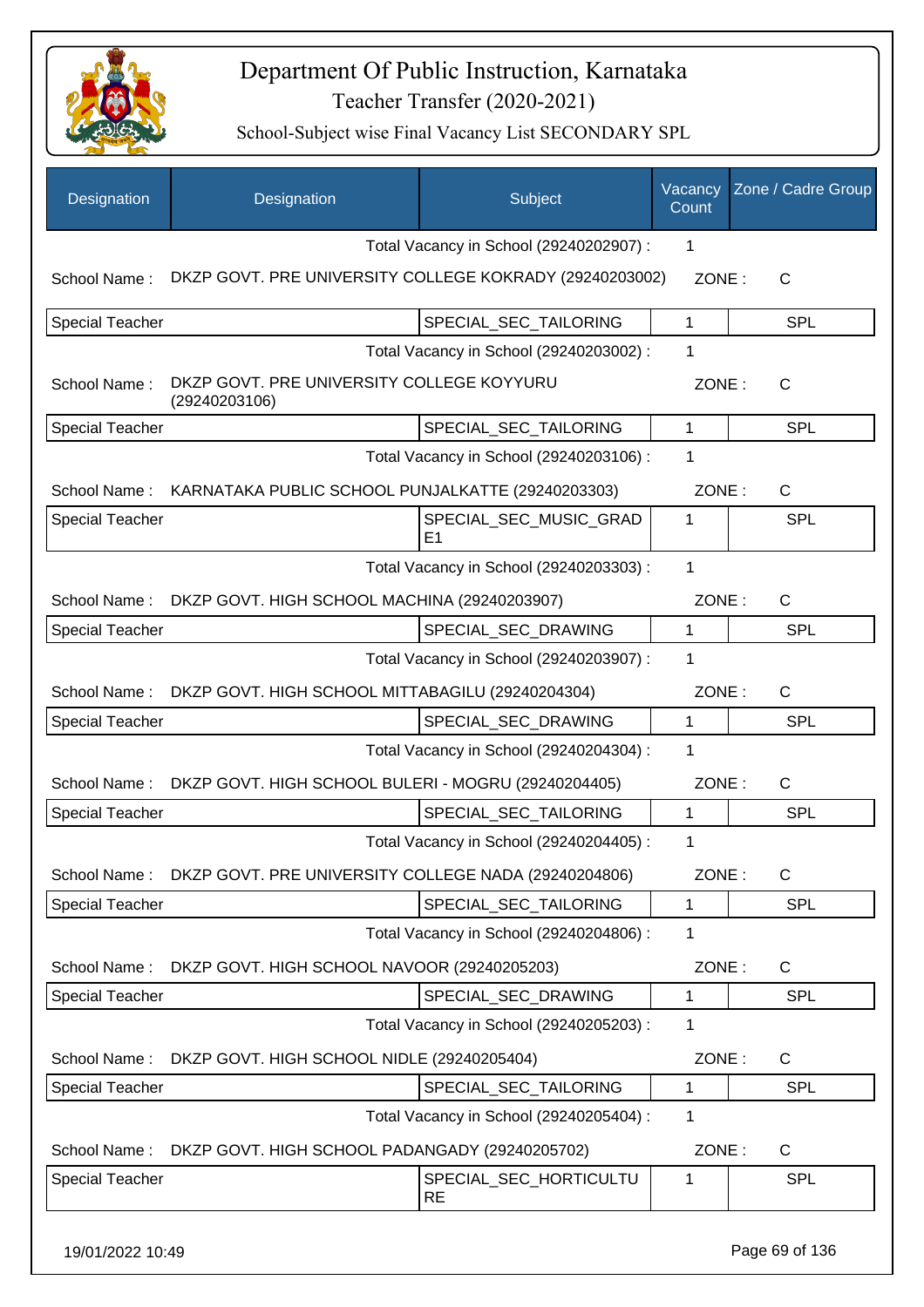# Department Of Public Instruction, Karnataka

## Teacher Transfer (2020-2021)

### School-Subject wise Final Vacancy List SECONDARY SPL

| Designation | Designation | Subject | Vacancy Count | Zone / Cadre Group |
|---|---|---|---|---|
| | | Total Vacancy in School (29240202907) : | 1 | |
| School Name : | DKZP GOVT. PRE UNIVERSITY COLLEGE KOKRADY (29240203002) | | ZONE : | C |
| Special Teacher | | SPECIAL_SEC_TAILORING | 1 | SPL |
| | | Total Vacancy in School (29240203002) : | 1 | |
| School Name : | DKZP GOVT. PRE UNIVERSITY COLLEGE KOYYURU (29240203106) | | ZONE : | C |
| Special Teacher | | SPECIAL_SEC_TAILORING | 1 | SPL |
| | | Total Vacancy in School (29240203106) : | 1 | |
| School Name : | KARNATAKA PUBLIC SCHOOL PUNJALKATTE (29240203303) | | ZONE : | C |
| Special Teacher | | SPECIAL_SEC_MUSIC_GRADE1 | 1 | SPL |
| | | Total Vacancy in School (29240203303) : | 1 | |
| School Name : | DKZP GOVT. HIGH SCHOOL MACHINA (29240203907) | | ZONE : | C |
| Special Teacher | | SPECIAL_SEC_DRAWING | 1 | SPL |
| | | Total Vacancy in School (29240203907) : | 1 | |
| School Name : | DKZP GOVT. HIGH SCHOOL MITTABAGILU (29240204304) | | ZONE : | C |
| Special Teacher | | SPECIAL_SEC_DRAWING | 1 | SPL |
| | | Total Vacancy in School (29240204304) : | 1 | |
| School Name : | DKZP GOVT. HIGH SCHOOL BULERI - MOGRU (29240204405) | | ZONE : | C |
| Special Teacher | | SPECIAL_SEC_TAILORING | 1 | SPL |
| | | Total Vacancy in School (29240204405) : | 1 | |
| School Name : | DKZP GOVT. PRE UNIVERSITY COLLEGE NADA (29240204806) | | ZONE : | C |
| Special Teacher | | SPECIAL_SEC_TAILORING | 1 | SPL |
| | | Total Vacancy in School (29240204806) : | 1 | |
| School Name : | DKZP GOVT. HIGH SCHOOL NAVOOR (29240205203) | | ZONE : | C |
| Special Teacher | | SPECIAL_SEC_DRAWING | 1 | SPL |
| | | Total Vacancy in School (29240205203) : | 1 | |
| School Name : | DKZP GOVT. HIGH SCHOOL NIDLE (29240205404) | | ZONE : | C |
| Special Teacher | | SPECIAL_SEC_TAILORING | 1 | SPL |
| | | Total Vacancy in School (29240205404) : | 1 | |
| School Name : | DKZP GOVT. HIGH SCHOOL PADANGADY (29240205702) | | ZONE : | C |
| Special Teacher | | SPECIAL_SEC_HORTICULTURE | 1 | SPL |

19/01/2022 10:49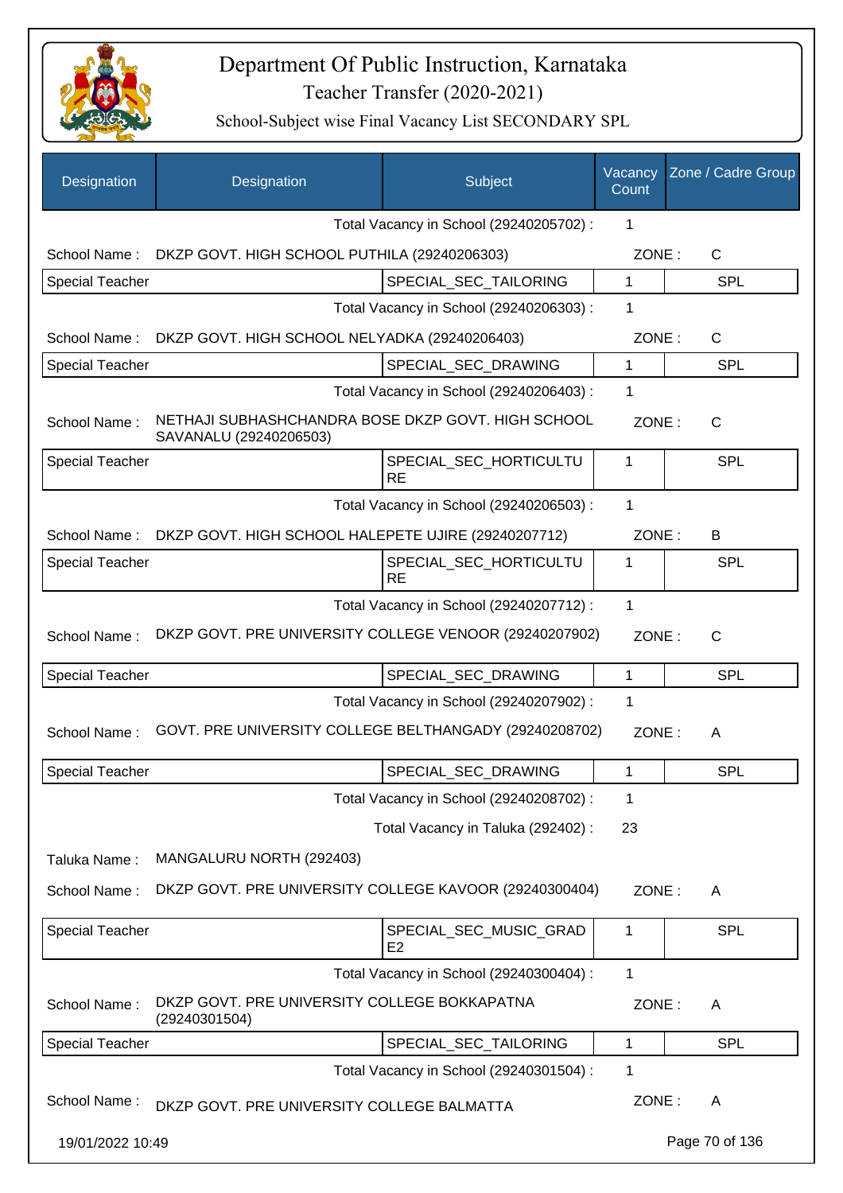# Department Of Public Instruction, Karnataka

## Teacher Transfer (2020-2021)

### School-Subject wise Final Vacancy List SECONDARY SPL

| Designation | Designation | Subject | Vacancy Count | Zone / Cadre Group |
|---|---|---|---|---|
| | | Total Vacancy in School (29240205702) : | 1 | |
| School Name : | DKZP GOVT. HIGH SCHOOL PUTHILA (29240206303) | | ZONE : | C |
| Special Teacher | | SPECIAL_SEC_TAILORING | 1 | SPL |
| | | Total Vacancy in School (29240206303) : | 1 | |
| School Name : | DKZP GOVT. HIGH SCHOOL NELYADKA (29240206403) | | ZONE : | C |
| Special Teacher | | SPECIAL_SEC_DRAWING | 1 | SPL |
| | | Total Vacancy in School (29240206403) : | 1 | |
| School Name : | NETHAJI SUBHASHCHANDRA BOSE DKZP GOVT. HIGH SCHOOL SAVANALU (29240206503) | | ZONE : | C |
| Special Teacher | | SPECIAL_SEC_HORTICULTURE | 1 | SPL |
| | | Total Vacancy in School (29240206503) : | 1 | |
| School Name : | DKZP GOVT. HIGH SCHOOL HALEPETE UJIRE (29240207712) | | ZONE : | B |
| Special Teacher | | SPECIAL_SEC_HORTICULTURE | 1 | SPL |
| | | Total Vacancy in School (29240207712) : | 1 | |
| School Name : | DKZP GOVT. PRE UNIVERSITY COLLEGE VENOOR (29240207902) | | ZONE : | C |
| Special Teacher | | SPECIAL_SEC_DRAWING | 1 | SPL |
| | | Total Vacancy in School (29240207902) : | 1 | |
| School Name : | GOVT. PRE UNIVERSITY COLLEGE BELTHANGADY (29240208702) | | ZONE : | A |
| Special Teacher | | SPECIAL_SEC_DRAWING | 1 | SPL |
| | | Total Vacancy in School (29240208702) : | 1 | |
| | | Total Vacancy in Taluka (292402) : | 23 | |
| Taluka Name : | MANGALURU NORTH (292403) | | | |
| School Name : | DKZP GOVT. PRE UNIVERSITY COLLEGE KAVOOR (29240300404) | | ZONE : | A |
| Special Teacher | | SPECIAL_SEC_MUSIC_GRADE2 | 1 | SPL |
| | | Total Vacancy in School (29240300404) : | 1 | |
| School Name : | DKZP GOVT. PRE UNIVERSITY COLLEGE BOKKAPATNA (29240301504) | | ZONE : | A |
| Special Teacher | | SPECIAL_SEC_TAILORING | 1 | SPL |
| | | Total Vacancy in School (29240301504) : | 1 | |
| School Name : | DKZP GOVT. PRE UNIVERSITY COLLEGE BALMATTA | | ZONE : | A |

19/01/2022 10:49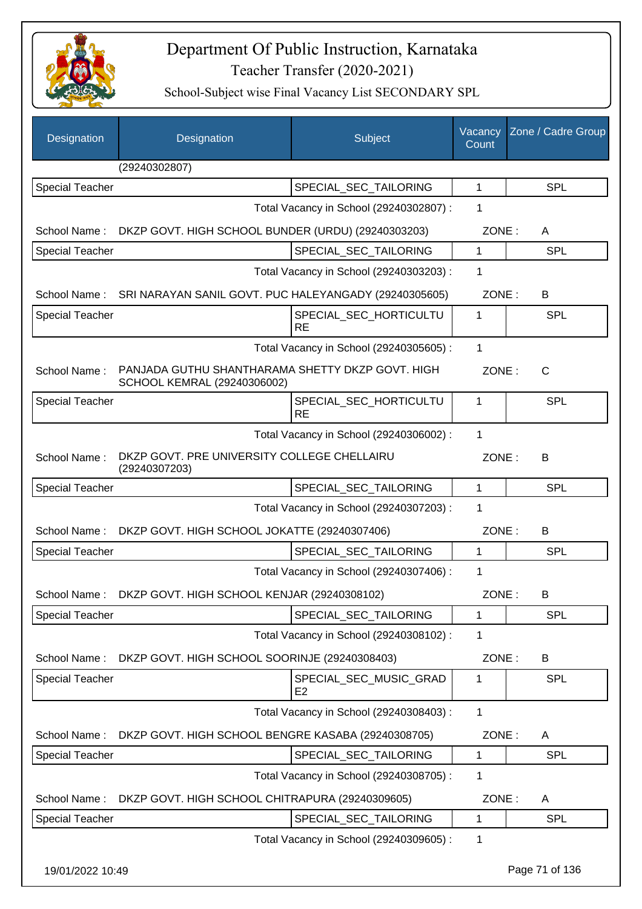# Department Of Public Instruction, Karnataka

## Teacher Transfer (2020-2021)

### School-Subject wise Final Vacancy List SECONDARY SPL

| Designation | Designation | Subject | Vacancy Count | Zone / Cadre Group |
|---|---|---|---|---|
| | (29240302807) | | | |
| Special Teacher | | SPECIAL_SEC_TAILORING | 1 | SPL |
| | | Total Vacancy in School (29240302807) : | 1 | |
| School Name : | DKZP GOVT. HIGH SCHOOL BUNDER (URDU) (29240303203) | | ZONE : | A |
| Special Teacher | | SPECIAL_SEC_TAILORING | 1 | SPL |
| | | Total Vacancy in School (29240303203) : | 1 | |
| School Name : | SRI NARAYAN SANIL GOVT. PUC HALEYANGADY (29240305605) | | ZONE : | B |
| Special Teacher | | SPECIAL_SEC_HORTICULTURE | 1 | SPL |
| | | Total Vacancy in School (29240305605) : | 1 | |
| School Name : | PANJADA GUTHU SHANTHARAMA SHETTY DKZP GOVT. HIGH SCHOOL KEMRAL (29240306002) | | ZONE : | C |
| Special Teacher | | SPECIAL_SEC_HORTICULTURE | 1 | SPL |
| | | Total Vacancy in School (29240306002) : | 1 | |
| School Name : | DKZP GOVT. PRE UNIVERSITY COLLEGE CHELLAIRU (29240307203) | | ZONE : | B |
| Special Teacher | | SPECIAL_SEC_TAILORING | 1 | SPL |
| | | Total Vacancy in School (29240307203) : | 1 | |
| School Name : | DKZP GOVT. HIGH SCHOOL JOKATTE (29240307406) | | ZONE : | B |
| Special Teacher | | SPECIAL_SEC_TAILORING | 1 | SPL |
| | | Total Vacancy in School (29240307406) : | 1 | |
| School Name : | DKZP GOVT. HIGH SCHOOL KENJAR (29240308102) | | ZONE : | B |
| Special Teacher | | SPECIAL_SEC_TAILORING | 1 | SPL |
| | | Total Vacancy in School (29240308102) : | 1 | |
| School Name : | DKZP GOVT. HIGH SCHOOL SOORINJE (29240308403) | | ZONE : | B |
| Special Teacher | | SPECIAL_SEC_MUSIC_GRADE2 | 1 | SPL |
| | | Total Vacancy in School (29240308403) : | 1 | |
| School Name : | DKZP GOVT. HIGH SCHOOL BENGRE KASABA (29240308705) | | ZONE : | A |
| Special Teacher | | SPECIAL_SEC_TAILORING | 1 | SPL |
| | | Total Vacancy in School (29240308705) : | 1 | |
| School Name : | DKZP GOVT. HIGH SCHOOL CHITRAPURA (29240309605) | | ZONE : | A |
| Special Teacher | | SPECIAL_SEC_TAILORING | 1 | SPL |
| | | Total Vacancy in School (29240309605) : | 1 | |

19/01/2022 10:49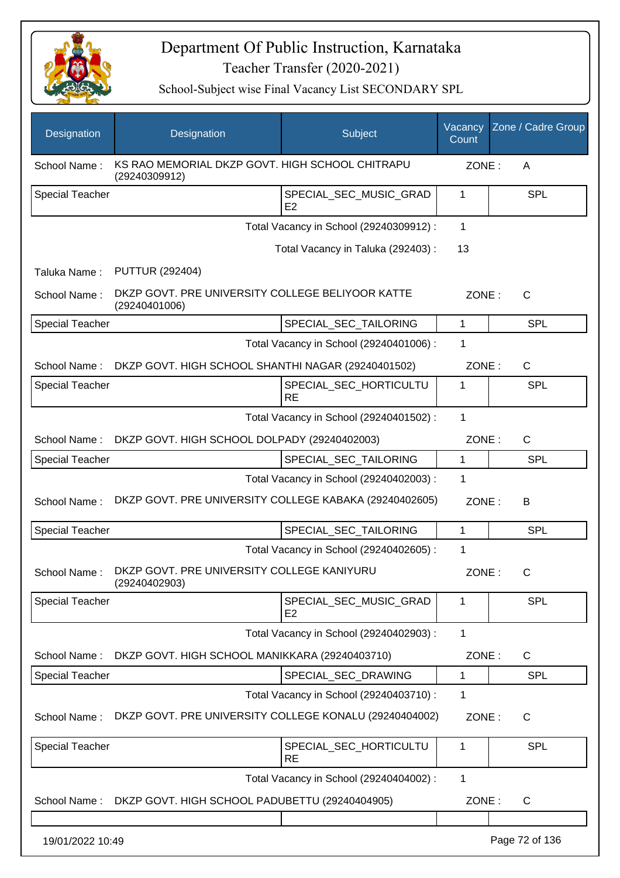# Department Of Public Instruction, Karnataka

## Teacher Transfer (2020-2021)

### School-Subject wise Final Vacancy List SECONDARY SPL

| Designation | Designation | Subject | Vacancy Count | Zone / Cadre Group |
|---|---|---|---|---|
| School Name : | KS RAO MEMORIAL DKZP GOVT. HIGH SCHOOL CHITRAPU (29240309912) | | ZONE : | A |
| Special Teacher | | SPECIAL_SEC_MUSIC_GRADE2 | 1 | SPL |
| | | Total Vacancy in School (29240309912) : | 1 | |
| | | Total Vacancy in Taluka (292403) : | 13 | |
| Taluka Name : | PUTTUR (292404) | | | |
| School Name : | DKZP GOVT. PRE UNIVERSITY COLLEGE BELIYOOR KATTE (29240401006) | | ZONE : | C |
| Special Teacher | | SPECIAL_SEC_TAILORING | 1 | SPL |
| | | Total Vacancy in School (29240401006) : | 1 | |
| School Name : | DKZP GOVT. HIGH SCHOOL SHANTHI NAGAR (29240401502) | | ZONE : | C |
| Special Teacher | | SPECIAL_SEC_HORTICULTURE | 1 | SPL |
| | | Total Vacancy in School (29240401502) : | 1 | |
| School Name : | DKZP GOVT. HIGH SCHOOL DOLPADY (29240402003) | | ZONE : | C |
| Special Teacher | | SPECIAL_SEC_TAILORING | 1 | SPL |
| | | Total Vacancy in School (29240402003) : | 1 | |
| School Name : | DKZP GOVT. PRE UNIVERSITY COLLEGE KABAKA (29240402605) | | ZONE : | B |
| Special Teacher | | SPECIAL_SEC_TAILORING | 1 | SPL |
| | | Total Vacancy in School (29240402605) : | 1 | |
| School Name : | DKZP GOVT. PRE UNIVERSITY COLLEGE KANIYURU (29240402903) | | ZONE : | C |
| Special Teacher | | SPECIAL_SEC_MUSIC_GRADE2 | 1 | SPL |
| | | Total Vacancy in School (29240402903) : | 1 | |
| School Name : | DKZP GOVT. HIGH SCHOOL MANIKKARA (29240403710) | | ZONE : | C |
| Special Teacher | | SPECIAL_SEC_DRAWING | 1 | SPL |
| | | Total Vacancy in School (29240403710) : | 1 | |
| School Name : | DKZP GOVT. PRE UNIVERSITY COLLEGE KONALU (29240404002) | | ZONE : | C |
| Special Teacher | | SPECIAL_SEC_HORTICULTURE | 1 | SPL |
| | | Total Vacancy in School (29240404002) : | 1 | |
| School Name : | DKZP GOVT. HIGH SCHOOL PADUBETTU (29240404905) | | ZONE : | C |

19/01/2022 10:49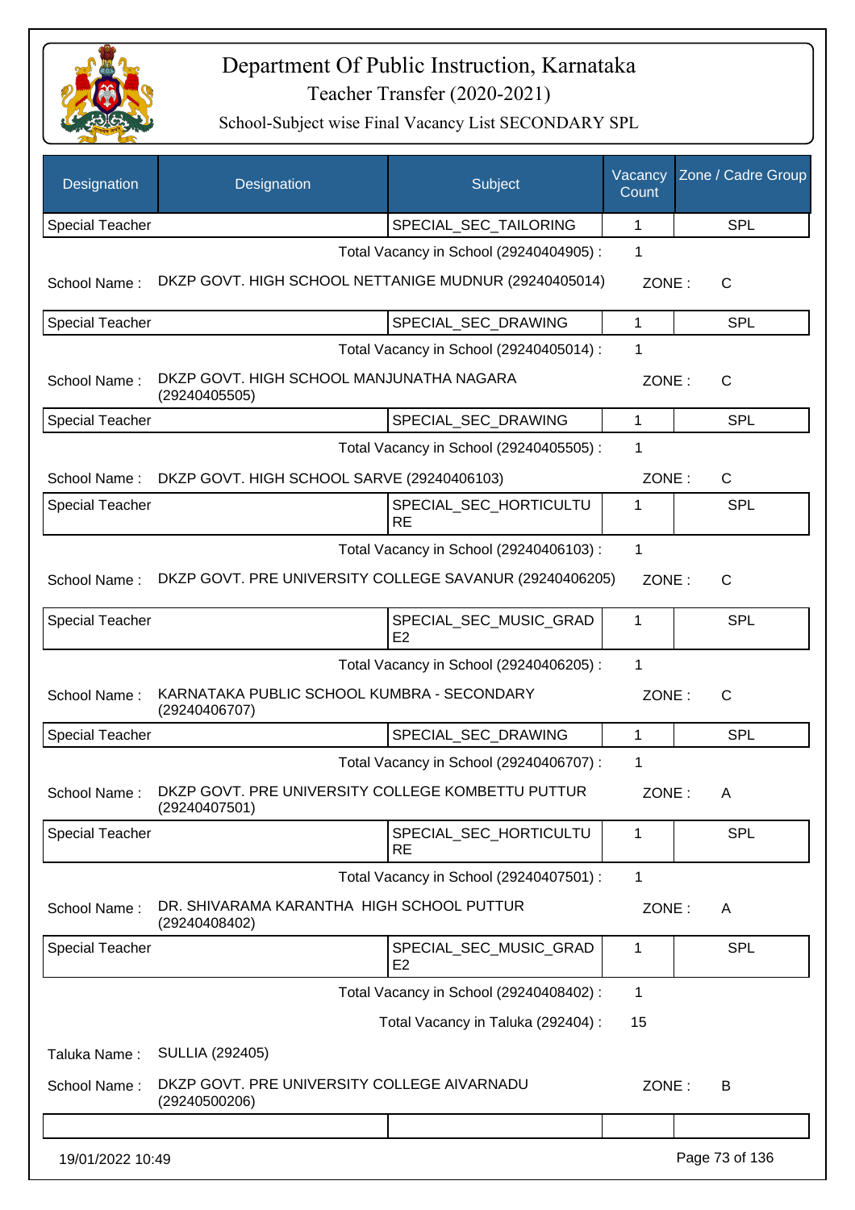# Department Of Public Instruction, Karnataka

Teacher Transfer (2020-2021)

School-Subject wise Final Vacancy List SECONDARY SPL

| Designation | Designation | Subject | Vacancy Count | Zone / Cadre Group |
|---|---|---|---|---|
| Special Teacher | | SPECIAL_SEC_TAILORING | 1 | SPL |

Total Vacancy in School (29240404905) : 1

School Name : DKZP GOVT. HIGH SCHOOL NETTANIGE MUDNUR (29240405014) ZONE : C

| Designation | Designation | Subject | Vacancy Count | Zone / Cadre Group |
|---|---|---|---|---|
| Special Teacher | | SPECIAL_SEC_DRAWING | 1 | SPL |

Total Vacancy in School (29240405014) : 1

School Name : DKZP GOVT. HIGH SCHOOL MANJUNATHA NAGARA (29240405505) ZONE : C

| Designation | Designation | Subject | Vacancy Count | Zone / Cadre Group |
|---|---|---|---|---|
| Special Teacher | | SPECIAL_SEC_DRAWING | 1 | SPL |

Total Vacancy in School (29240405505) : 1

School Name : DKZP GOVT. HIGH SCHOOL SARVE (29240406103) ZONE : C

| Designation | Designation | Subject | Vacancy Count | Zone / Cadre Group |
|---|---|---|---|---|
| Special Teacher | | SPECIAL_SEC_HORTICULTURE | 1 | SPL |

Total Vacancy in School (29240406103) : 1

School Name : DKZP GOVT. PRE UNIVERSITY COLLEGE SAVANUR (29240406205) ZONE : C

| Designation | Designation | Subject | Vacancy Count | Zone / Cadre Group |
|---|---|---|---|---|
| Special Teacher | | SPECIAL_SEC_MUSIC_GRADE2 | 1 | SPL |

Total Vacancy in School (29240406205) : 1

School Name : KARNATAKA PUBLIC SCHOOL KUMBRA - SECONDARY (29240406707) ZONE : C

| Designation | Designation | Subject | Vacancy Count | Zone / Cadre Group |
|---|---|---|---|---|
| Special Teacher | | SPECIAL_SEC_DRAWING | 1 | SPL |

Total Vacancy in School (29240406707) : 1

School Name : DKZP GOVT. PRE UNIVERSITY COLLEGE KOMBETTU PUTTUR (29240407501) ZONE : A

| Designation | Designation | Subject | Vacancy Count | Zone / Cadre Group |
|---|---|---|---|---|
| Special Teacher | | SPECIAL_SEC_HORTICULTURE | 1 | SPL |

Total Vacancy in School (29240407501) : 1

School Name : DR. SHIVARAMA KARANTHA HIGH SCHOOL PUTTUR (29240408402) ZONE : A

| Designation | Designation | Subject | Vacancy Count | Zone / Cadre Group |
|---|---|---|---|---|
| Special Teacher | | SPECIAL_SEC_MUSIC_GRADE2 | 1 | SPL |

Total Vacancy in School (29240408402) : 1

Total Vacancy in Taluka (292404) : 15

Taluka Name : SULLIA (292405)

School Name : DKZP GOVT. PRE UNIVERSITY COLLEGE AIVARNADU (29240500206) ZONE : B

19/01/2022 10:49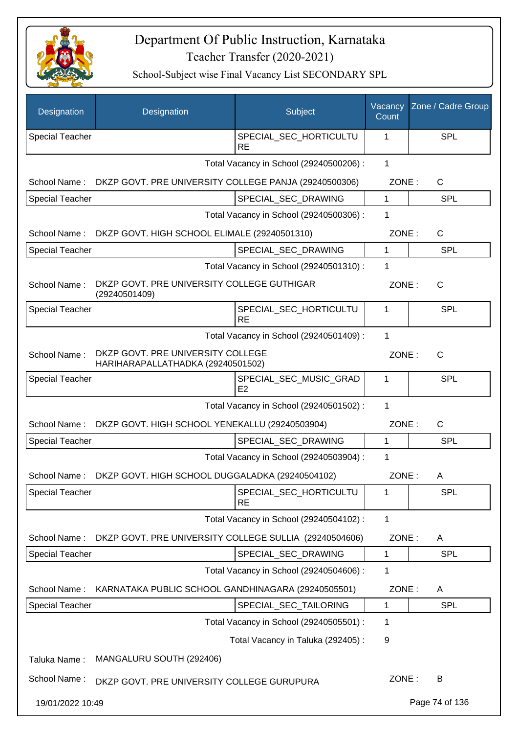# Department Of Public Instruction, Karnataka

Teacher Transfer (2020-2021)

School-Subject wise Final Vacancy List SECONDARY SPL

| Designation | Designation | Subject | Vacancy Count | Zone / Cadre Group |
|---|---|---|---|---|
| Special Teacher | | SPECIAL_SEC_HORTICULTURE | 1 | SPL |

Total Vacancy in School (29240500206) : 1

School Name : DKZP GOVT. PRE UNIVERSITY COLLEGE PANJA (29240500306) ZONE : C

| Special Teacher | | SPECIAL_SEC_DRAWING | 1 | SPL |
|---|---|---|---|---|

Total Vacancy in School (29240500306) : 1

School Name : DKZP GOVT. HIGH SCHOOL ELIMALE (29240501310) ZONE : C

| Special Teacher | | SPECIAL_SEC_DRAWING | 1 | SPL |
|---|---|---|---|---|

Total Vacancy in School (29240501310) : 1

School Name : DKZP GOVT. PRE UNIVERSITY COLLEGE GUTHIGAR (29240501409) ZONE : C

| Special Teacher | | SPECIAL_SEC_HORTICULTURE | 1 | SPL |
|---|---|---|---|---|

Total Vacancy in School (29240501409) : 1

School Name : DKZP GOVT. PRE UNIVERSITY COLLEGE HARIHARAPALLATHADKA (29240501502) ZONE : C

| Special Teacher | | SPECIAL_SEC_MUSIC_GRADE2 | 1 | SPL |
|---|---|---|---|---|

Total Vacancy in School (29240501502) : 1

School Name : DKZP GOVT. HIGH SCHOOL YENEKALLU (29240503904) ZONE : C

| Special Teacher | | SPECIAL_SEC_DRAWING | 1 | SPL |
|---|---|---|---|---|

Total Vacancy in School (29240503904) : 1

School Name : DKZP GOVT. HIGH SCHOOL DUGGALADKA (29240504102) ZONE : A

| Special Teacher | | SPECIAL_SEC_HORTICULTURE | 1 | SPL |
|---|---|---|---|---|

Total Vacancy in School (29240504102) : 1

School Name : DKZP GOVT. PRE UNIVERSITY COLLEGE SULLIA (29240504606) ZONE : A

| Special Teacher | | SPECIAL_SEC_DRAWING | 1 | SPL |
|---|---|---|---|---|

Total Vacancy in School (29240504606) : 1

School Name : KARNATAKA PUBLIC SCHOOL GANDHINAGARA (29240505501) ZONE : A

| Special Teacher | | SPECIAL_SEC_TAILORING | 1 | SPL |
|---|---|---|---|---|

Total Vacancy in School (29240505501) : 1

Total Vacancy in Taluka (292405) : 9

Taluka Name : MANGALURU SOUTH (292406)

School Name : DKZP GOVT. PRE UNIVERSITY COLLEGE GURUPURA ZONE : B

19/01/2022 10:49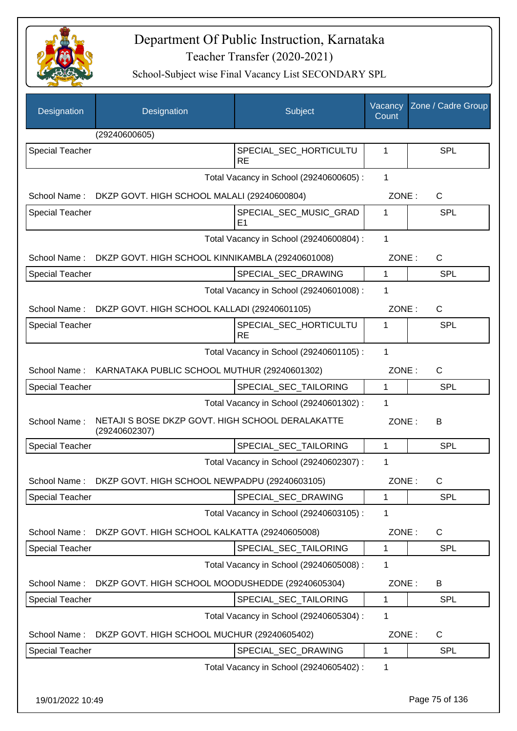# Department Of Public Instruction, Karnataka

## Teacher Transfer (2020-2021)

### School-Subject wise Final Vacancy List SECONDARY SPL

| Designation | Designation | Subject | Vacancy Count | Zone / Cadre Group |
|---|---|---|---|---|
| | (29240600605) | | | |
| Special Teacher | | SPECIAL_SEC_HORTICULTURE | 1 | SPL |
| | | Total Vacancy in School (29240600605) : | 1 | |
| School Name : | DKZP GOVT. HIGH SCHOOL MALALI (29240600804) | | ZONE : | C |
| Special Teacher | | SPECIAL_SEC_MUSIC_GRADE1 | 1 | SPL |
| | | Total Vacancy in School (29240600804) : | 1 | |
| School Name : | DKZP GOVT. HIGH SCHOOL KINNIKAMBLA (29240601008) | | ZONE : | C |
| Special Teacher | | SPECIAL_SEC_DRAWING | 1 | SPL |
| | | Total Vacancy in School (29240601008) : | 1 | |
| School Name : | DKZP GOVT. HIGH SCHOOL KALLADI (29240601105) | | ZONE : | C |
| Special Teacher | | SPECIAL_SEC_HORTICULTURE | 1 | SPL |
| | | Total Vacancy in School (29240601105) : | 1 | |
| School Name : | KARNATAKA PUBLIC SCHOOL MUTHUR (29240601302) | | ZONE : | C |
| Special Teacher | | SPECIAL_SEC_TAILORING | 1 | SPL |
| | | Total Vacancy in School (29240601302) : | 1 | |
| School Name : | NETAJI S BOSE DKZP GOVT. HIGH SCHOOL DERALAKATTE (29240602307) | | ZONE : | B |
| Special Teacher | | SPECIAL_SEC_TAILORING | 1 | SPL |
| | | Total Vacancy in School (29240602307) : | 1 | |
| School Name : | DKZP GOVT. HIGH SCHOOL NEWPADPU (29240603105) | | ZONE : | C |
| Special Teacher | | SPECIAL_SEC_DRAWING | 1 | SPL |
| | | Total Vacancy in School (29240603105) : | 1 | |
| School Name : | DKZP GOVT. HIGH SCHOOL KALKATTA (29240605008) | | ZONE : | C |
| Special Teacher | | SPECIAL_SEC_TAILORING | 1 | SPL |
| | | Total Vacancy in School (29240605008) : | 1 | |
| School Name : | DKZP GOVT. HIGH SCHOOL MOODUSHEDDE (29240605304) | | ZONE : | B |
| Special Teacher | | SPECIAL_SEC_TAILORING | 1 | SPL |
| | | Total Vacancy in School (29240605304) : | 1 | |
| School Name : | DKZP GOVT. HIGH SCHOOL MUCHUR (29240605402) | | ZONE : | C |
| Special Teacher | | SPECIAL_SEC_DRAWING | 1 | SPL |
| | | Total Vacancy in School (29240605402) : | 1 | |

19/01/2022 10:49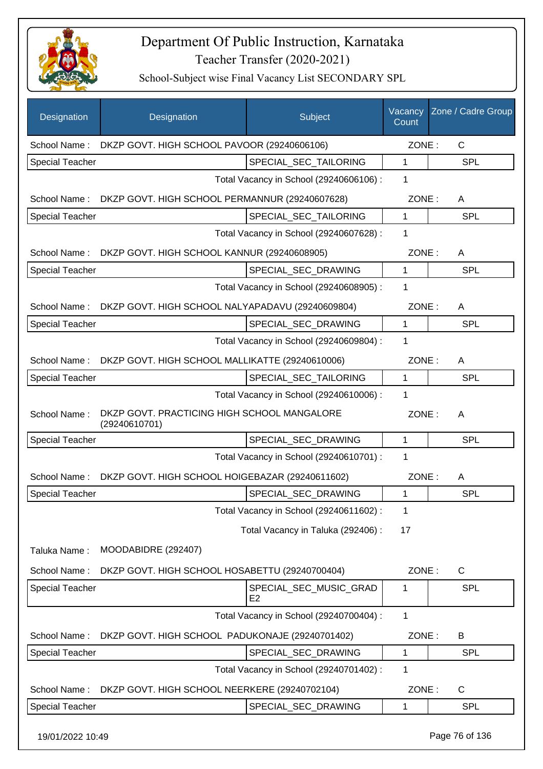# Department Of Public Instruction, Karnataka

## Teacher Transfer (2020-2021)

### School-Subject wise Final Vacancy List SECONDARY SPL

| Designation | Designation | Subject | Vacancy Count | Zone / Cadre Group |
|---|---|---|---|---|
| School Name : | DKZP GOVT. HIGH SCHOOL PAVOOR (29240606106) | | ZONE : | C |
| Special Teacher | | SPECIAL_SEC_TAILORING | 1 | SPL |
| | | Total Vacancy in School (29240606106) : | 1 | |
| School Name : | DKZP GOVT. HIGH SCHOOL PERMANNUR (29240607628) | | ZONE : | A |
| Special Teacher | | SPECIAL_SEC_TAILORING | 1 | SPL |
| | | Total Vacancy in School (29240607628) : | 1 | |
| School Name : | DKZP GOVT. HIGH SCHOOL KANNUR (29240608905) | | ZONE : | A |
| Special Teacher | | SPECIAL_SEC_DRAWING | 1 | SPL |
| | | Total Vacancy in School (29240608905) : | 1 | |
| School Name : | DKZP GOVT. HIGH SCHOOL NALYAPADAVU (29240609804) | | ZONE : | A |
| Special Teacher | | SPECIAL_SEC_DRAWING | 1 | SPL |
| | | Total Vacancy in School (29240609804) : | 1 | |
| School Name : | DKZP GOVT. HIGH SCHOOL MALLIKATTE (29240610006) | | ZONE : | A |
| Special Teacher | | SPECIAL_SEC_TAILORING | 1 | SPL |
| | | Total Vacancy in School (29240610006) : | 1 | |
| School Name : | DKZP GOVT. PRACTICING HIGH SCHOOL MANGALORE (29240610701) | | ZONE : | A |
| Special Teacher | | SPECIAL_SEC_DRAWING | 1 | SPL |
| | | Total Vacancy in School (29240610701) : | 1 | |
| School Name : | DKZP GOVT. HIGH SCHOOL HOIGEBAZAR (29240611602) | | ZONE : | A |
| Special Teacher | | SPECIAL_SEC_DRAWING | 1 | SPL |
| | | Total Vacancy in School (29240611602) : | 1 | |
| | | Total Vacancy in Taluka (292406) : | 17 | |
| Taluka Name : | MOODABIDRE (292407) | | | |
| School Name : | DKZP GOVT. HIGH SCHOOL HOSABETTU (29240700404) | | ZONE : | C |
| Special Teacher | | SPECIAL_SEC_MUSIC_GRADE2 | 1 | SPL |
| | | Total Vacancy in School (29240700404) : | 1 | |
| School Name : | DKZP GOVT. HIGH SCHOOL PADUKONAJE (29240701402) | | ZONE : | B |
| Special Teacher | | SPECIAL_SEC_DRAWING | 1 | SPL |
| | | Total Vacancy in School (29240701402) : | 1 | |
| School Name : | DKZP GOVT. HIGH SCHOOL NEERKERE (29240702104) | | ZONE : | C |
| Special Teacher | | SPECIAL_SEC_DRAWING | 1 | SPL |

19/01/2022 10:49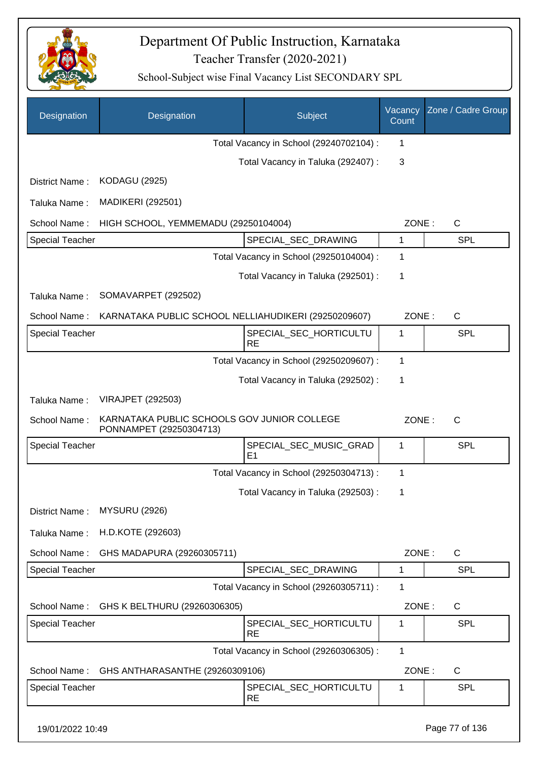# Department Of Public Instruction, Karnataka

## Teacher Transfer (2020-2021)

### School-Subject wise Final Vacancy List SECONDARY SPL

| Designation | Designation | Subject | Vacancy Count | Zone / Cadre Group |
|---|---|---|---|---|
| | | Total Vacancy in School (29240702104) : | 1 | |
| | | Total Vacancy in Taluka (292407) : | 3 | |
| District Name : | KODAGU (2925) | | | |
| Taluka Name : | MADIKERI (292501) | | | |
| School Name : | HIGH SCHOOL, YEMMEMADU (29250104004) | | ZONE : | C |
| Special Teacher | | SPECIAL_SEC_DRAWING | 1 | SPL |
| | | Total Vacancy in School (29250104004) : | 1 | |
| | | Total Vacancy in Taluka (292501) : | 1 | |
| Taluka Name : | SOMAVARPET (292502) | | | |
| School Name : | KARNATAKA PUBLIC SCHOOL NELLIAHUDIKERI (29250209607) | | ZONE : | C |
| Special Teacher | | SPECIAL_SEC_HORTICULTURE | 1 | SPL |
| | | Total Vacancy in School (29250209607) : | 1 | |
| | | Total Vacancy in Taluka (292502) : | 1 | |
| Taluka Name : | VIRAJPET (292503) | | | |
| School Name : | KARNATAKA PUBLIC SCHOOLS GOV JUNIOR COLLEGE PONNAMPET (29250304713) | | ZONE : | C |
| Special Teacher | | SPECIAL_SEC_MUSIC_GRADE1 | 1 | SPL |
| | | Total Vacancy in School (29250304713) : | 1 | |
| | | Total Vacancy in Taluka (292503) : | 1 | |
| District Name : | MYSURU (2926) | | | |
| Taluka Name : | H.D.KOTE (292603) | | | |
| School Name : | GHS MADAPURA (29260305711) | | ZONE : | C |
| Special Teacher | | SPECIAL_SEC_DRAWING | 1 | SPL |
| | | Total Vacancy in School (29260305711) : | 1 | |
| School Name : | GHS K BELTHURU (29260306305) | | ZONE : | C |
| Special Teacher | | SPECIAL_SEC_HORTICULTURE | 1 | SPL |
| | | Total Vacancy in School (29260306305) : | 1 | |
| School Name : | GHS ANTHARASANTHE (29260309106) | | ZONE : | C |
| Special Teacher | | SPECIAL_SEC_HORTICULTURE | 1 | SPL |

19/01/2022 10:49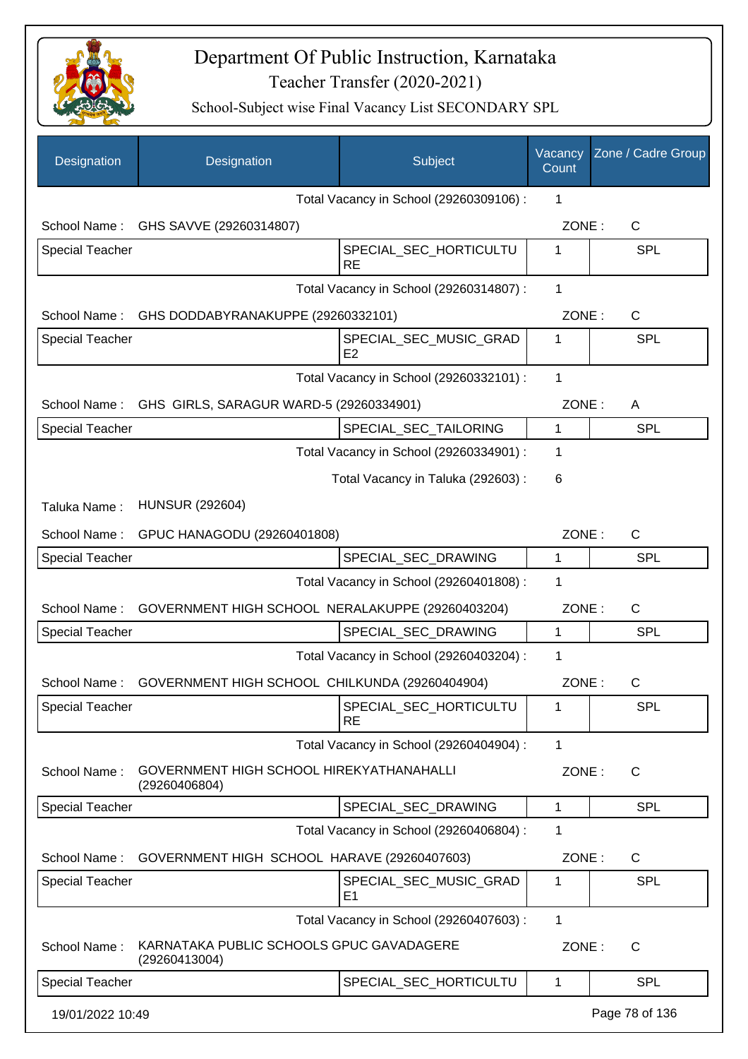# Department Of Public Instruction, Karnataka

## Teacher Transfer (2020-2021)

### School-Subject wise Final Vacancy List SECONDARY SPL

| Designation | Designation | Subject | Vacancy Count | Zone / Cadre Group |
|---|---|---|---|---|
| | | Total Vacancy in School (29260309106) : | 1 | |
| School Name : | GHS SAVVE (29260314807) | | ZONE : | C |
| Special Teacher | | SPECIAL_SEC_HORTICULTURE | 1 | SPL |
| | | Total Vacancy in School (29260314807) : | 1 | |
| School Name : | GHS DODDABYRANAKUPPE (29260332101) | | ZONE : | C |
| Special Teacher | | SPECIAL_SEC_MUSIC_GRADE2 | 1 | SPL |
| | | Total Vacancy in School (29260332101) : | 1 | |
| School Name : | GHS GIRLS, SARAGUR WARD-5 (29260334901) | | ZONE : | A |
| Special Teacher | | SPECIAL_SEC_TAILORING | 1 | SPL |
| | | Total Vacancy in School (29260334901) : | 1 | |
| | | Total Vacancy in Taluka (292603) : | 6 | |
| Taluka Name : | HUNSUR (292604) | | | |
| School Name : | GPUC HANAGODU (29260401808) | | ZONE : | C |
| Special Teacher | | SPECIAL_SEC_DRAWING | 1 | SPL |
| | | Total Vacancy in School (29260401808) : | 1 | |
| School Name : | GOVERNMENT HIGH SCHOOL NERALAKUPPE (29260403204) | | ZONE : | C |
| Special Teacher | | SPECIAL_SEC_DRAWING | 1 | SPL |
| | | Total Vacancy in School (29260403204) : | 1 | |
| School Name : | GOVERNMENT HIGH SCHOOL CHILKUNDA (29260404904) | | ZONE : | C |
| Special Teacher | | SPECIAL_SEC_HORTICULTURE | 1 | SPL |
| | | Total Vacancy in School (29260404904) : | 1 | |
| School Name : | GOVERNMENT HIGH SCHOOL HIREKYATHANAHALLI (29260406804) | | ZONE : | C |
| Special Teacher | | SPECIAL_SEC_DRAWING | 1 | SPL |
| | | Total Vacancy in School (29260406804) : | 1 | |
| School Name : | GOVERNMENT HIGH SCHOOL HARAVE (29260407603) | | ZONE : | C |
| Special Teacher | | SPECIAL_SEC_MUSIC_GRADE1 | 1 | SPL |
| | | Total Vacancy in School (29260407603) : | 1 | |
| School Name : | KARNATAKA PUBLIC SCHOOLS GPUC GAVADAGERE (29260413004) | | ZONE : | C |
| Special Teacher | | SPECIAL_SEC_HORTICULTU | 1 | SPL |

19/01/2022 10:49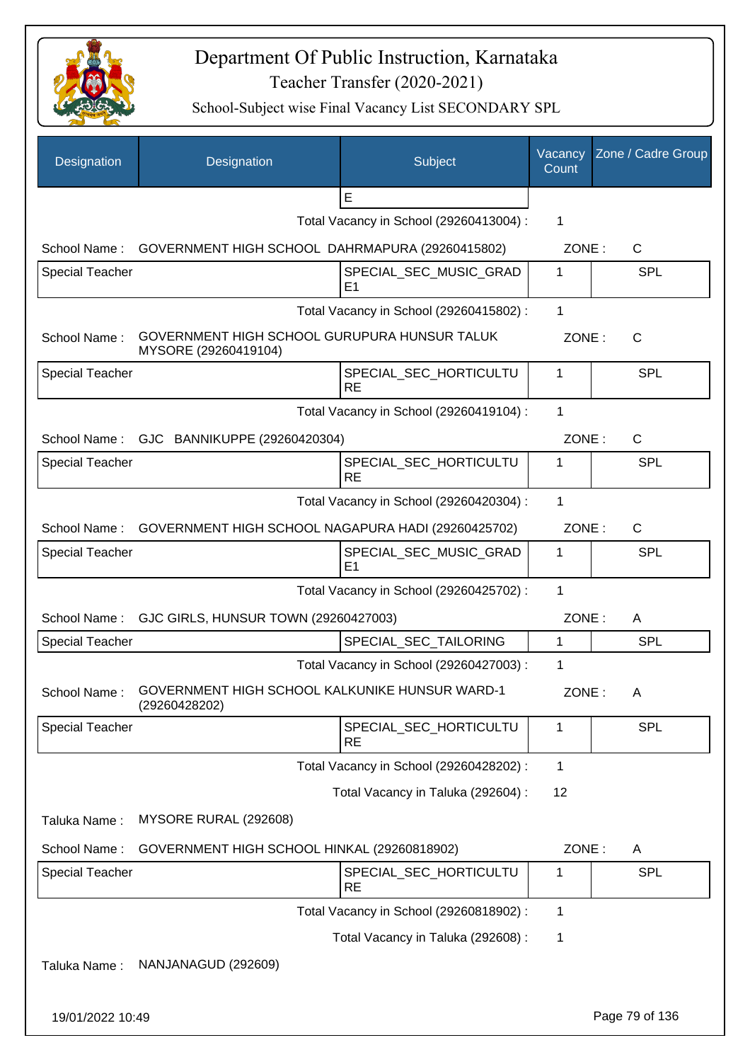# Department Of Public Instruction, Karnataka

Teacher Transfer (2020-2021)

School-Subject wise Final Vacancy List SECONDARY SPL

| Designation | Designation | Subject | Vacancy Count | Zone / Cadre Group |
|---|---|---|---|---|
| | | E | | |
| | | Total Vacancy in School (29260413004) : | 1 | |
| School Name : | GOVERNMENT HIGH SCHOOL DAHRMAPURA (29260415802) | | ZONE : | C |
| Special Teacher | | SPECIAL_SEC_MUSIC_GRADE1 | 1 | SPL |
| | | Total Vacancy in School (29260415802) : | 1 | |
| School Name : | GOVERNMENT HIGH SCHOOL GURUPURA HUNSUR TALUK MYSORE (29260419104) | | ZONE : | C |
| Special Teacher | | SPECIAL_SEC_HORTICULTURE | 1 | SPL |
| | | Total Vacancy in School (29260419104) : | 1 | |
| School Name : | GJC BANNIKUPPE (29260420304) | | ZONE : | C |
| Special Teacher | | SPECIAL_SEC_HORTICULTURE | 1 | SPL |
| | | Total Vacancy in School (29260420304) : | 1 | |
| School Name : | GOVERNMENT HIGH SCHOOL NAGAPURA HADI (29260425702) | | ZONE : | C |
| Special Teacher | | SPECIAL_SEC_MUSIC_GRADE1 | 1 | SPL |
| | | Total Vacancy in School (29260425702) : | 1 | |
| School Name : | GJC GIRLS, HUNSUR TOWN (29260427003) | | ZONE : | A |
| Special Teacher | | SPECIAL_SEC_TAILORING | 1 | SPL |
| | | Total Vacancy in School (29260427003) : | 1 | |
| School Name : | GOVERNMENT HIGH SCHOOL KALKUNIKE HUNSUR WARD-1 (29260428202) | | ZONE : | A |
| Special Teacher | | SPECIAL_SEC_HORTICULTURE | 1 | SPL |
| | | Total Vacancy in School (29260428202) : | 1 | |
| | | Total Vacancy in Taluka (292604) : | 12 | |
| Taluka Name : | MYSORE RURAL (292608) | | | |
| School Name : | GOVERNMENT HIGH SCHOOL HINKAL (29260818902) | | ZONE : | A |
| Special Teacher | | SPECIAL_SEC_HORTICULTURE | 1 | SPL |
| | | Total Vacancy in School (29260818902) : | 1 | |
| | | Total Vacancy in Taluka (292608) : | 1 | |
| Taluka Name : | NANJANAGUD (292609) | | | |

19/01/2022 10:49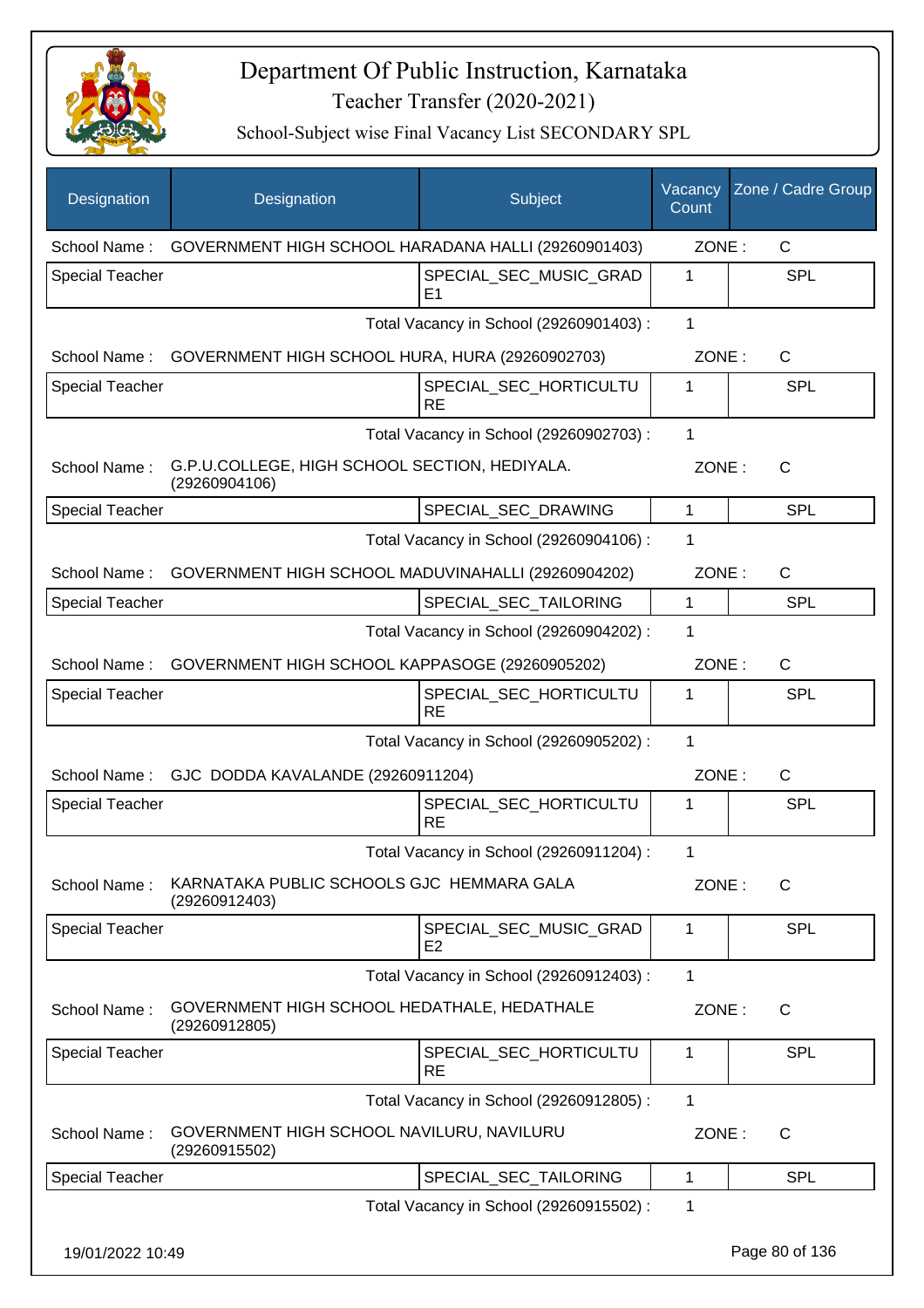# Department Of Public Instruction, Karnataka

Teacher Transfer (2020-2021)

School-Subject wise Final Vacancy List SECONDARY SPL

| Designation | Designation | Subject | Vacancy Count | Zone / Cadre Group |
|---|---|---|---|---|
| School Name : | GOVERNMENT HIGH SCHOOL HARADANA HALLI (29260901403) | | ZONE : | C |
| Special Teacher | | SPECIAL_SEC_MUSIC_GRADE1 | 1 | SPL |
| | | Total Vacancy in School (29260901403) : | 1 | |
| School Name : | GOVERNMENT HIGH SCHOOL HURA, HURA (29260902703) | | ZONE : | C |
| Special Teacher | | SPECIAL_SEC_HORTICULTURE | 1 | SPL |
| | | Total Vacancy in School (29260902703) : | 1 | |
| School Name : | G.P.U.COLLEGE, HIGH SCHOOL SECTION, HEDIYALA. (29260904106) | | ZONE : | C |
| Special Teacher | | SPECIAL_SEC_DRAWING | 1 | SPL |
| | | Total Vacancy in School (29260904106) : | 1 | |
| School Name : | GOVERNMENT HIGH SCHOOL MADUVINAHALLI (29260904202) | | ZONE : | C |
| Special Teacher | | SPECIAL_SEC_TAILORING | 1 | SPL |
| | | Total Vacancy in School (29260904202) : | 1 | |
| School Name : | GOVERNMENT HIGH SCHOOL KAPPASOGE (29260905202) | | ZONE : | C |
| Special Teacher | | SPECIAL_SEC_HORTICULTURE | 1 | SPL |
| | | Total Vacancy in School (29260905202) : | 1 | |
| School Name : | GJC DODDA KAVALANDE (29260911204) | | ZONE : | C |
| Special Teacher | | SPECIAL_SEC_HORTICULTURE | 1 | SPL |
| | | Total Vacancy in School (29260911204) : | 1 | |
| School Name : | KARNATAKA PUBLIC SCHOOLS GJC HEMMARA GALA (29260912403) | | ZONE : | C |
| Special Teacher | | SPECIAL_SEC_MUSIC_GRADE2 | 1 | SPL |
| | | Total Vacancy in School (29260912403) : | 1 | |
| School Name : | GOVERNMENT HIGH SCHOOL HEDATHALE, HEDATHALE (29260912805) | | ZONE : | C |
| Special Teacher | | SPECIAL_SEC_HORTICULTURE | 1 | SPL |
| | | Total Vacancy in School (29260912805) : | 1 | |
| School Name : | GOVERNMENT HIGH SCHOOL NAVILURU, NAVILURU (29260915502) | | ZONE : | C |
| Special Teacher | | SPECIAL_SEC_TAILORING | 1 | SPL |
| | | Total Vacancy in School (29260915502) : | 1 | |

19/01/2022 10:49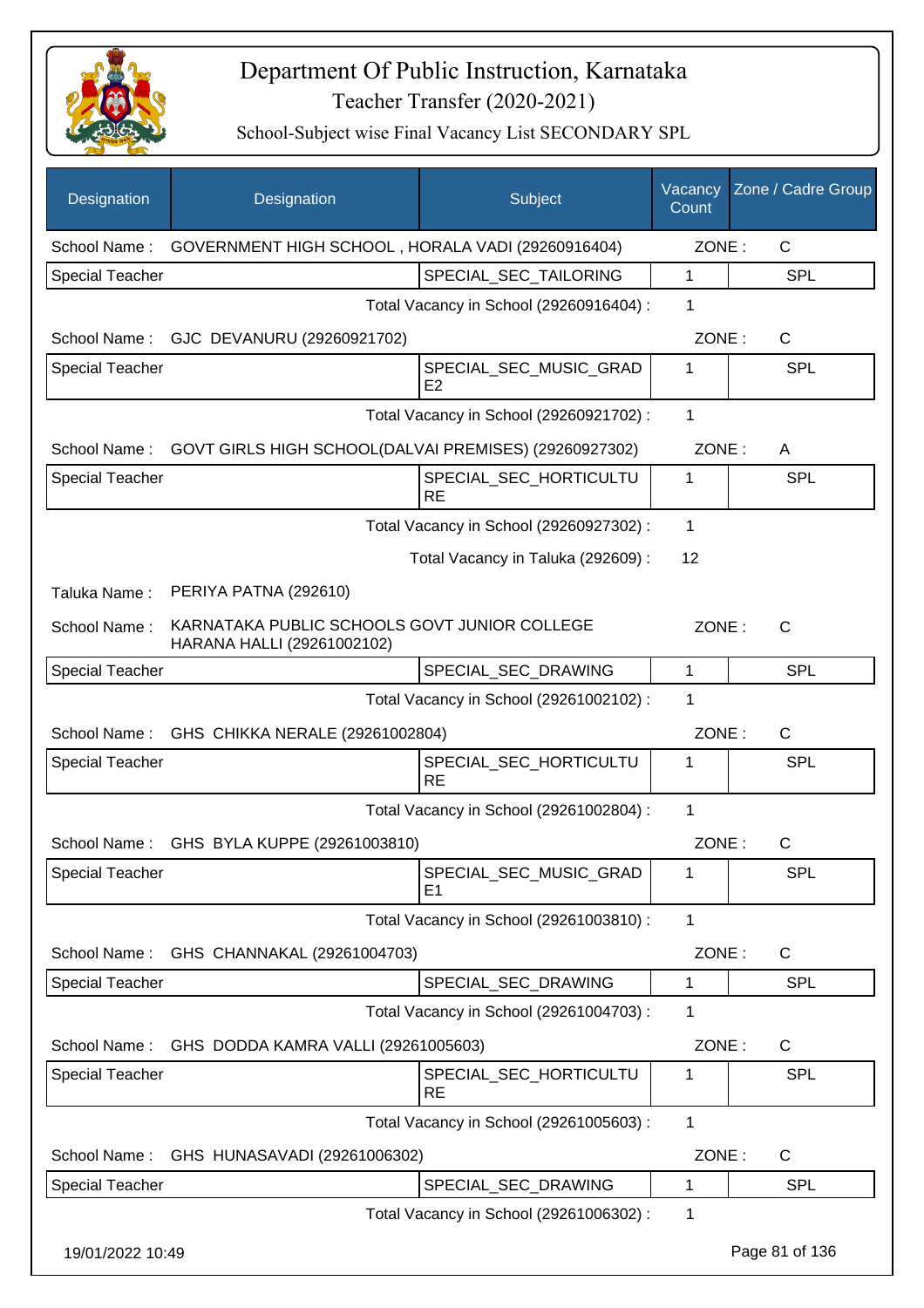# Department Of Public Instruction, Karnataka

## Teacher Transfer (2020-2021)

### School-Subject wise Final Vacancy List SECONDARY SPL

| Designation | Designation | Subject | Vacancy Count | Zone / Cadre Group |
|---|---|---|---|---|
| School Name : | GOVERNMENT HIGH SCHOOL , HORALA VADI (29260916404) | | ZONE : | C |
| Special Teacher | | SPECIAL_SEC_TAILORING | 1 | SPL |
| | | Total Vacancy in School (29260916404) : | 1 | |
| School Name : | GJC DEVANURU (29260921702) | | ZONE : | C |
| Special Teacher | | SPECIAL_SEC_MUSIC_GRADE2 | 1 | SPL |
| | | Total Vacancy in School (29260921702) : | 1 | |
| School Name : | GOVT GIRLS HIGH SCHOOL(DALVAI PREMISES) (29260927302) | | ZONE : | A |
| Special Teacher | | SPECIAL_SEC_HORTICULTURE | 1 | SPL |
| | | Total Vacancy in School (29260927302) : | 1 | |
| | | Total Vacancy in Taluka (292609) : | 12 | |
| Taluka Name : | PERIYA PATNA (292610) | | | |
| School Name : | KARNATAKA PUBLIC SCHOOLS GOVT JUNIOR COLLEGE HARANA HALLI (29261002102) | | ZONE : | C |
| Special Teacher | | SPECIAL_SEC_DRAWING | 1 | SPL |
| | | Total Vacancy in School (29261002102) : | 1 | |
| School Name : | GHS CHIKKA NERALE (29261002804) | | ZONE : | C |
| Special Teacher | | SPECIAL_SEC_HORTICULTURE | 1 | SPL |
| | | Total Vacancy in School (29261002804) : | 1 | |
| School Name : | GHS BYLA KUPPE (29261003810) | | ZONE : | C |
| Special Teacher | | SPECIAL_SEC_MUSIC_GRADE1 | 1 | SPL |
| | | Total Vacancy in School (29261003810) : | 1 | |
| School Name : | GHS CHANNAKAL (29261004703) | | ZONE : | C |
| Special Teacher | | SPECIAL_SEC_DRAWING | 1 | SPL |
| | | Total Vacancy in School (29261004703) : | 1 | |
| School Name : | GHS DODDA KAMRA VALLI (29261005603) | | ZONE : | C |
| Special Teacher | | SPECIAL_SEC_HORTICULTURE | 1 | SPL |
| | | Total Vacancy in School (29261005603) : | 1 | |
| School Name : | GHS HUNASAVADI (29261006302) | | ZONE : | C |
| Special Teacher | | SPECIAL_SEC_DRAWING | 1 | SPL |
| | | Total Vacancy in School (29261006302) : | 1 | |

19/01/2022 10:49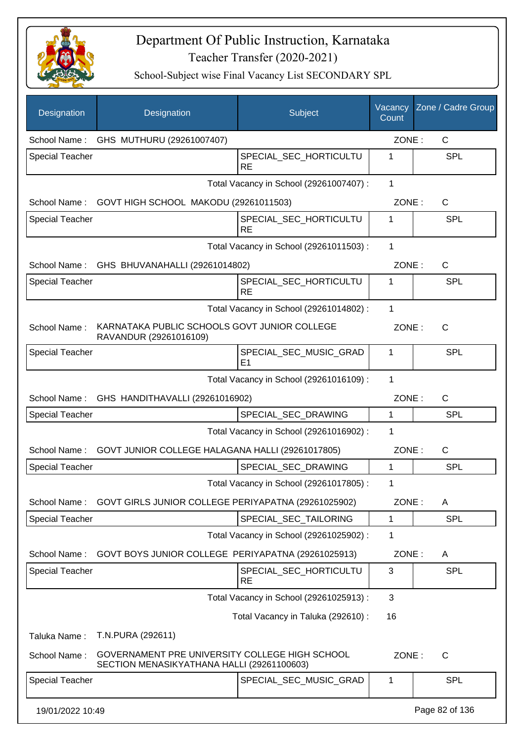# Department Of Public Instruction, Karnataka

## Teacher Transfer (2020-2021)

### School-Subject wise Final Vacancy List SECONDARY SPL

| Designation | Designation | Subject | Vacancy Count | Zone / Cadre Group |
|---|---|---|---|---|
| School Name : | GHS MUTHURU (29261007407) | | ZONE : | C |
| Special Teacher | | SPECIAL_SEC_HORTICULTURE | 1 | SPL |
| | | Total Vacancy in School (29261007407) : | 1 | |
| School Name : | GOVT HIGH SCHOOL MAKODU (29261011503) | | ZONE : | C |
| Special Teacher | | SPECIAL_SEC_HORTICULTURE | 1 | SPL |
| | | Total Vacancy in School (29261011503) : | 1 | |
| School Name : | GHS BHUVANAHALLI (29261014802) | | ZONE : | C |
| Special Teacher | | SPECIAL_SEC_HORTICULTURE | 1 | SPL |
| | | Total Vacancy in School (29261014802) : | 1 | |
| School Name : | KARNATAKA PUBLIC SCHOOLS GOVT JUNIOR COLLEGE RAVANDUR (29261016109) | | ZONE : | C |
| Special Teacher | | SPECIAL_SEC_MUSIC_GRADE1 | 1 | SPL |
| | | Total Vacancy in School (29261016109) : | 1 | |
| School Name : | GHS HANDITHAVALLI (29261016902) | | ZONE : | C |
| Special Teacher | | SPECIAL_SEC_DRAWING | 1 | SPL |
| | | Total Vacancy in School (29261016902) : | 1 | |
| School Name : | GOVT JUNIOR COLLEGE HALAGANA HALLI (29261017805) | | ZONE : | C |
| Special Teacher | | SPECIAL_SEC_DRAWING | 1 | SPL |
| | | Total Vacancy in School (29261017805) : | 1 | |
| School Name : | GOVT GIRLS JUNIOR COLLEGE PERIYAPATNA (29261025902) | | ZONE : | A |
| Special Teacher | | SPECIAL_SEC_TAILORING | 1 | SPL |
| | | Total Vacancy in School (29261025902) : | 1 | |
| School Name : | GOVT BOYS JUNIOR COLLEGE PERIYAPATNA (29261025913) | | ZONE : | A |
| Special Teacher | | SPECIAL_SEC_HORTICULTURE | 3 | SPL |
| | | Total Vacancy in School (29261025913) : | 3 | |
| | | Total Vacancy in Taluka (292610) : | 16 | |
| Taluka Name : | T.N.PURA (292611) | | | |
| School Name : | GOVERNAMENT PRE UNIVERSITY COLLEGE HIGH SCHOOL SECTION MENASIKYATHANA HALLI (29261100603) | | ZONE : | C |
| Special Teacher | | SPECIAL_SEC_MUSIC_GRAD | 1 | SPL |

19/01/2022 10:49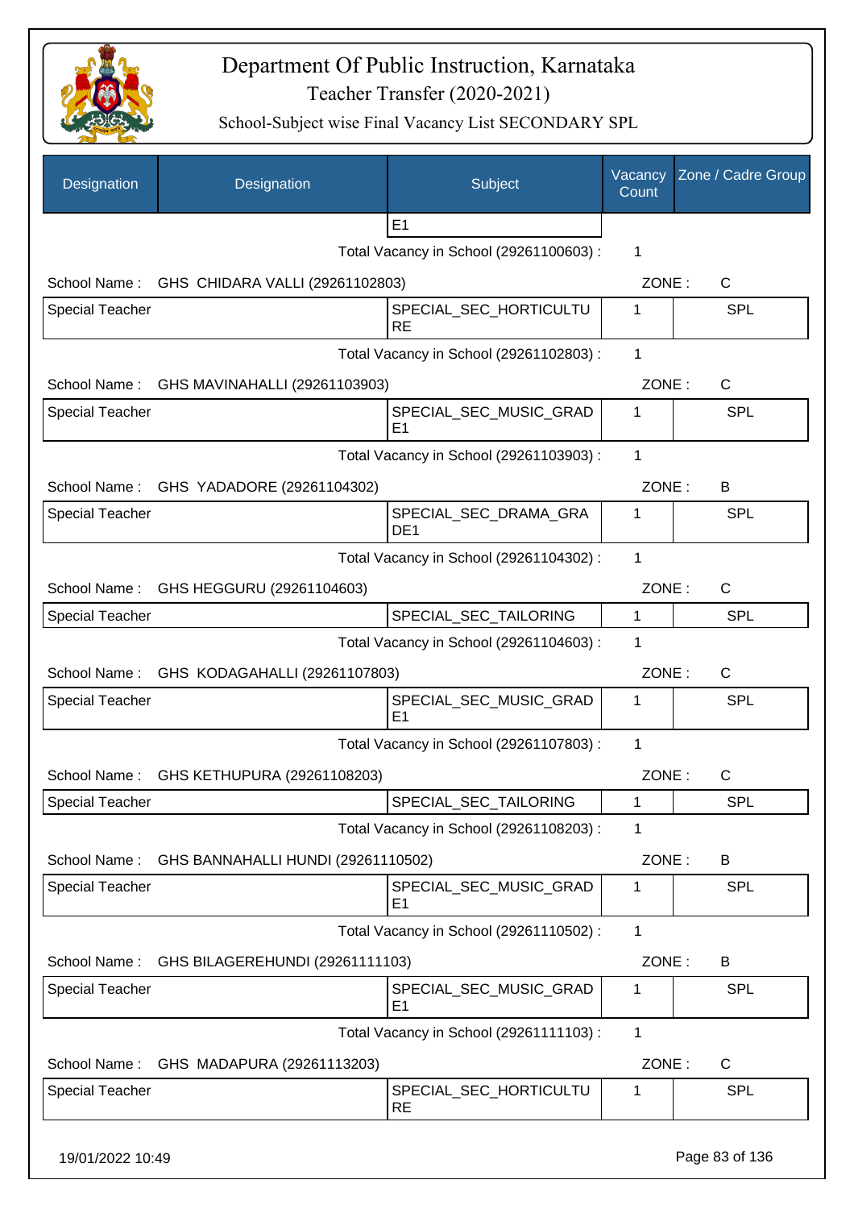# Department Of Public Instruction, Karnataka

## Teacher Transfer (2020-2021)

### School-Subject wise Final Vacancy List SECONDARY SPL

| Designation | Designation | Subject | Vacancy Count | Zone / Cadre Group |
|---|---|---|---|---|
| | | E1 | | |
| | | Total Vacancy in School (29261100603) : | 1 | |
| School Name : | GHS CHIDARA VALLI (29261102803) | | ZONE : | C |
| Special Teacher | | SPECIAL_SEC_HORTICULTURE | 1 | SPL |
| | | Total Vacancy in School (29261102803) : | 1 | |
| School Name : | GHS MAVINAHALLI (29261103903) | | ZONE : | C |
| Special Teacher | | SPECIAL_SEC_MUSIC_GRADE1 | 1 | SPL |
| | | Total Vacancy in School (29261103903) : | 1 | |
| School Name : | GHS YADADORE (29261104302) | | ZONE : | B |
| Special Teacher | | SPECIAL_SEC_DRAMA_GRADE1 | 1 | SPL |
| | | Total Vacancy in School (29261104302) : | 1 | |
| School Name : | GHS HEGGURU (29261104603) | | ZONE : | C |
| Special Teacher | | SPECIAL_SEC_TAILORING | 1 | SPL |
| | | Total Vacancy in School (29261104603) : | 1 | |
| School Name : | GHS KODAGAHALLI (29261107803) | | ZONE : | C |
| Special Teacher | | SPECIAL_SEC_MUSIC_GRADE1 | 1 | SPL |
| | | Total Vacancy in School (29261107803) : | 1 | |
| School Name : | GHS KETHUPURA (29261108203) | | ZONE : | C |
| Special Teacher | | SPECIAL_SEC_TAILORING | 1 | SPL |
| | | Total Vacancy in School (29261108203) : | 1 | |
| School Name : | GHS BANNAHALLI HUNDI (29261110502) | | ZONE : | B |
| Special Teacher | | SPECIAL_SEC_MUSIC_GRADE1 | 1 | SPL |
| | | Total Vacancy in School (29261110502) : | 1 | |
| School Name : | GHS BILAGEREHUNDI (29261111103) | | ZONE : | B |
| Special Teacher | | SPECIAL_SEC_MUSIC_GRADE1 | 1 | SPL |
| | | Total Vacancy in School (29261111103) : | 1 | |
| School Name : | GHS MADAPURA (29261113203) | | ZONE : | C |
| Special Teacher | | SPECIAL_SEC_HORTICULTURE | 1 | SPL |

19/01/2022 10:49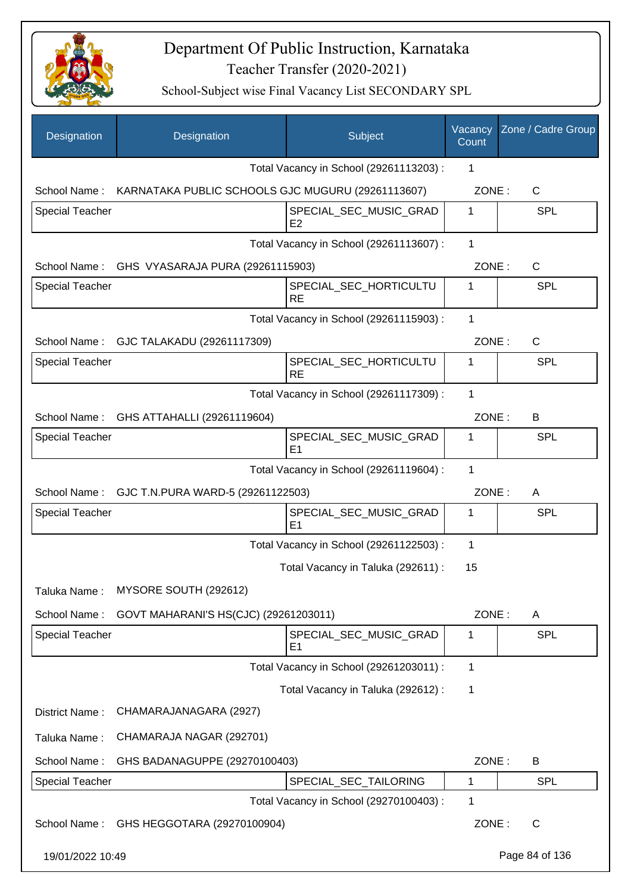# Department Of Public Instruction, Karnataka

Teacher Transfer (2020-2021)

School-Subject wise Final Vacancy List SECONDARY SPL

| Designation | Designation | Subject | Vacancy Count | Zone / Cadre Group |
|---|---|---|---|---|
| | | Total Vacancy in School (29261113203) : | 1 | |
| School Name : | KARNATAKA PUBLIC SCHOOLS GJC MUGURU (29261113607) | | ZONE : | C |
| Special Teacher | | SPECIAL_SEC_MUSIC_GRADE2 | 1 | SPL |
| | | Total Vacancy in School (29261113607) : | 1 | |
| School Name : | GHS VYASARAJA PURA (29261115903) | | ZONE : | C |
| Special Teacher | | SPECIAL_SEC_HORTICULTURE | 1 | SPL |
| | | Total Vacancy in School (29261115903) : | 1 | |
| School Name : | GJC TALAKADU (29261117309) | | ZONE : | C |
| Special Teacher | | SPECIAL_SEC_HORTICULTURE | 1 | SPL |
| | | Total Vacancy in School (29261117309) : | 1 | |
| School Name : | GHS ATTAHALLI (29261119604) | | ZONE : | B |
| Special Teacher | | SPECIAL_SEC_MUSIC_GRADE1 | 1 | SPL |
| | | Total Vacancy in School (29261119604) : | 1 | |
| School Name : | GJC T.N.PURA WARD-5 (29261122503) | | ZONE : | A |
| Special Teacher | | SPECIAL_SEC_MUSIC_GRADE1 | 1 | SPL |
| | | Total Vacancy in School (29261122503) : | 1 | |
| | | Total Vacancy in Taluka (292611) : | 15 | |
| Taluka Name : | MYSORE SOUTH (292612) | | | |
| School Name : | GOVT MAHARANI'S HS(CJC) (29261203011) | | ZONE : | A |
| Special Teacher | | SPECIAL_SEC_MUSIC_GRADE1 | 1 | SPL |
| | | Total Vacancy in School (29261203011) : | 1 | |
| | | Total Vacancy in Taluka (292612) : | 1 | |
| District Name : | CHAMARAJANAGARA (2927) | | | |
| Taluka Name : | CHAMARAJA NAGAR (292701) | | | |
| School Name : | GHS BADANAGUPPE (29270100403) | | ZONE : | B |
| Special Teacher | | SPECIAL_SEC_TAILORING | 1 | SPL |
| | | Total Vacancy in School (29270100403) : | 1 | |
| School Name : | GHS HEGGOTARA (29270100904) | | ZONE : | C |

19/01/2022 10:49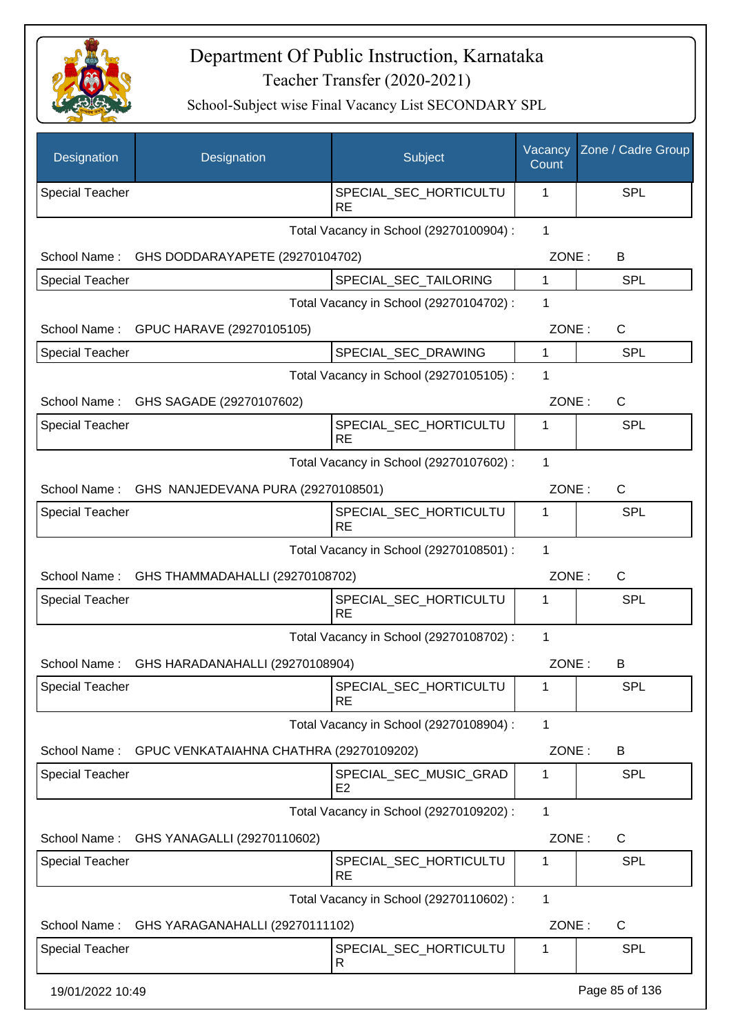# Department Of Public Instruction, Karnataka

Teacher Transfer (2020-2021)

School-Subject wise Final Vacancy List SECONDARY SPL

| Designation | Designation | Subject | Vacancy Count | Zone / Cadre Group |
|---|---|---|---|---|
| Special Teacher | | SPECIAL_SEC_HORTICULTURE | 1 | SPL |

Total Vacancy in School (29270100904) : 1

School Name : GHS DODDARAYAPETE (29270104702) ZONE : B

| Designation | Designation | Subject | Vacancy Count | Zone / Cadre Group |
|---|---|---|---|---|
| Special Teacher | | SPECIAL_SEC_TAILORING | 1 | SPL |

Total Vacancy in School (29270104702) : 1

School Name : GPUC HARAVE (29270105105) ZONE : C

| Designation | Designation | Subject | Vacancy Count | Zone / Cadre Group |
|---|---|---|---|---|
| Special Teacher | | SPECIAL_SEC_DRAWING | 1 | SPL |

Total Vacancy in School (29270105105) : 1

School Name : GHS SAGADE (29270107602) ZONE : C

| Designation | Designation | Subject | Vacancy Count | Zone / Cadre Group |
|---|---|---|---|---|
| Special Teacher | | SPECIAL_SEC_HORTICULTURE | 1 | SPL |

Total Vacancy in School (29270107602) : 1

School Name : GHS NANJEDEVANA PURA (29270108501) ZONE : C

| Designation | Designation | Subject | Vacancy Count | Zone / Cadre Group |
|---|---|---|---|---|
| Special Teacher | | SPECIAL_SEC_HORTICULTURE | 1 | SPL |

Total Vacancy in School (29270108501) : 1

School Name : GHS THAMMADAHALLI (29270108702) ZONE : C

| Designation | Designation | Subject | Vacancy Count | Zone / Cadre Group |
|---|---|---|---|---|
| Special Teacher | | SPECIAL_SEC_HORTICULTURE | 1 | SPL |

Total Vacancy in School (29270108702) : 1

School Name : GHS HARADANAHALLI (29270108904) ZONE : B

| Designation | Designation | Subject | Vacancy Count | Zone / Cadre Group |
|---|---|---|---|---|
| Special Teacher | | SPECIAL_SEC_HORTICULTURE | 1 | SPL |

Total Vacancy in School (29270108904) : 1

School Name : GPUC VENKATAIAHNA CHATHRA (29270109202) ZONE : B

| Designation | Designation | Subject | Vacancy Count | Zone / Cadre Group |
|---|---|---|---|---|
| Special Teacher | | SPECIAL_SEC_MUSIC_GRADE2 | 1 | SPL |

Total Vacancy in School (29270109202) : 1

School Name : GHS YANAGALLI (29270110602) ZONE : C

| Designation | Designation | Subject | Vacancy Count | Zone / Cadre Group |
|---|---|---|---|---|
| Special Teacher | | SPECIAL_SEC_HORTICULTURE | 1 | SPL |

Total Vacancy in School (29270110602) : 1

School Name : GHS YARAGANAHALLI (29270111102) ZONE : C

| Designation | Designation | Subject | Vacancy Count | Zone / Cadre Group |
|---|---|---|---|---|
| Special Teacher | | SPECIAL_SEC_HORTICULTUR | 1 | SPL |

19/01/2022 10:49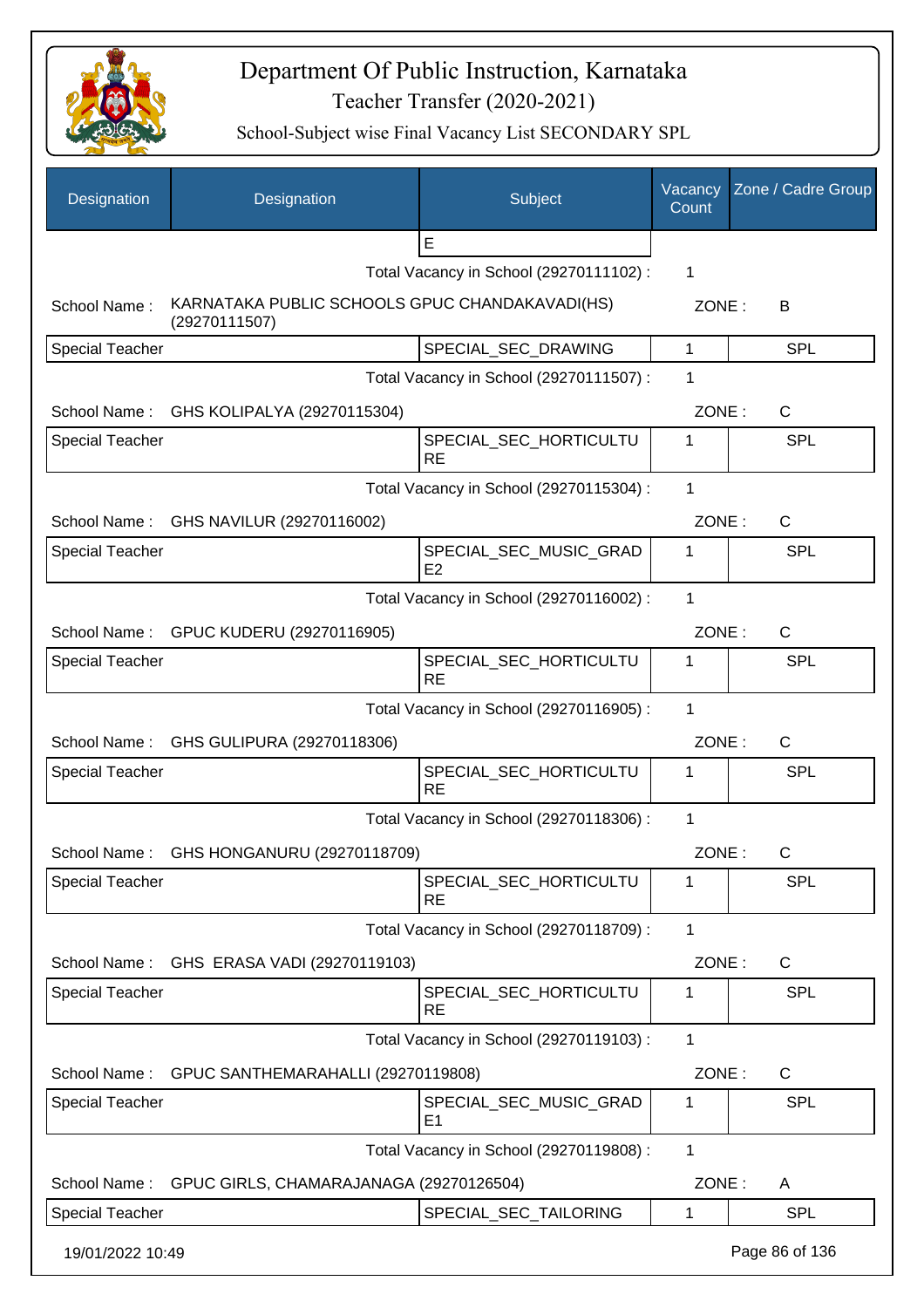# Department Of Public Instruction, Karnataka

Teacher Transfer (2020-2021)

School-Subject wise Final Vacancy List SECONDARY SPL

| Designation | Designation | Subject | Vacancy Count | Zone / Cadre Group |
|---|---|---|---|---|
| | | E | | |
| | | Total Vacancy in School (29270111102) : | 1 | |
| School Name : | KARNATAKA PUBLIC SCHOOLS GPUC CHANDAKAVADI(HS) (29270111507) | | ZONE : | B |
| Special Teacher | | SPECIAL_SEC_DRAWING | 1 | SPL |
| | | Total Vacancy in School (29270111507) : | 1 | |
| School Name : | GHS KOLIPALYA (29270115304) | | ZONE : | C |
| Special Teacher | | SPECIAL_SEC_HORTICULTURE | 1 | SPL |
| | | Total Vacancy in School (29270115304) : | 1 | |
| School Name : | GHS NAVILUR (29270116002) | | ZONE : | C |
| Special Teacher | | SPECIAL_SEC_MUSIC_GRADE2 | 1 | SPL |
| | | Total Vacancy in School (29270116002) : | 1 | |
| School Name : | GPUC KUDERU (29270116905) | | ZONE : | C |
| Special Teacher | | SPECIAL_SEC_HORTICULTURE | 1 | SPL |
| | | Total Vacancy in School (29270116905) : | 1 | |
| School Name : | GHS GULIPURA (29270118306) | | ZONE : | C |
| Special Teacher | | SPECIAL_SEC_HORTICULTURE | 1 | SPL |
| | | Total Vacancy in School (29270118306) : | 1 | |
| School Name : | GHS HONGANURU (29270118709) | | ZONE : | C |
| Special Teacher | | SPECIAL_SEC_HORTICULTURE | 1 | SPL |
| | | Total Vacancy in School (29270118709) : | 1 | |
| School Name : | GHS ERASA VADI (29270119103) | | ZONE : | C |
| Special Teacher | | SPECIAL_SEC_HORTICULTURE | 1 | SPL |
| | | Total Vacancy in School (29270119103) : | 1 | |
| School Name : | GPUC SANTHEMARAHALLI (29270119808) | | ZONE : | C |
| Special Teacher | | SPECIAL_SEC_MUSIC_GRADE1 | 1 | SPL |
| | | Total Vacancy in School (29270119808) : | 1 | |
| School Name : | GPUC GIRLS, CHAMARAJANAGA (29270126504) | | ZONE : | A |
| Special Teacher | | SPECIAL_SEC_TAILORING | 1 | SPL |

19/01/2022 10:49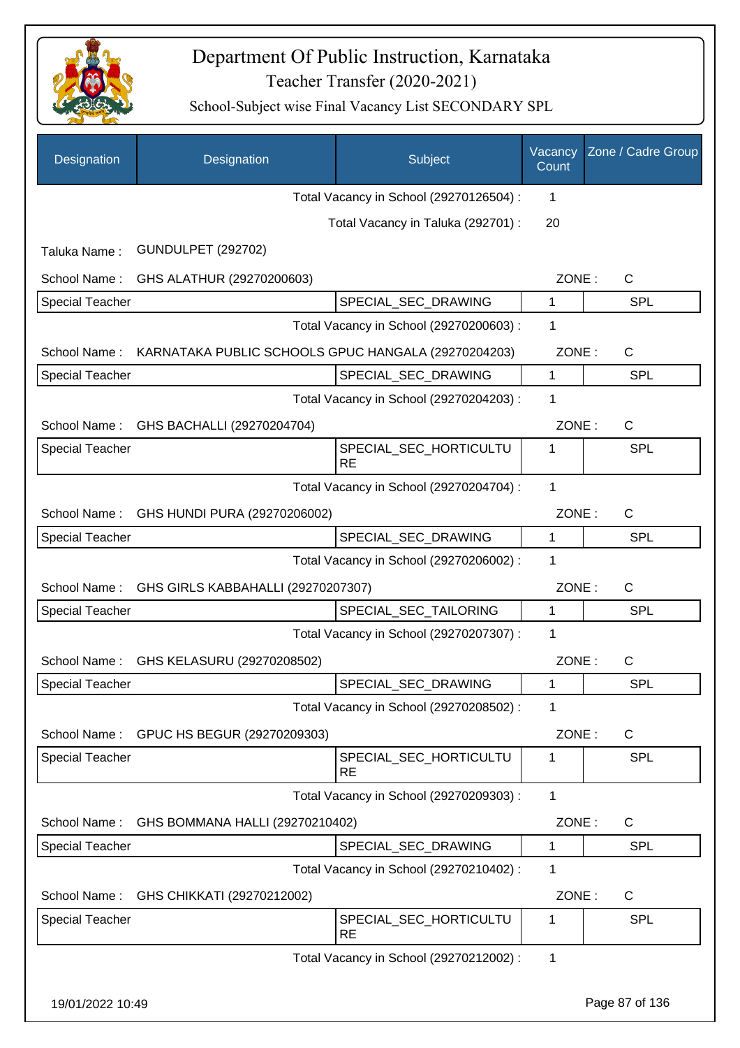# Department Of Public Instruction, Karnataka

## Teacher Transfer (2020-2021)

### School-Subject wise Final Vacancy List SECONDARY SPL

| Designation | Designation | Subject | Vacancy Count | Zone / Cadre Group |
|---|---|---|---|---|
| | | Total Vacancy in School (29270126504) : | 1 | |
| | | Total Vacancy in Taluka (292701) : | 20 | |
| Taluka Name : | GUNDULPET (292702) | | | |
| School Name : | GHS ALATHUR (29270200603) | | ZONE : | C |
| Special Teacher | | SPECIAL_SEC_DRAWING | 1 | SPL |
| | | Total Vacancy in School (29270200603) : | 1 | |
| School Name : | KARNATAKA PUBLIC SCHOOLS GPUC HANGALA (29270204203) | | ZONE : | C |
| Special Teacher | | SPECIAL_SEC_DRAWING | 1 | SPL |
| | | Total Vacancy in School (29270204203) : | 1 | |
| School Name : | GHS BACHALLI (29270204704) | | ZONE : | C |
| Special Teacher | | SPECIAL_SEC_HORTICULTURE | 1 | SPL |
| | | Total Vacancy in School (29270204704) : | 1 | |
| School Name : | GHS HUNDI PURA (29270206002) | | ZONE : | C |
| Special Teacher | | SPECIAL_SEC_DRAWING | 1 | SPL |
| | | Total Vacancy in School (29270206002) : | 1 | |
| School Name : | GHS GIRLS KABBAHALLI (29270207307) | | ZONE : | C |
| Special Teacher | | SPECIAL_SEC_TAILORING | 1 | SPL |
| | | Total Vacancy in School (29270207307) : | 1 | |
| School Name : | GHS KELASURU (29270208502) | | ZONE : | C |
| Special Teacher | | SPECIAL_SEC_DRAWING | 1 | SPL |
| | | Total Vacancy in School (29270208502) : | 1 | |
| School Name : | GPUC HS BEGUR (29270209303) | | ZONE : | C |
| Special Teacher | | SPECIAL_SEC_HORTICULTURE | 1 | SPL |
| | | Total Vacancy in School (29270209303) : | 1 | |
| School Name : | GHS BOMMANA HALLI (29270210402) | | ZONE : | C |
| Special Teacher | | SPECIAL_SEC_DRAWING | 1 | SPL |
| | | Total Vacancy in School (29270210402) : | 1 | |
| School Name : | GHS CHIKKATI (29270212002) | | ZONE : | C |
| Special Teacher | | SPECIAL_SEC_HORTICULTURE | 1 | SPL |
| | | Total Vacancy in School (29270212002) : | 1 | |

19/01/2022 10:49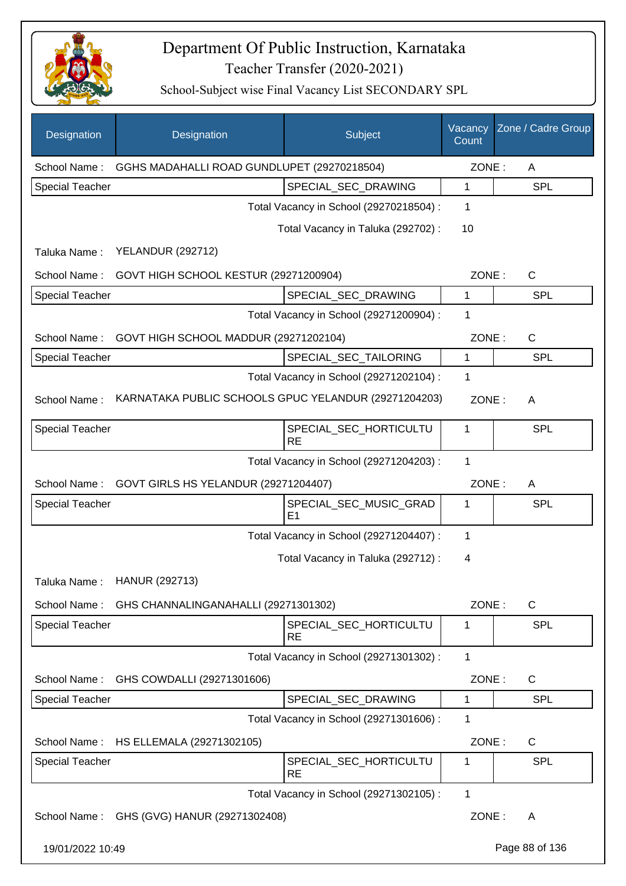# Department Of Public Instruction, Karnataka

## Teacher Transfer (2020-2021)

### School-Subject wise Final Vacancy List SECONDARY SPL

| Designation | Designation | Subject | Vacancy Count | Zone / Cadre Group |
|---|---|---|---|---|
| School Name : | GGHS MADAHALLI ROAD GUNDLUPET (29270218504) | | ZONE : | A |
| Special Teacher | | SPECIAL_SEC_DRAWING | 1 | SPL |
| | | Total Vacancy in School (29270218504) : | 1 | |
| | | Total Vacancy in Taluka (292702) : | 10 | |
| Taluka Name : | YELANDUR (292712) | | | |
| School Name : | GOVT HIGH SCHOOL KESTUR (29271200904) | | ZONE : | C |
| Special Teacher | | SPECIAL_SEC_DRAWING | 1 | SPL |
| | | Total Vacancy in School (29271200904) : | 1 | |
| School Name : | GOVT HIGH SCHOOL MADDUR (29271202104) | | ZONE : | C |
| Special Teacher | | SPECIAL_SEC_TAILORING | 1 | SPL |
| | | Total Vacancy in School (29271202104) : | 1 | |
| School Name : | KARNATAKA PUBLIC SCHOOLS GPUC YELANDUR (29271204203) | | ZONE : | A |
| Special Teacher | | SPECIAL_SEC_HORTICULTURE | 1 | SPL |
| | | Total Vacancy in School (29271204203) : | 1 | |
| School Name : | GOVT GIRLS HS YELANDUR (29271204407) | | ZONE : | A |
| Special Teacher | | SPECIAL_SEC_MUSIC_GRADE1 | 1 | SPL |
| | | Total Vacancy in School (29271204407) : | 1 | |
| | | Total Vacancy in Taluka (292712) : | 4 | |
| Taluka Name : | HANUR (292713) | | | |
| School Name : | GHS CHANNALINGANAHALLI (29271301302) | | ZONE : | C |
| Special Teacher | | SPECIAL_SEC_HORTICULTURE | 1 | SPL |
| | | Total Vacancy in School (29271301302) : | 1 | |
| School Name : | GHS COWDALLI (29271301606) | | ZONE : | C |
| Special Teacher | | SPECIAL_SEC_DRAWING | 1 | SPL |
| | | Total Vacancy in School (29271301606) : | 1 | |
| School Name : | HS ELLEMALA (29271302105) | | ZONE : | C |
| Special Teacher | | SPECIAL_SEC_HORTICULTURE | 1 | SPL |
| | | Total Vacancy in School (29271302105) : | 1 | |
| School Name : | GHS (GVG) HANUR (29271302408) | | ZONE : | A |

19/01/2022 10:49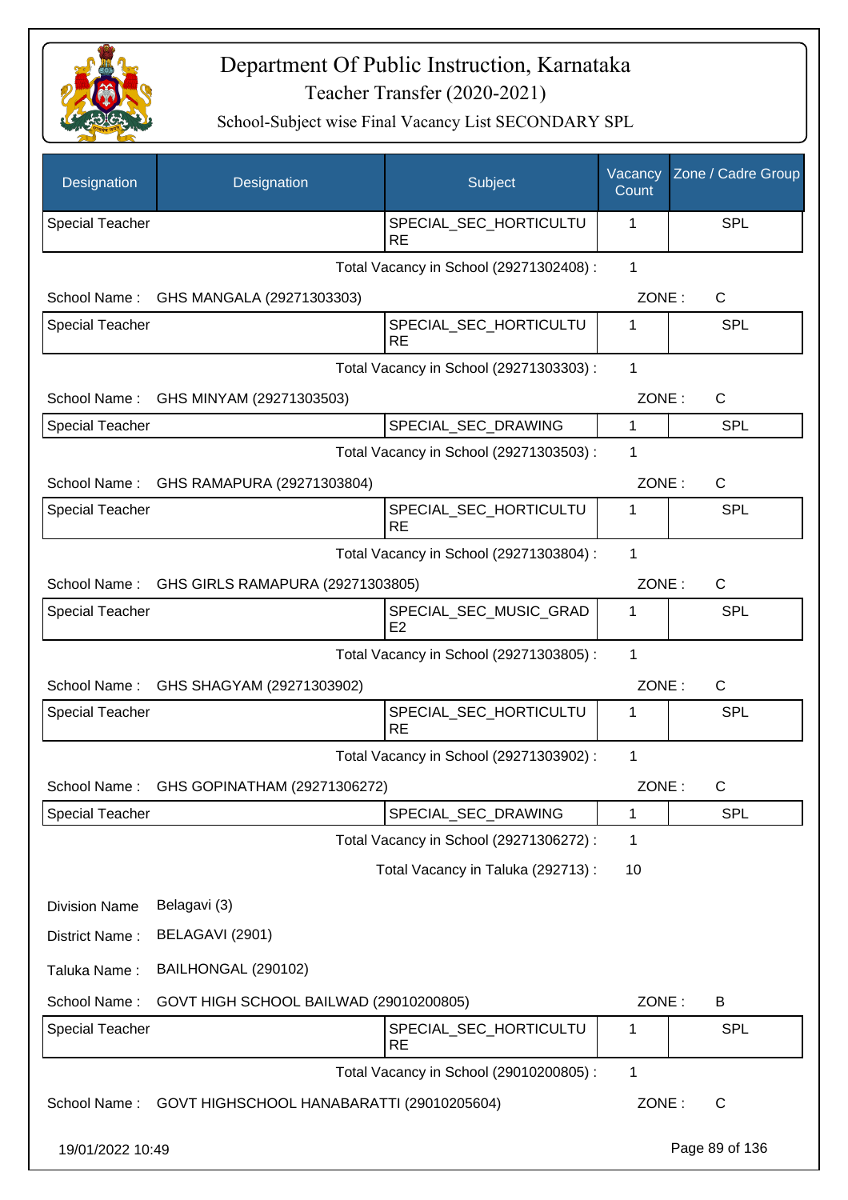# Department Of Public Instruction, Karnataka

## Teacher Transfer (2020-2021)

### School-Subject wise Final Vacancy List SECONDARY SPL

| Designation | Designation | Subject | Vacancy Count | Zone / Cadre Group |
|---|---|---|---|---|
| Special Teacher | | SPECIAL_SEC_HORTICULTURE | 1 | SPL |

Total Vacancy in School (29271302408) : 1

School Name : GHS MANGALA (29271303303) ZONE : C

| Designation | Designation | Subject | Vacancy Count | Zone / Cadre Group |
|---|---|---|---|---|
| Special Teacher | | SPECIAL_SEC_HORTICULTURE | 1 | SPL |

Total Vacancy in School (29271303303) : 1

School Name : GHS MINYAM (29271303503) ZONE : C

| Designation | Designation | Subject | Vacancy Count | Zone / Cadre Group |
|---|---|---|---|---|
| Special Teacher | | SPECIAL_SEC_DRAWING | 1 | SPL |

Total Vacancy in School (29271303503) : 1

School Name : GHS RAMAPURA (29271303804) ZONE : C

| Designation | Designation | Subject | Vacancy Count | Zone / Cadre Group |
|---|---|---|---|---|
| Special Teacher | | SPECIAL_SEC_HORTICULTURE | 1 | SPL |

Total Vacancy in School (29271303804) : 1

School Name : GHS GIRLS RAMAPURA (29271303805) ZONE : C

| Designation | Designation | Subject | Vacancy Count | Zone / Cadre Group |
|---|---|---|---|---|
| Special Teacher | | SPECIAL_SEC_MUSIC_GRADE2 | 1 | SPL |

Total Vacancy in School (29271303805) : 1

School Name : GHS SHAGYAM (29271303902) ZONE : C

| Designation | Designation | Subject | Vacancy Count | Zone / Cadre Group |
|---|---|---|---|---|
| Special Teacher | | SPECIAL_SEC_HORTICULTURE | 1 | SPL |

Total Vacancy in School (29271303902) : 1

School Name : GHS GOPINATHAM (29271306272) ZONE : C

| Designation | Designation | Subject | Vacancy Count | Zone / Cadre Group |
|---|---|---|---|---|
| Special Teacher | | SPECIAL_SEC_DRAWING | 1 | SPL |

Total Vacancy in School (29271306272) : 1

Total Vacancy in Taluka (292713) : 10

Division Name Belagavi (3)

District Name : BELAGAVI (2901)

Taluka Name : BAILHONGAL (290102)

School Name : GOVT HIGH SCHOOL BAILWAD (29010200805) ZONE : B

| Designation | Designation | Subject | Vacancy Count | Zone / Cadre Group |
|---|---|---|---|---|
| Special Teacher | | SPECIAL_SEC_HORTICULTURE | 1 | SPL |

Total Vacancy in School (29010200805) : 1

School Name : GOVT HIGHSCHOOL HANABARATTI (29010205604) ZONE : C

19/01/2022 10:49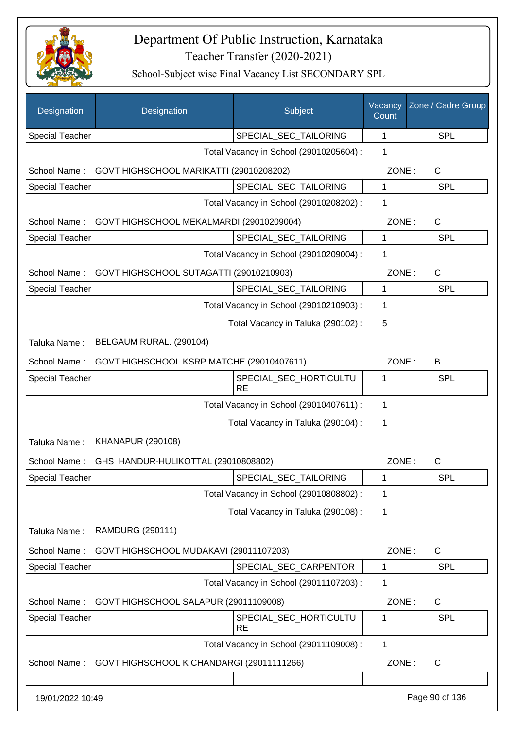# Department Of Public Instruction, Karnataka
## Teacher Transfer (2020-2021)
### School-Subject wise Final Vacancy List SECONDARY SPL

| Designation | Designation | Subject | Vacancy Count | Zone / Cadre Group |
|---|---|---|---|---|
| Special Teacher | | SPECIAL_SEC_TAILORING | 1 | SPL |

Total Vacancy in School (29010205604) : 1

School Name : GOVT HIGHSCHOOL MARIKATTI (29010208202) ZONE : C

| Designation | Designation | Subject | Vacancy Count | Zone / Cadre Group |
|---|---|---|---|---|
| Special Teacher | | SPECIAL_SEC_TAILORING | 1 | SPL |

Total Vacancy in School (29010208202) : 1

School Name : GOVT HIGHSCHOOL MEKALMARDI (29010209004) ZONE : C

| Designation | Designation | Subject | Vacancy Count | Zone / Cadre Group |
|---|---|---|---|---|
| Special Teacher | | SPECIAL_SEC_TAILORING | 1 | SPL |

Total Vacancy in School (29010209004) : 1

School Name : GOVT HIGHSCHOOL SUTAGATTI (29010210903) ZONE : C

| Designation | Designation | Subject | Vacancy Count | Zone / Cadre Group |
|---|---|---|---|---|
| Special Teacher | | SPECIAL_SEC_TAILORING | 1 | SPL |

Total Vacancy in School (29010210903) : 1

Total Vacancy in Taluka (290102) : 5

Taluka Name : BELGAUM RURAL. (290104)

School Name : GOVT HIGHSCHOOL KSRP MATCHE (29010407611) ZONE : B

| Designation | Designation | Subject | Vacancy Count | Zone / Cadre Group |
|---|---|---|---|---|
| Special Teacher | | SPECIAL_SEC_HORTICULTURE | 1 | SPL |

Total Vacancy in School (29010407611) : 1

Total Vacancy in Taluka (290104) : 1

Taluka Name : KHANAPUR (290108)

School Name : GHS HANDUR-HULIKOTTAL (29010808802) ZONE : C

| Designation | Designation | Subject | Vacancy Count | Zone / Cadre Group |
|---|---|---|---|---|
| Special Teacher | | SPECIAL_SEC_TAILORING | 1 | SPL |

Total Vacancy in School (29010808802) : 1

Total Vacancy in Taluka (290108) : 1

Taluka Name : RAMDURG (290111)

School Name : GOVT HIGHSCHOOL MUDAKAVI (29011107203) ZONE : C

| Designation | Designation | Subject | Vacancy Count | Zone / Cadre Group |
|---|---|---|---|---|
| Special Teacher | | SPECIAL_SEC_CARPENTOR | 1 | SPL |

Total Vacancy in School (29011107203) : 1

School Name : GOVT HIGHSCHOOL SALAPUR (29011109008) ZONE : C

| Designation | Designation | Subject | Vacancy Count | Zone / Cadre Group |
|---|---|---|---|---|
| Special Teacher | | SPECIAL_SEC_HORTICULTURE | 1 | SPL |

Total Vacancy in School (29011109008) : 1

School Name : GOVT HIGHSCHOOL K CHANDARGI (29011111266) ZONE : C

19/01/2022 10:49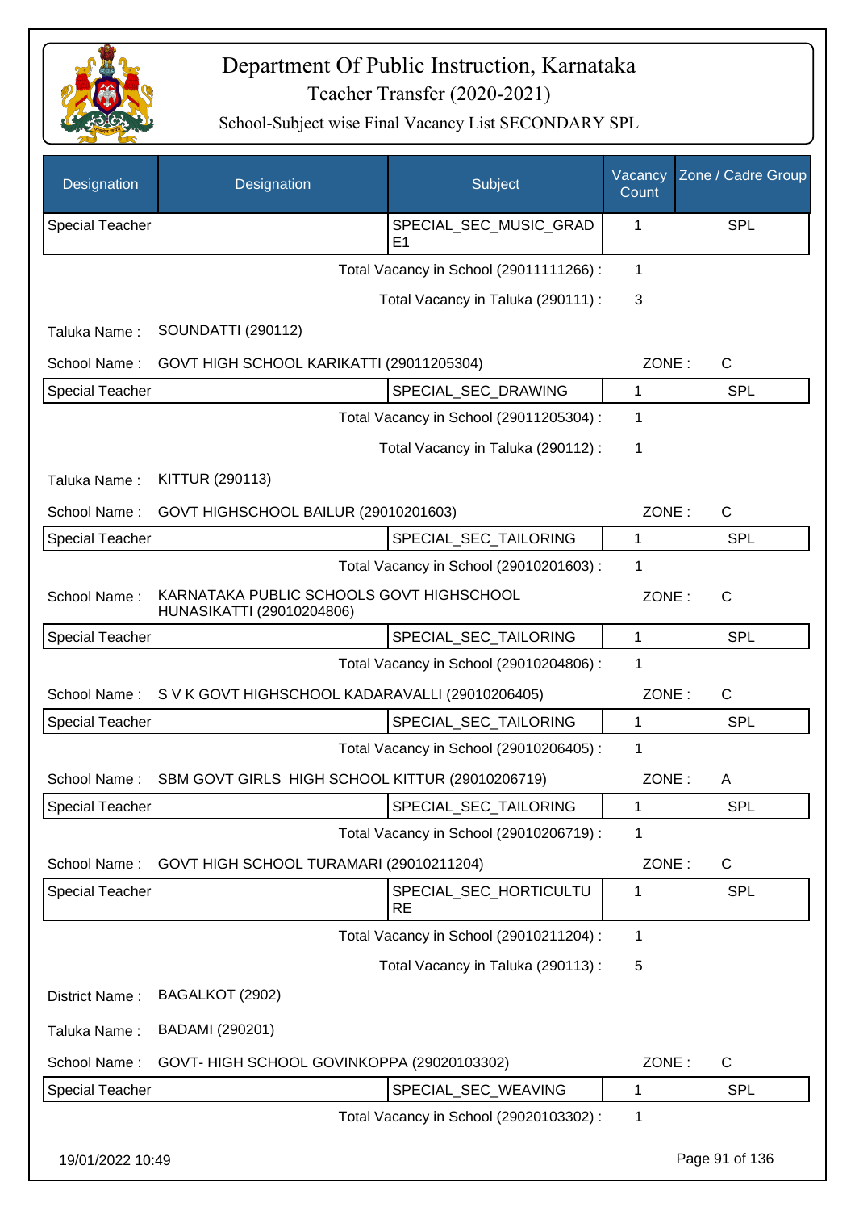# Department Of Public Instruction, Karnataka

Teacher Transfer (2020-2021)

School-Subject wise Final Vacancy List SECONDARY SPL

| Designation | Designation | Subject | Vacancy Count | Zone / Cadre Group |
|---|---|---|---|---|
| Special Teacher | | SPECIAL_SEC_MUSIC_GRADE1 | 1 | SPL |

Total Vacancy in School (29011111266) : 1

Total Vacancy in Taluka (290111) : 3

Taluka Name : SOUNDATTI (290112)

School Name : GOVT HIGH SCHOOL KARIKATTI (29011205304) ZONE : C

| Special Teacher | | SPECIAL_SEC_DRAWING | 1 | SPL |
|---|---|---|---|---|

Total Vacancy in School (29011205304) : 1

Total Vacancy in Taluka (290112) : 1

Taluka Name : KITTUR (290113)

School Name : GOVT HIGHSCHOOL BAILUR (29010201603) ZONE : C

| Special Teacher | | SPECIAL_SEC_TAILORING | 1 | SPL |
|---|---|---|---|---|

Total Vacancy in School (29010201603) : 1

School Name : KARNATAKA PUBLIC SCHOOLS GOVT HIGHSCHOOL HUNASIKATTI (29010204806) ZONE : C

| Special Teacher | | SPECIAL_SEC_TAILORING | 1 | SPL |
|---|---|---|---|---|

Total Vacancy in School (29010204806) : 1

School Name : S V K GOVT HIGHSCHOOL KADARAVALLI (29010206405) ZONE : C

| Special Teacher | | SPECIAL_SEC_TAILORING | 1 | SPL |
|---|---|---|---|---|

Total Vacancy in School (29010206405) : 1

School Name : SBM GOVT GIRLS HIGH SCHOOL KITTUR (29010206719) ZONE : A

| Special Teacher | | SPECIAL_SEC_TAILORING | 1 | SPL |
|---|---|---|---|---|

Total Vacancy in School (29010206719) : 1

School Name : GOVT HIGH SCHOOL TURAMARI (29010211204) ZONE : C

| Special Teacher | | SPECIAL_SEC_HORTICULTURE | 1 | SPL |
|---|---|---|---|---|

Total Vacancy in School (29010211204) : 1

Total Vacancy in Taluka (290113) : 5

District Name : BAGALKOT (2902)

Taluka Name : BADAMI (290201)

School Name : GOVT- HIGH SCHOOL GOVINKOPPA (29020103302) ZONE : C

| Special Teacher | | SPECIAL_SEC_WEAVING | 1 | SPL |
|---|---|---|---|---|

Total Vacancy in School (29020103302) : 1

19/01/2022 10:49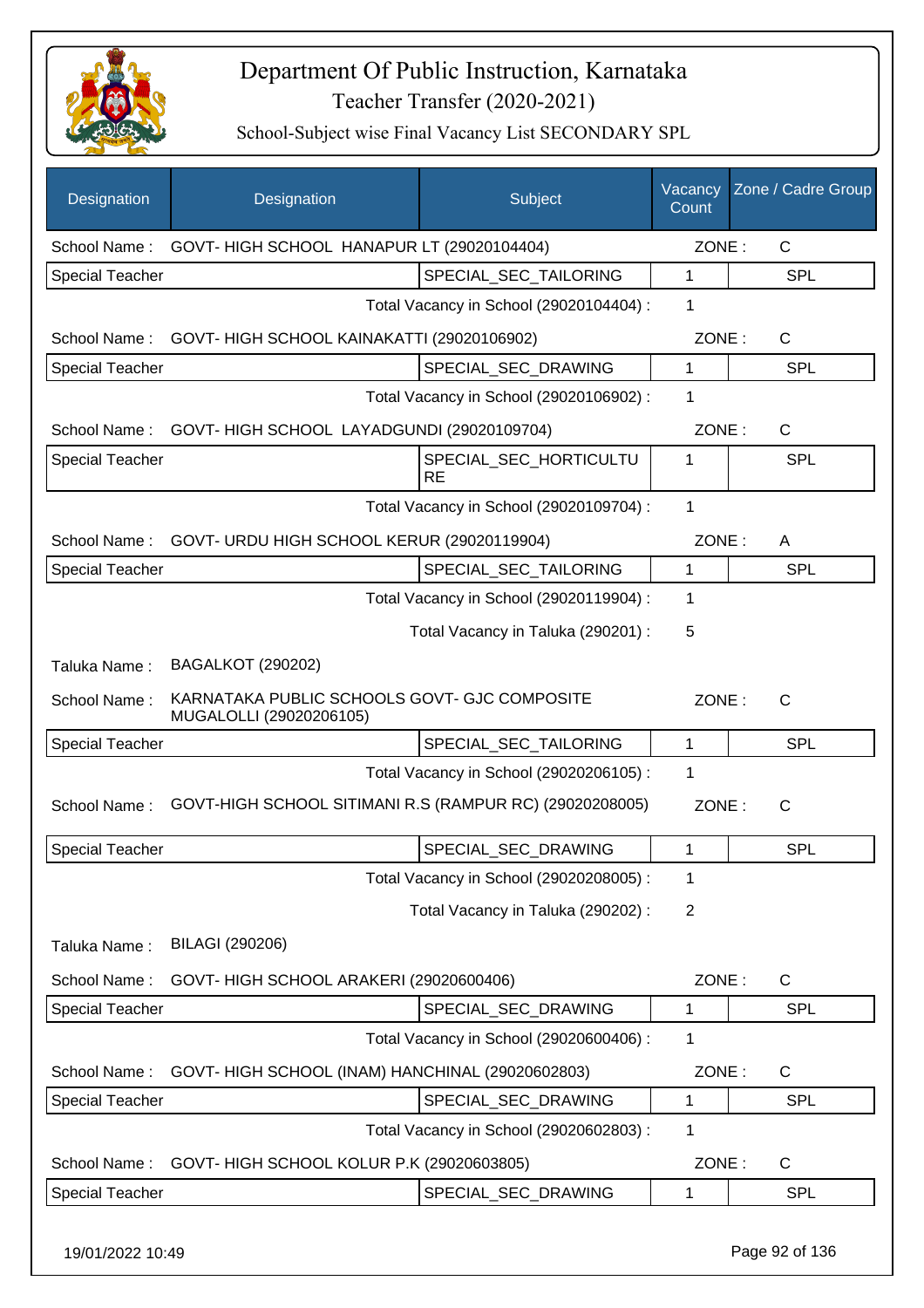# Department Of Public Instruction, Karnataka

## Teacher Transfer (2020-2021)

### School-Subject wise Final Vacancy List SECONDARY SPL

| Designation | Designation | Subject | Vacancy Count | Zone / Cadre Group |
|---|---|---|---|---|
| School Name : | GOVT- HIGH SCHOOL HANAPUR LT (29020104404) | | ZONE : | C |
| Special Teacher | | SPECIAL_SEC_TAILORING | 1 | SPL |
| | | Total Vacancy in School (29020104404) : | 1 | |
| School Name : | GOVT- HIGH SCHOOL KAINAKATTI (29020106902) | | ZONE : | C |
| Special Teacher | | SPECIAL_SEC_DRAWING | 1 | SPL |
| | | Total Vacancy in School (29020106902) : | 1 | |
| School Name : | GOVT- HIGH SCHOOL LAYADGUNDI (29020109704) | | ZONE : | C |
| Special Teacher | | SPECIAL_SEC_HORTICULTURE | 1 | SPL |
| | | Total Vacancy in School (29020109704) : | 1 | |
| School Name : | GOVT- URDU HIGH SCHOOL KERUR (29020119904) | | ZONE : | A |
| Special Teacher | | SPECIAL_SEC_TAILORING | 1 | SPL |
| | | Total Vacancy in School (29020119904) : | 1 | |
| | | Total Vacancy in Taluka (290201) : | 5 | |
| Taluka Name : | BAGALKOT (290202) | | | |
| School Name : | KARNATAKA PUBLIC SCHOOLS GOVT- GJC COMPOSITE MUGALOLLI (29020206105) | | ZONE : | C |
| Special Teacher | | SPECIAL_SEC_TAILORING | 1 | SPL |
| | | Total Vacancy in School (29020206105) : | 1 | |
| School Name : | GOVT-HIGH SCHOOL SITIMANI R.S (RAMPUR RC) (29020208005) | | ZONE : | C |
| Special Teacher | | SPECIAL_SEC_DRAWING | 1 | SPL |
| | | Total Vacancy in School (29020208005) : | 1 | |
| | | Total Vacancy in Taluka (290202) : | 2 | |
| Taluka Name : | BILAGI (290206) | | | |
| School Name : | GOVT- HIGH SCHOOL ARAKERI (29020600406) | | ZONE : | C |
| Special Teacher | | SPECIAL_SEC_DRAWING | 1 | SPL |
| | | Total Vacancy in School (29020600406) : | 1 | |
| School Name : | GOVT- HIGH SCHOOL (INAM) HANCHINAL (29020602803) | | ZONE : | C |
| Special Teacher | | SPECIAL_SEC_DRAWING | 1 | SPL |
| | | Total Vacancy in School (29020602803) : | 1 | |
| School Name : | GOVT- HIGH SCHOOL KOLUR P.K (29020603805) | | ZONE : | C |
| Special Teacher | | SPECIAL_SEC_DRAWING | 1 | SPL |

19/01/2022 10:49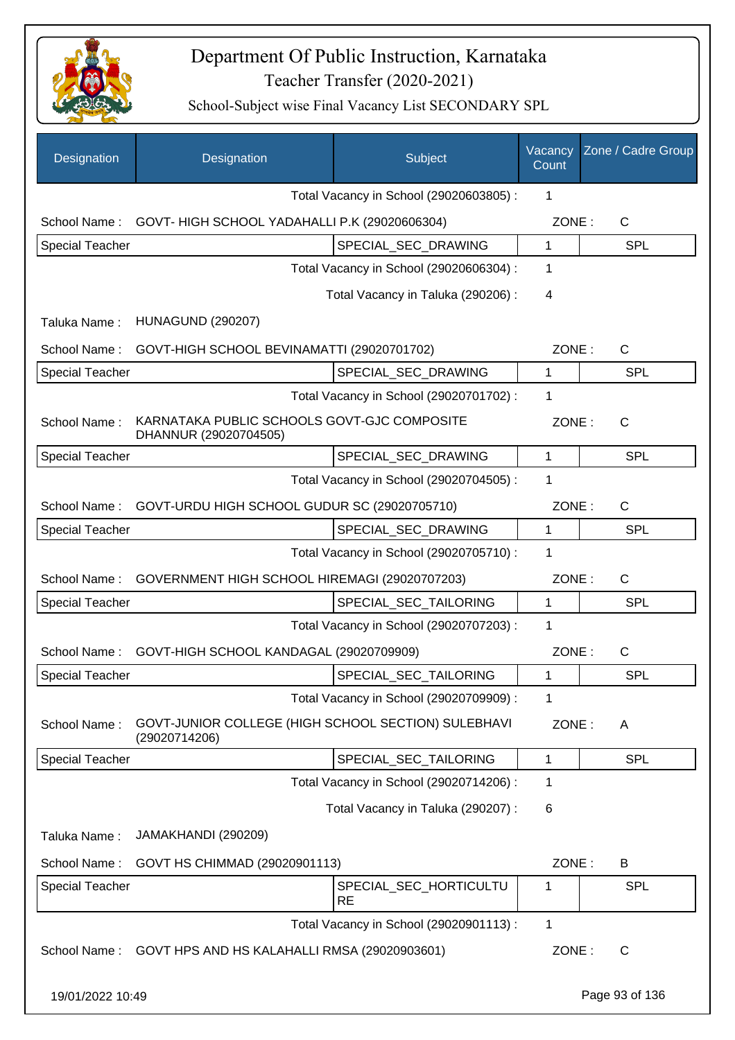# Department Of Public Instruction, Karnataka

## Teacher Transfer (2020-2021)

### School-Subject wise Final Vacancy List SECONDARY SPL

| Designation | Designation | Subject | Vacancy Count | Zone / Cadre Group |
|---|---|---|---|---|
| | | Total Vacancy in School (29020603805) : | 1 | |
| School Name : | GOVT- HIGH SCHOOL YADAHALLI P.K (29020606304) | | ZONE : | C |
| Special Teacher | | SPECIAL_SEC_DRAWING | 1 | SPL |
| | | Total Vacancy in School (29020606304) : | 1 | |
| | | Total Vacancy in Taluka (290206) : | 4 | |
| Taluka Name : | HUNAGUND (290207) | | | |
| School Name : | GOVT-HIGH SCHOOL BEVINAMATTI (29020701702) | | ZONE : | C |
| Special Teacher | | SPECIAL_SEC_DRAWING | 1 | SPL |
| | | Total Vacancy in School (29020701702) : | 1 | |
| School Name : | KARNATAKA PUBLIC SCHOOLS GOVT-GJC COMPOSITE DHANNUR (29020704505) | | ZONE : | C |
| Special Teacher | | SPECIAL_SEC_DRAWING | 1 | SPL |
| | | Total Vacancy in School (29020704505) : | 1 | |
| School Name : | GOVT-URDU HIGH SCHOOL GUDUR SC (29020705710) | | ZONE : | C |
| Special Teacher | | SPECIAL_SEC_DRAWING | 1 | SPL |
| | | Total Vacancy in School (29020705710) : | 1 | |
| School Name : | GOVERNMENT HIGH SCHOOL HIREMAGI (29020707203) | | ZONE : | C |
| Special Teacher | | SPECIAL_SEC_TAILORING | 1 | SPL |
| | | Total Vacancy in School (29020707203) : | 1 | |
| School Name : | GOVT-HIGH SCHOOL KANDAGAL (29020709909) | | ZONE : | C |
| Special Teacher | | SPECIAL_SEC_TAILORING | 1 | SPL |
| | | Total Vacancy in School (29020709909) : | 1 | |
| School Name : | GOVT-JUNIOR COLLEGE (HIGH SCHOOL SECTION) SULEBHAVI (29020714206) | | ZONE : | A |
| Special Teacher | | SPECIAL_SEC_TAILORING | 1 | SPL |
| | | Total Vacancy in School (29020714206) : | 1 | |
| | | Total Vacancy in Taluka (290207) : | 6 | |
| Taluka Name : | JAMAKHANDI (290209) | | | |
| School Name : | GOVT HS CHIMMAD (29020901113) | | ZONE : | B |
| Special Teacher | | SPECIAL_SEC_HORTICULTURE | 1 | SPL |
| | | Total Vacancy in School (29020901113) : | 1 | |
| School Name : | GOVT HPS AND HS KALAHALLI RMSA (29020903601) | | ZONE : | C |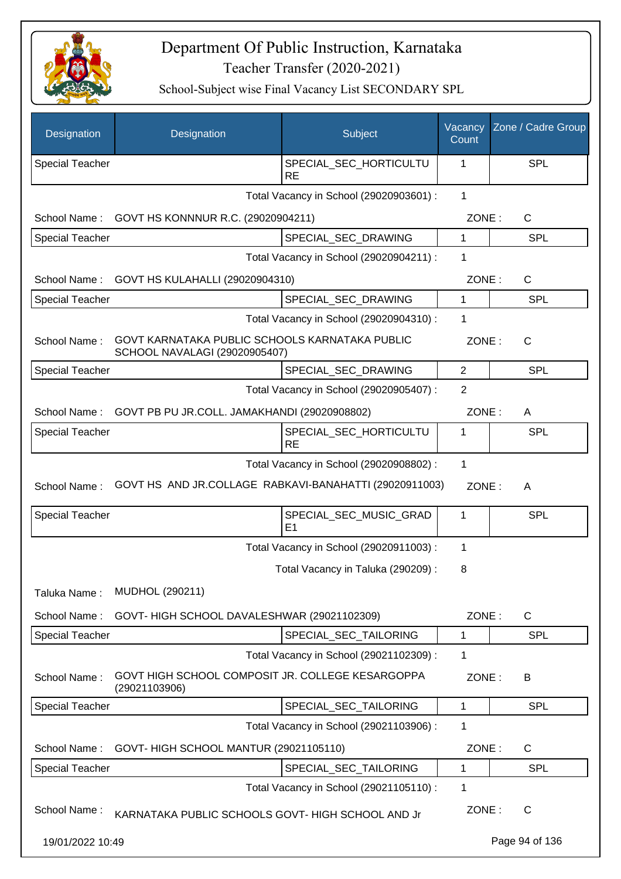# Department Of Public Instruction, Karnataka

## Teacher Transfer (2020-2021)

### School-Subject wise Final Vacancy List SECONDARY SPL

| Designation | Designation | Subject | Vacancy Count | Zone / Cadre Group |
|---|---|---|---|---|
| Special Teacher | | SPECIAL_SEC_HORTICULTURE | 1 | SPL |

Total Vacancy in School (29020903601) : 1

School Name : GOVT HS KONNNUR R.C. (29020904211) ZONE : C

| Designation | Designation | Subject | Vacancy Count | Zone / Cadre Group |
|---|---|---|---|---|
| Special Teacher | | SPECIAL_SEC_DRAWING | 1 | SPL |

Total Vacancy in School (29020904211) : 1

School Name : GOVT HS KULAHALLI (29020904310) ZONE : C

| Designation | Designation | Subject | Vacancy Count | Zone / Cadre Group |
|---|---|---|---|---|
| Special Teacher | | SPECIAL_SEC_DRAWING | 1 | SPL |

Total Vacancy in School (29020904310) : 1

School Name : GOVT KARNATAKA PUBLIC SCHOOLS KARNATAKA PUBLIC SCHOOL NAVALAGI (29020905407) ZONE : C

| Designation | Designation | Subject | Vacancy Count | Zone / Cadre Group |
|---|---|---|---|---|
| Special Teacher | | SPECIAL_SEC_DRAWING | 2 | SPL |

Total Vacancy in School (29020905407) : 2

School Name : GOVT PB PU JR.COLL. JAMAKHANDI (29020908802) ZONE : A

| Designation | Designation | Subject | Vacancy Count | Zone / Cadre Group |
|---|---|---|---|---|
| Special Teacher | | SPECIAL_SEC_HORTICULTURE | 1 | SPL |

Total Vacancy in School (29020908802) : 1

School Name : GOVT HS AND JR.COLLAGE RABKAVI-BANAHATTI (29020911003) ZONE : A

| Designation | Designation | Subject | Vacancy Count | Zone / Cadre Group |
|---|---|---|---|---|
| Special Teacher | | SPECIAL_SEC_MUSIC_GRADE1 | 1 | SPL |

Total Vacancy in School (29020911003) : 1

Total Vacancy in Taluka (290209) : 8

Taluka Name : MUDHOL (290211)

School Name : GOVT- HIGH SCHOOL DAVALESHWAR (29021102309) ZONE : C

| Designation | Designation | Subject | Vacancy Count | Zone / Cadre Group |
|---|---|---|---|---|
| Special Teacher | | SPECIAL_SEC_TAILORING | 1 | SPL |

Total Vacancy in School (29021102309) : 1

School Name : GOVT HIGH SCHOOL COMPOSIT JR. COLLEGE KESARGOPPA (29021103906) ZONE : B

| Designation | Designation | Subject | Vacancy Count | Zone / Cadre Group |
|---|---|---|---|---|
| Special Teacher | | SPECIAL_SEC_TAILORING | 1 | SPL |

Total Vacancy in School (29021103906) : 1

School Name : GOVT- HIGH SCHOOL MANTUR (29021105110) ZONE : C

| Designation | Designation | Subject | Vacancy Count | Zone / Cadre Group |
|---|---|---|---|---|
| Special Teacher | | SPECIAL_SEC_TAILORING | 1 | SPL |

Total Vacancy in School (29021105110) : 1

School Name : KARNATAKA PUBLIC SCHOOLS GOVT- HIGH SCHOOL AND Jr ZONE : C

19/01/2022 10:49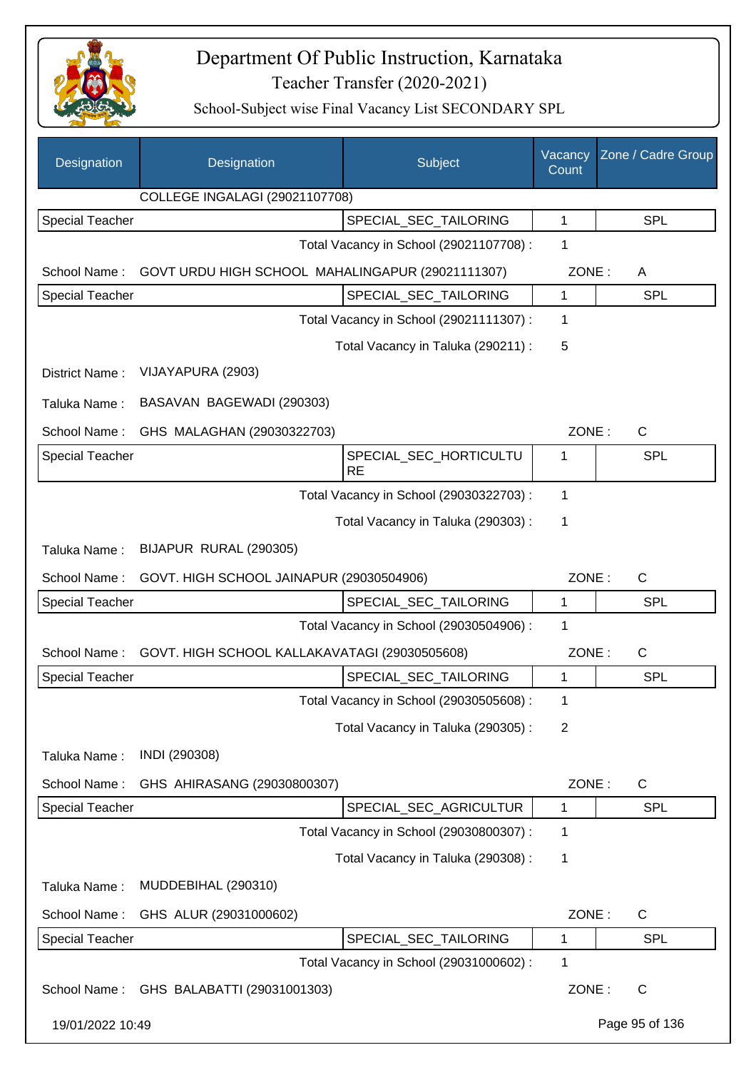# Department Of Public Instruction, Karnataka
## Teacher Transfer (2020-2021)
### School-Subject wise Final Vacancy List SECONDARY SPL

| Designation | Designation | Subject | Vacancy Count | Zone / Cadre Group |
|---|---|---|---|---|
| | COLLEGE INGALAGI (29021107708) | | | |
| Special Teacher | | SPECIAL_SEC_TAILORING | 1 | SPL |
| | | Total Vacancy in School (29021107708) : | 1 | |
| School Name : | GOVT URDU HIGH SCHOOL MAHALINGAPUR (29021111307) | | ZONE : | A |
| Special Teacher | | SPECIAL_SEC_TAILORING | 1 | SPL |
| | | Total Vacancy in School (29021111307) : | 1 | |
| | | Total Vacancy in Taluka (290211) : | 5 | |
| District Name : | VIJAYAPURA (2903) | | | |
| Taluka Name : | BASAVAN BAGEWADI (290303) | | | |
| School Name : | GHS MALAGHAN (29030322703) | | ZONE : | C |
| Special Teacher | | SPECIAL_SEC_HORTICULTURE | 1 | SPL |
| | | Total Vacancy in School (29030322703) : | 1 | |
| | | Total Vacancy in Taluka (290303) : | 1 | |
| Taluka Name : | BIJAPUR RURAL (290305) | | | |
| School Name : | GOVT. HIGH SCHOOL JAINAPUR (29030504906) | | ZONE : | C |
| Special Teacher | | SPECIAL_SEC_TAILORING | 1 | SPL |
| | | Total Vacancy in School (29030504906) : | 1 | |
| School Name : | GOVT. HIGH SCHOOL KALLAKAVATAGI (29030505608) | | ZONE : | C |
| Special Teacher | | SPECIAL_SEC_TAILORING | 1 | SPL |
| | | Total Vacancy in School (29030505608) : | 1 | |
| | | Total Vacancy in Taluka (290305) : | 2 | |
| Taluka Name : | INDI (290308) | | | |
| School Name : | GHS AHIRASANG (29030800307) | | ZONE : | C |
| Special Teacher | | SPECIAL_SEC_AGRICULTUR | 1 | SPL |
| | | Total Vacancy in School (29030800307) : | 1 | |
| | | Total Vacancy in Taluka (290308) : | 1 | |
| Taluka Name : | MUDDEBIHAL (290310) | | | |
| School Name : | GHS ALUR (29031000602) | | ZONE : | C |
| Special Teacher | | SPECIAL_SEC_TAILORING | 1 | SPL |
| | | Total Vacancy in School (29031000602) : | 1 | |
| School Name : | GHS BALABATTI (29031001303) | | ZONE : | C |

19/01/2022 10:49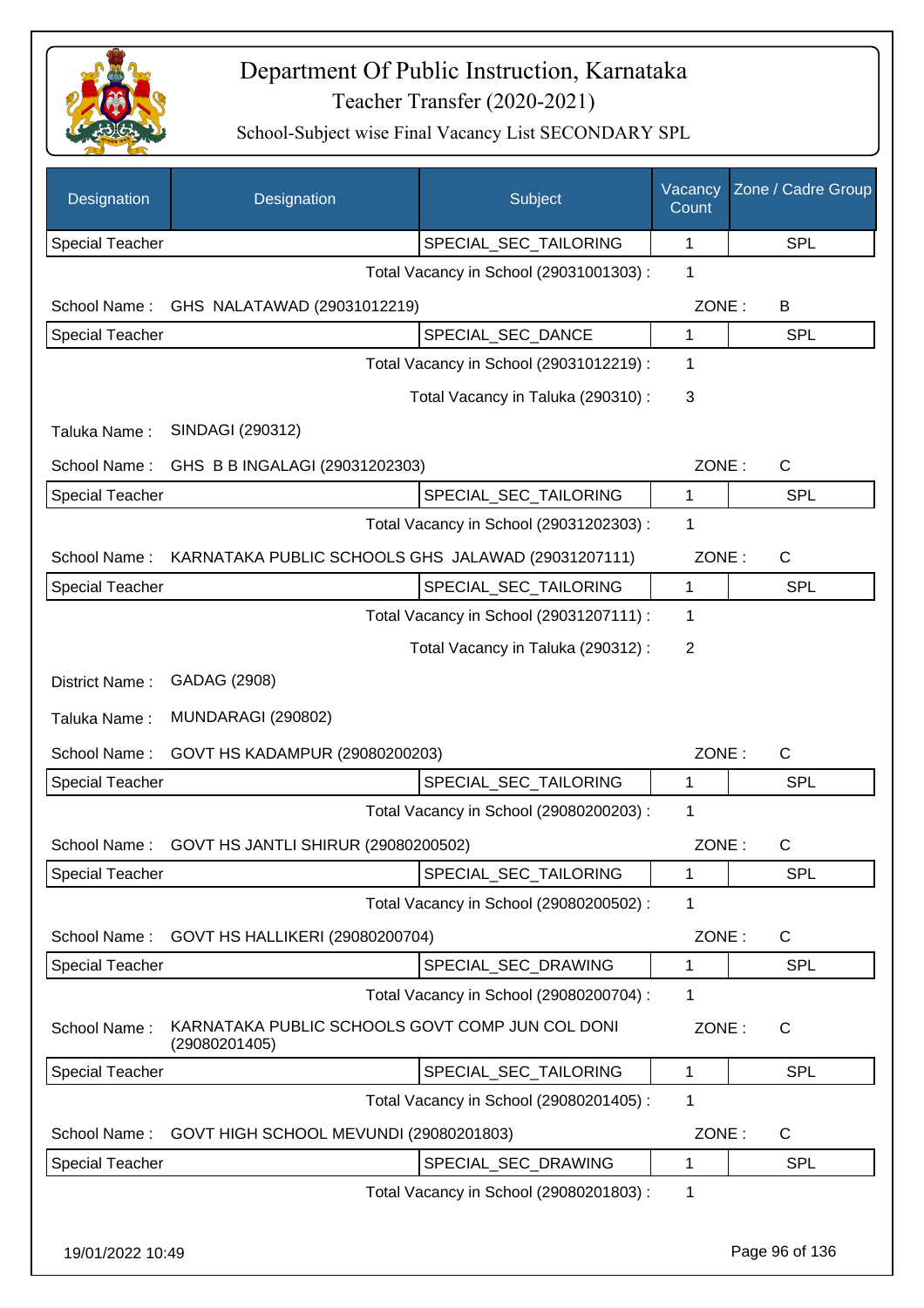# Department Of Public Instruction, Karnataka

## Teacher Transfer (2020-2021)

### School-Subject wise Final Vacancy List SECONDARY SPL

| Designation | Designation | Subject | Vacancy Count | Zone / Cadre Group |
|---|---|---|---|---|
| Special Teacher | | SPECIAL_SEC_TAILORING | 1 | SPL |

Total Vacancy in School (29031001303) : 1

School Name : GHS NALATAWAD (29031012219) ZONE : B

| Designation | Designation | Subject | Vacancy Count | Zone / Cadre Group |
|---|---|---|---|---|
| Special Teacher | | SPECIAL_SEC_DANCE | 1 | SPL |

Total Vacancy in School (29031012219) : 1

Total Vacancy in Taluka (290310) : 3

Taluka Name : SINDAGI (290312)

School Name : GHS B B INGALAGI (29031202303) ZONE : C

| Designation | Designation | Subject | Vacancy Count | Zone / Cadre Group |
|---|---|---|---|---|
| Special Teacher | | SPECIAL_SEC_TAILORING | 1 | SPL |

Total Vacancy in School (29031202303) : 1

School Name : KARNATAKA PUBLIC SCHOOLS GHS JALAWAD (29031207111) ZONE : C

| Designation | Designation | Subject | Vacancy Count | Zone / Cadre Group |
|---|---|---|---|---|
| Special Teacher | | SPECIAL_SEC_TAILORING | 1 | SPL |

Total Vacancy in School (29031207111) : 1

Total Vacancy in Taluka (290312) : 2

District Name : GADAG (2908)

Taluka Name : MUNDARAGI (290802)

School Name : GOVT HS KADAMPUR (29080200203) ZONE : C

| Designation | Designation | Subject | Vacancy Count | Zone / Cadre Group |
|---|---|---|---|---|
| Special Teacher | | SPECIAL_SEC_TAILORING | 1 | SPL |

Total Vacancy in School (29080200203) : 1

School Name : GOVT HS JANTLI SHIRUR (29080200502) ZONE : C

| Designation | Designation | Subject | Vacancy Count | Zone / Cadre Group |
|---|---|---|---|---|
| Special Teacher | | SPECIAL_SEC_TAILORING | 1 | SPL |

Total Vacancy in School (29080200502) : 1

School Name : GOVT HS HALLIKERI (29080200704) ZONE : C

| Designation | Designation | Subject | Vacancy Count | Zone / Cadre Group |
|---|---|---|---|---|
| Special Teacher | | SPECIAL_SEC_DRAWING | 1 | SPL |

Total Vacancy in School (29080200704) : 1

School Name : KARNATAKA PUBLIC SCHOOLS GOVT COMP JUN COL DONI (29080201405) ZONE : C

| Designation | Designation | Subject | Vacancy Count | Zone / Cadre Group |
|---|---|---|---|---|
| Special Teacher | | SPECIAL_SEC_TAILORING | 1 | SPL |

Total Vacancy in School (29080201405) : 1

School Name : GOVT HIGH SCHOOL MEVUNDI (29080201803) ZONE : C

| Designation | Designation | Subject | Vacancy Count | Zone / Cadre Group |
|---|---|---|---|---|
| Special Teacher | | SPECIAL_SEC_DRAWING | 1 | SPL |

Total Vacancy in School (29080201803) : 1

19/01/2022 10:49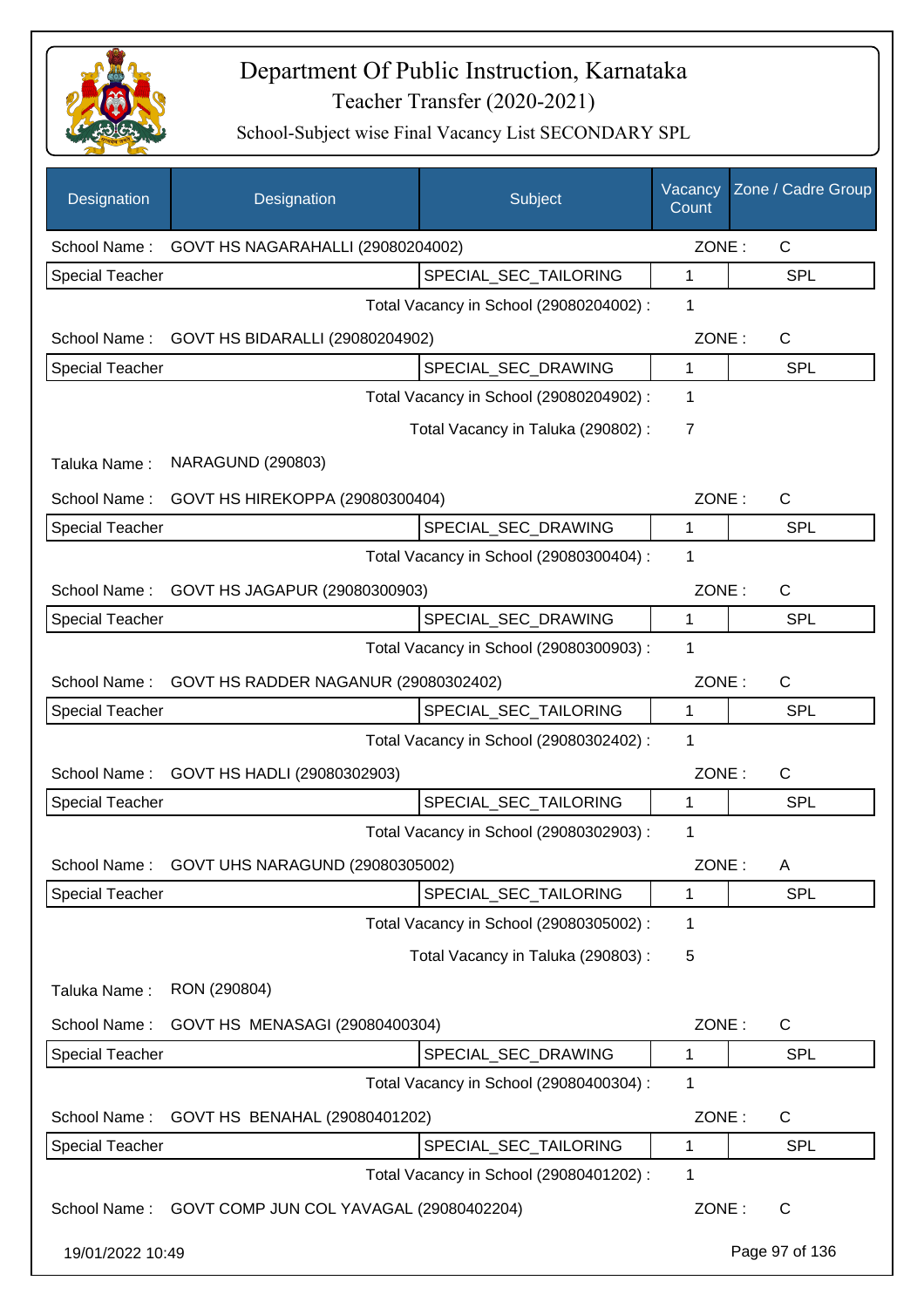# Department Of Public Instruction, Karnataka

## Teacher Transfer (2020-2021)

### School-Subject wise Final Vacancy List SECONDARY SPL

| Designation | Designation | Subject | Vacancy Count | Zone / Cadre Group |
|---|---|---|---|---|
| School Name : | GOVT HS NAGARAHALLI (29080204002) | | ZONE : | C |
| Special Teacher | | SPECIAL_SEC_TAILORING | 1 | SPL |
| | | Total Vacancy in School (29080204002) : | 1 | |
| School Name : | GOVT HS BIDARALLI (29080204902) | | ZONE : | C |
| Special Teacher | | SPECIAL_SEC_DRAWING | 1 | SPL |
| | | Total Vacancy in School (29080204902) : | 1 | |
| | | Total Vacancy in Taluka (290802) : | 7 | |
| Taluka Name : | NARAGUND (290803) | | | |
| School Name : | GOVT HS HIREKOPPA (29080300404) | | ZONE : | C |
| Special Teacher | | SPECIAL_SEC_DRAWING | 1 | SPL |
| | | Total Vacancy in School (29080300404) : | 1 | |
| School Name : | GOVT HS JAGAPUR (29080300903) | | ZONE : | C |
| Special Teacher | | SPECIAL_SEC_DRAWING | 1 | SPL |
| | | Total Vacancy in School (29080300903) : | 1 | |
| School Name : | GOVT HS RADDER NAGANUR (29080302402) | | ZONE : | C |
| Special Teacher | | SPECIAL_SEC_TAILORING | 1 | SPL |
| | | Total Vacancy in School (29080302402) : | 1 | |
| School Name : | GOVT HS HADLI (29080302903) | | ZONE : | C |
| Special Teacher | | SPECIAL_SEC_TAILORING | 1 | SPL |
| | | Total Vacancy in School (29080302903) : | 1 | |
| School Name : | GOVT UHS NARAGUND (29080305002) | | ZONE : | A |
| Special Teacher | | SPECIAL_SEC_TAILORING | 1 | SPL |
| | | Total Vacancy in School (29080305002) : | 1 | |
| | | Total Vacancy in Taluka (290803) : | 5 | |
| Taluka Name : | RON (290804) | | | |
| School Name : | GOVT HS MENASAGI (29080400304) | | ZONE : | C |
| Special Teacher | | SPECIAL_SEC_DRAWING | 1 | SPL |
| | | Total Vacancy in School (29080400304) : | 1 | |
| School Name : | GOVT HS BENAHAL (29080401202) | | ZONE : | C |
| Special Teacher | | SPECIAL_SEC_TAILORING | 1 | SPL |
| | | Total Vacancy in School (29080401202) : | 1 | |
| School Name : | GOVT COMP JUN COL YAVAGAL (29080402204) | | ZONE : | C |

19/01/2022 10:49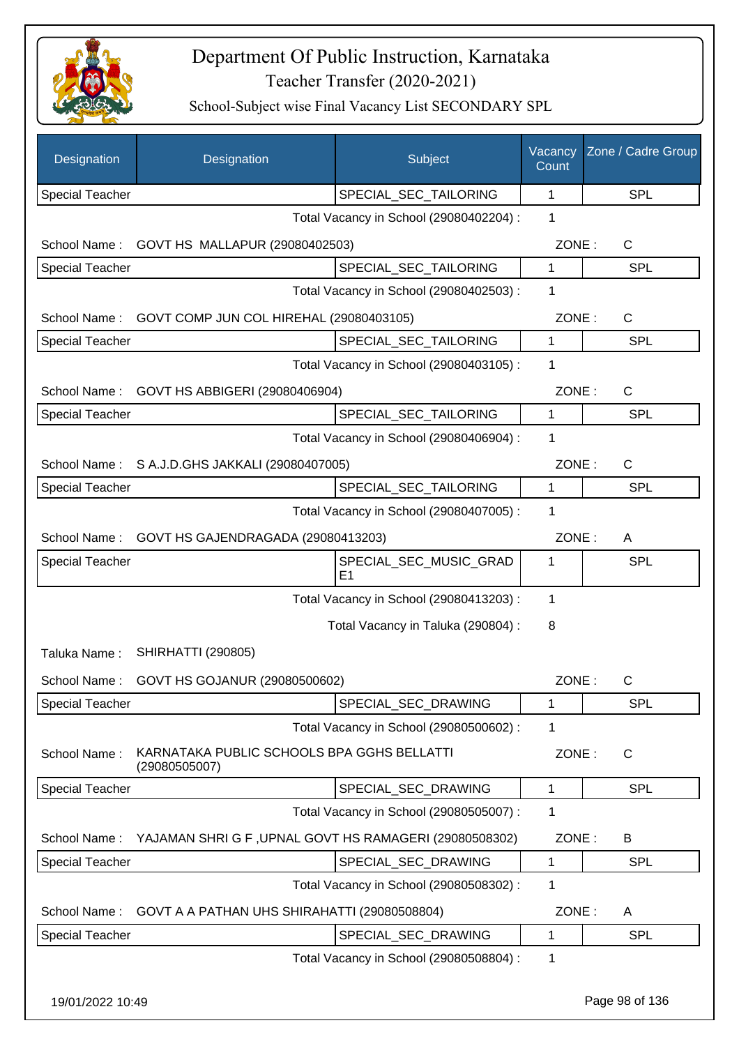# Department Of Public Instruction, Karnataka

## Teacher Transfer (2020-2021)

### School-Subject wise Final Vacancy List SECONDARY SPL

| Designation | Designation | Subject | Vacancy Count | Zone / Cadre Group |
|---|---|---|---|---|
| Special Teacher | | SPECIAL_SEC_TAILORING | 1 | SPL |
| | | Total Vacancy in School (29080402204) : | 1 | |
| School Name : | GOVT HS MALLAPUR (29080402503) | | ZONE : | C |
| Special Teacher | | SPECIAL_SEC_TAILORING | 1 | SPL |
| | | Total Vacancy in School (29080402503) : | 1 | |
| School Name : | GOVT COMP JUN COL HIREHAL (29080403105) | | ZONE : | C |
| Special Teacher | | SPECIAL_SEC_TAILORING | 1 | SPL |
| | | Total Vacancy in School (29080403105) : | 1 | |
| School Name : | GOVT HS ABBIGERI (29080406904) | | ZONE : | C |
| Special Teacher | | SPECIAL_SEC_TAILORING | 1 | SPL |
| | | Total Vacancy in School (29080406904) : | 1 | |
| School Name : | S A.J.D.GHS JAKKALI (29080407005) | | ZONE : | C |
| Special Teacher | | SPECIAL_SEC_TAILORING | 1 | SPL |
| | | Total Vacancy in School (29080407005) : | 1 | |
| School Name : | GOVT HS GAJENDRAGADA (29080413203) | | ZONE : | A |
| Special Teacher | | SPECIAL_SEC_MUSIC_GRADE1 | 1 | SPL |
| | | Total Vacancy in School (29080413203) : | 1 | |
| | | Total Vacancy in Taluka (290804) : | 8 | |
| Taluka Name : | SHIRHATTI (290805) | | | |
| School Name : | GOVT HS GOJANUR (29080500602) | | ZONE : | C |
| Special Teacher | | SPECIAL_SEC_DRAWING | 1 | SPL |
| | | Total Vacancy in School (29080500602) : | 1 | |
| School Name : | KARNATAKA PUBLIC SCHOOLS BPA GGHS BELLATTI (29080505007) | | ZONE : | C |
| Special Teacher | | SPECIAL_SEC_DRAWING | 1 | SPL |
| | | Total Vacancy in School (29080505007) : | 1 | |
| School Name : | YAJAMAN SHRI G F ,UPNAL GOVT HS RAMAGERI (29080508302) | | ZONE : | B |
| Special Teacher | | SPECIAL_SEC_DRAWING | 1 | SPL |
| | | Total Vacancy in School (29080508302) : | 1 | |
| School Name : | GOVT A A PATHAN UHS SHIRAHATTI (29080508804) | | ZONE : | A |
| Special Teacher | | SPECIAL_SEC_DRAWING | 1 | SPL |
| | | Total Vacancy in School (29080508804) : | 1 | |

19/01/2022 10:49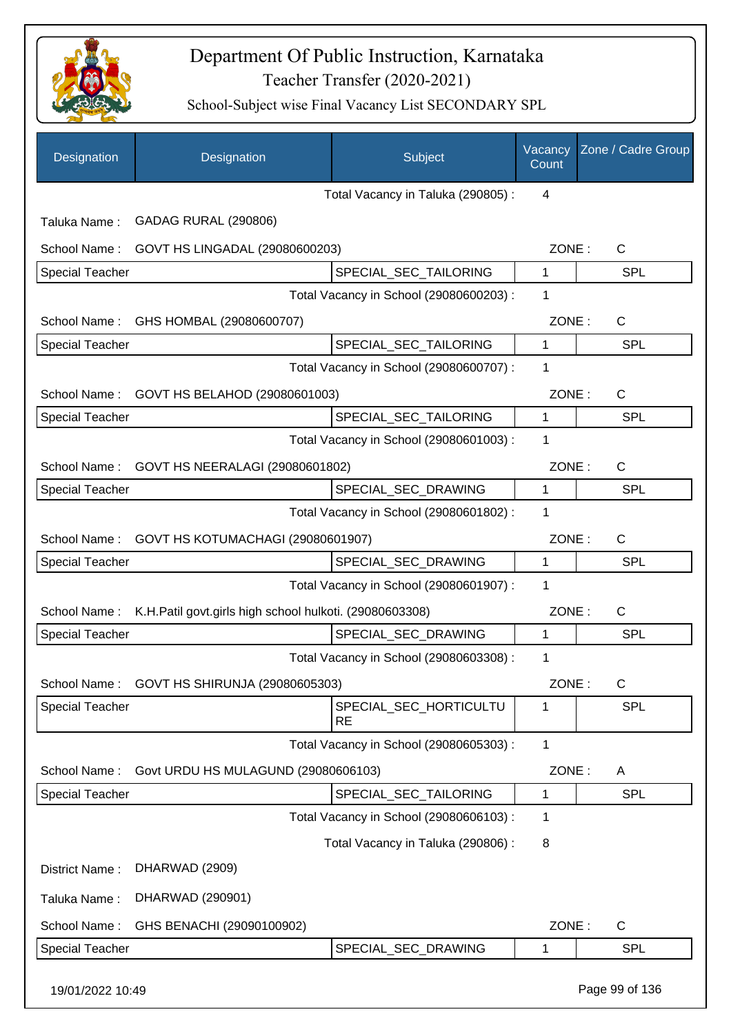# Department Of Public Instruction, Karnataka

## Teacher Transfer (2020-2021)

### School-Subject wise Final Vacancy List SECONDARY SPL

| Designation | Designation | Subject | Vacancy Count | Zone / Cadre Group |
|---|---|---|---|---|
| | | Total Vacancy in Taluka (290805) : | 4 | |
| Taluka Name : | GADAG RURAL (290806) | | | |
| School Name : | GOVT HS LINGADAL (29080600203) | | ZONE : | C |
| Special Teacher | | SPECIAL_SEC_TAILORING | 1 | SPL |
| | | Total Vacancy in School (29080600203) : | 1 | |
| School Name : | GHS HOMBAL (29080600707) | | ZONE : | C |
| Special Teacher | | SPECIAL_SEC_TAILORING | 1 | SPL |
| | | Total Vacancy in School (29080600707) : | 1 | |
| School Name : | GOVT HS BELAHOD (29080601003) | | ZONE : | C |
| Special Teacher | | SPECIAL_SEC_TAILORING | 1 | SPL |
| | | Total Vacancy in School (29080601003) : | 1 | |
| School Name : | GOVT HS NEERALAGI (29080601802) | | ZONE : | C |
| Special Teacher | | SPECIAL_SEC_DRAWING | 1 | SPL |
| | | Total Vacancy in School (29080601802) : | 1 | |
| School Name : | GOVT HS KOTUMACHAGI (29080601907) | | ZONE : | C |
| Special Teacher | | SPECIAL_SEC_DRAWING | 1 | SPL |
| | | Total Vacancy in School (29080601907) : | 1 | |
| School Name : | K.H.Patil govt.girls high school hulkoti. (29080603308) | | ZONE : | C |
| Special Teacher | | SPECIAL_SEC_DRAWING | 1 | SPL |
| | | Total Vacancy in School (29080603308) : | 1 | |
| School Name : | GOVT HS SHIRUNJA (29080605303) | | ZONE : | C |
| Special Teacher | | SPECIAL_SEC_HORTICULTURE | 1 | SPL |
| | | Total Vacancy in School (29080605303) : | 1 | |
| School Name : | Govt URDU HS MULAGUND (29080606103) | | ZONE : | A |
| Special Teacher | | SPECIAL_SEC_TAILORING | 1 | SPL |
| | | Total Vacancy in School (29080606103) : | 1 | |
| | | Total Vacancy in Taluka (290806) : | 8 | |
| District Name : | DHARWAD (2909) | | | |
| Taluka Name : | DHARWAD (290901) | | | |
| School Name : | GHS BENACHI (29090100902) | | ZONE : | C |
| Special Teacher | | SPECIAL_SEC_DRAWING | 1 | SPL |

19/01/2022 10:49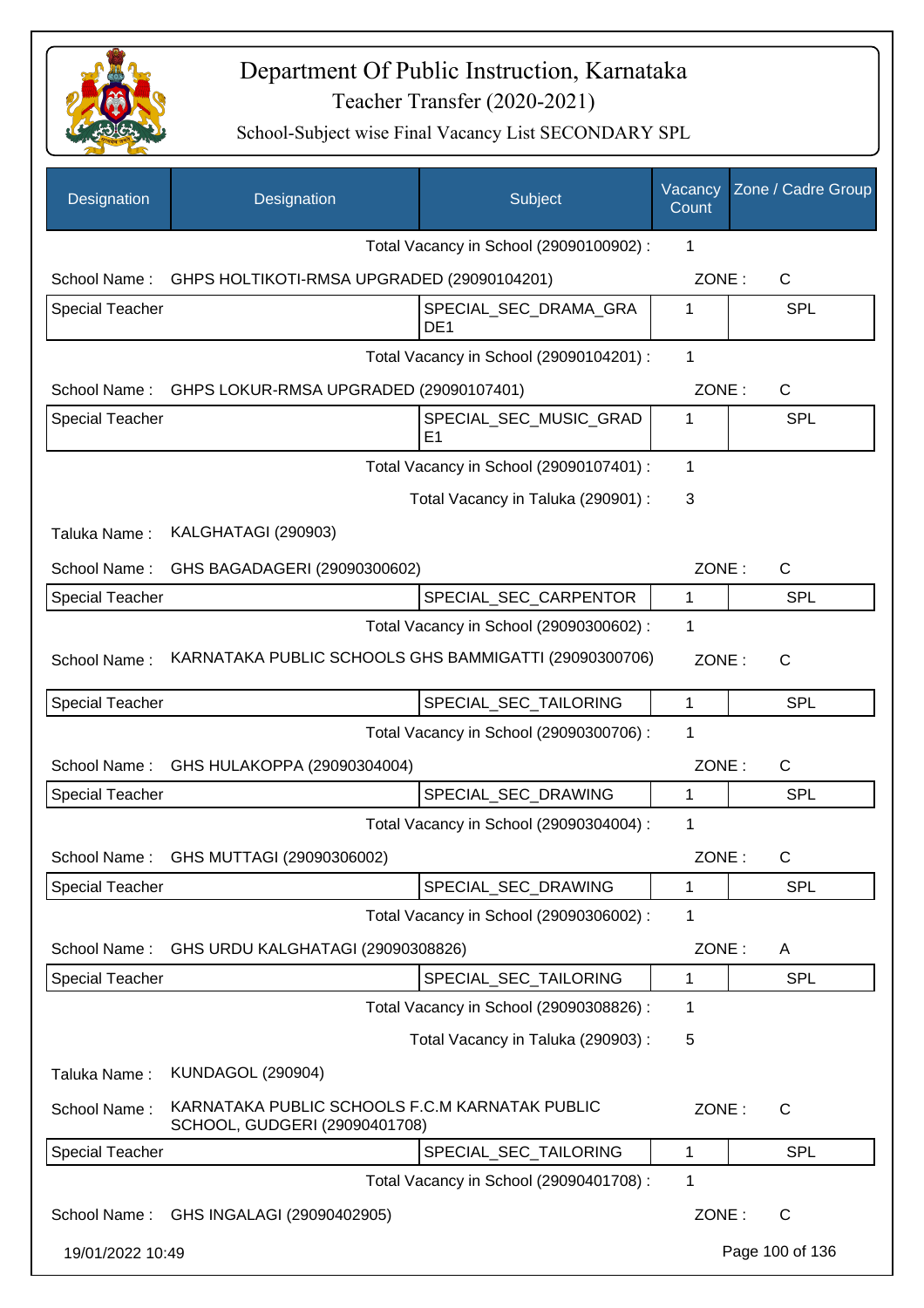# Department Of Public Instruction, Karnataka

## Teacher Transfer (2020-2021)

### School-Subject wise Final Vacancy List SECONDARY SPL

| Designation | Designation | Subject | Vacancy Count | Zone / Cadre Group |
|---|---|---|---|---|
| | | Total Vacancy in School (29090100902) : | 1 | |
| School Name : | GHPS HOLTIKOTI-RMSA UPGRADED (29090104201) | | ZONE : | C |
| Special Teacher | | SPECIAL_SEC_DRAMA_GRADE1 | 1 | SPL |
| | | Total Vacancy in School (29090104201) : | 1 | |
| School Name : | GHPS LOKUR-RMSA UPGRADED (29090107401) | | ZONE : | C |
| Special Teacher | | SPECIAL_SEC_MUSIC_GRADE1 | 1 | SPL |
| | | Total Vacancy in School (29090107401) : | 1 | |
| | | Total Vacancy in Taluka (290901) : | 3 | |
| Taluka Name : | KALGHATAGI (290903) | | | |
| School Name : | GHS BAGADAGERI (29090300602) | | ZONE : | C |
| Special Teacher | | SPECIAL_SEC_CARPENTOR | 1 | SPL |
| | | Total Vacancy in School (29090300602) : | 1 | |
| School Name : | KARNATAKA PUBLIC SCHOOLS GHS BAMMIGATTI (29090300706) | | ZONE : | C |
| Special Teacher | | SPECIAL_SEC_TAILORING | 1 | SPL |
| | | Total Vacancy in School (29090300706) : | 1 | |
| School Name : | GHS HULAKOPPA (29090304004) | | ZONE : | C |
| Special Teacher | | SPECIAL_SEC_DRAWING | 1 | SPL |
| | | Total Vacancy in School (29090304004) : | 1 | |
| School Name : | GHS MUTTAGI (29090306002) | | ZONE : | C |
| Special Teacher | | SPECIAL_SEC_DRAWING | 1 | SPL |
| | | Total Vacancy in School (29090306002) : | 1 | |
| School Name : | GHS URDU KALGHATAGI (29090308826) | | ZONE : | A |
| Special Teacher | | SPECIAL_SEC_TAILORING | 1 | SPL |
| | | Total Vacancy in School (29090308826) : | 1 | |
| | | Total Vacancy in Taluka (290903) : | 5 | |
| Taluka Name : | KUNDAGOL (290904) | | | |
| School Name : | KARNATAKA PUBLIC SCHOOLS F.C.M KARNATAK PUBLIC SCHOOL, GUDGERI (29090401708) | | ZONE : | C |
| Special Teacher | | SPECIAL_SEC_TAILORING | 1 | SPL |
| | | Total Vacancy in School (29090401708) : | 1 | |
| School Name : | GHS INGALAGI (29090402905) | | ZONE : | C |

19/01/2022 10:49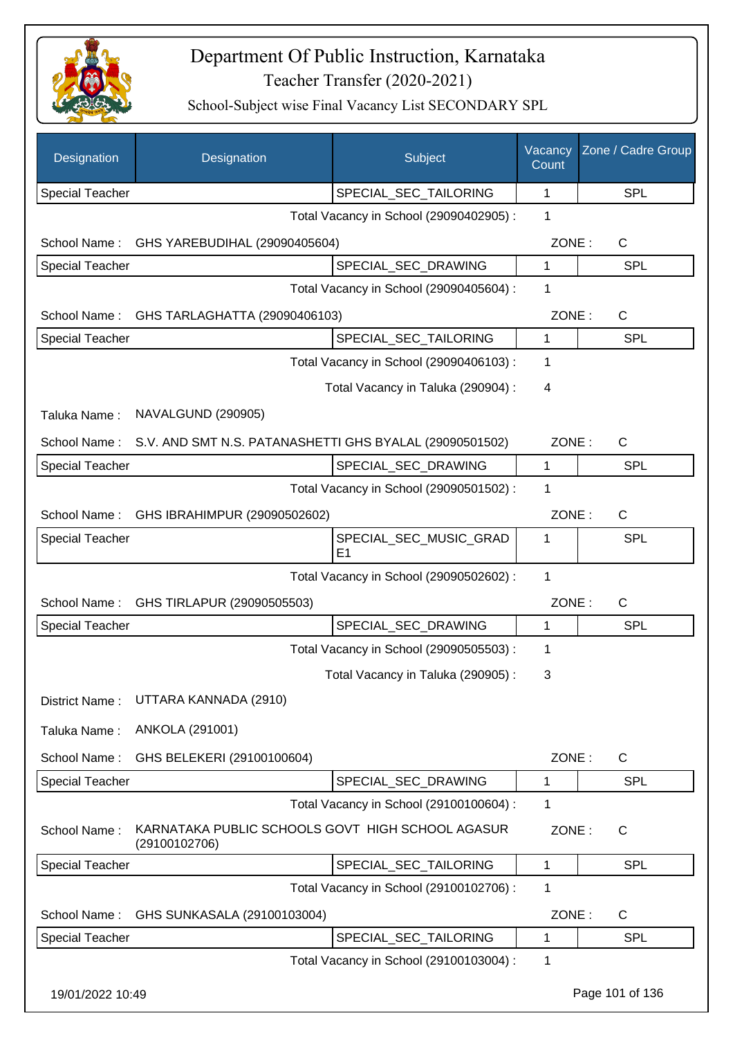# Department Of Public Instruction, Karnataka

## Teacher Transfer (2020-2021)

### School-Subject wise Final Vacancy List SECONDARY SPL

| Designation | Designation | Subject | Vacancy Count | Zone / Cadre Group |
|---|---|---|---|---|
| Special Teacher | | SPECIAL_SEC_TAILORING | 1 | SPL |

Total Vacancy in School (29090402905) : 1

School Name : GHS YAREBUDIHAL (29090405604) ZONE : C

| Special Teacher | | SPECIAL_SEC_DRAWING | 1 | SPL |
|---|---|---|---|---|

Total Vacancy in School (29090405604) : 1

School Name : GHS TARLAGHATTA (29090406103) ZONE : C

| Special Teacher | | SPECIAL_SEC_TAILORING | 1 | SPL |
|---|---|---|---|---|

Total Vacancy in School (29090406103) : 1

Total Vacancy in Taluka (290904) : 4

Taluka Name : NAVALGUND (290905)

School Name : S.V. AND SMT N.S. PATANASHETTI GHS BYALAL (29090501502) ZONE : C

| Special Teacher | | SPECIAL_SEC_DRAWING | 1 | SPL |
|---|---|---|---|---|

Total Vacancy in School (29090501502) : 1

School Name : GHS IBRAHIMPUR (29090502602) ZONE : C

| Special Teacher | | SPECIAL_SEC_MUSIC_GRADE1 | 1 | SPL |
|---|---|---|---|---|

Total Vacancy in School (29090502602) : 1

School Name : GHS TIRLAPUR (29090505503) ZONE : C

| Special Teacher | | SPECIAL_SEC_DRAWING | 1 | SPL |
|---|---|---|---|---|

Total Vacancy in School (29090505503) : 1

Total Vacancy in Taluka (290905) : 3

District Name : UTTARA KANNADA (2910)

Taluka Name : ANKOLA (291001)

School Name : GHS BELEKERI (29100100604) ZONE : C

| Special Teacher | | SPECIAL_SEC_DRAWING | 1 | SPL |
|---|---|---|---|---|

Total Vacancy in School (29100100604) : 1

School Name : KARNATAKA PUBLIC SCHOOLS GOVT HIGH SCHOOL AGASUR (29100102706) ZONE : C

| Special Teacher | | SPECIAL_SEC_TAILORING | 1 | SPL |
|---|---|---|---|---|

Total Vacancy in School (29100102706) : 1

School Name : GHS SUNKASALA (29100103004) ZONE : C

| Special Teacher | | SPECIAL_SEC_TAILORING | 1 | SPL |
|---|---|---|---|---|

Total Vacancy in School (29100103004) : 1

19/01/2022 10:49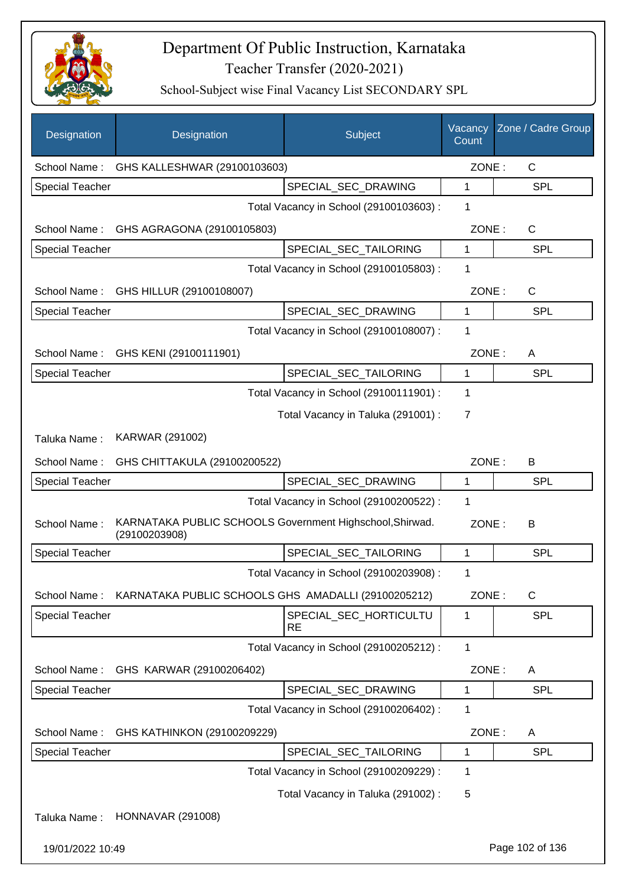# Department Of Public Instruction, Karnataka

## Teacher Transfer (2020-2021)

### School-Subject wise Final Vacancy List SECONDARY SPL

| Designation | Designation | Subject | Vacancy Count | Zone / Cadre Group |
|---|---|---|---|---|
| School Name : | GHS KALLESHWAR (29100103603) | | ZONE : | C |
| Special Teacher | | SPECIAL_SEC_DRAWING | 1 | SPL |
| | | Total Vacancy in School (29100103603) : | 1 | |
| School Name : | GHS AGRAGONA (29100105803) | | ZONE : | C |
| Special Teacher | | SPECIAL_SEC_TAILORING | 1 | SPL |
| | | Total Vacancy in School (29100105803) : | 1 | |
| School Name : | GHS HILLUR (29100108007) | | ZONE : | C |
| Special Teacher | | SPECIAL_SEC_DRAWING | 1 | SPL |
| | | Total Vacancy in School (29100108007) : | 1 | |
| School Name : | GHS KENI (29100111901) | | ZONE : | A |
| Special Teacher | | SPECIAL_SEC_TAILORING | 1 | SPL |
| | | Total Vacancy in School (29100111901) : | 1 | |
| | | Total Vacancy in Taluka (291001) : | 7 | |
| Taluka Name : | KARWAR (291002) | | | |
| School Name : | GHS CHITTAKULA (29100200522) | | ZONE : | B |
| Special Teacher | | SPECIAL_SEC_DRAWING | 1 | SPL |
| | | Total Vacancy in School (29100200522) : | 1 | |
| School Name : | KARNATAKA PUBLIC SCHOOLS Government Highschool,Shirwad. (29100203908) | | ZONE : | B |
| Special Teacher | | SPECIAL_SEC_TAILORING | 1 | SPL |
| | | Total Vacancy in School (29100203908) : | 1 | |
| School Name : | KARNATAKA PUBLIC SCHOOLS GHS AMADALLI (29100205212) | | ZONE : | C |
| Special Teacher | | SPECIAL_SEC_HORTICULTURE | 1 | SPL |
| | | Total Vacancy in School (29100205212) : | 1 | |
| School Name : | GHS KARWAR (29100206402) | | ZONE : | A |
| Special Teacher | | SPECIAL_SEC_DRAWING | 1 | SPL |
| | | Total Vacancy in School (29100206402) : | 1 | |
| School Name : | GHS KATHINKON (29100209229) | | ZONE : | A |
| Special Teacher | | SPECIAL_SEC_TAILORING | 1 | SPL |
| | | Total Vacancy in School (29100209229) : | 1 | |
| | | Total Vacancy in Taluka (291002) : | 5 | |
| Taluka Name : | HONNAVAR (291008) | | | |

19/01/2022 10:49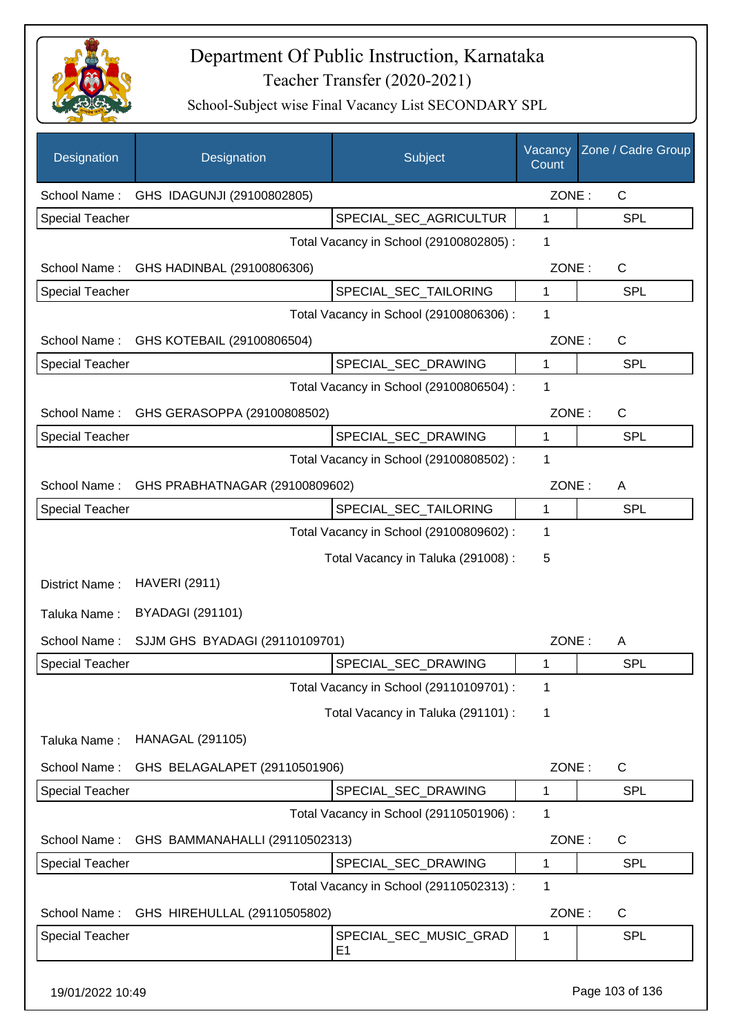# Department Of Public Instruction, Karnataka
## Teacher Transfer (2020-2021)
### School-Subject wise Final Vacancy List SECONDARY SPL

| Designation | Designation | Subject | Vacancy Count | Zone / Cadre Group |
|---|---|---|---|---|
| School Name : | GHS IDAGUNJI (29100802805) | | ZONE : | C |
| Special Teacher | | SPECIAL_SEC_AGRICULTUR | 1 | SPL |
| | | Total Vacancy in School (29100802805) : | 1 | |
| School Name : | GHS HADINBAL (29100806306) | | ZONE : | C |
| Special Teacher | | SPECIAL_SEC_TAILORING | 1 | SPL |
| | | Total Vacancy in School (29100806306) : | 1 | |
| School Name : | GHS KOTEBAIL (29100806504) | | ZONE : | C |
| Special Teacher | | SPECIAL_SEC_DRAWING | 1 | SPL |
| | | Total Vacancy in School (29100806504) : | 1 | |
| School Name : | GHS GERASOPPA (29100808502) | | ZONE : | C |
| Special Teacher | | SPECIAL_SEC_DRAWING | 1 | SPL |
| | | Total Vacancy in School (29100808502) : | 1 | |
| School Name : | GHS PRABHATNAGAR (29100809602) | | ZONE : | A |
| Special Teacher | | SPECIAL_SEC_TAILORING | 1 | SPL |
| | | Total Vacancy in School (29100809602) : | 1 | |
| | | Total Vacancy in Taluka (291008) : | 5 | |
| District Name : | HAVERI (2911) | | | |
| Taluka Name : | BYADAGI (291101) | | | |
| School Name : | SJJM GHS BYADAGI (29110109701) | | ZONE : | A |
| Special Teacher | | SPECIAL_SEC_DRAWING | 1 | SPL |
| | | Total Vacancy in School (29110109701) : | 1 | |
| | | Total Vacancy in Taluka (291101) : | 1 | |
| Taluka Name : | HANAGAL (291105) | | | |
| School Name : | GHS BELAGALAPET (29110501906) | | ZONE : | C |
| Special Teacher | | SPECIAL_SEC_DRAWING | 1 | SPL |
| | | Total Vacancy in School (29110501906) : | 1 | |
| School Name : | GHS BAMMANAHALLI (29110502313) | | ZONE : | C |
| Special Teacher | | SPECIAL_SEC_DRAWING | 1 | SPL |
| | | Total Vacancy in School (29110502313) : | 1 | |
| School Name : | GHS HIREHULLAL (29110505802) | | ZONE : | C |
| Special Teacher | | SPECIAL_SEC_MUSIC_GRADE1 | 1 | SPL |

19/01/2022 10:49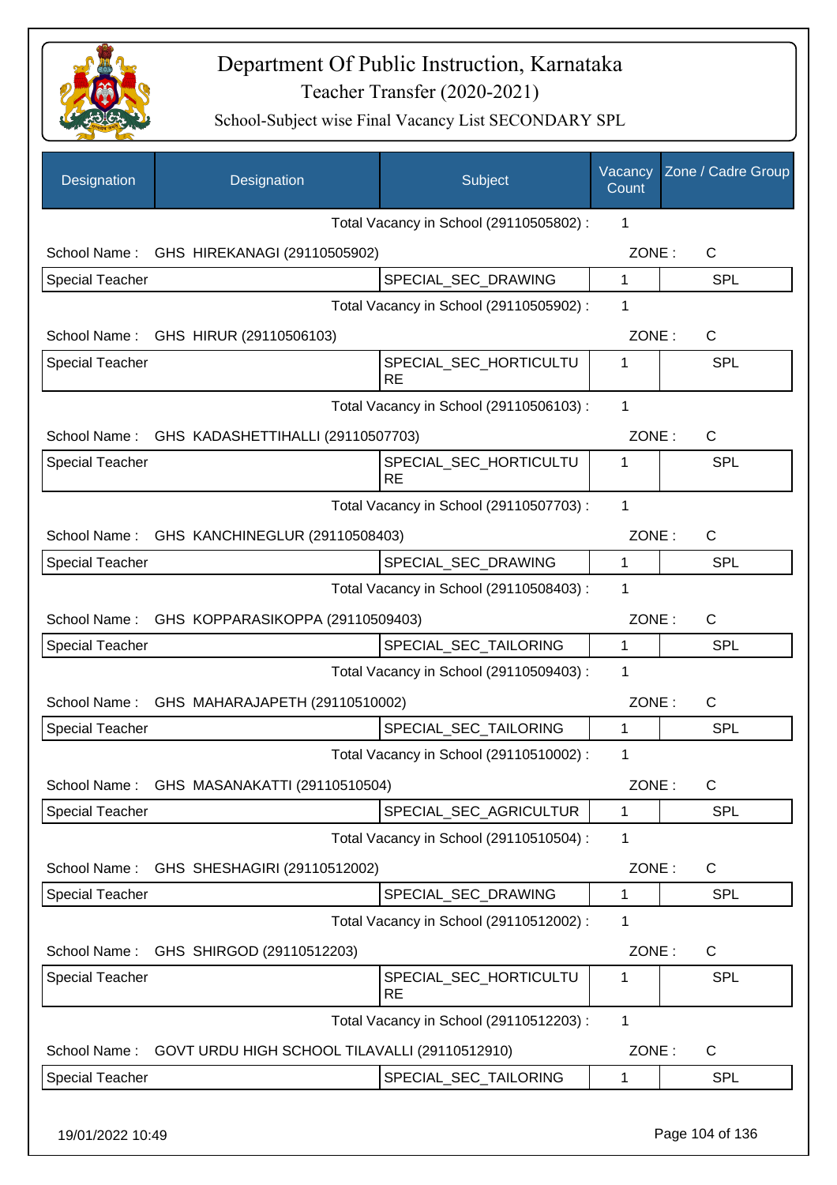# Department Of Public Instruction, Karnataka

## Teacher Transfer (2020-2021)

### School-Subject wise Final Vacancy List SECONDARY SPL

| Designation | Designation | Subject | Vacancy Count | Zone / Cadre Group |
|---|---|---|---|---|
| | | Total Vacancy in School (29110505802) : | 1 | |
| School Name : | GHS HIREKANAGI (29110505902) | | ZONE : | C |
| Special Teacher | | SPECIAL_SEC_DRAWING | 1 | SPL |
| | | Total Vacancy in School (29110505902) : | 1 | |
| School Name : | GHS HIRUR (29110506103) | | ZONE : | C |
| Special Teacher | | SPECIAL_SEC_HORTICULTURE | 1 | SPL |
| | | Total Vacancy in School (29110506103) : | 1 | |
| School Name : | GHS KADASHETTIHALLI (29110507703) | | ZONE : | C |
| Special Teacher | | SPECIAL_SEC_HORTICULTURE | 1 | SPL |
| | | Total Vacancy in School (29110507703) : | 1 | |
| School Name : | GHS KANCHINEGLUR (29110508403) | | ZONE : | C |
| Special Teacher | | SPECIAL_SEC_DRAWING | 1 | SPL |
| | | Total Vacancy in School (29110508403) : | 1 | |
| School Name : | GHS KOPPARASIKOPPA (29110509403) | | ZONE : | C |
| Special Teacher | | SPECIAL_SEC_TAILORING | 1 | SPL |
| | | Total Vacancy in School (29110509403) : | 1 | |
| School Name : | GHS MAHARAJAPETH (29110510002) | | ZONE : | C |
| Special Teacher | | SPECIAL_SEC_TAILORING | 1 | SPL |
| | | Total Vacancy in School (29110510002) : | 1 | |
| School Name : | GHS MASANAKATTI (29110510504) | | ZONE : | C |
| Special Teacher | | SPECIAL_SEC_AGRICULTUR | 1 | SPL |
| | | Total Vacancy in School (29110510504) : | 1 | |
| School Name : | GHS SHESHAGIRI (29110512002) | | ZONE : | C |
| Special Teacher | | SPECIAL_SEC_DRAWING | 1 | SPL |
| | | Total Vacancy in School (29110512002) : | 1 | |
| School Name : | GHS SHIRGOD (29110512203) | | ZONE : | C |
| Special Teacher | | SPECIAL_SEC_HORTICULTURE | 1 | SPL |
| | | Total Vacancy in School (29110512203) : | 1 | |
| School Name : | GOVT URDU HIGH SCHOOL TILAVALLI (29110512910) | | ZONE : | C |
| Special Teacher | | SPECIAL_SEC_TAILORING | 1 | SPL |

19/01/2022 10:49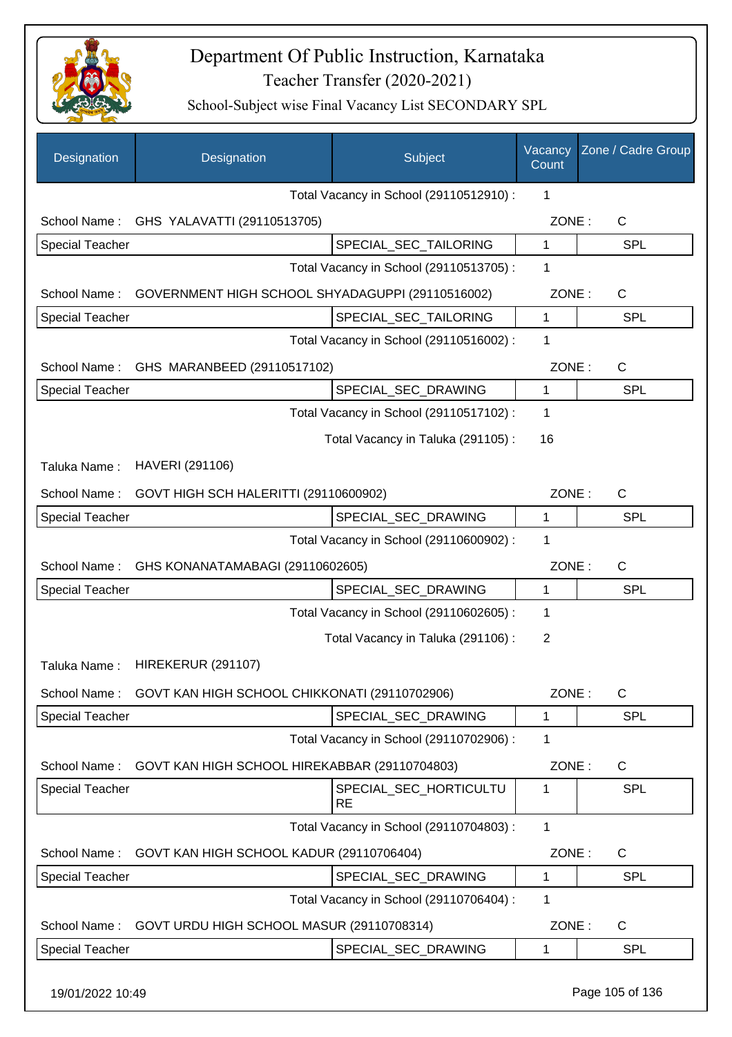# Department Of Public Instruction, Karnataka

## Teacher Transfer (2020-2021)

### School-Subject wise Final Vacancy List SECONDARY SPL

| Designation | Designation | Subject | Vacancy Count | Zone / Cadre Group |
|---|---|---|---|---|
| | | Total Vacancy in School (29110512910) : | 1 | |
| School Name : | GHS YALAVATTI (29110513705) | | ZONE : | C |
| Special Teacher | | SPECIAL_SEC_TAILORING | 1 | SPL |
| | | Total Vacancy in School (29110513705) : | 1 | |
| School Name : | GOVERNMENT HIGH SCHOOL SHYADAGUPPI (29110516002) | | ZONE : | C |
| Special Teacher | | SPECIAL_SEC_TAILORING | 1 | SPL |
| | | Total Vacancy in School (29110516002) : | 1 | |
| School Name : | GHS MARANBEED (29110517102) | | ZONE : | C |
| Special Teacher | | SPECIAL_SEC_DRAWING | 1 | SPL |
| | | Total Vacancy in School (29110517102) : | 1 | |
| | | Total Vacancy in Taluka (291105) : | 16 | |
| Taluka Name : | HAVERI (291106) | | | |
| School Name : | GOVT HIGH SCH HALERITTI (29110600902) | | ZONE : | C |
| Special Teacher | | SPECIAL_SEC_DRAWING | 1 | SPL |
| | | Total Vacancy in School (29110600902) : | 1 | |
| School Name : | GHS KONANATAMABAGI (29110602605) | | ZONE : | C |
| Special Teacher | | SPECIAL_SEC_DRAWING | 1 | SPL |
| | | Total Vacancy in School (29110602605) : | 1 | |
| | | Total Vacancy in Taluka (291106) : | 2 | |
| Taluka Name : | HIREKERUR (291107) | | | |
| School Name : | GOVT KAN HIGH SCHOOL CHIKKONATI (29110702906) | | ZONE : | C |
| Special Teacher | | SPECIAL_SEC_DRAWING | 1 | SPL |
| | | Total Vacancy in School (29110702906) : | 1 | |
| School Name : | GOVT KAN HIGH SCHOOL HIREKABBAR (29110704803) | | ZONE : | C |
| Special Teacher | | SPECIAL_SEC_HORTICULTURE | 1 | SPL |
| | | Total Vacancy in School (29110704803) : | 1 | |
| School Name : | GOVT KAN HIGH SCHOOL KADUR (29110706404) | | ZONE : | C |
| Special Teacher | | SPECIAL_SEC_DRAWING | 1 | SPL |
| | | Total Vacancy in School (29110706404) : | 1 | |
| School Name : | GOVT URDU HIGH SCHOOL MASUR (29110708314) | | ZONE : | C |
| Special Teacher | | SPECIAL_SEC_DRAWING | 1 | SPL |

19/01/2022 10:49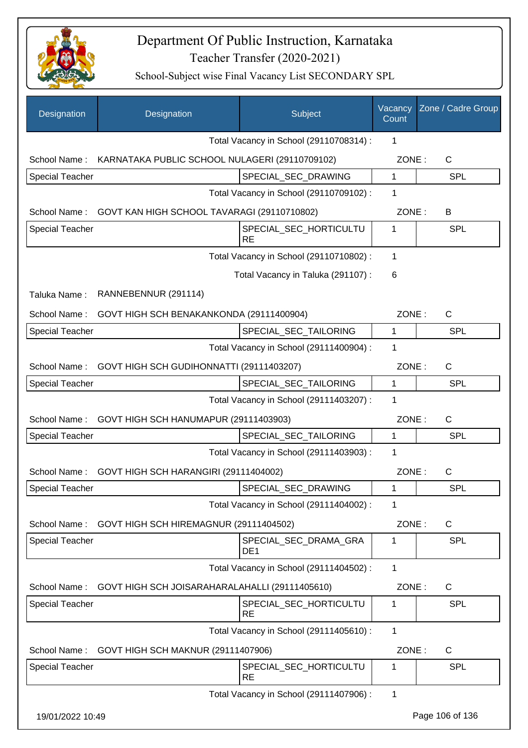# Department Of Public Instruction, Karnataka

## Teacher Transfer (2020-2021)

### School-Subject wise Final Vacancy List SECONDARY SPL

| Designation | Designation | Subject | Vacancy Count | Zone / Cadre Group |
|---|---|---|---|---|
| | | Total Vacancy in School (29110708314) : | 1 | |
| School Name : | KARNATAKA PUBLIC SCHOOL NULAGERI (29110709102) | | ZONE : | C |
| Special Teacher | | SPECIAL_SEC_DRAWING | 1 | SPL |
| | | Total Vacancy in School (29110709102) : | 1 | |
| School Name : | GOVT KAN HIGH SCHOOL TAVARAGI (29110710802) | | ZONE : | B |
| Special Teacher | | SPECIAL_SEC_HORTICULTURE | 1 | SPL |
| | | Total Vacancy in School (29110710802) : | 1 | |
| | | Total Vacancy in Taluka (291107) : | 6 | |
| Taluka Name : | RANNEBENNUR (291114) | | | |
| School Name : | GOVT HIGH SCH BENAKANKONDA (29111400904) | | ZONE : | C |
| Special Teacher | | SPECIAL_SEC_TAILORING | 1 | SPL |
| | | Total Vacancy in School (29111400904) : | 1 | |
| School Name : | GOVT HIGH SCH GUDIHONNATTI (29111403207) | | ZONE : | C |
| Special Teacher | | SPECIAL_SEC_TAILORING | 1 | SPL |
| | | Total Vacancy in School (29111403207) : | 1 | |
| School Name : | GOVT HIGH SCH HANUMAPUR (29111403903) | | ZONE : | C |
| Special Teacher | | SPECIAL_SEC_TAILORING | 1 | SPL |
| | | Total Vacancy in School (29111403903) : | 1 | |
| School Name : | GOVT HIGH SCH HARANGIRI (29111404002) | | ZONE : | C |
| Special Teacher | | SPECIAL_SEC_DRAWING | 1 | SPL |
| | | Total Vacancy in School (29111404002) : | 1 | |
| School Name : | GOVT HIGH SCH HIREMAGNUR (29111404502) | | ZONE : | C |
| Special Teacher | | SPECIAL_SEC_DRAMA_GRADE1 | 1 | SPL |
| | | Total Vacancy in School (29111404502) : | 1 | |
| School Name : | GOVT HIGH SCH JOISARAHARALAHALLI (29111405610) | | ZONE : | C |
| Special Teacher | | SPECIAL_SEC_HORTICULTURE | 1 | SPL |
| | | Total Vacancy in School (29111405610) : | 1 | |
| School Name : | GOVT HIGH SCH MAKNUR (29111407906) | | ZONE : | C |
| Special Teacher | | SPECIAL_SEC_HORTICULTURE | 1 | SPL |
| | | Total Vacancy in School (29111407906) : | 1 | |

19/01/2022 10:49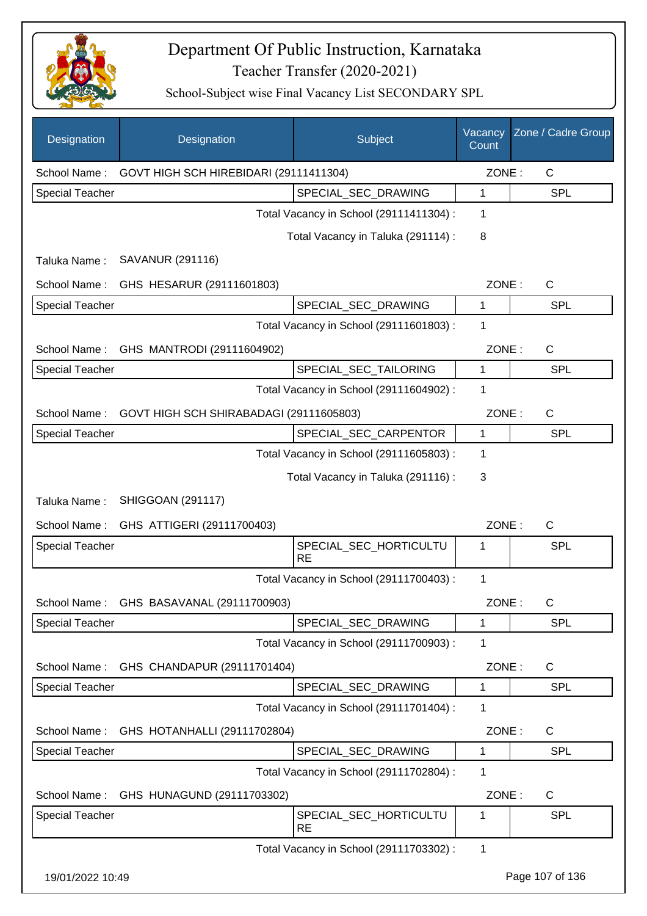# Department Of Public Instruction, Karnataka

## Teacher Transfer (2020-2021)

### School-Subject wise Final Vacancy List SECONDARY SPL

| Designation | Designation | Subject | Vacancy Count | Zone / Cadre Group |
|---|---|---|---|---|
| School Name : | GOVT HIGH SCH HIREBIDARI (29111411304) | | ZONE : | C |
| Special Teacher | | SPECIAL_SEC_DRAWING | 1 | SPL |
| | | Total Vacancy in School (29111411304) : | 1 | |
| | | Total Vacancy in Taluka (291114) : | 8 | |
| Taluka Name : | SAVANUR (291116) | | | |
| School Name : | GHS HESARUR (29111601803) | | ZONE : | C |
| Special Teacher | | SPECIAL_SEC_DRAWING | 1 | SPL |
| | | Total Vacancy in School (29111601803) : | 1 | |
| School Name : | GHS MANTRODI (29111604902) | | ZONE : | C |
| Special Teacher | | SPECIAL_SEC_TAILORING | 1 | SPL |
| | | Total Vacancy in School (29111604902) : | 1 | |
| School Name : | GOVT HIGH SCH SHIRABADAGI (29111605803) | | ZONE : | C |
| Special Teacher | | SPECIAL_SEC_CARPENTOR | 1 | SPL |
| | | Total Vacancy in School (29111605803) : | 1 | |
| | | Total Vacancy in Taluka (291116) : | 3 | |
| Taluka Name : | SHIGGOAN (291117) | | | |
| School Name : | GHS ATTIGERI (29111700403) | | ZONE : | C |
| Special Teacher | | SPECIAL_SEC_HORTICULTURE | 1 | SPL |
| | | Total Vacancy in School (29111700403) : | 1 | |
| School Name : | GHS BASAVANAL (29111700903) | | ZONE : | C |
| Special Teacher | | SPECIAL_SEC_DRAWING | 1 | SPL |
| | | Total Vacancy in School (29111700903) : | 1 | |
| School Name : | GHS CHANDAPUR (29111701404) | | ZONE : | C |
| Special Teacher | | SPECIAL_SEC_DRAWING | 1 | SPL |
| | | Total Vacancy in School (29111701404) : | 1 | |
| School Name : | GHS HOTANHALLI (29111702804) | | ZONE : | C |
| Special Teacher | | SPECIAL_SEC_DRAWING | 1 | SPL |
| | | Total Vacancy in School (29111702804) : | 1 | |
| School Name : | GHS HUNAGUND (29111703302) | | ZONE : | C |
| Special Teacher | | SPECIAL_SEC_HORTICULTURE | 1 | SPL |
| | | Total Vacancy in School (29111703302) : | 1 | |

19/01/2022 10:49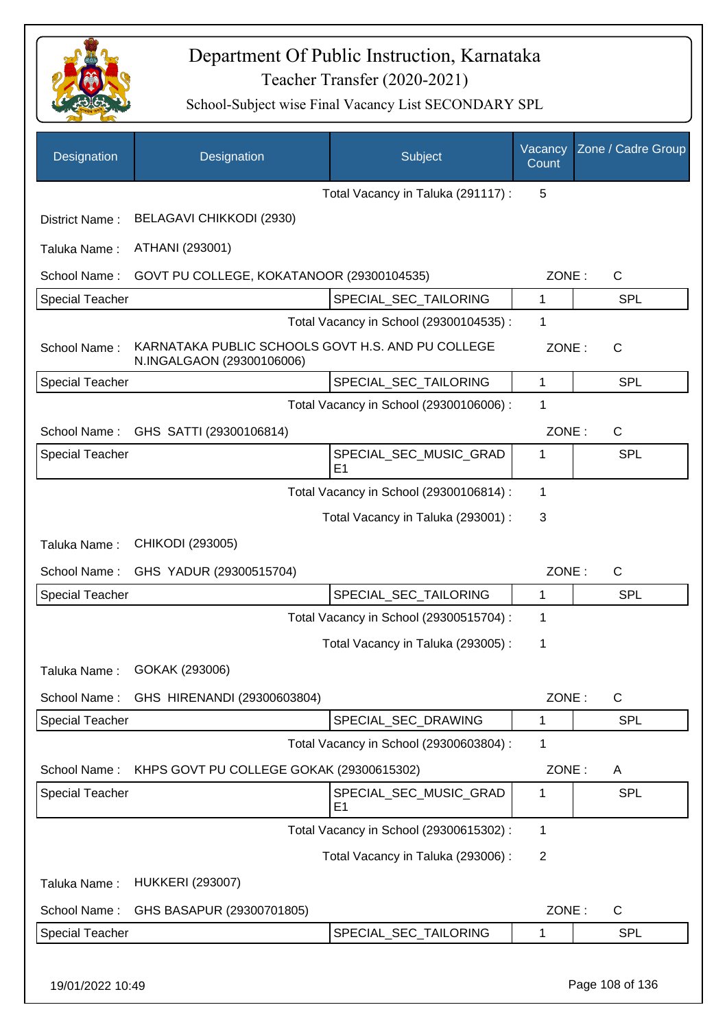# Department Of Public Instruction, Karnataka

## Teacher Transfer (2020-2021)

### School-Subject wise Final Vacancy List SECONDARY SPL

| Designation | Designation | Subject | Vacancy Count | Zone / Cadre Group |
|---|---|---|---|---|
| | | Total Vacancy in Taluka (291117) : | 5 | |
| District Name : | BELAGAVI CHIKKODI (2930) | | | |
| Taluka Name : | ATHANI (293001) | | | |
| School Name : | GOVT PU COLLEGE, KOKATANOOR (29300104535) | | ZONE : | C |
| Special Teacher | | SPECIAL_SEC_TAILORING | 1 | SPL |
| | | Total Vacancy in School (29300104535) : | 1 | |
| School Name : | KARNATAKA PUBLIC SCHOOLS GOVT H.S. AND PU COLLEGE N.INGALGAON (29300106006) | | ZONE : | C |
| Special Teacher | | SPECIAL_SEC_TAILORING | 1 | SPL |
| | | Total Vacancy in School (29300106006) : | 1 | |
| School Name : | GHS SATTI (29300106814) | | ZONE : | C |
| Special Teacher | | SPECIAL_SEC_MUSIC_GRADE1 | 1 | SPL |
| | | Total Vacancy in School (29300106814) : | 1 | |
| | | Total Vacancy in Taluka (293001) : | 3 | |
| Taluka Name : | CHIKODI (293005) | | | |
| School Name : | GHS YADUR (29300515704) | | ZONE : | C |
| Special Teacher | | SPECIAL_SEC_TAILORING | 1 | SPL |
| | | Total Vacancy in School (29300515704) : | 1 | |
| | | Total Vacancy in Taluka (293005) : | 1 | |
| Taluka Name : | GOKAK (293006) | | | |
| School Name : | GHS HIRENANDI (29300603804) | | ZONE : | C |
| Special Teacher | | SPECIAL_SEC_DRAWING | 1 | SPL |
| | | Total Vacancy in School (29300603804) : | 1 | |
| School Name : | KHPS GOVT PU COLLEGE GOKAK (29300615302) | | ZONE : | A |
| Special Teacher | | SPECIAL_SEC_MUSIC_GRADE1 | 1 | SPL |
| | | Total Vacancy in School (29300615302) : | 1 | |
| | | Total Vacancy in Taluka (293006) : | 2 | |
| Taluka Name : | HUKKERI (293007) | | | |
| School Name : | GHS BASAPUR (29300701805) | | ZONE : | C |
| Special Teacher | | SPECIAL_SEC_TAILORING | 1 | SPL |

19/01/2022 10:49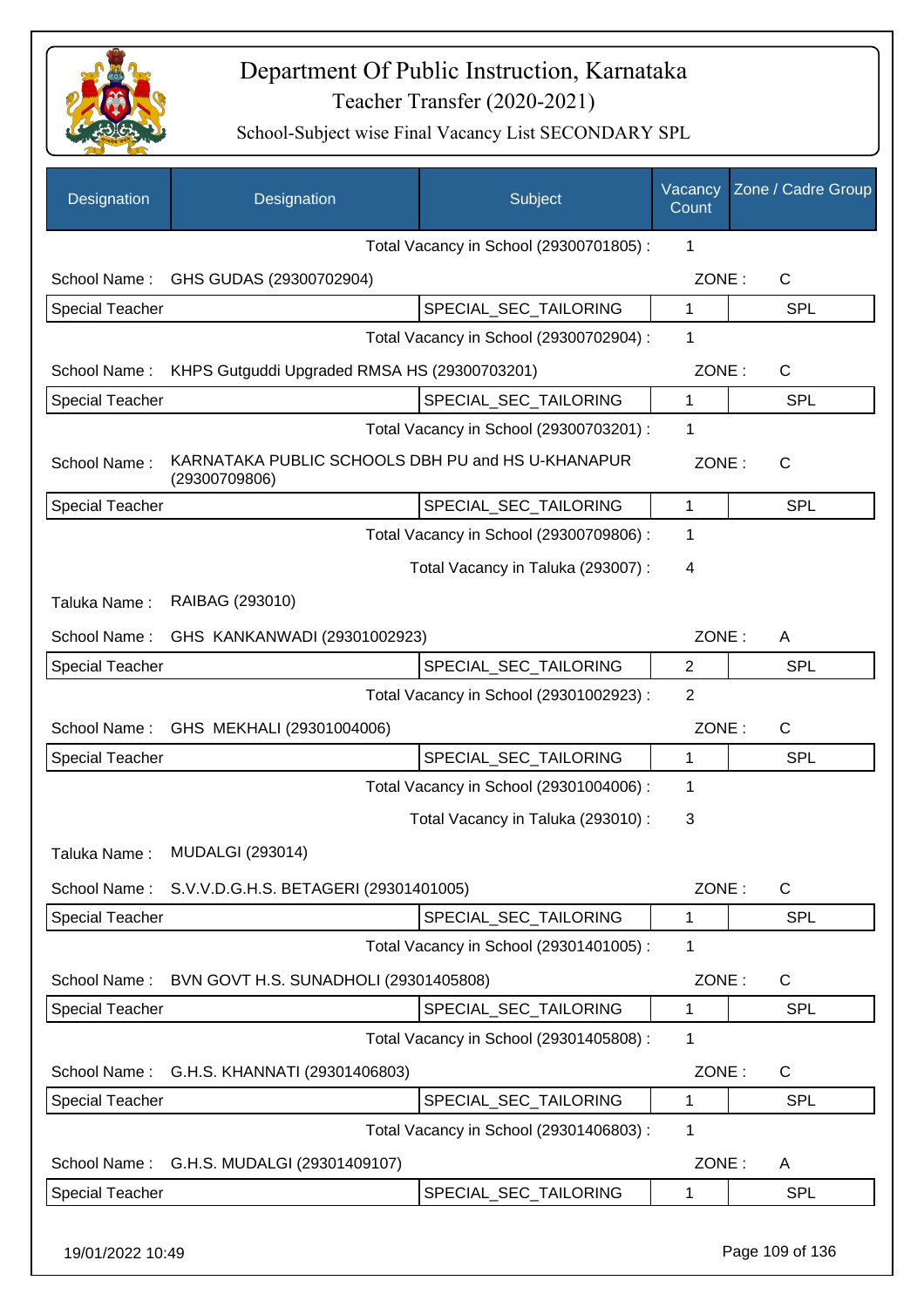# Department Of Public Instruction, Karnataka
## Teacher Transfer (2020-2021)
### School-Subject wise Final Vacancy List SECONDARY SPL

| Designation | Designation | Subject | Vacancy Count | Zone / Cadre Group |
|---|---|---|---|---|
| | | Total Vacancy in School (29300701805) : | 1 | |
| School Name : | GHS GUDAS (29300702904) | | ZONE : | C |
| Special Teacher | | SPECIAL_SEC_TAILORING | 1 | SPL |
| | | Total Vacancy in School (29300702904) : | 1 | |
| School Name : | KHPS Gutguddi Upgraded RMSA HS (29300703201) | | ZONE : | C |
| Special Teacher | | SPECIAL_SEC_TAILORING | 1 | SPL |
| | | Total Vacancy in School (29300703201) : | 1 | |
| School Name : | KARNATAKA PUBLIC SCHOOLS DBH PU and HS U-KHANAPUR (29300709806) | | ZONE : | C |
| Special Teacher | | SPECIAL_SEC_TAILORING | 1 | SPL |
| | | Total Vacancy in School (29300709806) : | 1 | |
| | | Total Vacancy in Taluka (293007) : | 4 | |
| Taluka Name : | RAIBAG (293010) | | | |
| School Name : | GHS KANKANWADI (29301002923) | | ZONE : | A |
| Special Teacher | | SPECIAL_SEC_TAILORING | 2 | SPL |
| | | Total Vacancy in School (29301002923) : | 2 | |
| School Name : | GHS MEKHALI (29301004006) | | ZONE : | C |
| Special Teacher | | SPECIAL_SEC_TAILORING | 1 | SPL |
| | | Total Vacancy in School (29301004006) : | 1 | |
| | | Total Vacancy in Taluka (293010) : | 3 | |
| Taluka Name : | MUDALGI (293014) | | | |
| School Name : | S.V.V.D.G.H.S. BETAGERI (29301401005) | | ZONE : | C |
| Special Teacher | | SPECIAL_SEC_TAILORING | 1 | SPL |
| | | Total Vacancy in School (29301401005) : | 1 | |
| School Name : | BVN GOVT H.S. SUNADHOLI (29301405808) | | ZONE : | C |
| Special Teacher | | SPECIAL_SEC_TAILORING | 1 | SPL |
| | | Total Vacancy in School (29301405808) : | 1 | |
| School Name : | G.H.S. KHANNATI (29301406803) | | ZONE : | C |
| Special Teacher | | SPECIAL_SEC_TAILORING | 1 | SPL |
| | | Total Vacancy in School (29301406803) : | 1 | |
| School Name : | G.H.S. MUDALGI (29301409107) | | ZONE : | A |
| Special Teacher | | SPECIAL_SEC_TAILORING | 1 | SPL |

19/01/2022 10:49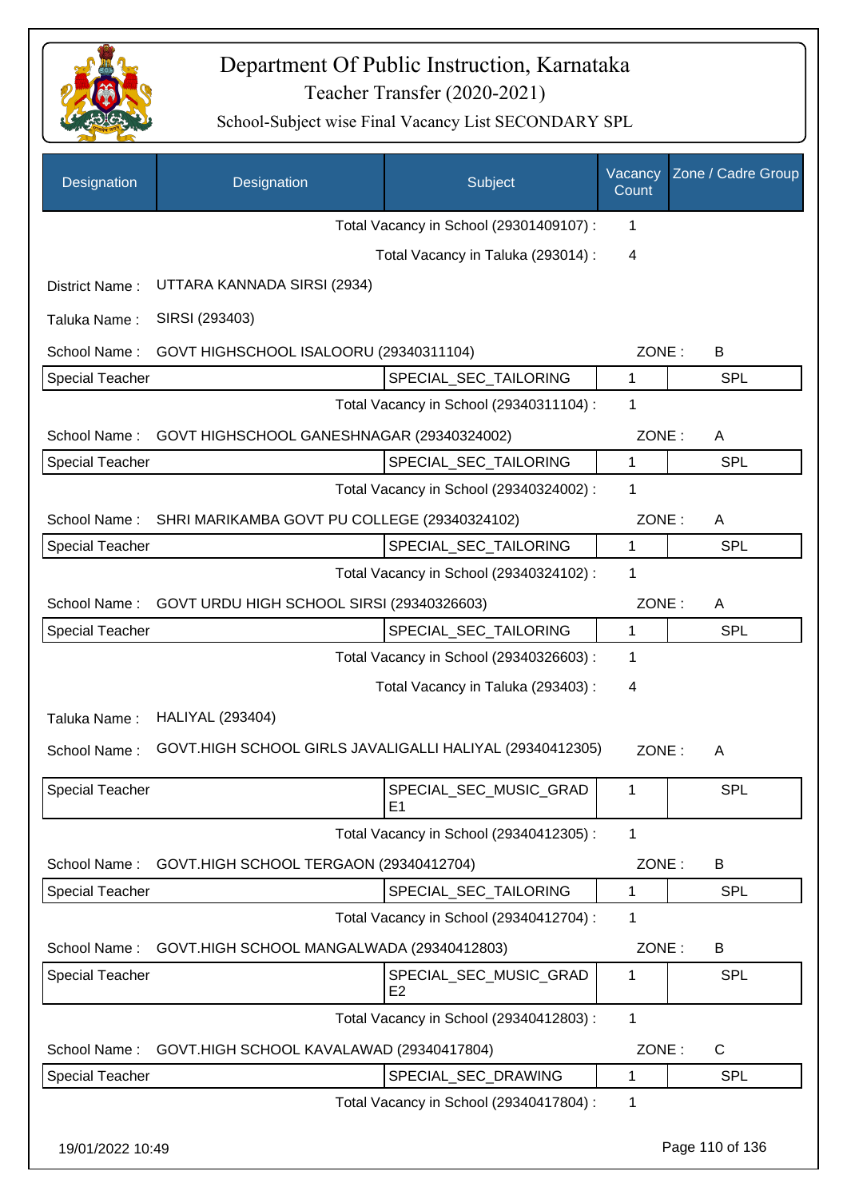# Department Of Public Instruction, Karnataka

## Teacher Transfer (2020-2021)

### School-Subject wise Final Vacancy List SECONDARY SPL

| Designation | Designation | Subject | Vacancy Count | Zone / Cadre Group |
|---|---|---|---|---|
| | | Total Vacancy in School (29301409107) : | 1 | |
| | | Total Vacancy in Taluka (293014) : | 4 | |
| District Name : | UTTARA KANNADA SIRSI (2934) | | | |
| Taluka Name : | SIRSI (293403) | | | |
| School Name : | GOVT HIGHSCHOOL ISALOORU (29340311104) | | ZONE : | B |
| Special Teacher | | SPECIAL_SEC_TAILORING | 1 | SPL |
| | | Total Vacancy in School (29340311104) : | 1 | |
| School Name : | GOVT HIGHSCHOOL GANESHNAGAR (29340324002) | | ZONE : | A |
| Special Teacher | | SPECIAL_SEC_TAILORING | 1 | SPL |
| | | Total Vacancy in School (29340324002) : | 1 | |
| School Name : | SHRI MARIKAMBA GOVT PU COLLEGE (29340324102) | | ZONE : | A |
| Special Teacher | | SPECIAL_SEC_TAILORING | 1 | SPL |
| | | Total Vacancy in School (29340324102) : | 1 | |
| School Name : | GOVT URDU HIGH SCHOOL SIRSI (29340326603) | | ZONE : | A |
| Special Teacher | | SPECIAL_SEC_TAILORING | 1 | SPL |
| | | Total Vacancy in School (29340326603) : | 1 | |
| | | Total Vacancy in Taluka (293403) : | 4 | |
| Taluka Name : | HALIYAL (293404) | | | |
| School Name : | GOVT.HIGH SCHOOL GIRLS JAVALIGALLI HALIYAL (29340412305) | | ZONE : | A |
| Special Teacher | | SPECIAL_SEC_MUSIC_GRADE1 | 1 | SPL |
| | | Total Vacancy in School (29340412305) : | 1 | |
| School Name : | GOVT.HIGH SCHOOL TERGAON (29340412704) | | ZONE : | B |
| Special Teacher | | SPECIAL_SEC_TAILORING | 1 | SPL |
| | | Total Vacancy in School (29340412704) : | 1 | |
| School Name : | GOVT.HIGH SCHOOL MANGALWADA (29340412803) | | ZONE : | B |
| Special Teacher | | SPECIAL_SEC_MUSIC_GRADE2 | 1 | SPL |
| | | Total Vacancy in School (29340412803) : | 1 | |
| School Name : | GOVT.HIGH SCHOOL KAVALAWAD (29340417804) | | ZONE : | C |
| Special Teacher | | SPECIAL_SEC_DRAWING | 1 | SPL |
| | | Total Vacancy in School (29340417804) : | 1 | |

19/01/2022 10:49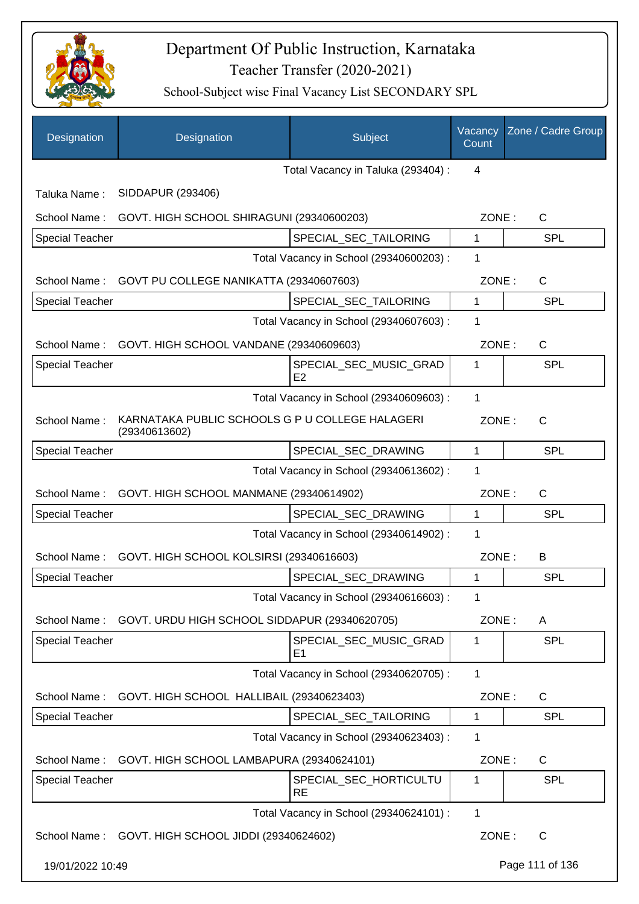# Department Of Public Instruction, Karnataka

## Teacher Transfer (2020-2021)

### School-Subject wise Final Vacancy List SECONDARY SPL

| Designation | Designation | Subject | Vacancy Count | Zone / Cadre Group |
|---|---|---|---|---|
| | | Total Vacancy in Taluka (293404) : | 4 | |
| Taluka Name : | SIDDAPUR (293406) | | | |
| School Name : | GOVT. HIGH SCHOOL SHIRAGUNI (29340600203) | | ZONE : | C |
| Special Teacher | | SPECIAL_SEC_TAILORING | 1 | SPL |
| | | Total Vacancy in School (29340600203) : | 1 | |
| School Name : | GOVT PU COLLEGE NANIKATTA (29340607603) | | ZONE : | C |
| Special Teacher | | SPECIAL_SEC_TAILORING | 1 | SPL |
| | | Total Vacancy in School (29340607603) : | 1 | |
| School Name : | GOVT. HIGH SCHOOL VANDANE (29340609603) | | ZONE : | C |
| Special Teacher | | SPECIAL_SEC_MUSIC_GRADE2 | 1 | SPL |
| | | Total Vacancy in School (29340609603) : | 1 | |
| School Name : | KARNATAKA PUBLIC SCHOOLS G P U COLLEGE HALAGERI (29340613602) | | ZONE : | C |
| Special Teacher | | SPECIAL_SEC_DRAWING | 1 | SPL |
| | | Total Vacancy in School (29340613602) : | 1 | |
| School Name : | GOVT. HIGH SCHOOL MANMANE (29340614902) | | ZONE : | C |
| Special Teacher | | SPECIAL_SEC_DRAWING | 1 | SPL |
| | | Total Vacancy in School (29340614902) : | 1 | |
| School Name : | GOVT. HIGH SCHOOL KOLSIRSI (29340616603) | | ZONE : | B |
| Special Teacher | | SPECIAL_SEC_DRAWING | 1 | SPL |
| | | Total Vacancy in School (29340616603) : | 1 | |
| School Name : | GOVT. URDU HIGH SCHOOL SIDDAPUR (29340620705) | | ZONE : | A |
| Special Teacher | | SPECIAL_SEC_MUSIC_GRADE1 | 1 | SPL |
| | | Total Vacancy in School (29340620705) : | 1 | |
| School Name : | GOVT. HIGH SCHOOL HALLIBAIL (29340623403) | | ZONE : | C |
| Special Teacher | | SPECIAL_SEC_TAILORING | 1 | SPL |
| | | Total Vacancy in School (29340623403) : | 1 | |
| School Name : | GOVT. HIGH SCHOOL LAMBAPURA (29340624101) | | ZONE : | C |
| Special Teacher | | SPECIAL_SEC_HORTICULTURE | 1 | SPL |
| | | Total Vacancy in School (29340624101) : | 1 | |
| School Name : | GOVT. HIGH SCHOOL JIDDI (29340624602) | | ZONE : | C |

19/01/2022 10:49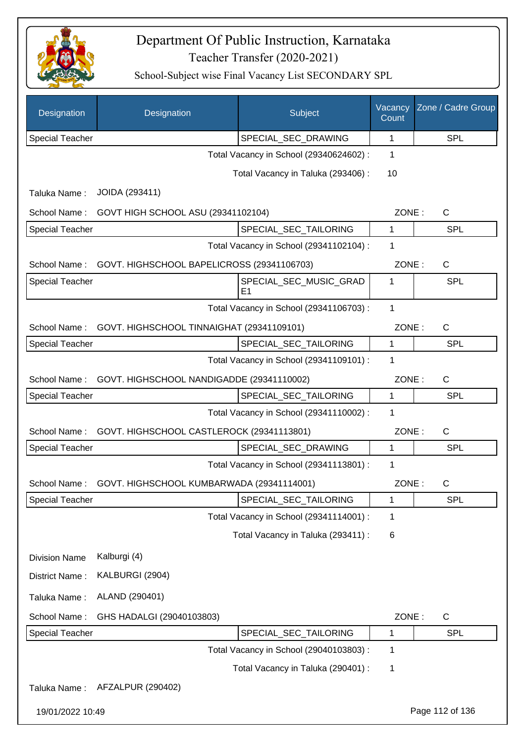# Department Of Public Instruction, Karnataka

## Teacher Transfer (2020-2021)

### School-Subject wise Final Vacancy List SECONDARY SPL

| Designation | Designation | Subject | Vacancy Count | Zone / Cadre Group |
|---|---|---|---|---|
| Special Teacher | | SPECIAL_SEC_DRAWING | 1 | SPL |

Total Vacancy in School (29340624602) : 1

Total Vacancy in Taluka (293406) : 10

Taluka Name : JOIDA (293411)

School Name : GOVT HIGH SCHOOL ASU (29341102104) ZONE : C

| Designation | Designation | Subject | Vacancy Count | Zone / Cadre Group |
|---|---|---|---|---|
| Special Teacher | | SPECIAL_SEC_TAILORING | 1 | SPL |

Total Vacancy in School (29341102104) : 1

School Name : GOVT. HIGHSCHOOL BAPELICROSS (29341106703) ZONE : C

| Designation | Designation | Subject | Vacancy Count | Zone / Cadre Group |
|---|---|---|---|---|
| Special Teacher | | SPECIAL_SEC_MUSIC_GRADE1 | 1 | SPL |

Total Vacancy in School (29341106703) : 1

School Name : GOVT. HIGHSCHOOL TINNAIGHAT (29341109101) ZONE : C

| Designation | Designation | Subject | Vacancy Count | Zone / Cadre Group |
|---|---|---|---|---|
| Special Teacher | | SPECIAL_SEC_TAILORING | 1 | SPL |

Total Vacancy in School (29341109101) : 1

School Name : GOVT. HIGHSCHOOL NANDIGADDE (29341110002) ZONE : C

| Designation | Designation | Subject | Vacancy Count | Zone / Cadre Group |
|---|---|---|---|---|
| Special Teacher | | SPECIAL_SEC_TAILORING | 1 | SPL |

Total Vacancy in School (29341110002) : 1

School Name : GOVT. HIGHSCHOOL CASTLEROCK (29341113801) ZONE : C

| Designation | Designation | Subject | Vacancy Count | Zone / Cadre Group |
|---|---|---|---|---|
| Special Teacher | | SPECIAL_SEC_DRAWING | 1 | SPL |

Total Vacancy in School (29341113801) : 1

School Name : GOVT. HIGHSCHOOL KUMBARWADA (29341114001) ZONE : C

| Designation | Designation | Subject | Vacancy Count | Zone / Cadre Group |
|---|---|---|---|---|
| Special Teacher | | SPECIAL_SEC_TAILORING | 1 | SPL |

Total Vacancy in School (29341114001) : 1

Total Vacancy in Taluka (293411) : 6

Division Name Kalburgi (4)

District Name : KALBURGI (2904)

Taluka Name : ALAND (290401)

School Name : GHS HADALGI (29040103803) ZONE : C

| Designation | Designation | Subject | Vacancy Count | Zone / Cadre Group |
|---|---|---|---|---|
| Special Teacher | | SPECIAL_SEC_TAILORING | 1 | SPL |

Total Vacancy in School (29040103803) : 1

Total Vacancy in Taluka (290401) : 1

Taluka Name : AFZALPUR (290402)

19/01/2022 10:49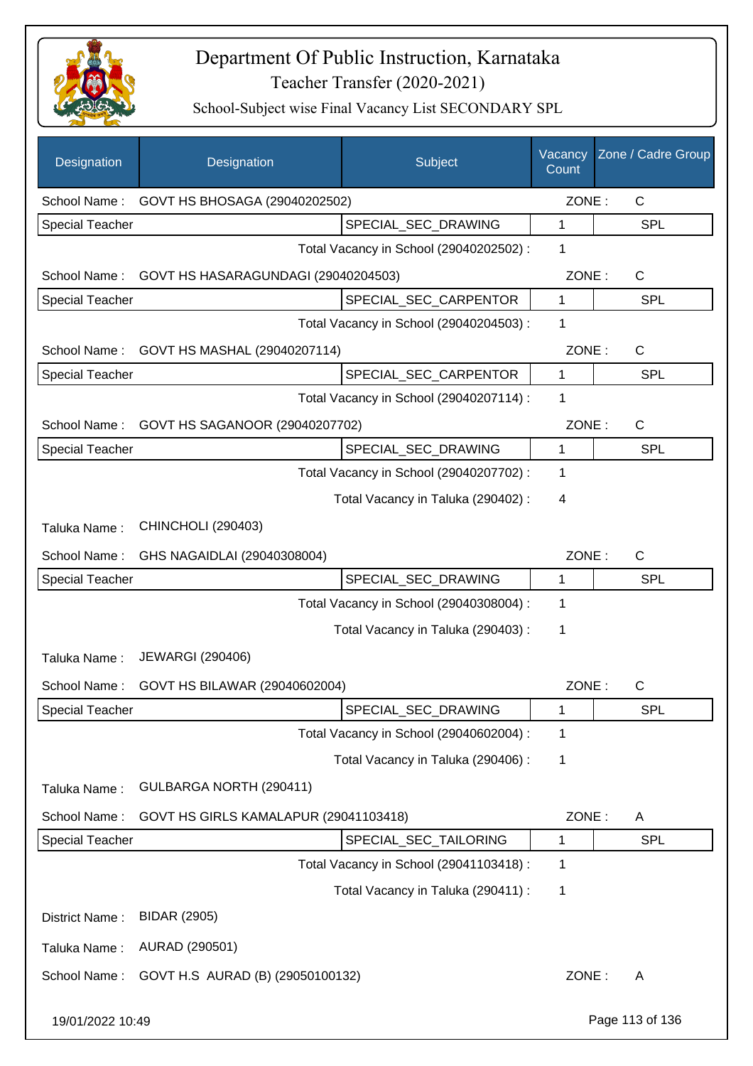# Department Of Public Instruction, Karnataka

## Teacher Transfer (2020-2021)

### School-Subject wise Final Vacancy List SECONDARY SPL

| Designation | Designation | Subject | Vacancy Count | Zone / Cadre Group |
|---|---|---|---|---|
| School Name : | GOVT HS BHOSAGA (29040202502) | | ZONE : | C |
| Special Teacher | | SPECIAL_SEC_DRAWING | 1 | SPL |
| | | Total Vacancy in School (29040202502) : | 1 | |
| School Name : | GOVT HS HASARAGUNDAGI (29040204503) | | ZONE : | C |
| Special Teacher | | SPECIAL_SEC_CARPENTOR | 1 | SPL |
| | | Total Vacancy in School (29040204503) : | 1 | |
| School Name : | GOVT HS MASHAL (29040207114) | | ZONE : | C |
| Special Teacher | | SPECIAL_SEC_CARPENTOR | 1 | SPL |
| | | Total Vacancy in School (29040207114) : | 1 | |
| School Name : | GOVT HS SAGANOOR (29040207702) | | ZONE : | C |
| Special Teacher | | SPECIAL_SEC_DRAWING | 1 | SPL |
| | | Total Vacancy in School (29040207702) : | 1 | |
| | | Total Vacancy in Taluka (290402) : | 4 | |
| Taluka Name : | CHINCHOLI (290403) | | | |
| School Name : | GHS NAGAIDLAI (29040308004) | | ZONE : | C |
| Special Teacher | | SPECIAL_SEC_DRAWING | 1 | SPL |
| | | Total Vacancy in School (29040308004) : | 1 | |
| | | Total Vacancy in Taluka (290403) : | 1 | |
| Taluka Name : | JEWARGI (290406) | | | |
| School Name : | GOVT HS BILAWAR (29040602004) | | ZONE : | C |
| Special Teacher | | SPECIAL_SEC_DRAWING | 1 | SPL |
| | | Total Vacancy in School (29040602004) : | 1 | |
| | | Total Vacancy in Taluka (290406) : | 1 | |
| Taluka Name : | GULBARGA NORTH (290411) | | | |
| School Name : | GOVT HS GIRLS KAMALAPUR (29041103418) | | ZONE : | A |
| Special Teacher | | SPECIAL_SEC_TAILORING | 1 | SPL |
| | | Total Vacancy in School (29041103418) : | 1 | |
| | | Total Vacancy in Taluka (290411) : | 1 | |
| District Name : | BIDAR (2905) | | | |
| Taluka Name : | AURAD (290501) | | | |
| School Name : | GOVT H.S AURAD (B) (29050100132) | | ZONE : | A |

19/01/2022 10:49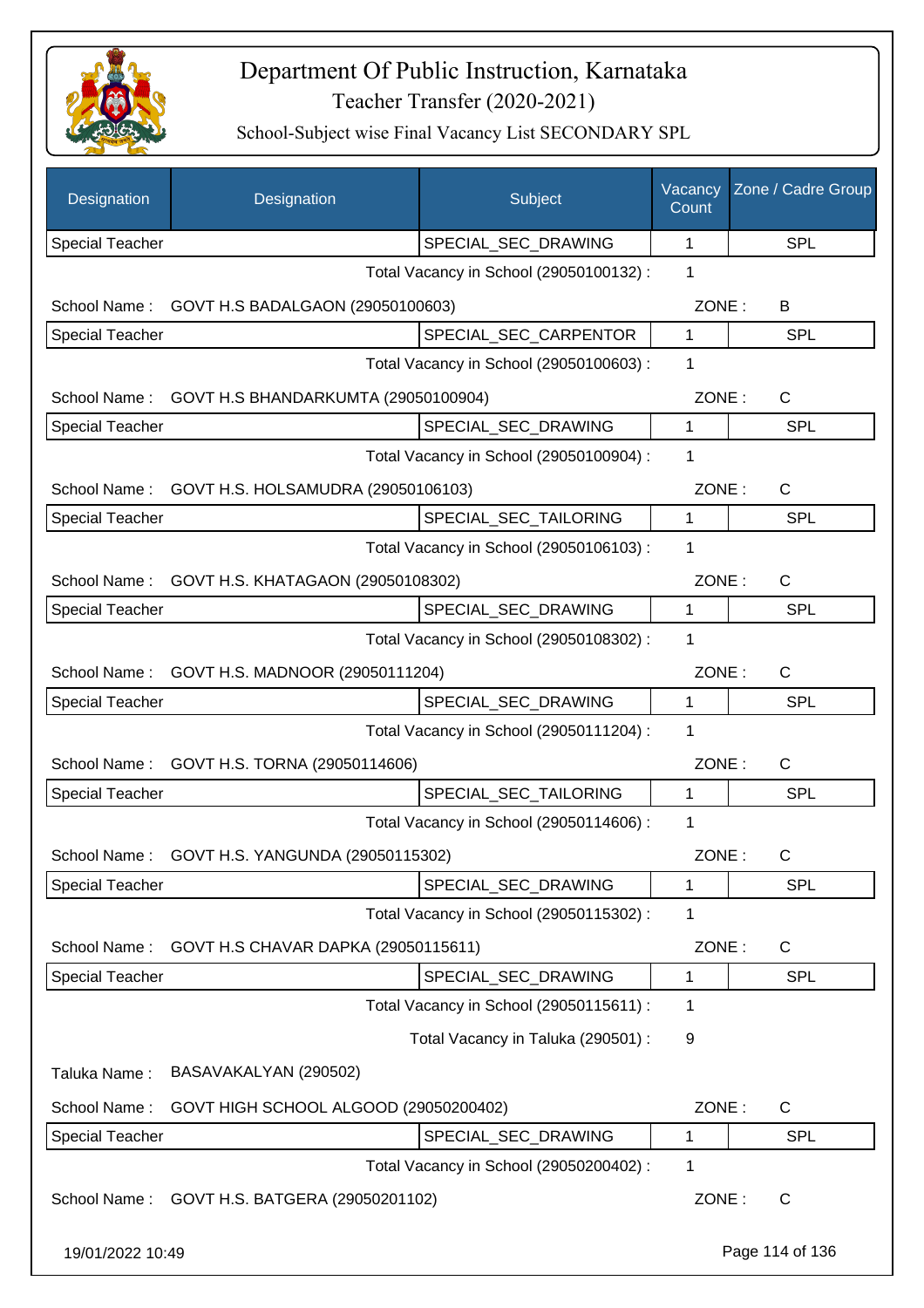# Department Of Public Instruction, Karnataka

## Teacher Transfer (2020-2021)

### School-Subject wise Final Vacancy List SECONDARY SPL

| Designation | Designation | Subject | Vacancy Count | Zone / Cadre Group |
|---|---|---|---|---|
| Special Teacher | | SPECIAL_SEC_DRAWING | 1 | SPL |
| | | Total Vacancy in School (29050100132) : | 1 | |
| School Name : | GOVT H.S BADALGAON (29050100603) | | ZONE : | B |
| Special Teacher | | SPECIAL_SEC_CARPENTOR | 1 | SPL |
| | | Total Vacancy in School (29050100603) : | 1 | |
| School Name : | GOVT H.S BHANDARKUMTA (29050100904) | | ZONE : | C |
| Special Teacher | | SPECIAL_SEC_DRAWING | 1 | SPL |
| | | Total Vacancy in School (29050100904) : | 1 | |
| School Name : | GOVT H.S. HOLSAMUDRA (29050106103) | | ZONE : | C |
| Special Teacher | | SPECIAL_SEC_TAILORING | 1 | SPL |
| | | Total Vacancy in School (29050106103) : | 1 | |
| School Name : | GOVT H.S. KHATAGAON (29050108302) | | ZONE : | C |
| Special Teacher | | SPECIAL_SEC_DRAWING | 1 | SPL |
| | | Total Vacancy in School (29050108302) : | 1 | |
| School Name : | GOVT H.S. MADNOOR (29050111204) | | ZONE : | C |
| Special Teacher | | SPECIAL_SEC_DRAWING | 1 | SPL |
| | | Total Vacancy in School (29050111204) : | 1 | |
| School Name : | GOVT H.S. TORNA (29050114606) | | ZONE : | C |
| Special Teacher | | SPECIAL_SEC_TAILORING | 1 | SPL |
| | | Total Vacancy in School (29050114606) : | 1 | |
| School Name : | GOVT H.S. YANGUNDA (29050115302) | | ZONE : | C |
| Special Teacher | | SPECIAL_SEC_DRAWING | 1 | SPL |
| | | Total Vacancy in School (29050115302) : | 1 | |
| School Name : | GOVT H.S CHAVAR DAPKA (29050115611) | | ZONE : | C |
| Special Teacher | | SPECIAL_SEC_DRAWING | 1 | SPL |
| | | Total Vacancy in School (29050115611) : | 1 | |
| | | Total Vacancy in Taluka (290501) : | 9 | |
| Taluka Name : | BASAVAKALYAN (290502) | | | |
| School Name : | GOVT HIGH SCHOOL ALGOOD (29050200402) | | ZONE : | C |
| Special Teacher | | SPECIAL_SEC_DRAWING | 1 | SPL |
| | | Total Vacancy in School (29050200402) : | 1 | |
| School Name : | GOVT H.S. BATGERA (29050201102) | | ZONE : | C |

19/01/2022 10:49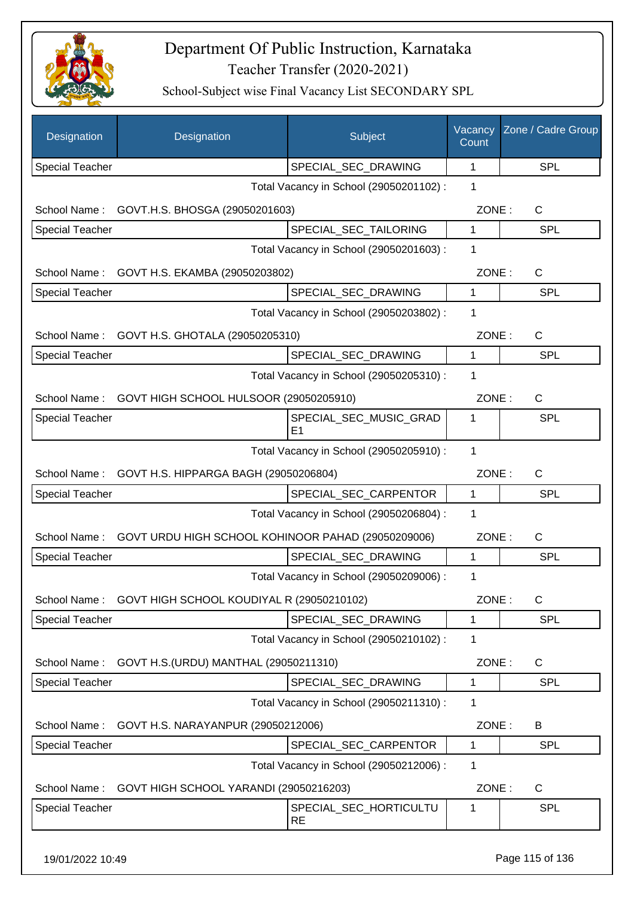# Department Of Public Instruction, Karnataka

## Teacher Transfer (2020-2021)

### School-Subject wise Final Vacancy List SECONDARY SPL

| Designation | Designation | Subject | Vacancy Count | Zone / Cadre Group |
|---|---|---|---|---|
| Special Teacher | | SPECIAL_SEC_DRAWING | 1 | SPL |
| | | Total Vacancy in School (29050201102) : | 1 | |
| School Name : | GOVT.H.S. BHOSGA (29050201603) | | ZONE : | C |
| Special Teacher | | SPECIAL_SEC_TAILORING | 1 | SPL |
| | | Total Vacancy in School (29050201603) : | 1 | |
| School Name : | GOVT H.S. EKAMBA (29050203802) | | ZONE : | C |
| Special Teacher | | SPECIAL_SEC_DRAWING | 1 | SPL |
| | | Total Vacancy in School (29050203802) : | 1 | |
| School Name : | GOVT H.S. GHOTALA (29050205310) | | ZONE : | C |
| Special Teacher | | SPECIAL_SEC_DRAWING | 1 | SPL |
| | | Total Vacancy in School (29050205310) : | 1 | |
| School Name : | GOVT HIGH SCHOOL HULSOOR (29050205910) | | ZONE : | C |
| Special Teacher | | SPECIAL_SEC_MUSIC_GRADE1 | 1 | SPL |
| | | Total Vacancy in School (29050205910) : | 1 | |
| School Name : | GOVT H.S. HIPPARGA BAGH (29050206804) | | ZONE : | C |
| Special Teacher | | SPECIAL_SEC_CARPENTOR | 1 | SPL |
| | | Total Vacancy in School (29050206804) : | 1 | |
| School Name : | GOVT URDU HIGH SCHOOL KOHINOOR PAHAD (29050209006) | | ZONE : | C |
| Special Teacher | | SPECIAL_SEC_DRAWING | 1 | SPL |
| | | Total Vacancy in School (29050209006) : | 1 | |
| School Name : | GOVT HIGH SCHOOL KOUDIYAL R (29050210102) | | ZONE : | C |
| Special Teacher | | SPECIAL_SEC_DRAWING | 1 | SPL |
| | | Total Vacancy in School (29050210102) : | 1 | |
| School Name : | GOVT H.S.(URDU) MANTHAL (29050211310) | | ZONE : | C |
| Special Teacher | | SPECIAL_SEC_DRAWING | 1 | SPL |
| | | Total Vacancy in School (29050211310) : | 1 | |
| School Name : | GOVT H.S. NARAYANPUR (29050212006) | | ZONE : | B |
| Special Teacher | | SPECIAL_SEC_CARPENTOR | 1 | SPL |
| | | Total Vacancy in School (29050212006) : | 1 | |
| School Name : | GOVT HIGH SCHOOL YARANDI (29050216203) | | ZONE : | C |
| Special Teacher | | SPECIAL_SEC_HORTICULTURE | 1 | SPL |

19/01/2022 10:49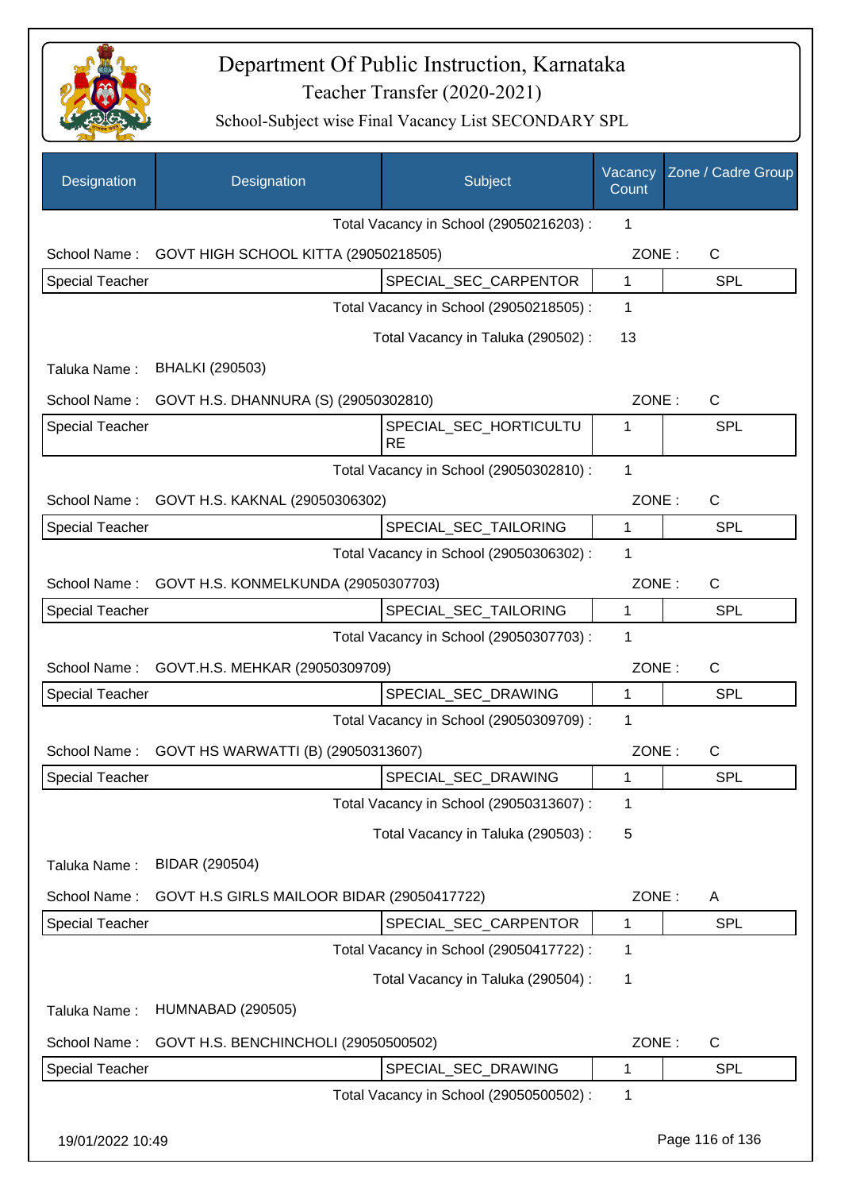# Department Of Public Instruction, Karnataka

## Teacher Transfer (2020-2021)

### School-Subject wise Final Vacancy List SECONDARY SPL

| Designation | Designation | Subject | Vacancy Count | Zone / Cadre Group |
|---|---|---|---|---|
| | | Total Vacancy in School (29050216203) : | 1 | |
| School Name : | GOVT HIGH SCHOOL KITTA (29050218505) | | ZONE : | C |
| Special Teacher | | SPECIAL_SEC_CARPENTOR | 1 | SPL |
| | | Total Vacancy in School (29050218505) : | 1 | |
| | | Total Vacancy in Taluka (290502) : | 13 | |
| Taluka Name : | BHALKI (290503) | | | |
| School Name : | GOVT H.S. DHANNURA (S) (29050302810) | | ZONE : | C |
| Special Teacher | | SPECIAL_SEC_HORTICULTURE | 1 | SPL |
| | | Total Vacancy in School (29050302810) : | 1 | |
| School Name : | GOVT H.S. KAKNAL (29050306302) | | ZONE : | C |
| Special Teacher | | SPECIAL_SEC_TAILORING | 1 | SPL |
| | | Total Vacancy in School (29050306302) : | 1 | |
| School Name : | GOVT H.S. KONMELKUNDA (29050307703) | | ZONE : | C |
| Special Teacher | | SPECIAL_SEC_TAILORING | 1 | SPL |
| | | Total Vacancy in School (29050307703) : | 1 | |
| School Name : | GOVT.H.S. MEHKAR (29050309709) | | ZONE : | C |
| Special Teacher | | SPECIAL_SEC_DRAWING | 1 | SPL |
| | | Total Vacancy in School (29050309709) : | 1 | |
| School Name : | GOVT HS WARWATTI (B) (29050313607) | | ZONE : | C |
| Special Teacher | | SPECIAL_SEC_DRAWING | 1 | SPL |
| | | Total Vacancy in School (29050313607) : | 1 | |
| | | Total Vacancy in Taluka (290503) : | 5 | |
| Taluka Name : | BIDAR (290504) | | | |
| School Name : | GOVT H.S GIRLS MAILOOR BIDAR (29050417722) | | ZONE : | A |
| Special Teacher | | SPECIAL_SEC_CARPENTOR | 1 | SPL |
| | | Total Vacancy in School (29050417722) : | 1 | |
| | | Total Vacancy in Taluka (290504) : | 1 | |
| Taluka Name : | HUMNABAD (290505) | | | |
| School Name : | GOVT H.S. BENCHINCHOLI (29050500502) | | ZONE : | C |
| Special Teacher | | SPECIAL_SEC_DRAWING | 1 | SPL |
| | | Total Vacancy in School (29050500502) : | 1 | |

19/01/2022 10:49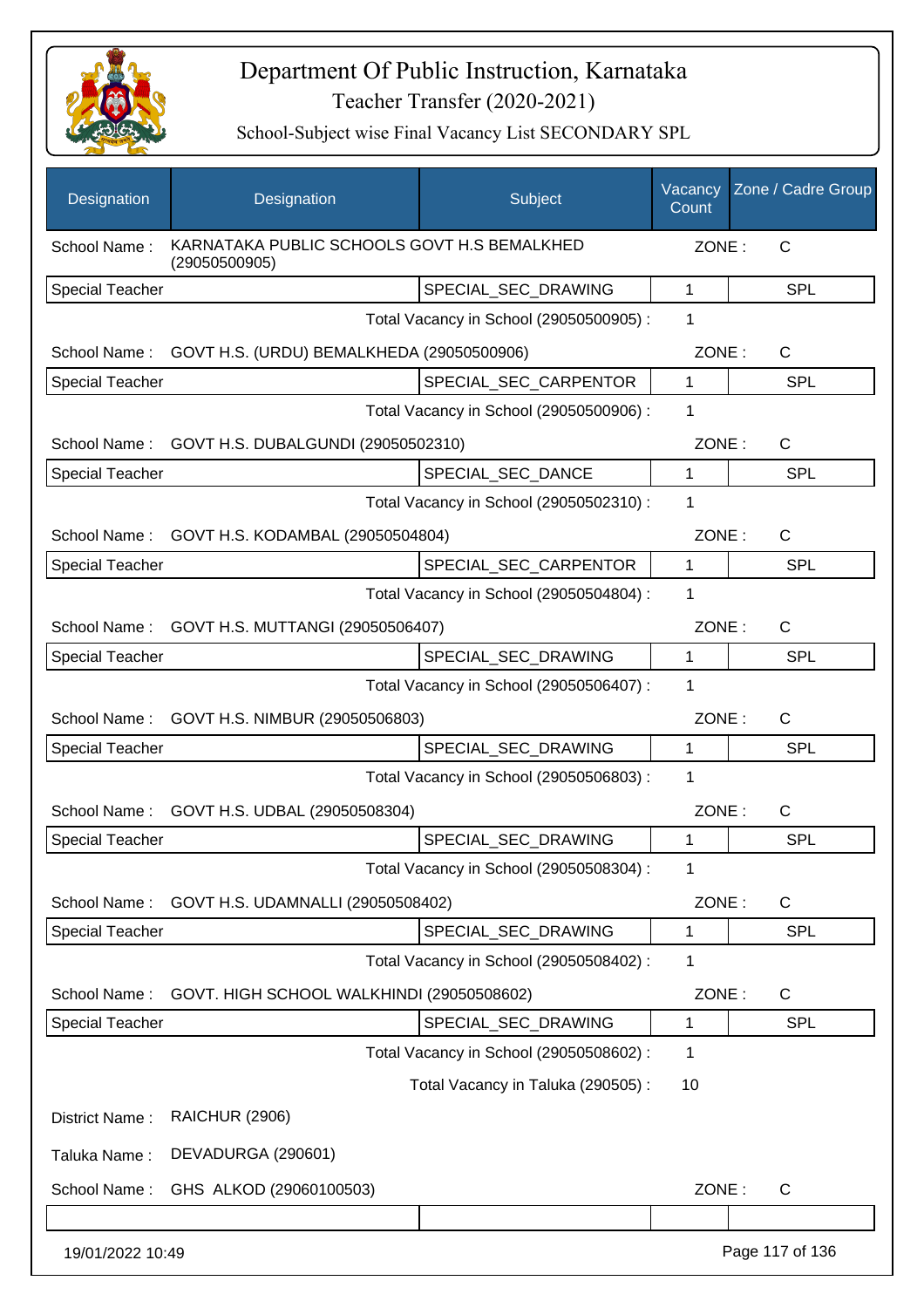# Department Of Public Instruction, Karnataka

## Teacher Transfer (2020-2021)

### School-Subject wise Final Vacancy List SECONDARY SPL

| Designation | Designation | Subject | Vacancy Count | Zone / Cadre Group |
|---|---|---|---|---|
| School Name : | KARNATAKA PUBLIC SCHOOLS GOVT H.S BEMALKHED (29050500905) | | ZONE : | C |
| Special Teacher | | SPECIAL_SEC_DRAWING | 1 | SPL |
| | | Total Vacancy in School (29050500905) : | 1 | |
| School Name : | GOVT H.S. (URDU) BEMALKHEDA (29050500906) | | ZONE : | C |
| Special Teacher | | SPECIAL_SEC_CARPENTOR | 1 | SPL |
| | | Total Vacancy in School (29050500906) : | 1 | |
| School Name : | GOVT H.S. DUBALGUNDI (29050502310) | | ZONE : | C |
| Special Teacher | | SPECIAL_SEC_DANCE | 1 | SPL |
| | | Total Vacancy in School (29050502310) : | 1 | |
| School Name : | GOVT H.S. KODAMBAL (29050504804) | | ZONE : | C |
| Special Teacher | | SPECIAL_SEC_CARPENTOR | 1 | SPL |
| | | Total Vacancy in School (29050504804) : | 1 | |
| School Name : | GOVT H.S. MUTTANGI (29050506407) | | ZONE : | C |
| Special Teacher | | SPECIAL_SEC_DRAWING | 1 | SPL |
| | | Total Vacancy in School (29050506407) : | 1 | |
| School Name : | GOVT H.S. NIMBUR (29050506803) | | ZONE : | C |
| Special Teacher | | SPECIAL_SEC_DRAWING | 1 | SPL |
| | | Total Vacancy in School (29050506803) : | 1 | |
| School Name : | GOVT H.S. UDBAL (29050508304) | | ZONE : | C |
| Special Teacher | | SPECIAL_SEC_DRAWING | 1 | SPL |
| | | Total Vacancy in School (29050508304) : | 1 | |
| School Name : | GOVT H.S. UDAMNALLI (29050508402) | | ZONE : | C |
| Special Teacher | | SPECIAL_SEC_DRAWING | 1 | SPL |
| | | Total Vacancy in School (29050508402) : | 1 | |
| School Name : | GOVT. HIGH SCHOOL WALKHINDI (29050508602) | | ZONE : | C |
| Special Teacher | | SPECIAL_SEC_DRAWING | 1 | SPL |
| | | Total Vacancy in School (29050508602) : | 1 | |
| | | Total Vacancy in Taluka (290505) : | 10 | |
| District Name : | RAICHUR (2906) | | | |
| Taluka Name : | DEVADURGA (290601) | | | |
| School Name : | GHS ALKOD (29060100503) | | ZONE : | C |
| | | | | |

19/01/2022 10:49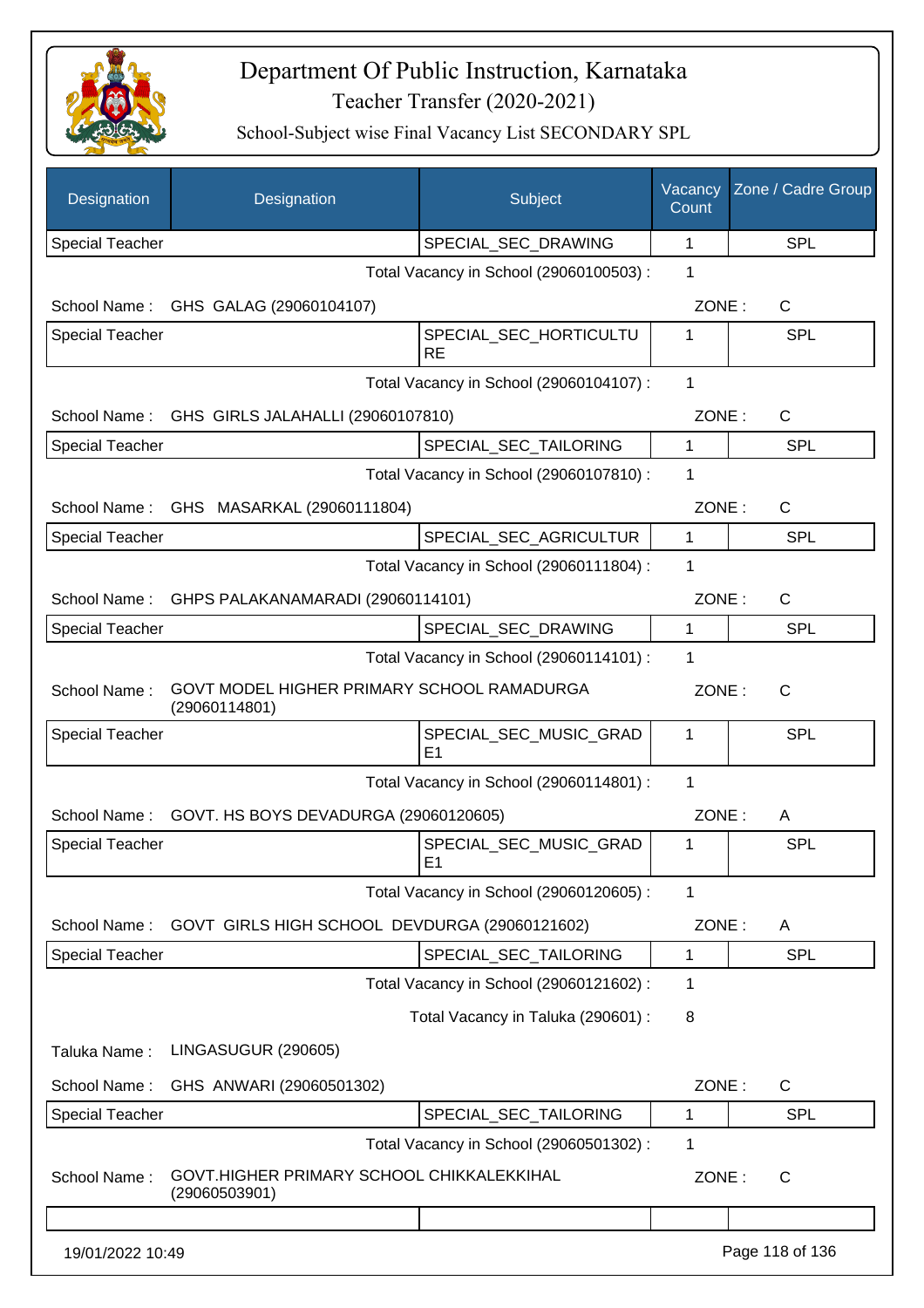# Department Of Public Instruction, Karnataka

Teacher Transfer (2020-2021)

School-Subject wise Final Vacancy List SECONDARY SPL

| Designation | Designation | Subject | Vacancy Count | Zone / Cadre Group |
|---|---|---|---|---|
| Special Teacher | | SPECIAL_SEC_DRAWING | 1 | SPL |

Total Vacancy in School (29060100503) : 1

School Name : GHS GALAG (29060104107) ZONE : C

| Special Teacher | | SPECIAL_SEC_HORTICULTURE | 1 | SPL |
|---|---|---|---|---|

Total Vacancy in School (29060104107) : 1

School Name : GHS GIRLS JALAHALLI (29060107810) ZONE : C

| Special Teacher | | SPECIAL_SEC_TAILORING | 1 | SPL |
|---|---|---|---|---|

Total Vacancy in School (29060107810) : 1

School Name : GHS MASARKAL (29060111804) ZONE : C

| Special Teacher | | SPECIAL_SEC_AGRICULTUR | 1 | SPL |
|---|---|---|---|---|

Total Vacancy in School (29060111804) : 1

School Name : GHPS PALAKANAMARADI (29060114101) ZONE : C

| Special Teacher | | SPECIAL_SEC_DRAWING | 1 | SPL |
|---|---|---|---|---|

Total Vacancy in School (29060114101) : 1

School Name : GOVT MODEL HIGHER PRIMARY SCHOOL RAMADURGA (29060114801) ZONE : C

| Special Teacher | | SPECIAL_SEC_MUSIC_GRADE1 | 1 | SPL |
|---|---|---|---|---|

Total Vacancy in School (29060114801) : 1

School Name : GOVT. HS BOYS DEVADURGA (29060120605) ZONE : A

| Special Teacher | | SPECIAL_SEC_MUSIC_GRADE1 | 1 | SPL |
|---|---|---|---|---|

Total Vacancy in School (29060120605) : 1

School Name : GOVT GIRLS HIGH SCHOOL DEVDURGA (29060121602) ZONE : A

| Special Teacher | | SPECIAL_SEC_TAILORING | 1 | SPL |
|---|---|---|---|---|

Total Vacancy in School (29060121602) : 1

Total Vacancy in Taluka (290601) : 8

Taluka Name : LINGASUGUR (290605)

School Name : GHS ANWARI (29060501302) ZONE : C

| Special Teacher | | SPECIAL_SEC_TAILORING | 1 | SPL |
|---|---|---|---|---|

Total Vacancy in School (29060501302) : 1

School Name : GOVT.HIGHER PRIMARY SCHOOL CHIKKALEKKIHAL (29060503901) ZONE : C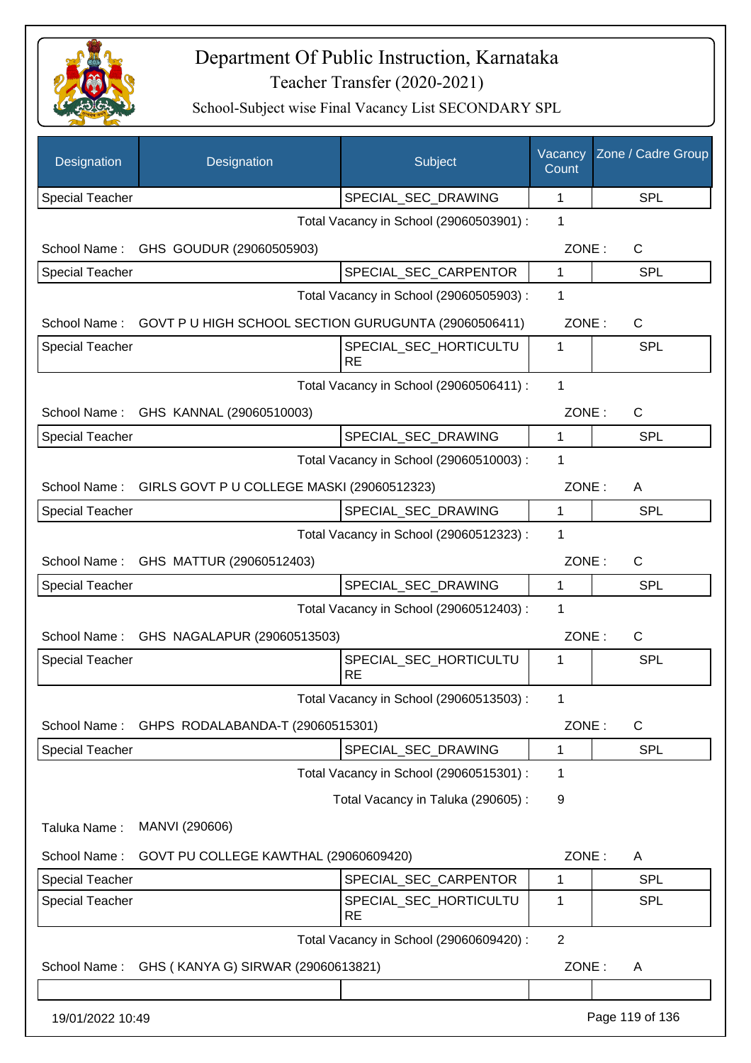# Department Of Public Instruction, Karnataka

Teacher Transfer (2020-2021)

School-Subject wise Final Vacancy List SECONDARY SPL

| Designation | Designation | Subject | Vacancy Count | Zone / Cadre Group |
|---|---|---|---|---|
| Special Teacher | | SPECIAL_SEC_DRAWING | 1 | SPL |

Total Vacancy in School (29060503901) : 1

School Name : GHS GOUDUR (29060505903) ZONE : C

| Designation | Designation | Subject | Vacancy Count | Zone / Cadre Group |
|---|---|---|---|---|
| Special Teacher | | SPECIAL_SEC_CARPENTOR | 1 | SPL |

Total Vacancy in School (29060505903) : 1

School Name : GOVT P U HIGH SCHOOL SECTION GURUGUNTA (29060506411) ZONE : C

| Designation | Designation | Subject | Vacancy Count | Zone / Cadre Group |
|---|---|---|---|---|
| Special Teacher | | SPECIAL_SEC_HORTICULTURE | 1 | SPL |

Total Vacancy in School (29060506411) : 1

School Name : GHS KANNAL (29060510003) ZONE : C

| Designation | Designation | Subject | Vacancy Count | Zone / Cadre Group |
|---|---|---|---|---|
| Special Teacher | | SPECIAL_SEC_DRAWING | 1 | SPL |

Total Vacancy in School (29060510003) : 1

School Name : GIRLS GOVT P U COLLEGE MASKI (29060512323) ZONE : A

| Designation | Designation | Subject | Vacancy Count | Zone / Cadre Group |
|---|---|---|---|---|
| Special Teacher | | SPECIAL_SEC_DRAWING | 1 | SPL |

Total Vacancy in School (29060512323) : 1

School Name : GHS MATTUR (29060512403) ZONE : C

| Designation | Designation | Subject | Vacancy Count | Zone / Cadre Group |
|---|---|---|---|---|
| Special Teacher | | SPECIAL_SEC_DRAWING | 1 | SPL |

Total Vacancy in School (29060512403) : 1

School Name : GHS NAGALAPUR (29060513503) ZONE : C

| Designation | Designation | Subject | Vacancy Count | Zone / Cadre Group |
|---|---|---|---|---|
| Special Teacher | | SPECIAL_SEC_HORTICULTURE | 1 | SPL |

Total Vacancy in School (29060513503) : 1

School Name : GHPS RODALABANDA-T (29060515301) ZONE : C

| Designation | Designation | Subject | Vacancy Count | Zone / Cadre Group |
|---|---|---|---|---|
| Special Teacher | | SPECIAL_SEC_DRAWING | 1 | SPL |

Total Vacancy in School (29060515301) : 1

Total Vacancy in Taluka (290605) : 9

Taluka Name : MANVI (290606)

School Name : GOVT PU COLLEGE KAWTHAL (29060609420) ZONE : A

| Designation | Designation | Subject | Vacancy Count | Zone / Cadre Group |
|---|---|---|---|---|
| Special Teacher | | SPECIAL_SEC_CARPENTOR | 1 | SPL |
| Special Teacher | | SPECIAL_SEC_HORTICULTURE | 1 | SPL |

Total Vacancy in School (29060609420) : 2

School Name : GHS ( KANYA G) SIRWAR (29060613821) ZONE : A

19/01/2022 10:49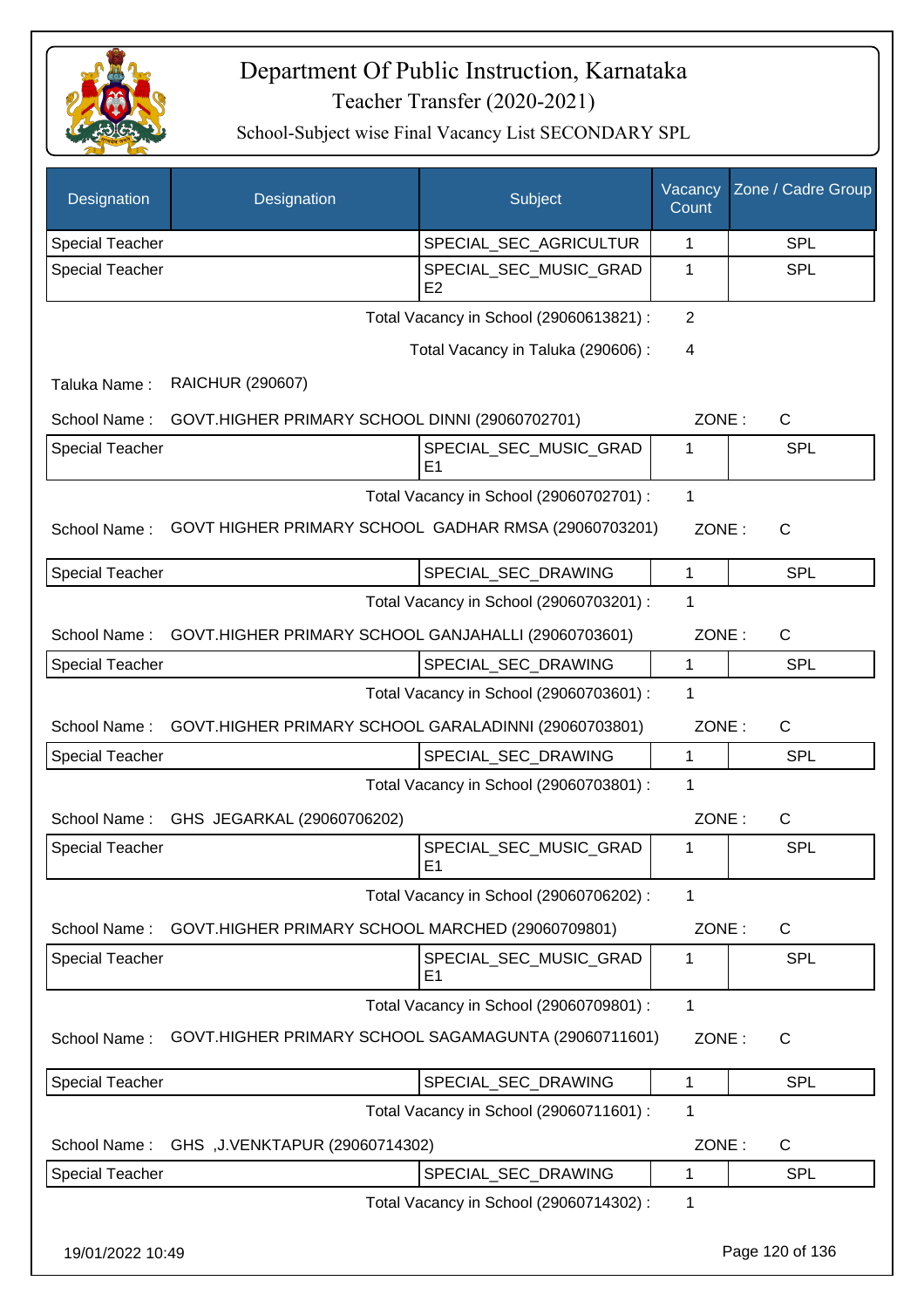# Department Of Public Instruction, Karnataka

Teacher Transfer (2020-2021)

School-Subject wise Final Vacancy List SECONDARY SPL

| Designation | Designation | Subject | Vacancy Count | Zone / Cadre Group |
|---|---|---|---|---|
| Special Teacher | | SPECIAL_SEC_AGRICULTUR | 1 | SPL |
| Special Teacher | | SPECIAL_SEC_MUSIC_GRADE2 | 1 | SPL |

Total Vacancy in School (29060613821) : 2

Total Vacancy in Taluka (290606) : 4

Taluka Name : RAICHUR (290607)

School Name : GOVT.HIGHER PRIMARY SCHOOL DINNI (29060702701) ZONE : C

| Designation | Designation | Subject | Vacancy Count | Zone / Cadre Group |
|---|---|---|---|---|
| Special Teacher | | SPECIAL_SEC_MUSIC_GRADE1 | 1 | SPL |

Total Vacancy in School (29060702701) : 1

School Name : GOVT HIGHER PRIMARY SCHOOL GADHAR RMSA (29060703201) ZONE : C

| Designation | Designation | Subject | Vacancy Count | Zone / Cadre Group |
|---|---|---|---|---|
| Special Teacher | | SPECIAL_SEC_DRAWING | 1 | SPL |

Total Vacancy in School (29060703201) : 1

School Name : GOVT.HIGHER PRIMARY SCHOOL GANJAHALLI (29060703601) ZONE : C

| Designation | Designation | Subject | Vacancy Count | Zone / Cadre Group |
|---|---|---|---|---|
| Special Teacher | | SPECIAL_SEC_DRAWING | 1 | SPL |

Total Vacancy in School (29060703601) : 1

School Name : GOVT.HIGHER PRIMARY SCHOOL GARALADINNI (29060703801) ZONE : C

| Designation | Designation | Subject | Vacancy Count | Zone / Cadre Group |
|---|---|---|---|---|
| Special Teacher | | SPECIAL_SEC_DRAWING | 1 | SPL |

Total Vacancy in School (29060703801) : 1

School Name : GHS JEGARKAL (29060706202) ZONE : C

| Designation | Designation | Subject | Vacancy Count | Zone / Cadre Group |
|---|---|---|---|---|
| Special Teacher | | SPECIAL_SEC_MUSIC_GRADE1 | 1 | SPL |

Total Vacancy in School (29060706202) : 1

School Name : GOVT.HIGHER PRIMARY SCHOOL MARCHED (29060709801) ZONE : C

| Designation | Designation | Subject | Vacancy Count | Zone / Cadre Group |
|---|---|---|---|---|
| Special Teacher | | SPECIAL_SEC_MUSIC_GRADE1 | 1 | SPL |

Total Vacancy in School (29060709801) : 1

School Name : GOVT.HIGHER PRIMARY SCHOOL SAGAMAGUNTA (29060711601) ZONE : C

| Designation | Designation | Subject | Vacancy Count | Zone / Cadre Group |
|---|---|---|---|---|
| Special Teacher | | SPECIAL_SEC_DRAWING | 1 | SPL |

Total Vacancy in School (29060711601) : 1

School Name : GHS ,J.VENKTAPUR (29060714302) ZONE : C

| Designation | Designation | Subject | Vacancy Count | Zone / Cadre Group |
|---|---|---|---|---|
| Special Teacher | | SPECIAL_SEC_DRAWING | 1 | SPL |

Total Vacancy in School (29060714302) : 1

19/01/2022 10:49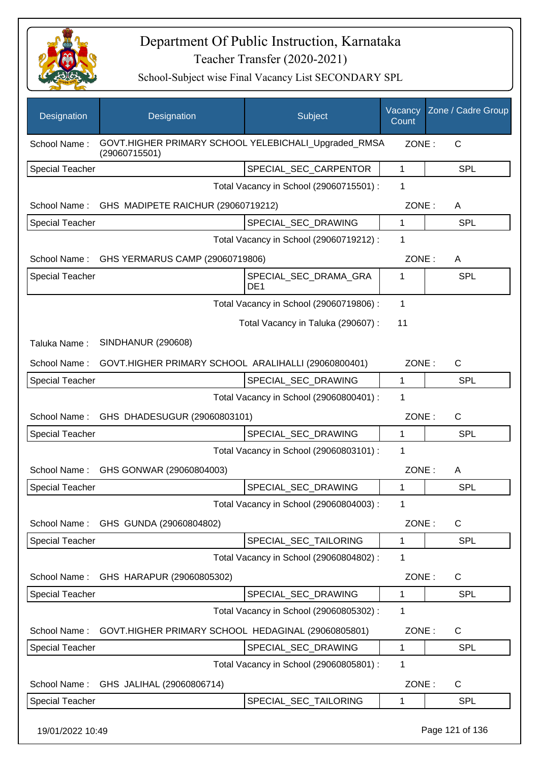# Department Of Public Instruction, Karnataka

## Teacher Transfer (2020-2021)

### School-Subject wise Final Vacancy List SECONDARY SPL

| Designation | Designation | Subject | Vacancy Count | Zone / Cadre Group |
|---|---|---|---|---|
| School Name : | GOVT.HIGHER PRIMARY SCHOOL YELEBICHALI_Upgraded_RMSA (29060715501) | | ZONE : | C |
| Special Teacher | | SPECIAL_SEC_CARPENTOR | 1 | SPL |
| | | Total Vacancy in School (29060715501) : | 1 | |
| School Name : | GHS MADIPETE RAICHUR (29060719212) | | ZONE : | A |
| Special Teacher | | SPECIAL_SEC_DRAWING | 1 | SPL |
| | | Total Vacancy in School (29060719212) : | 1 | |
| School Name : | GHS YERMARUS CAMP (29060719806) | | ZONE : | A |
| Special Teacher | | SPECIAL_SEC_DRAMA_GRADE1 | 1 | SPL |
| | | Total Vacancy in School (29060719806) : | 1 | |
| | | Total Vacancy in Taluka (290607) : | 11 | |
| Taluka Name : | SINDHANUR (290608) | | | |
| School Name : | GOVT.HIGHER PRIMARY SCHOOL ARALIHALLI (29060800401) | | ZONE : | C |
| Special Teacher | | SPECIAL_SEC_DRAWING | 1 | SPL |
| | | Total Vacancy in School (29060800401) : | 1 | |
| School Name : | GHS DHADESUGUR (29060803101) | | ZONE : | C |
| Special Teacher | | SPECIAL_SEC_DRAWING | 1 | SPL |
| | | Total Vacancy in School (29060803101) : | 1 | |
| School Name : | GHS GONWAR (29060804003) | | ZONE : | A |
| Special Teacher | | SPECIAL_SEC_DRAWING | 1 | SPL |
| | | Total Vacancy in School (29060804003) : | 1 | |
| School Name : | GHS GUNDA (29060804802) | | ZONE : | C |
| Special Teacher | | SPECIAL_SEC_TAILORING | 1 | SPL |
| | | Total Vacancy in School (29060804802) : | 1 | |
| School Name : | GHS HARAPUR (29060805302) | | ZONE : | C |
| Special Teacher | | SPECIAL_SEC_DRAWING | 1 | SPL |
| | | Total Vacancy in School (29060805302) : | 1 | |
| School Name : | GOVT.HIGHER PRIMARY SCHOOL HEDAGINAL (29060805801) | | ZONE : | C |
| Special Teacher | | SPECIAL_SEC_DRAWING | 1 | SPL |
| | | Total Vacancy in School (29060805801) : | 1 | |
| School Name : | GHS JALIHAL (29060806714) | | ZONE : | C |
| Special Teacher | | SPECIAL_SEC_TAILORING | 1 | SPL |

19/01/2022 10:49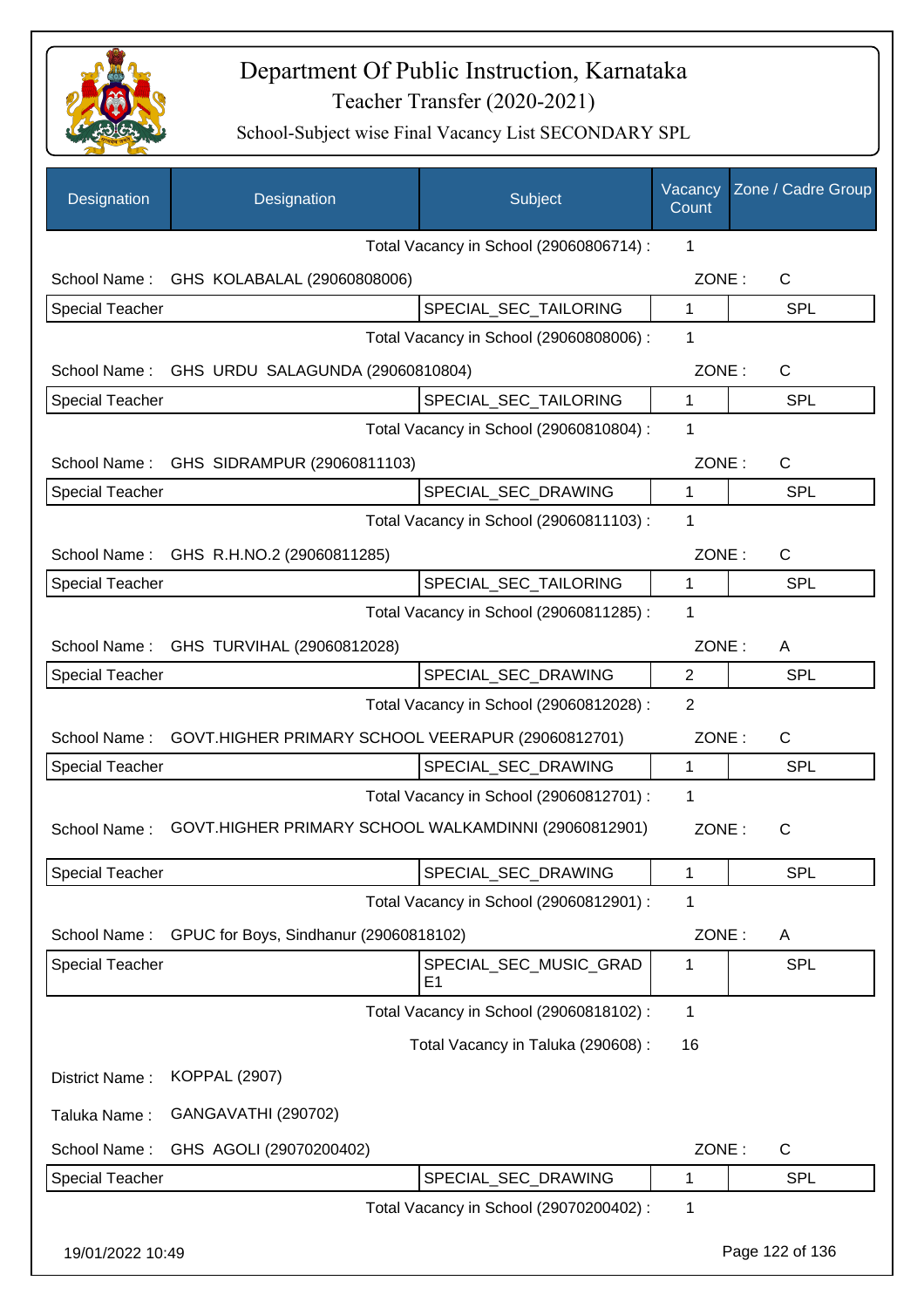# Department Of Public Instruction, Karnataka

## Teacher Transfer (2020-2021)

### School-Subject wise Final Vacancy List SECONDARY SPL

| Designation | Designation | Subject | Vacancy Count | Zone / Cadre Group |
|---|---|---|---|---|
| | | Total Vacancy in School (29060806714) : | 1 | |
| School Name : | GHS KOLABALAL (29060808006) | | ZONE : | C |
| Special Teacher | | SPECIAL_SEC_TAILORING | 1 | SPL |
| | | Total Vacancy in School (29060808006) : | 1 | |
| School Name : | GHS URDU SALAGUNDA (29060810804) | | ZONE : | C |
| Special Teacher | | SPECIAL_SEC_TAILORING | 1 | SPL |
| | | Total Vacancy in School (29060810804) : | 1 | |
| School Name : | GHS SIDRAMPUR (29060811103) | | ZONE : | C |
| Special Teacher | | SPECIAL_SEC_DRAWING | 1 | SPL |
| | | Total Vacancy in School (29060811103) : | 1 | |
| School Name : | GHS R.H.NO.2 (29060811285) | | ZONE : | C |
| Special Teacher | | SPECIAL_SEC_TAILORING | 1 | SPL |
| | | Total Vacancy in School (29060811285) : | 1 | |
| School Name : | GHS TURVIHAL (29060812028) | | ZONE : | A |
| Special Teacher | | SPECIAL_SEC_DRAWING | 2 | SPL |
| | | Total Vacancy in School (29060812028) : | 2 | |
| School Name : | GOVT.HIGHER PRIMARY SCHOOL VEERAPUR (29060812701) | | ZONE : | C |
| Special Teacher | | SPECIAL_SEC_DRAWING | 1 | SPL |
| | | Total Vacancy in School (29060812701) : | 1 | |
| School Name : | GOVT.HIGHER PRIMARY SCHOOL WALKAMDINNI (29060812901) | | ZONE : | C |
| Special Teacher | | SPECIAL_SEC_DRAWING | 1 | SPL |
| | | Total Vacancy in School (29060812901) : | 1 | |
| School Name : | GPUC for Boys, Sindhanur (29060818102) | | ZONE : | A |
| Special Teacher | | SPECIAL_SEC_MUSIC_GRADE1 | 1 | SPL |
| | | Total Vacancy in School (29060818102) : | 1 | |
| | | Total Vacancy in Taluka (290608) : | 16 | |
| District Name : | KOPPAL (2907) | | | |
| Taluka Name : | GANGAVATHI (290702) | | | |
| School Name : | GHS AGOLI (29070200402) | | ZONE : | C |
| Special Teacher | | SPECIAL_SEC_DRAWING | 1 | SPL |
| | | Total Vacancy in School (29070200402) : | 1 | |

19/01/2022 10:49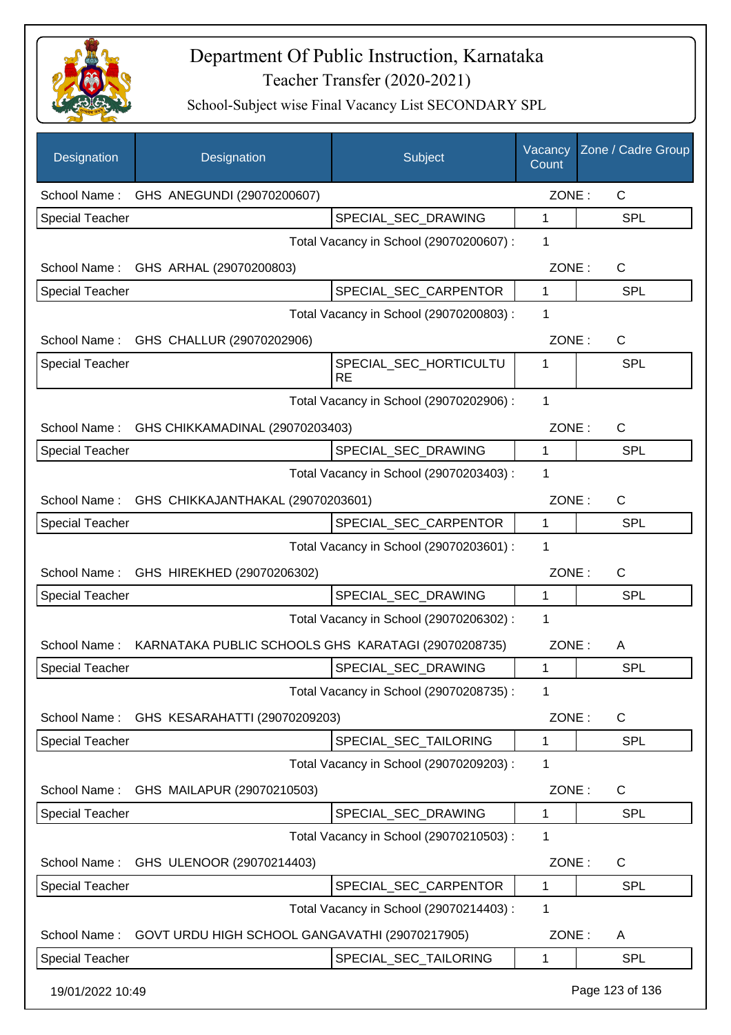# Department Of Public Instruction, Karnataka

## Teacher Transfer (2020-2021)

### School-Subject wise Final Vacancy List SECONDARY SPL

| Designation | Designation | Subject | Vacancy Count | Zone / Cadre Group |
|---|---|---|---|---|
| School Name : | GHS ANEGUNDI (29070200607) | | ZONE : | C |
| Special Teacher | | SPECIAL_SEC_DRAWING | 1 | SPL |
| | | Total Vacancy in School (29070200607) : | 1 | |
| School Name : | GHS ARHAL (29070200803) | | ZONE : | C |
| Special Teacher | | SPECIAL_SEC_CARPENTOR | 1 | SPL |
| | | Total Vacancy in School (29070200803) : | 1 | |
| School Name : | GHS CHALLUR (29070202906) | | ZONE : | C |
| Special Teacher | | SPECIAL_SEC_HORTICULTURE | 1 | SPL |
| | | Total Vacancy in School (29070202906) : | 1 | |
| School Name : | GHS CHIKKAMADINAL (29070203403) | | ZONE : | C |
| Special Teacher | | SPECIAL_SEC_DRAWING | 1 | SPL |
| | | Total Vacancy in School (29070203403) : | 1 | |
| School Name : | GHS CHIKKAJANTHAKAL (29070203601) | | ZONE : | C |
| Special Teacher | | SPECIAL_SEC_CARPENTOR | 1 | SPL |
| | | Total Vacancy in School (29070203601) : | 1 | |
| School Name : | GHS HIREKHED (29070206302) | | ZONE : | C |
| Special Teacher | | SPECIAL_SEC_DRAWING | 1 | SPL |
| | | Total Vacancy in School (29070206302) : | 1 | |
| School Name : | KARNATAKA PUBLIC SCHOOLS GHS KARATAGI (29070208735) | | ZONE : | A |
| Special Teacher | | SPECIAL_SEC_DRAWING | 1 | SPL |
| | | Total Vacancy in School (29070208735) : | 1 | |
| School Name : | GHS KESARAHATTI (29070209203) | | ZONE : | C |
| Special Teacher | | SPECIAL_SEC_TAILORING | 1 | SPL |
| | | Total Vacancy in School (29070209203) : | 1 | |
| School Name : | GHS MAILAPUR (29070210503) | | ZONE : | C |
| Special Teacher | | SPECIAL_SEC_DRAWING | 1 | SPL |
| | | Total Vacancy in School (29070210503) : | 1 | |
| School Name : | GHS ULENOOR (29070214403) | | ZONE : | C |
| Special Teacher | | SPECIAL_SEC_CARPENTOR | 1 | SPL |
| | | Total Vacancy in School (29070214403) : | 1 | |
| School Name : | GOVT URDU HIGH SCHOOL GANGAVATHI (29070217905) | | ZONE : | A |
| Special Teacher | | SPECIAL_SEC_TAILORING | 1 | SPL |

19/01/2022 10:49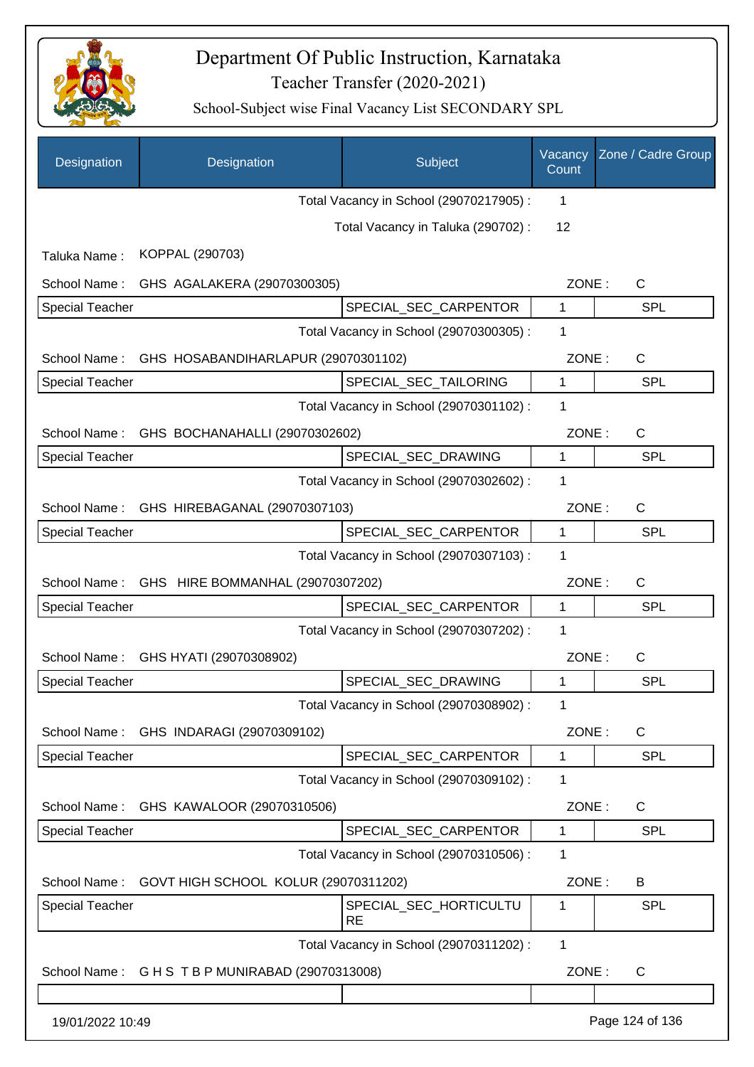# Department Of Public Instruction, Karnataka

## Teacher Transfer (2020-2021)

### School-Subject wise Final Vacancy List SECONDARY SPL

| Designation | Designation | Subject | Vacancy Count | Zone / Cadre Group |
|---|---|---|---|---|
| | | Total Vacancy in School (29070217905) : | 1 | |
| | | Total Vacancy in Taluka (290702) : | 12 | |
| Taluka Name : | KOPPAL (290703) | | | |
| School Name : | GHS AGALAKERA (29070300305) | | ZONE : | C |
| Special Teacher | | SPECIAL_SEC_CARPENTOR | 1 | SPL |
| | | Total Vacancy in School (29070300305) : | 1 | |
| School Name : | GHS HOSABANDIHARLAPUR (29070301102) | | ZONE : | C |
| Special Teacher | | SPECIAL_SEC_TAILORING | 1 | SPL |
| | | Total Vacancy in School (29070301102) : | 1 | |
| School Name : | GHS BOCHANAHALLI (29070302602) | | ZONE : | C |
| Special Teacher | | SPECIAL_SEC_DRAWING | 1 | SPL |
| | | Total Vacancy in School (29070302602) : | 1 | |
| School Name : | GHS HIREBAGANAL (29070307103) | | ZONE : | C |
| Special Teacher | | SPECIAL_SEC_CARPENTOR | 1 | SPL |
| | | Total Vacancy in School (29070307103) : | 1 | |
| School Name : | GHS HIRE BOMMANHAL (29070307202) | | ZONE : | C |
| Special Teacher | | SPECIAL_SEC_CARPENTOR | 1 | SPL |
| | | Total Vacancy in School (29070307202) : | 1 | |
| School Name : | GHS HYATI (29070308902) | | ZONE : | C |
| Special Teacher | | SPECIAL_SEC_DRAWING | 1 | SPL |
| | | Total Vacancy in School (29070308902) : | 1 | |
| School Name : | GHS INDARAGI (29070309102) | | ZONE : | C |
| Special Teacher | | SPECIAL_SEC_CARPENTOR | 1 | SPL |
| | | Total Vacancy in School (29070309102) : | 1 | |
| School Name : | GHS KAWALOOR (29070310506) | | ZONE : | C |
| Special Teacher | | SPECIAL_SEC_CARPENTOR | 1 | SPL |
| | | Total Vacancy in School (29070310506) : | 1 | |
| School Name : | GOVT HIGH SCHOOL KOLUR (29070311202) | | ZONE : | B |
| Special Teacher | | SPECIAL_SEC_HORTICULTURE | 1 | SPL |
| | | Total Vacancy in School (29070311202) : | 1 | |
| School Name : | G H S T B P MUNIRABAD (29070313008) | | ZONE : | C |
| | | | | |

19/01/2022 10:49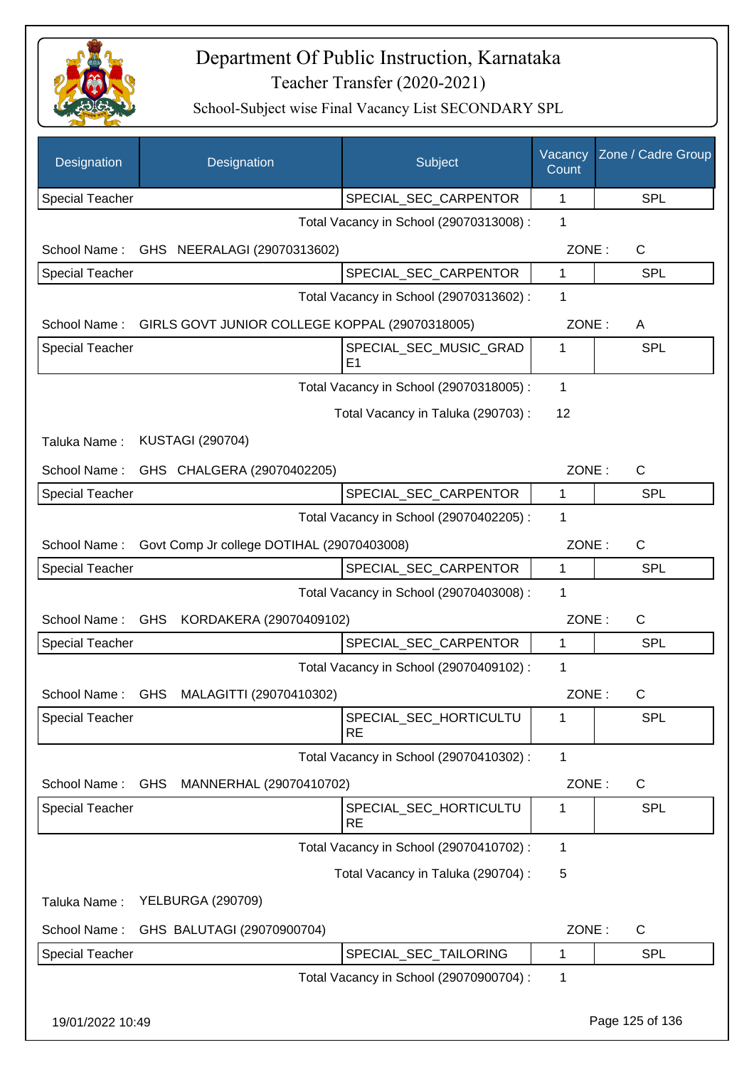# Department Of Public Instruction, Karnataka

Teacher Transfer (2020-2021)

School-Subject wise Final Vacancy List SECONDARY SPL

| Designation | Designation | Subject | Vacancy Count | Zone / Cadre Group |
|---|---|---|---|---|
| Special Teacher | | SPECIAL_SEC_CARPENTOR | 1 | SPL |

Total Vacancy in School (29070313008) : 1

School Name : GHS NEERALAGI (29070313602) ZONE : C

| Special Teacher | | SPECIAL_SEC_CARPENTOR | 1 | SPL |
|---|---|---|---|---|

Total Vacancy in School (29070313602) : 1

School Name : GIRLS GOVT JUNIOR COLLEGE KOPPAL (29070318005) ZONE : A

| Special Teacher | | SPECIAL_SEC_MUSIC_GRADE1 | 1 | SPL |
|---|---|---|---|---|

Total Vacancy in School (29070318005) : 1

Total Vacancy in Taluka (290703) : 12

Taluka Name : KUSTAGI (290704)

School Name : GHS CHALGERA (29070402205) ZONE : C

| Special Teacher | | SPECIAL_SEC_CARPENTOR | 1 | SPL |
|---|---|---|---|---|

Total Vacancy in School (29070402205) : 1

School Name : Govt Comp Jr college DOTIHAL (29070403008) ZONE : C

| Special Teacher | | SPECIAL_SEC_CARPENTOR | 1 | SPL |
|---|---|---|---|---|

Total Vacancy in School (29070403008) : 1

School Name : GHS KORDAKERA (29070409102) ZONE : C

| Special Teacher | | SPECIAL_SEC_CARPENTOR | 1 | SPL |
|---|---|---|---|---|

Total Vacancy in School (29070409102) : 1

School Name : GHS MALAGITTI (29070410302) ZONE : C

| Special Teacher | | SPECIAL_SEC_HORTICULTURE | 1 | SPL |
|---|---|---|---|---|

Total Vacancy in School (29070410302) : 1

School Name : GHS MANNERHAL (29070410702) ZONE : C

| Special Teacher | | SPECIAL_SEC_HORTICULTURE | 1 | SPL |
|---|---|---|---|---|

Total Vacancy in School (29070410702) : 1

Total Vacancy in Taluka (290704) : 5

Taluka Name : YELBURGA (290709)

School Name : GHS BALUTAGI (29070900704) ZONE : C

| Special Teacher | | SPECIAL_SEC_TAILORING | 1 | SPL |
|---|---|---|---|---|

Total Vacancy in School (29070900704) : 1

19/01/2022 10:49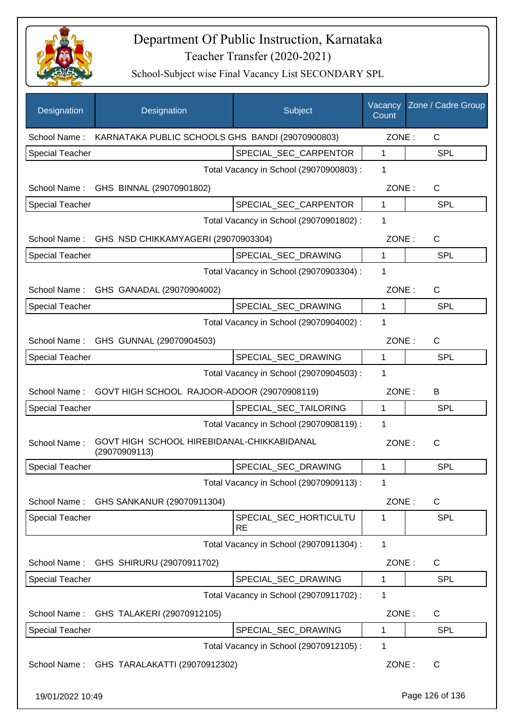# Department Of Public Instruction, Karnataka
## Teacher Transfer (2020-2021)
### School-Subject wise Final Vacancy List SECONDARY SPL

| Designation | Designation | Subject | Vacancy Count | Zone / Cadre Group |
|---|---|---|---|---|
| School Name : | KARNATAKA PUBLIC SCHOOLS GHS BANDI (29070900803) | | ZONE : | C |
| Special Teacher | | SPECIAL_SEC_CARPENTOR | 1 | SPL |
| | | Total Vacancy in School (29070900803) : | 1 | |
| School Name : | GHS BINNAL (29070901802) | | ZONE : | C |
| Special Teacher | | SPECIAL_SEC_CARPENTOR | 1 | SPL |
| | | Total Vacancy in School (29070901802) : | 1 | |
| School Name : | GHS NSD CHIKKAMYAGERI (29070903304) | | ZONE : | C |
| Special Teacher | | SPECIAL_SEC_DRAWING | 1 | SPL |
| | | Total Vacancy in School (29070903304) : | 1 | |
| School Name : | GHS GANADAL (29070904002) | | ZONE : | C |
| Special Teacher | | SPECIAL_SEC_DRAWING | 1 | SPL |
| | | Total Vacancy in School (29070904002) : | 1 | |
| School Name : | GHS GUNNAL (29070904503) | | ZONE : | C |
| Special Teacher | | SPECIAL_SEC_DRAWING | 1 | SPL |
| | | Total Vacancy in School (29070904503) : | 1 | |
| School Name : | GOVT HIGH SCHOOL RAJOOR-ADOOR (29070908119) | | ZONE : | B |
| Special Teacher | | SPECIAL_SEC_TAILORING | 1 | SPL |
| | | Total Vacancy in School (29070908119) : | 1 | |
| School Name : | GOVT HIGH SCHOOL HIREBIDANAL-CHIKKABIDANAL (29070909113) | | ZONE : | C |
| Special Teacher | | SPECIAL_SEC_DRAWING | 1 | SPL |
| | | Total Vacancy in School (29070909113) : | 1 | |
| School Name : | GHS SANKANUR (29070911304) | | ZONE : | C |
| Special Teacher | | SPECIAL_SEC_HORTICULTURE | 1 | SPL |
| | | Total Vacancy in School (29070911304) : | 1 | |
| School Name : | GHS SHIRURU (29070911702) | | ZONE : | C |
| Special Teacher | | SPECIAL_SEC_DRAWING | 1 | SPL |
| | | Total Vacancy in School (29070911702) : | 1 | |
| School Name : | GHS TALAKERI (29070912105) | | ZONE : | C |
| Special Teacher | | SPECIAL_SEC_DRAWING | 1 | SPL |
| | | Total Vacancy in School (29070912105) : | 1 | |
| School Name : | GHS TARALAKATTI (29070912302) | | ZONE : | C |

19/01/2022 10:49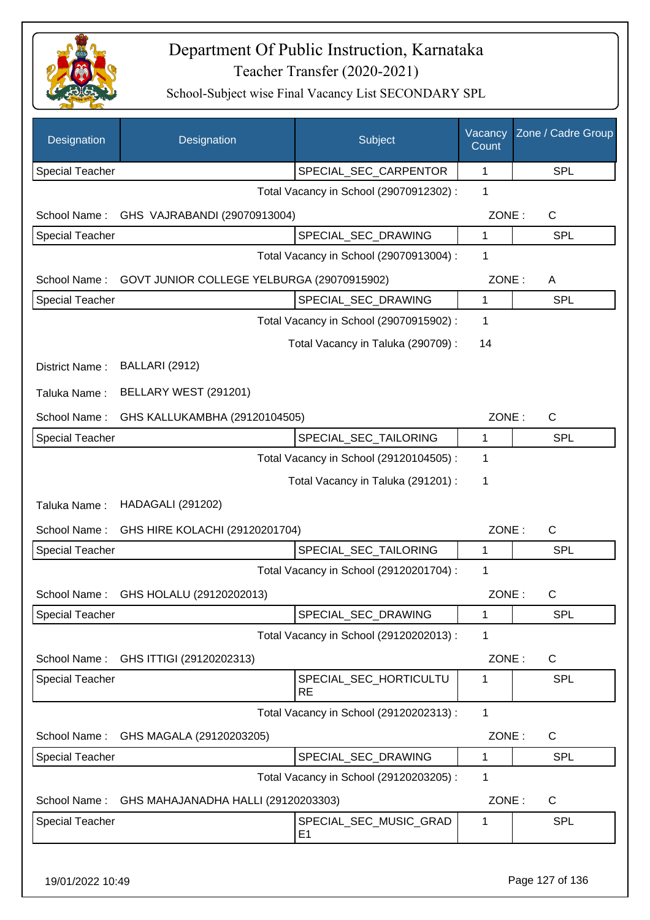# Department Of Public Instruction, Karnataka
## Teacher Transfer (2020-2021)
### School-Subject wise Final Vacancy List SECONDARY SPL

| Designation | Designation | Subject | Vacancy Count | Zone / Cadre Group |
|---|---|---|---|---|
| Special Teacher | | SPECIAL_SEC_CARPENTOR | 1 | SPL |

Total Vacancy in School (29070912302) : 1

School Name : GHS VAJRABANDI (29070913004) ZONE : C

| Designation | Designation | Subject | Vacancy Count | Zone / Cadre Group |
|---|---|---|---|---|
| Special Teacher | | SPECIAL_SEC_DRAWING | 1 | SPL |

Total Vacancy in School (29070913004) : 1

School Name : GOVT JUNIOR COLLEGE YELBURGA (29070915902) ZONE : A

| Designation | Designation | Subject | Vacancy Count | Zone / Cadre Group |
|---|---|---|---|---|
| Special Teacher | | SPECIAL_SEC_DRAWING | 1 | SPL |

Total Vacancy in School (29070915902) : 1

Total Vacancy in Taluka (290709) : 14

District Name : BALLARI (2912)

Taluka Name : BELLARY WEST (291201)

School Name : GHS KALLUKAMBHA (29120104505) ZONE : C

| Designation | Designation | Subject | Vacancy Count | Zone / Cadre Group |
|---|---|---|---|---|
| Special Teacher | | SPECIAL_SEC_TAILORING | 1 | SPL |

Total Vacancy in School (29120104505) : 1

Total Vacancy in Taluka (291201) : 1

Taluka Name : HADAGALI (291202)

School Name : GHS HIRE KOLACHI (29120201704) ZONE : C

| Designation | Designation | Subject | Vacancy Count | Zone / Cadre Group |
|---|---|---|---|---|
| Special Teacher | | SPECIAL_SEC_TAILORING | 1 | SPL |

Total Vacancy in School (29120201704) : 1

School Name : GHS HOLALU (29120202013) ZONE : C

| Designation | Designation | Subject | Vacancy Count | Zone / Cadre Group |
|---|---|---|---|---|
| Special Teacher | | SPECIAL_SEC_DRAWING | 1 | SPL |

Total Vacancy in School (29120202013) : 1

School Name : GHS ITTIGI (29120202313) ZONE : C

| Designation | Designation | Subject | Vacancy Count | Zone / Cadre Group |
|---|---|---|---|---|
| Special Teacher | | SPECIAL_SEC_HORTICULTURE | 1 | SPL |

Total Vacancy in School (29120202313) : 1

School Name : GHS MAGALA (29120203205) ZONE : C

| Designation | Designation | Subject | Vacancy Count | Zone / Cadre Group |
|---|---|---|---|---|
| Special Teacher | | SPECIAL_SEC_DRAWING | 1 | SPL |

Total Vacancy in School (29120203205) : 1

School Name : GHS MAHAJANADHA HALLI (29120203303) ZONE : C

| Designation | Designation | Subject | Vacancy Count | Zone / Cadre Group |
|---|---|---|---|---|
| Special Teacher | | SPECIAL_SEC_MUSIC_GRADE1 | 1 | SPL |

19/01/2022 10:49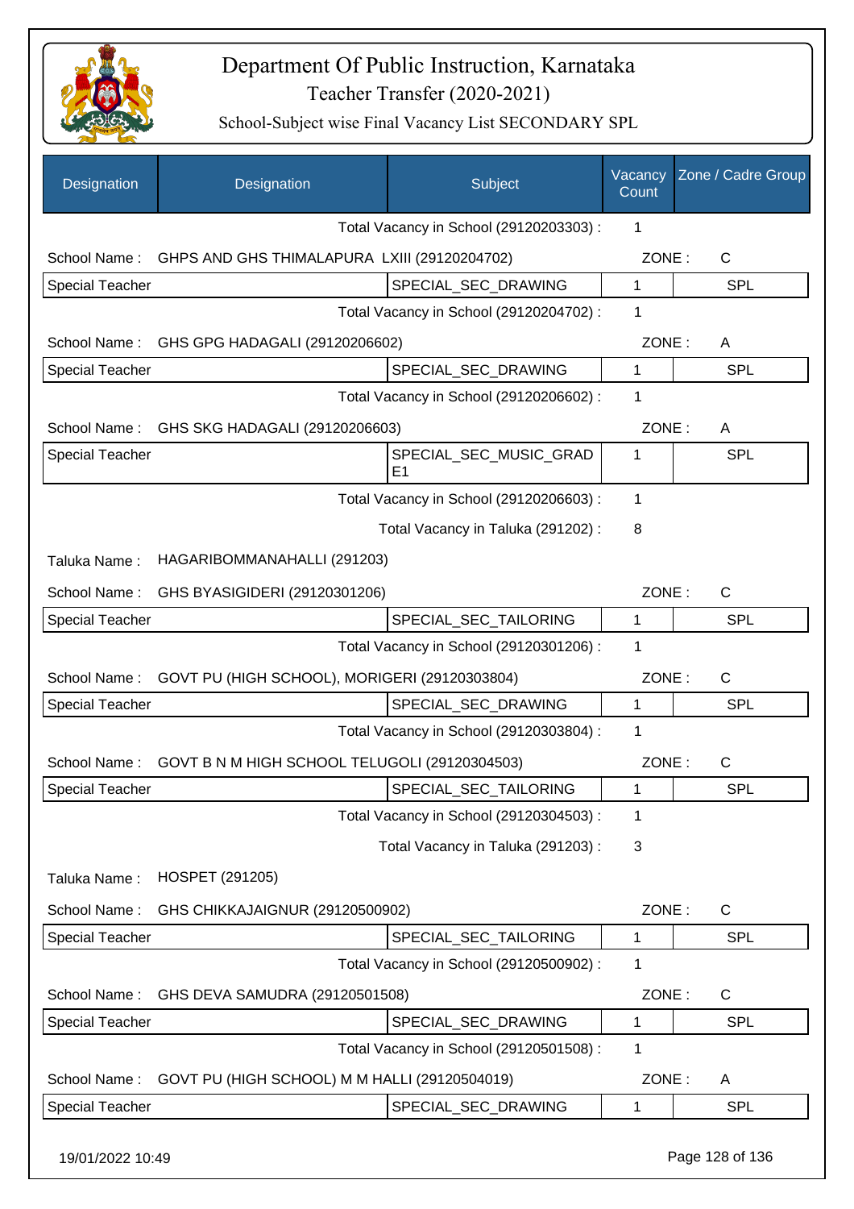# Department Of Public Instruction, Karnataka

## Teacher Transfer (2020-2021)

### School-Subject wise Final Vacancy List SECONDARY SPL

| Designation | Designation | Subject | Vacancy Count | Zone / Cadre Group |
|---|---|---|---|---|
| | | Total Vacancy in School (29120203303) : | 1 | |
| School Name : | GHPS AND GHS THIMALAPURA LXIII (29120204702) | | ZONE : | C |
| Special Teacher | | SPECIAL_SEC_DRAWING | 1 | SPL |
| | | Total Vacancy in School (29120204702) : | 1 | |
| School Name : | GHS GPG HADAGALI (29120206602) | | ZONE : | A |
| Special Teacher | | SPECIAL_SEC_DRAWING | 1 | SPL |
| | | Total Vacancy in School (29120206602) : | 1 | |
| School Name : | GHS SKG HADAGALI (29120206603) | | ZONE : | A |
| Special Teacher | | SPECIAL_SEC_MUSIC_GRADE1 | 1 | SPL |
| | | Total Vacancy in School (29120206603) : | 1 | |
| | | Total Vacancy in Taluka (291202) : | 8 | |
| Taluka Name : | HAGARIBOMMANAHALLI (291203) | | | |
| School Name : | GHS BYASIGIDERI (29120301206) | | ZONE : | C |
| Special Teacher | | SPECIAL_SEC_TAILORING | 1 | SPL |
| | | Total Vacancy in School (29120301206) : | 1 | |
| School Name : | GOVT PU (HIGH SCHOOL), MORIGERI (29120303804) | | ZONE : | C |
| Special Teacher | | SPECIAL_SEC_DRAWING | 1 | SPL |
| | | Total Vacancy in School (29120303804) : | 1 | |
| School Name : | GOVT B N M HIGH SCHOOL TELUGOLI (29120304503) | | ZONE : | C |
| Special Teacher | | SPECIAL_SEC_TAILORING | 1 | SPL |
| | | Total Vacancy in School (29120304503) : | 1 | |
| | | Total Vacancy in Taluka (291203) : | 3 | |
| Taluka Name : | HOSPET (291205) | | | |
| School Name : | GHS CHIKKAJAIGNUR (29120500902) | | ZONE : | C |
| Special Teacher | | SPECIAL_SEC_TAILORING | 1 | SPL |
| | | Total Vacancy in School (29120500902) : | 1 | |
| School Name : | GHS DEVA SAMUDRA (29120501508) | | ZONE : | C |
| Special Teacher | | SPECIAL_SEC_DRAWING | 1 | SPL |
| | | Total Vacancy in School (29120501508) : | 1 | |
| School Name : | GOVT PU (HIGH SCHOOL) M M HALLI (29120504019) | | ZONE : | A |
| Special Teacher | | SPECIAL_SEC_DRAWING | 1 | SPL |

19/01/2022 10:49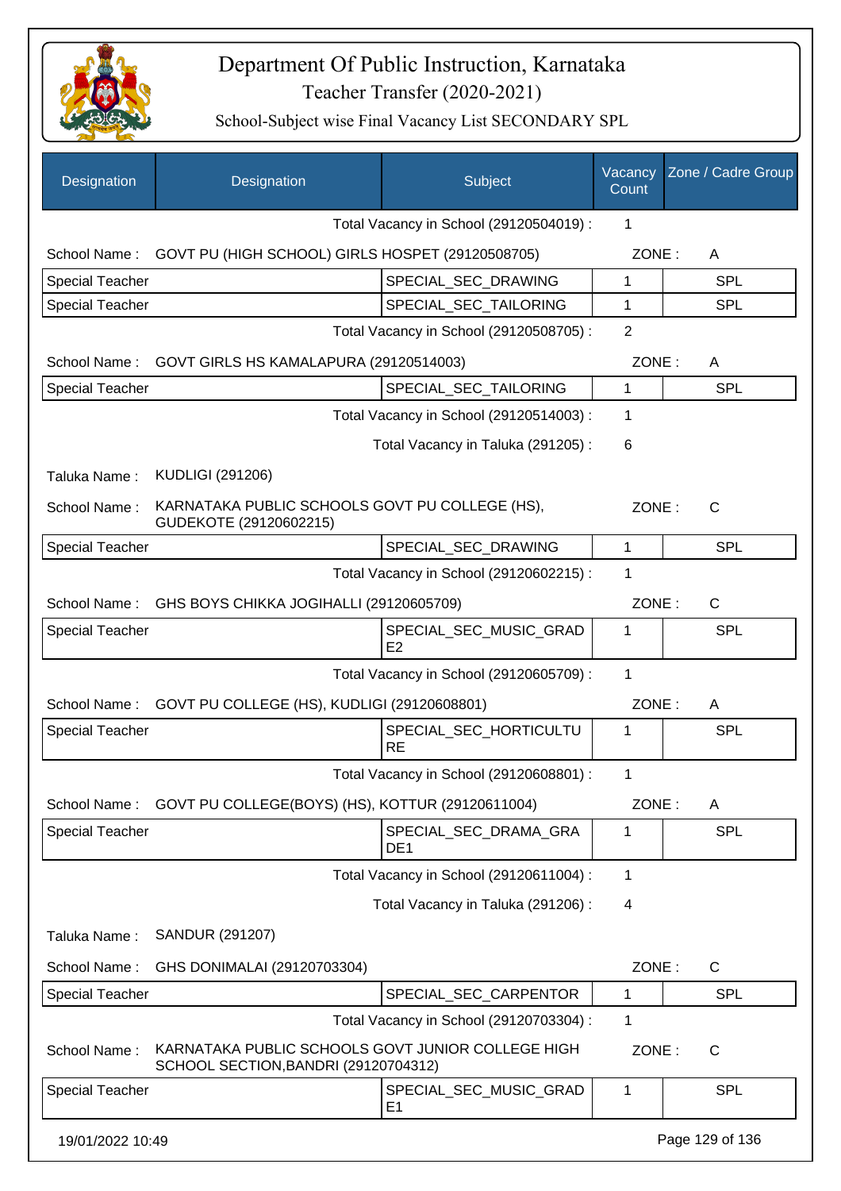# Department Of Public Instruction, Karnataka

## Teacher Transfer (2020-2021)

### School-Subject wise Final Vacancy List SECONDARY SPL

| Designation | Designation | Subject | Vacancy Count | Zone / Cadre Group |
|---|---|---|---|---|
| | | Total Vacancy in School (29120504019) : | 1 | |
| School Name : | GOVT PU (HIGH SCHOOL) GIRLS HOSPET (29120508705) | | ZONE : | A |
| Special Teacher | | SPECIAL_SEC_DRAWING | 1 | SPL |
| Special Teacher | | SPECIAL_SEC_TAILORING | 1 | SPL |
| | | Total Vacancy in School (29120508705) : | 2 | |
| School Name : | GOVT GIRLS HS KAMALAPURA (29120514003) | | ZONE : | A |
| Special Teacher | | SPECIAL_SEC_TAILORING | 1 | SPL |
| | | Total Vacancy in School (29120514003) : | 1 | |
| | | Total Vacancy in Taluka (291205) : | 6 | |
| Taluka Name : | KUDLIGI (291206) | | | |
| School Name : | KARNATAKA PUBLIC SCHOOLS GOVT PU COLLEGE (HS), GUDEKOTE (29120602215) | | ZONE : | C |
| Special Teacher | | SPECIAL_SEC_DRAWING | 1 | SPL |
| | | Total Vacancy in School (29120602215) : | 1 | |
| School Name : | GHS BOYS CHIKKA JOGIHALLI (29120605709) | | ZONE : | C |
| Special Teacher | | SPECIAL_SEC_MUSIC_GRADE2 | 1 | SPL |
| | | Total Vacancy in School (29120605709) : | 1 | |
| School Name : | GOVT PU COLLEGE (HS), KUDLIGI (29120608801) | | ZONE : | A |
| Special Teacher | | SPECIAL_SEC_HORTICULTURE | 1 | SPL |
| | | Total Vacancy in School (29120608801) : | 1 | |
| School Name : | GOVT PU COLLEGE(BOYS) (HS), KOTTUR (29120611004) | | ZONE : | A |
| Special Teacher | | SPECIAL_SEC_DRAMA_GRADE1 | 1 | SPL |
| | | Total Vacancy in School (29120611004) : | 1 | |
| | | Total Vacancy in Taluka (291206) : | 4 | |
| Taluka Name : | SANDUR (291207) | | | |
| School Name : | GHS DONIMALAI (29120703304) | | ZONE : | C |
| Special Teacher | | SPECIAL_SEC_CARPENTOR | 1 | SPL |
| | | Total Vacancy in School (29120703304) : | 1 | |
| School Name : | KARNATAKA PUBLIC SCHOOLS GOVT JUNIOR COLLEGE HIGH SCHOOL SECTION,BANDRI (29120704312) | | ZONE : | C |
| Special Teacher | | SPECIAL_SEC_MUSIC_GRADE1 | 1 | SPL |

19/01/2022 10:49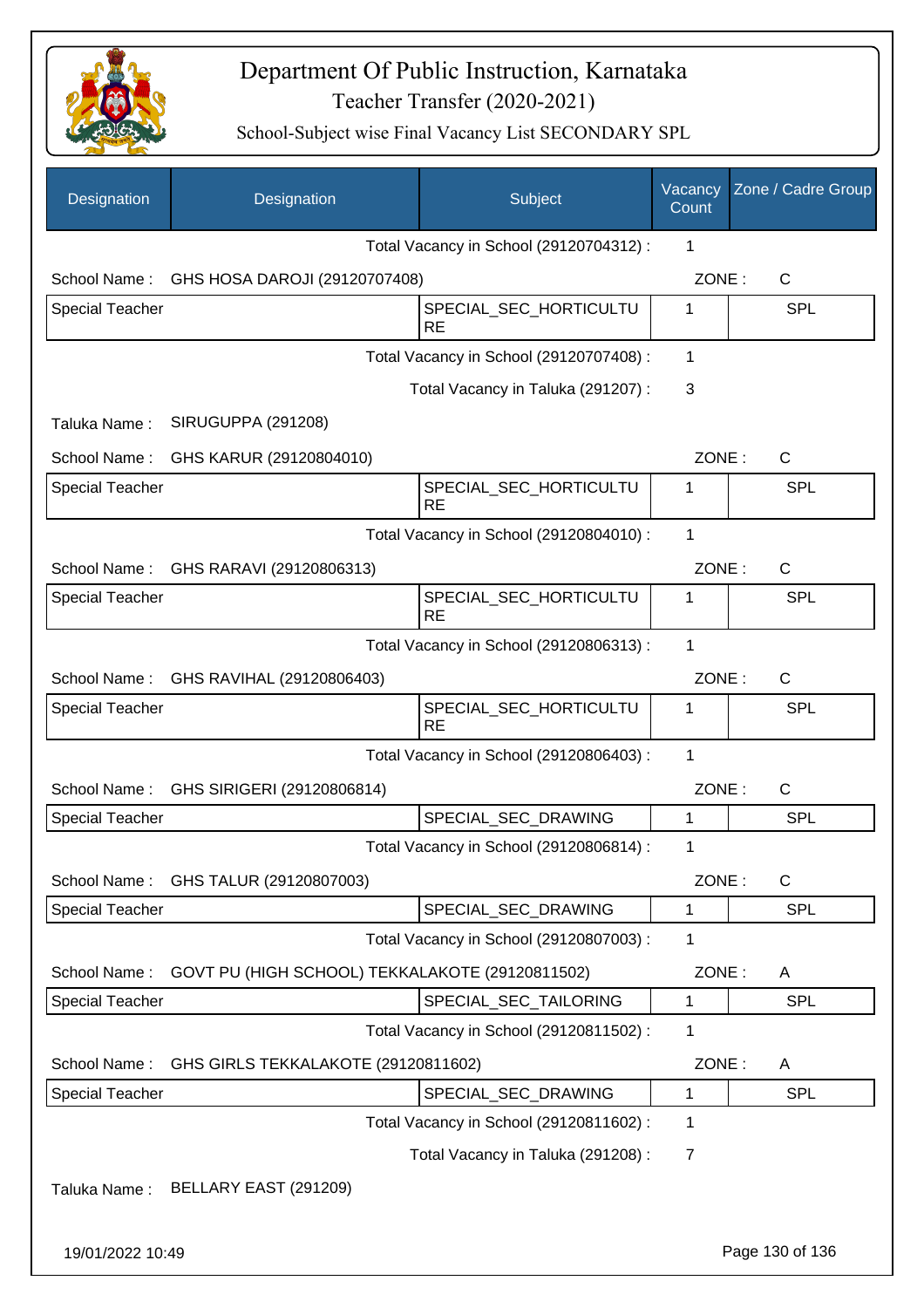# Department Of Public Instruction, Karnataka
## Teacher Transfer (2020-2021)
### School-Subject wise Final Vacancy List SECONDARY SPL

| Designation | Designation | Subject | Vacancy Count | Zone / Cadre Group |
|---|---|---|---|---|
| | | Total Vacancy in School (29120704312) : | 1 | |
| School Name : | GHS HOSA DAROJI (29120707408) | | ZONE : | C |
| Special Teacher | | SPECIAL_SEC_HORTICULTURE | 1 | SPL |
| | | Total Vacancy in School (29120707408) : | 1 | |
| | | Total Vacancy in Taluka (291207) : | 3 | |
| Taluka Name : | SIRUGUPPA (291208) | | | |
| School Name : | GHS KARUR (29120804010) | | ZONE : | C |
| Special Teacher | | SPECIAL_SEC_HORTICULTURE | 1 | SPL |
| | | Total Vacancy in School (29120804010) : | 1 | |
| School Name : | GHS RARAVI (29120806313) | | ZONE : | C |
| Special Teacher | | SPECIAL_SEC_HORTICULTURE | 1 | SPL |
| | | Total Vacancy in School (29120806313) : | 1 | |
| School Name : | GHS RAVIHAL (29120806403) | | ZONE : | C |
| Special Teacher | | SPECIAL_SEC_HORTICULTURE | 1 | SPL |
| | | Total Vacancy in School (29120806403) : | 1 | |
| School Name : | GHS SIRIGERI (29120806814) | | ZONE : | C |
| Special Teacher | | SPECIAL_SEC_DRAWING | 1 | SPL |
| | | Total Vacancy in School (29120806814) : | 1 | |
| School Name : | GHS TALUR (29120807003) | | ZONE : | C |
| Special Teacher | | SPECIAL_SEC_DRAWING | 1 | SPL |
| | | Total Vacancy in School (29120807003) : | 1 | |
| School Name : | GOVT PU (HIGH SCHOOL) TEKKALAKOTE (29120811502) | | ZONE : | A |
| Special Teacher | | SPECIAL_SEC_TAILORING | 1 | SPL |
| | | Total Vacancy in School (29120811502) : | 1 | |
| School Name : | GHS GIRLS TEKKALAKOTE (29120811602) | | ZONE : | A |
| Special Teacher | | SPECIAL_SEC_DRAWING | 1 | SPL |
| | | Total Vacancy in School (29120811602) : | 1 | |
| | | Total Vacancy in Taluka (291208) : | 7 | |
| Taluka Name : | BELLARY EAST (291209) | | | |

19/01/2022 10:49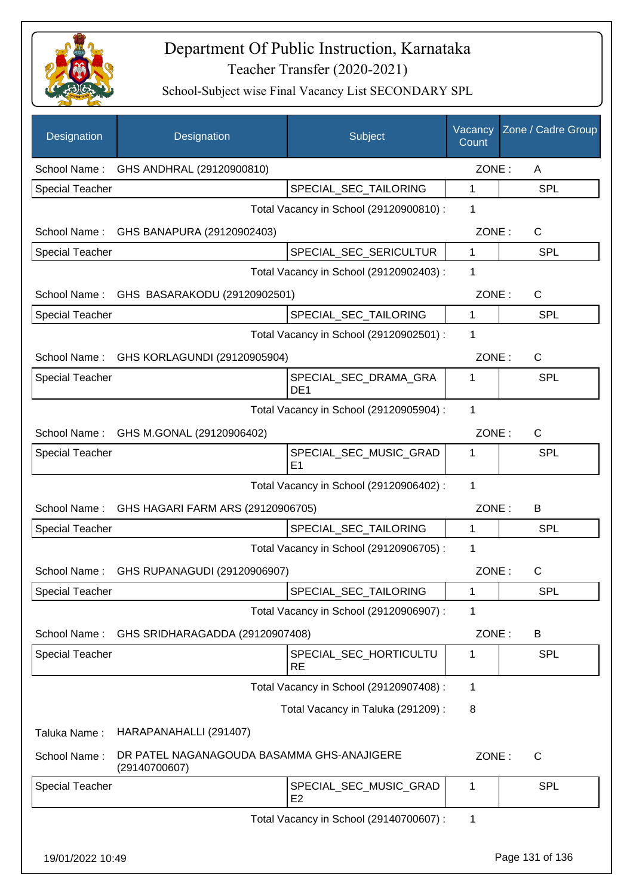# Department Of Public Instruction, Karnataka

## Teacher Transfer (2020-2021)

### School-Subject wise Final Vacancy List SECONDARY SPL

| Designation | Designation | Subject | Vacancy Count | Zone / Cadre Group |
|---|---|---|---|---|
| School Name : | GHS ANDHRAL (29120900810) | | ZONE : | A |
| Special Teacher | | SPECIAL_SEC_TAILORING | 1 | SPL |
| | | Total Vacancy in School (29120900810) : | 1 | |
| School Name : | GHS BANAPURA (29120902403) | | ZONE : | C |
| Special Teacher | | SPECIAL_SEC_SERICULTUR | 1 | SPL |
| | | Total Vacancy in School (29120902403) : | 1 | |
| School Name : | GHS BASARAKODU (29120902501) | | ZONE : | C |
| Special Teacher | | SPECIAL_SEC_TAILORING | 1 | SPL |
| | | Total Vacancy in School (29120902501) : | 1 | |
| School Name : | GHS KORLAGUNDI (29120905904) | | ZONE : | C |
| Special Teacher | | SPECIAL_SEC_DRAMA_GRADE1 | 1 | SPL |
| | | Total Vacancy in School (29120905904) : | 1 | |
| School Name : | GHS M.GONAL (29120906402) | | ZONE : | C |
| Special Teacher | | SPECIAL_SEC_MUSIC_GRADE1 | 1 | SPL |
| | | Total Vacancy in School (29120906402) : | 1 | |
| School Name : | GHS HAGARI FARM ARS (29120906705) | | ZONE : | B |
| Special Teacher | | SPECIAL_SEC_TAILORING | 1 | SPL |
| | | Total Vacancy in School (29120906705) : | 1 | |
| School Name : | GHS RUPANAGUDI (29120906907) | | ZONE : | C |
| Special Teacher | | SPECIAL_SEC_TAILORING | 1 | SPL |
| | | Total Vacancy in School (29120906907) : | 1 | |
| School Name : | GHS SRIDHARAGADDA (29120907408) | | ZONE : | B |
| Special Teacher | | SPECIAL_SEC_HORTICULTURE | 1 | SPL |
| | | Total Vacancy in School (29120907408) : | 1 | |
| | | Total Vacancy in Taluka (291209) : | 8 | |
| Taluka Name : | HARAPANAHALLI (291407) | | | |
| School Name : | DR PATEL NAGANAGOUDA BASAMMA GHS-ANAJIGERE (29140700607) | | ZONE : | C |
| Special Teacher | | SPECIAL_SEC_MUSIC_GRADE2 | 1 | SPL |
| | | Total Vacancy in School (29140700607) : | 1 | |

19/01/2022 10:49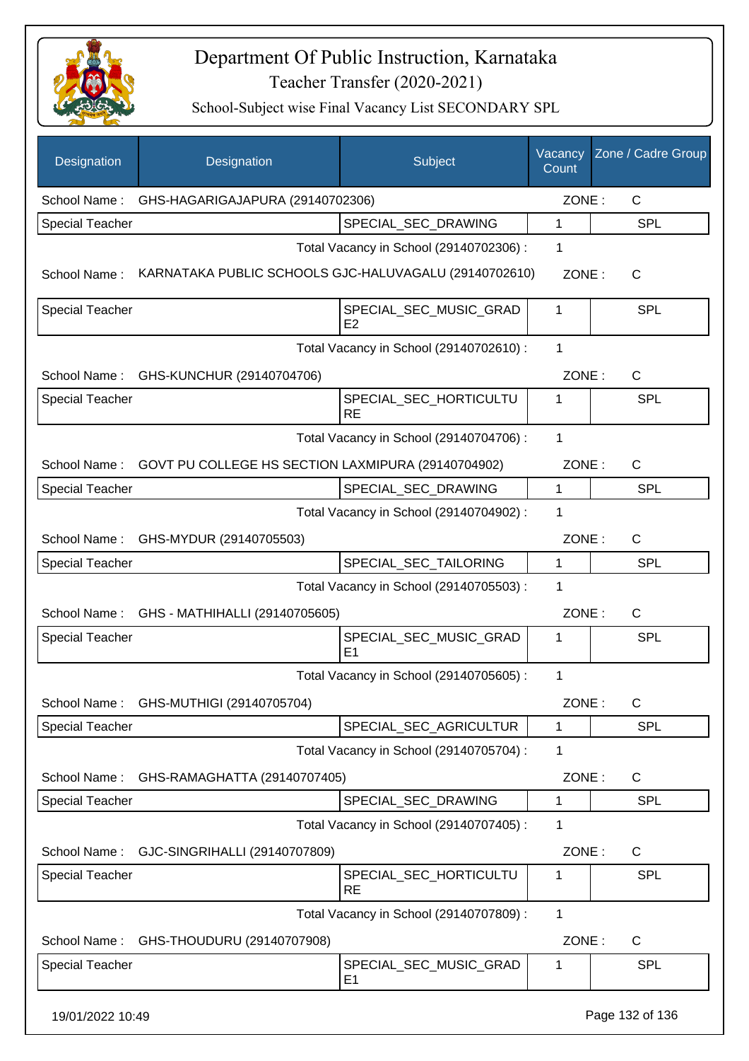# Department Of Public Instruction, Karnataka

## Teacher Transfer (2020-2021)

### School-Subject wise Final Vacancy List SECONDARY SPL

| Designation | Designation | Subject | Vacancy Count | Zone / Cadre Group |
|---|---|---|---|---|
| School Name : | GHS-HAGARIGAJAPURA (29140702306) | | ZONE : | C |
| Special Teacher | | SPECIAL_SEC_DRAWING | 1 | SPL |
| | | Total Vacancy in School (29140702306) : | 1 | |
| School Name : | KARNATAKA PUBLIC SCHOOLS GJC-HALUVAGALU (29140702610) | | ZONE : | C |
| Special Teacher | | SPECIAL_SEC_MUSIC_GRADE2 | 1 | SPL |
| | | Total Vacancy in School (29140702610) : | 1 | |
| School Name : | GHS-KUNCHUR (29140704706) | | ZONE : | C |
| Special Teacher | | SPECIAL_SEC_HORTICULTURE | 1 | SPL |
| | | Total Vacancy in School (29140704706) : | 1 | |
| School Name : | GOVT PU COLLEGE HS SECTION LAXMIPURA (29140704902) | | ZONE : | C |
| Special Teacher | | SPECIAL_SEC_DRAWING | 1 | SPL |
| | | Total Vacancy in School (29140704902) : | 1 | |
| School Name : | GHS-MYDUR (29140705503) | | ZONE : | C |
| Special Teacher | | SPECIAL_SEC_TAILORING | 1 | SPL |
| | | Total Vacancy in School (29140705503) : | 1 | |
| School Name : | GHS - MATHIHALLI (29140705605) | | ZONE : | C |
| Special Teacher | | SPECIAL_SEC_MUSIC_GRADE1 | 1 | SPL |
| | | Total Vacancy in School (29140705605) : | 1 | |
| School Name : | GHS-MUTHIGI (29140705704) | | ZONE : | C |
| Special Teacher | | SPECIAL_SEC_AGRICULTUR | 1 | SPL |
| | | Total Vacancy in School (29140705704) : | 1 | |
| School Name : | GHS-RAMAGHATTA (29140707405) | | ZONE : | C |
| Special Teacher | | SPECIAL_SEC_DRAWING | 1 | SPL |
| | | Total Vacancy in School (29140707405) : | 1 | |
| School Name : | GJC-SINGRIHALLI (29140707809) | | ZONE : | C |
| Special Teacher | | SPECIAL_SEC_HORTICULTURE | 1 | SPL |
| | | Total Vacancy in School (29140707809) : | 1 | |
| School Name : | GHS-THOUDURU (29140707908) | | ZONE : | C |
| Special Teacher | | SPECIAL_SEC_MUSIC_GRADE1 | 1 | SPL |

19/01/2022 10:49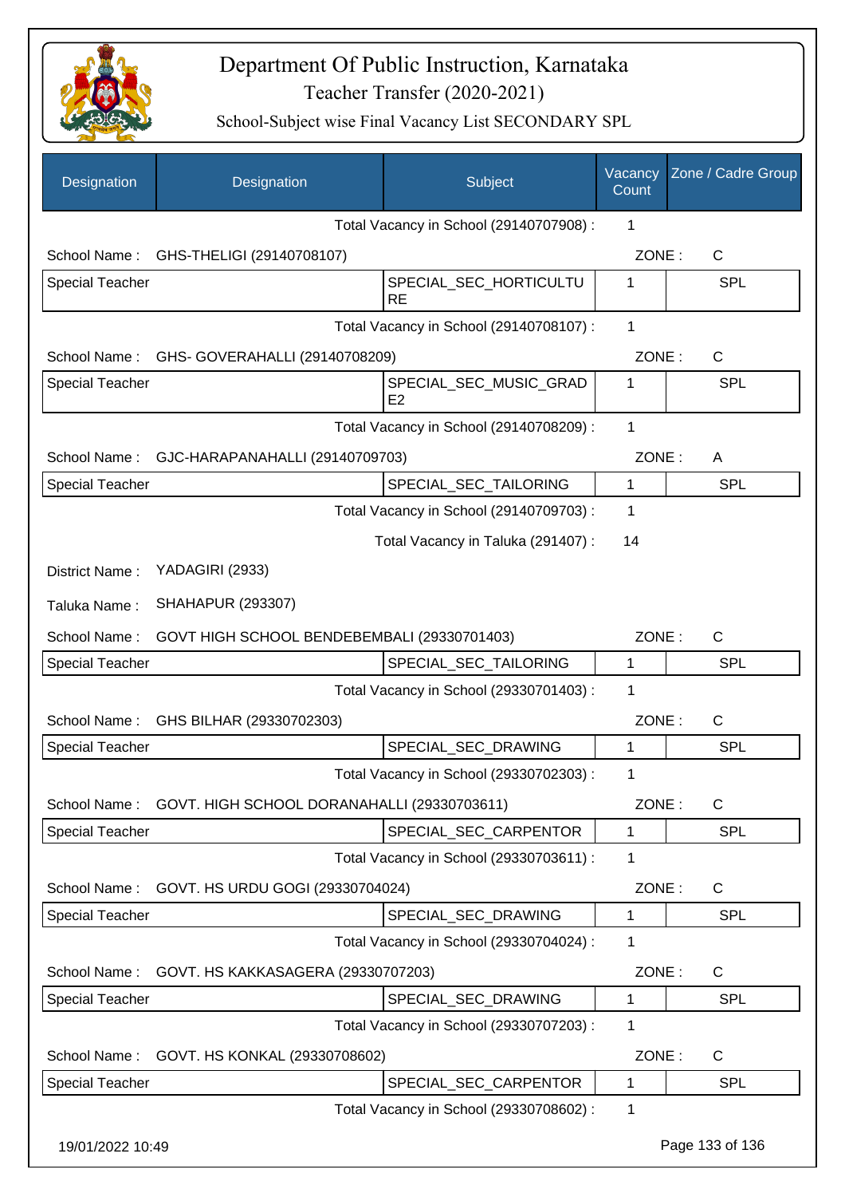# Department Of Public Instruction, Karnataka

## Teacher Transfer (2020-2021)

### School-Subject wise Final Vacancy List SECONDARY SPL

| Designation | Designation | Subject | Vacancy Count | Zone / Cadre Group |
|---|---|---|---|---|
| | | Total Vacancy in School (29140707908) : | 1 | |
| School Name : | GHS-THELIGI (29140708107) | | ZONE : | C |
| Special Teacher | | SPECIAL_SEC_HORTICULTURE | 1 | SPL |
| | | Total Vacancy in School (29140708107) : | 1 | |
| School Name : | GHS- GOVERAHALLI (29140708209) | | ZONE : | C |
| Special Teacher | | SPECIAL_SEC_MUSIC_GRADE2 | 1 | SPL |
| | | Total Vacancy in School (29140708209) : | 1 | |
| School Name : | GJC-HARAPANAHALLI (29140709703) | | ZONE : | A |
| Special Teacher | | SPECIAL_SEC_TAILORING | 1 | SPL |
| | | Total Vacancy in School (29140709703) : | 1 | |
| | | Total Vacancy in Taluka (291407) : | 14 | |
| District Name : | YADAGIRI (2933) | | | |
| Taluka Name : | SHAHAPUR (293307) | | | |
| School Name : | GOVT HIGH SCHOOL BENDEBEMBALI (29330701403) | | ZONE : | C |
| Special Teacher | | SPECIAL_SEC_TAILORING | 1 | SPL |
| | | Total Vacancy in School (29330701403) : | 1 | |
| School Name : | GHS BILHAR (29330702303) | | ZONE : | C |
| Special Teacher | | SPECIAL_SEC_DRAWING | 1 | SPL |
| | | Total Vacancy in School (29330702303) : | 1 | |
| School Name : | GOVT. HIGH SCHOOL DORANAHALLI (29330703611) | | ZONE : | C |
| Special Teacher | | SPECIAL_SEC_CARPENTOR | 1 | SPL |
| | | Total Vacancy in School (29330703611) : | 1 | |
| School Name : | GOVT. HS URDU GOGI (29330704024) | | ZONE : | C |
| Special Teacher | | SPECIAL_SEC_DRAWING | 1 | SPL |
| | | Total Vacancy in School (29330704024) : | 1 | |
| School Name : | GOVT. HS KAKKASAGERA (29330707203) | | ZONE : | C |
| Special Teacher | | SPECIAL_SEC_DRAWING | 1 | SPL |
| | | Total Vacancy in School (29330707203) : | 1 | |
| School Name : | GOVT. HS KONKAL (29330708602) | | ZONE : | C |
| Special Teacher | | SPECIAL_SEC_CARPENTOR | 1 | SPL |
| | | Total Vacancy in School (29330708602) : | 1 | |

19/01/2022 10:49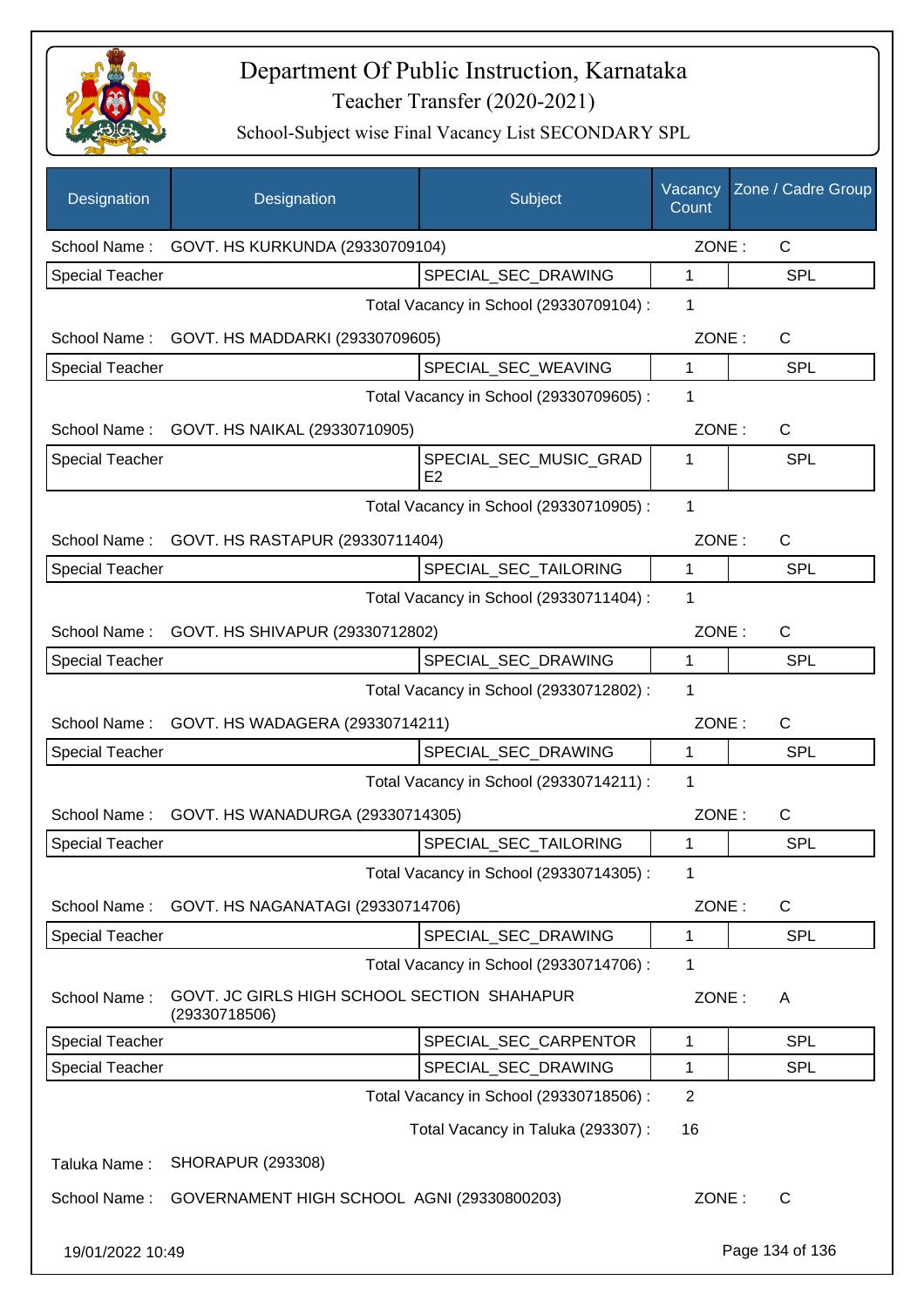# Department Of Public Instruction, Karnataka

## Teacher Transfer (2020-2021)

### School-Subject wise Final Vacancy List SECONDARY SPL

| Designation | Designation | Subject | Vacancy Count | Zone / Cadre Group |
|---|---|---|---|---|
| School Name : | GOVT. HS KURKUNDA (29330709104) | | ZONE : | C |
| Special Teacher | | SPECIAL_SEC_DRAWING | 1 | SPL |
| | | Total Vacancy in School (29330709104) : | 1 | |
| School Name : | GOVT. HS MADDARKI (29330709605) | | ZONE : | C |
| Special Teacher | | SPECIAL_SEC_WEAVING | 1 | SPL |
| | | Total Vacancy in School (29330709605) : | 1 | |
| School Name : | GOVT. HS NAIKAL (29330710905) | | ZONE : | C |
| Special Teacher | | SPECIAL_SEC_MUSIC_GRADE2 | 1 | SPL |
| | | Total Vacancy in School (29330710905) : | 1 | |
| School Name : | GOVT. HS RASTAPUR (29330711404) | | ZONE : | C |
| Special Teacher | | SPECIAL_SEC_TAILORING | 1 | SPL |
| | | Total Vacancy in School (29330711404) : | 1 | |
| School Name : | GOVT. HS SHIVAPUR (29330712802) | | ZONE : | C |
| Special Teacher | | SPECIAL_SEC_DRAWING | 1 | SPL |
| | | Total Vacancy in School (29330712802) : | 1 | |
| School Name : | GOVT. HS WADAGERA (29330714211) | | ZONE : | C |
| Special Teacher | | SPECIAL_SEC_DRAWING | 1 | SPL |
| | | Total Vacancy in School (29330714211) : | 1 | |
| School Name : | GOVT. HS WANADURGA (29330714305) | | ZONE : | C |
| Special Teacher | | SPECIAL_SEC_TAILORING | 1 | SPL |
| | | Total Vacancy in School (29330714305) : | 1 | |
| School Name : | GOVT. HS NAGANATAGI (29330714706) | | ZONE : | C |
| Special Teacher | | SPECIAL_SEC_DRAWING | 1 | SPL |
| | | Total Vacancy in School (29330714706) : | 1 | |
| School Name : | GOVT. JC GIRLS HIGH SCHOOL SECTION SHAHAPUR (29330718506) | | ZONE : | A |
| Special Teacher | | SPECIAL_SEC_CARPENTOR | 1 | SPL |
| Special Teacher | | SPECIAL_SEC_DRAWING | 1 | SPL |
| | | Total Vacancy in School (29330718506) : | 2 | |
| | | Total Vacancy in Taluka (293307) : | 16 | |
| Taluka Name : | SHORAPUR (293308) | | | |
| School Name : | GOVERNAMENT HIGH SCHOOL AGNI (29330800203) | | ZONE : | C |

19/01/2022 10:49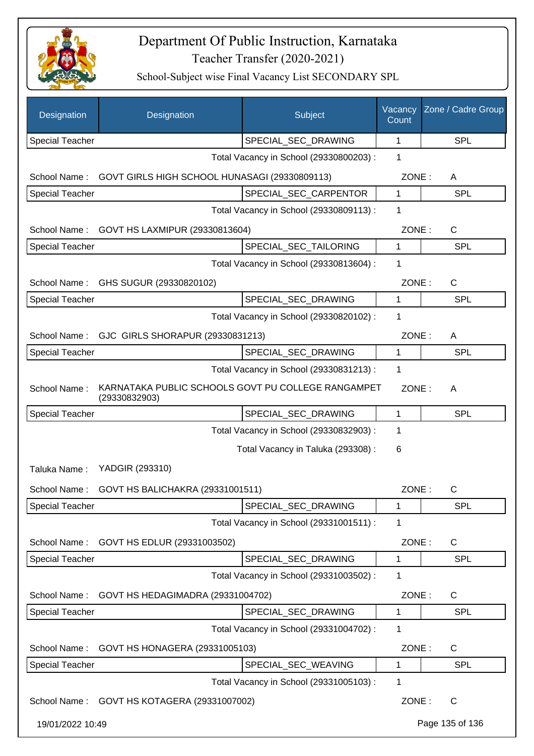# Department Of Public Instruction, Karnataka

## Teacher Transfer (2020-2021)

### School-Subject wise Final Vacancy List SECONDARY SPL

| Designation | Designation | Subject | Vacancy Count | Zone / Cadre Group |
|---|---|---|---|---|
| Special Teacher | | SPECIAL_SEC_DRAWING | 1 | SPL |
| | | Total Vacancy in School (29330800203) : | 1 | |
| School Name : | GOVT GIRLS HIGH SCHOOL HUNASAGI (29330809113) | | ZONE : | A |
| Special Teacher | | SPECIAL_SEC_CARPENTOR | 1 | SPL |
| | | Total Vacancy in School (29330809113) : | 1 | |
| School Name : | GOVT HS LAXMIPUR (29330813604) | | ZONE : | C |
| Special Teacher | | SPECIAL_SEC_TAILORING | 1 | SPL |
| | | Total Vacancy in School (29330813604) : | 1 | |
| School Name : | GHS SUGUR (29330820102) | | ZONE : | C |
| Special Teacher | | SPECIAL_SEC_DRAWING | 1 | SPL |
| | | Total Vacancy in School (29330820102) : | 1 | |
| School Name : | GJC GIRLS SHORAPUR (29330831213) | | ZONE : | A |
| Special Teacher | | SPECIAL_SEC_DRAWING | 1 | SPL |
| | | Total Vacancy in School (29330831213) : | 1 | |
| School Name : | KARNATAKA PUBLIC SCHOOLS GOVT PU COLLEGE RANGAMPET (29330832903) | | ZONE : | A |
| Special Teacher | | SPECIAL_SEC_DRAWING | 1 | SPL |
| | | Total Vacancy in School (29330832903) : | 1 | |
| | | Total Vacancy in Taluka (293308) : | 6 | |
| Taluka Name : | YADGIR (293310) | | | |
| School Name : | GOVT HS BALICHAKRA (29331001511) | | ZONE : | C |
| Special Teacher | | SPECIAL_SEC_DRAWING | 1 | SPL |
| | | Total Vacancy in School (29331001511) : | 1 | |
| School Name : | GOVT HS EDLUR (29331003502) | | ZONE : | C |
| Special Teacher | | SPECIAL_SEC_DRAWING | 1 | SPL |
| | | Total Vacancy in School (29331003502) : | 1 | |
| School Name : | GOVT HS HEDAGIMADRA (29331004702) | | ZONE : | C |
| Special Teacher | | SPECIAL_SEC_DRAWING | 1 | SPL |
| | | Total Vacancy in School (29331004702) : | 1 | |
| School Name : | GOVT HS HONAGERA (29331005103) | | ZONE : | C |
| Special Teacher | | SPECIAL_SEC_WEAVING | 1 | SPL |
| | | Total Vacancy in School (29331005103) : | 1 | |
| School Name : | GOVT HS KOTAGERA (29331007002) | | ZONE : | C |

19/01/2022 10:49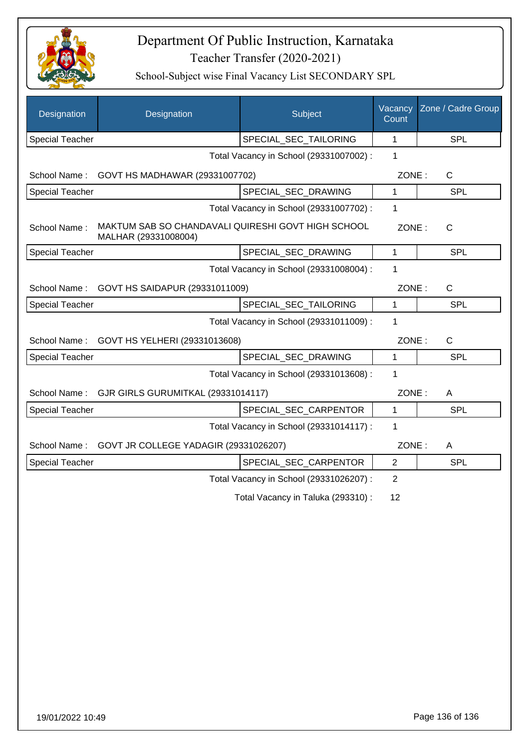# Department Of Public Instruction, Karnataka

## Teacher Transfer (2020-2021)

### School-Subject wise Final Vacancy List SECONDARY SPL

| Designation | Designation | Subject | Vacancy Count | Zone / Cadre Group |
|---|---|---|---|---|
| Special Teacher | | SPECIAL_SEC_TAILORING | 1 | SPL |

Total Vacancy in School (29331007002) : 1

School Name : GOVT HS MADHAWAR (29331007702) ZONE : C

| | | | | |
|---|---|---|---|---|
| Special Teacher | | SPECIAL_SEC_DRAWING | 1 | SPL |

Total Vacancy in School (29331007702) : 1

School Name : MAKTUM SAB SO CHANDAVALI QUIRESHI GOVT HIGH SCHOOL MALHAR (29331008004) ZONE : C

| | | | | |
|---|---|---|---|---|
| Special Teacher | | SPECIAL_SEC_DRAWING | 1 | SPL |

Total Vacancy in School (29331008004) : 1

School Name : GOVT HS SAIDAPUR (29331011009) ZONE : C

| | | | | |
|---|---|---|---|---|
| Special Teacher | | SPECIAL_SEC_TAILORING | 1 | SPL |

Total Vacancy in School (29331011009) : 1

School Name : GOVT HS YELHERI (29331013608) ZONE : C

| | | | | |
|---|---|---|---|---|
| Special Teacher | | SPECIAL_SEC_DRAWING | 1 | SPL |

Total Vacancy in School (29331013608) : 1

School Name : GJR GIRLS GURUMITKAL (29331014117) ZONE : A

| | | | | |
|---|---|---|---|---|
| Special Teacher | | SPECIAL_SEC_CARPENTOR | 1 | SPL |

Total Vacancy in School (29331014117) : 1

School Name : GOVT JR COLLEGE YADAGIR (29331026207) ZONE : A

| | | | | |
|---|---|---|---|---|
| Special Teacher | | SPECIAL_SEC_CARPENTOR | 2 | SPL |

Total Vacancy in School (29331026207) : 2

Total Vacancy in Taluka (293310) : 12

19/01/2022 10:49